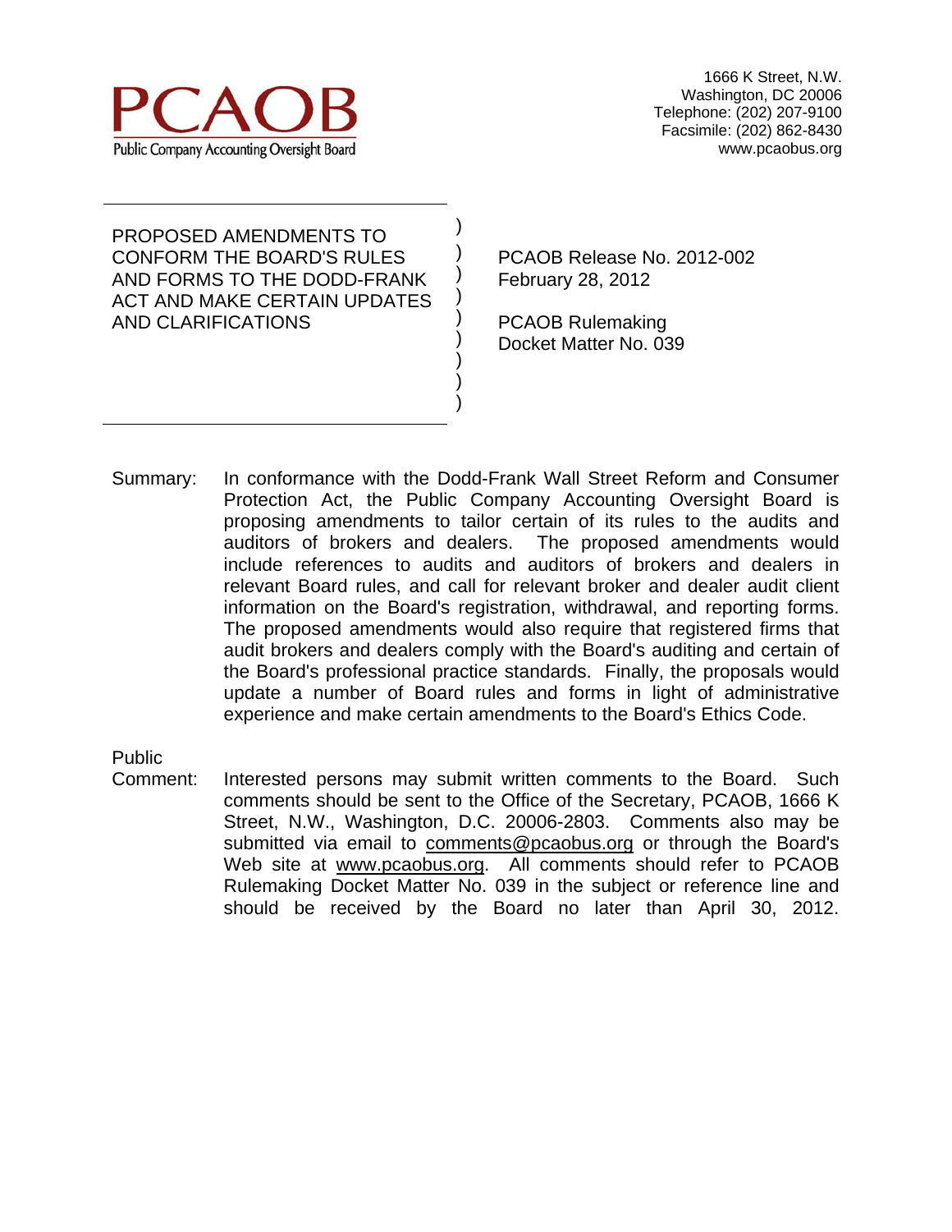# PCAOB

Public Company Accounting Oversight Board

1666 K Street, N.W.
Washington, DC 20006
Telephone: (202) 207-9100
Facsimile: (202) 862-8430
www.pcaobus.org

PROPOSED AMENDMENTS TO CONFORM THE BOARD'S RULES AND FORMS TO THE DODD-FRANK ACT AND MAKE CERTAIN UPDATES AND CLARIFICATIONS

PCAOB Release No. 2012-002
February 28, 2012

PCAOB Rulemaking
Docket Matter No. 039

Summary: In conformance with the Dodd-Frank Wall Street Reform and Consumer Protection Act, the Public Company Accounting Oversight Board is proposing amendments to tailor certain of its rules to the audits and auditors of brokers and dealers. The proposed amendments would include references to audits and auditors of brokers and dealers in relevant Board rules, and call for relevant broker and dealer audit client information on the Board's registration, withdrawal, and reporting forms. The proposed amendments would also require that registered firms that audit brokers and dealers comply with the Board's auditing and certain of the Board's professional practice standards. Finally, the proposals would update a number of Board rules and forms in light of administrative experience and make certain amendments to the Board's Ethics Code.

Public Comment: Interested persons may submit written comments to the Board. Such comments should be sent to the Office of the Secretary, PCAOB, 1666 K Street, N.W., Washington, D.C. 20006-2803. Comments also may be submitted via email to comments@pcaobus.org or through the Board's Web site at www.pcaobus.org. All comments should refer to PCAOB Rulemaking Docket Matter No. 039 in the subject or reference line and should be received by the Board no later than April 30, 2012.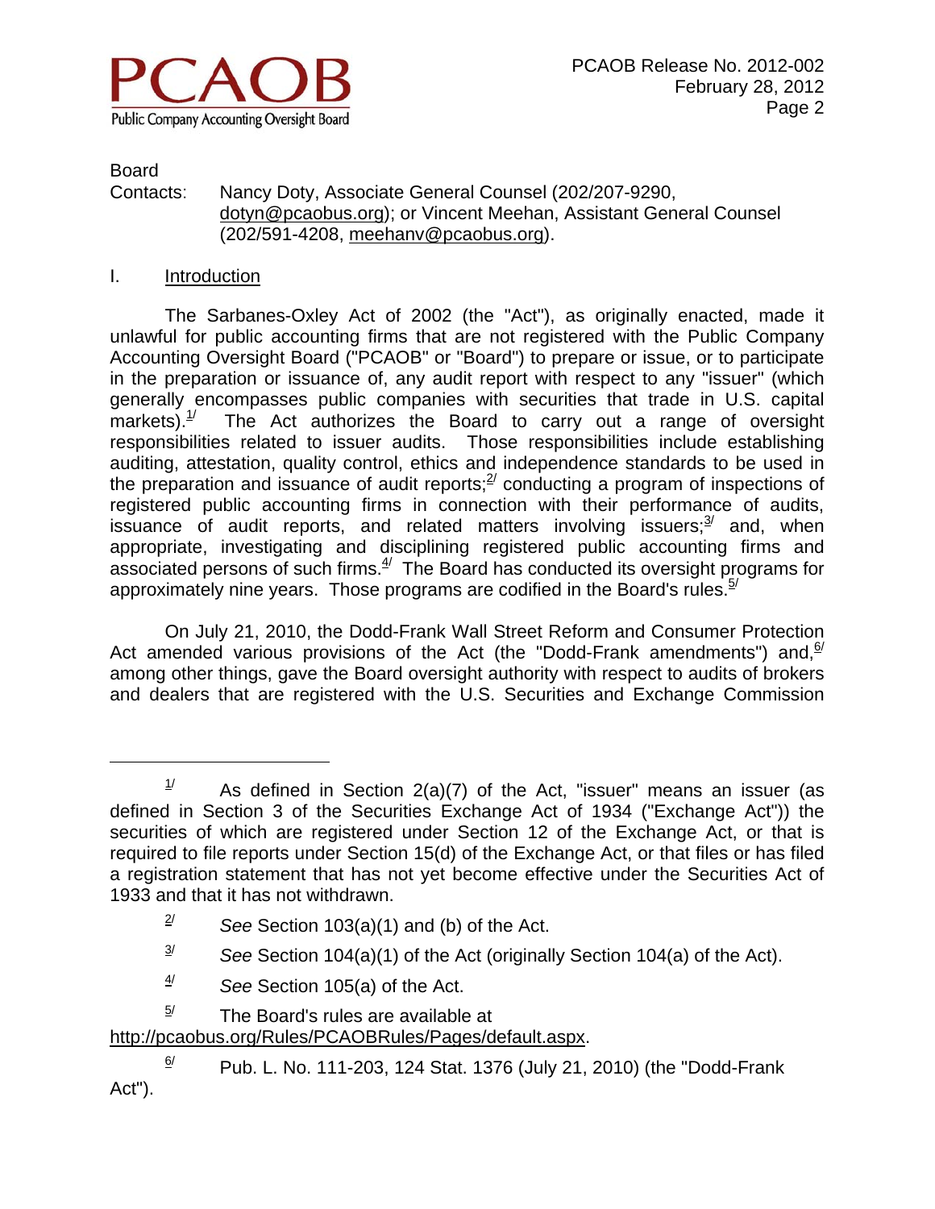Board
Contacts: Nancy Doty, Associate General Counsel (202/207-9290, dotyn@pcaobus.org); or Vincent Meehan, Assistant General Counsel (202/591-4208, meehanv@pcaobus.org).

## I. Introduction

The Sarbanes-Oxley Act of 2002 (the "Act"), as originally enacted, made it unlawful for public accounting firms that are not registered with the Public Company Accounting Oversight Board ("PCAOB" or "Board") to prepare or issue, or to participate in the preparation or issuance of, any audit report with respect to any "issuer" (which generally encompasses public companies with securities that trade in U.S. capital markets).[1/] The Act authorizes the Board to carry out a range of oversight responsibilities related to issuer audits. Those responsibilities include establishing auditing, attestation, quality control, ethics and independence standards to be used in the preparation and issuance of audit reports;[2/] conducting a program of inspections of registered public accounting firms in connection with their performance of audits, issuance of audit reports, and related matters involving issuers;[3/] and, when appropriate, investigating and disciplining registered public accounting firms and associated persons of such firms.[4/] The Board has conducted its oversight programs for approximately nine years. Those programs are codified in the Board's rules.[5/]

On July 21, 2010, the Dodd-Frank Wall Street Reform and Consumer Protection Act amended various provisions of the Act (the "Dodd-Frank amendments") and,[6/] among other things, gave the Board oversight authority with respect to audits of brokers and dealers that are registered with the U.S. Securities and Exchange Commission

---

[1/] As defined in Section 2(a)(7) of the Act, "issuer" means an issuer (as defined in Section 3 of the Securities Exchange Act of 1934 ("Exchange Act")) the securities of which are registered under Section 12 of the Exchange Act, or that is required to file reports under Section 15(d) of the Exchange Act, or that files or has filed a registration statement that has not yet become effective under the Securities Act of 1933 and that it has not withdrawn.

[2/] *See* Section 103(a)(1) and (b) of the Act.

[3/] *See* Section 104(a)(1) of the Act (originally Section 104(a) of the Act).

[4/] *See* Section 105(a) of the Act.

[5/] The Board's rules are available at http://pcaobus.org/Rules/PCAOBRules/Pages/default.aspx.

[6/] Pub. L. No. 111-203, 124 Stat. 1376 (July 21, 2010) (the "Dodd-Frank Act").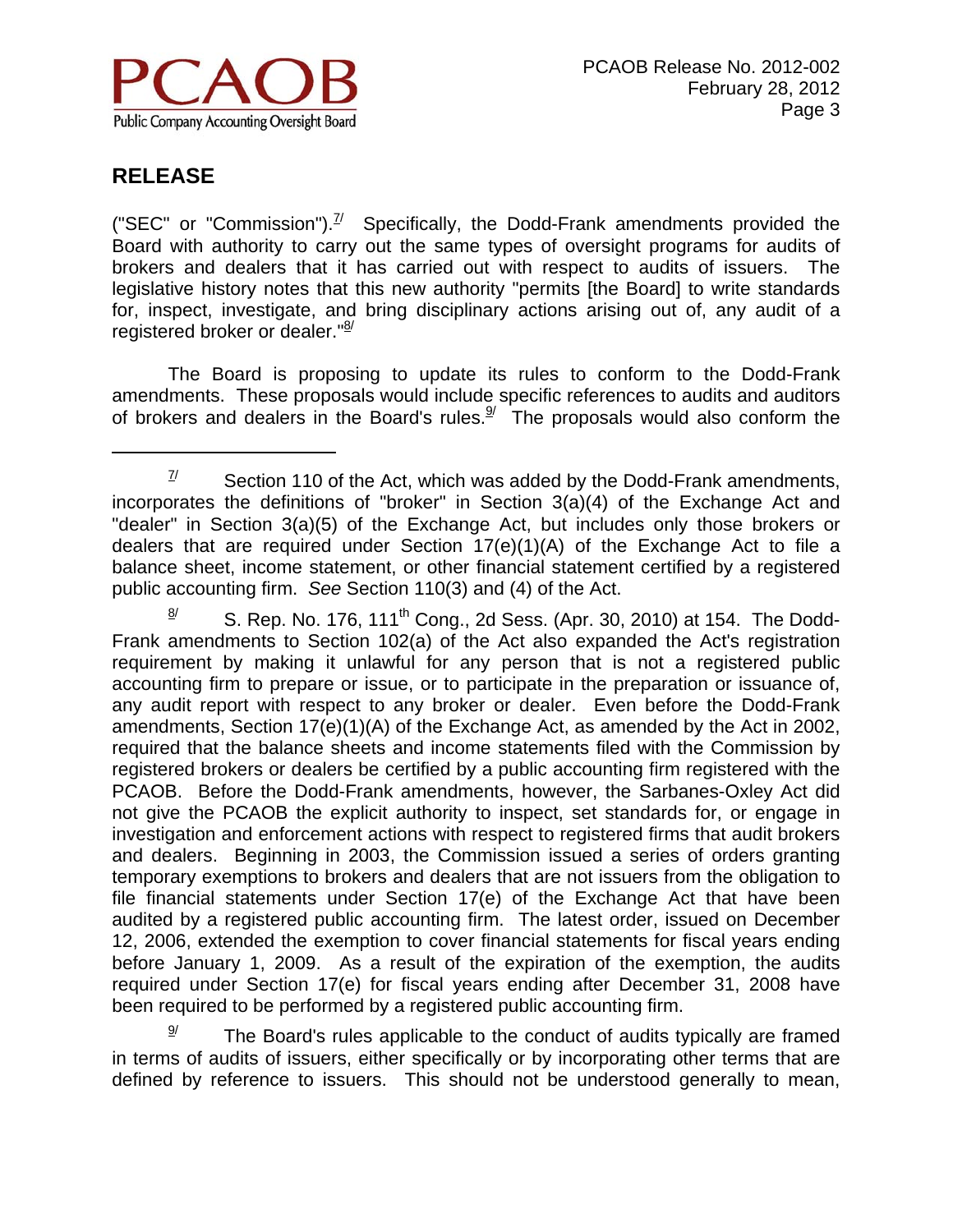## RELEASE

("SEC" or "Commission").[7] Specifically, the Dodd-Frank amendments provided the Board with authority to carry out the same types of oversight programs for audits of brokers and dealers that it has carried out with respect to audits of issuers. The legislative history notes that this new authority "permits [the Board] to write standards for, inspect, investigate, and bring disciplinary actions arising out of, any audit of a registered broker or dealer."[8]

The Board is proposing to update its rules to conform to the Dodd-Frank amendments. These proposals would include specific references to audits and auditors of brokers and dealers in the Board's rules.[9] The proposals would also conform the

---

[7] Section 110 of the Act, which was added by the Dodd-Frank amendments, incorporates the definitions of "broker" in Section 3(a)(4) of the Exchange Act and "dealer" in Section 3(a)(5) of the Exchange Act, but includes only those brokers or dealers that are required under Section 17(e)(1)(A) of the Exchange Act to file a balance sheet, income statement, or other financial statement certified by a registered public accounting firm. *See* Section 110(3) and (4) of the Act.

[8] S. Rep. No. 176, 111th Cong., 2d Sess. (Apr. 30, 2010) at 154. The Dodd-Frank amendments to Section 102(a) of the Act also expanded the Act's registration requirement by making it unlawful for any person that is not a registered public accounting firm to prepare or issue, or to participate in the preparation or issuance of, any audit report with respect to any broker or dealer. Even before the Dodd-Frank amendments, Section 17(e)(1)(A) of the Exchange Act, as amended by the Act in 2002, required that the balance sheets and income statements filed with the Commission by registered brokers or dealers be certified by a public accounting firm registered with the PCAOB. Before the Dodd-Frank amendments, however, the Sarbanes-Oxley Act did not give the PCAOB the explicit authority to inspect, set standards for, or engage in investigation and enforcement actions with respect to registered firms that audit brokers and dealers. Beginning in 2003, the Commission issued a series of orders granting temporary exemptions to brokers and dealers that are not issuers from the obligation to file financial statements under Section 17(e) of the Exchange Act that have been audited by a registered public accounting firm. The latest order, issued on December 12, 2006, extended the exemption to cover financial statements for fiscal years ending before January 1, 2009. As a result of the expiration of the exemption, the audits required under Section 17(e) for fiscal years ending after December 31, 2008 have been required to be performed by a registered public accounting firm.

[9] The Board's rules applicable to the conduct of audits typically are framed in terms of audits of issuers, either specifically or by incorporating other terms that are defined by reference to issuers. This should not be understood generally to mean,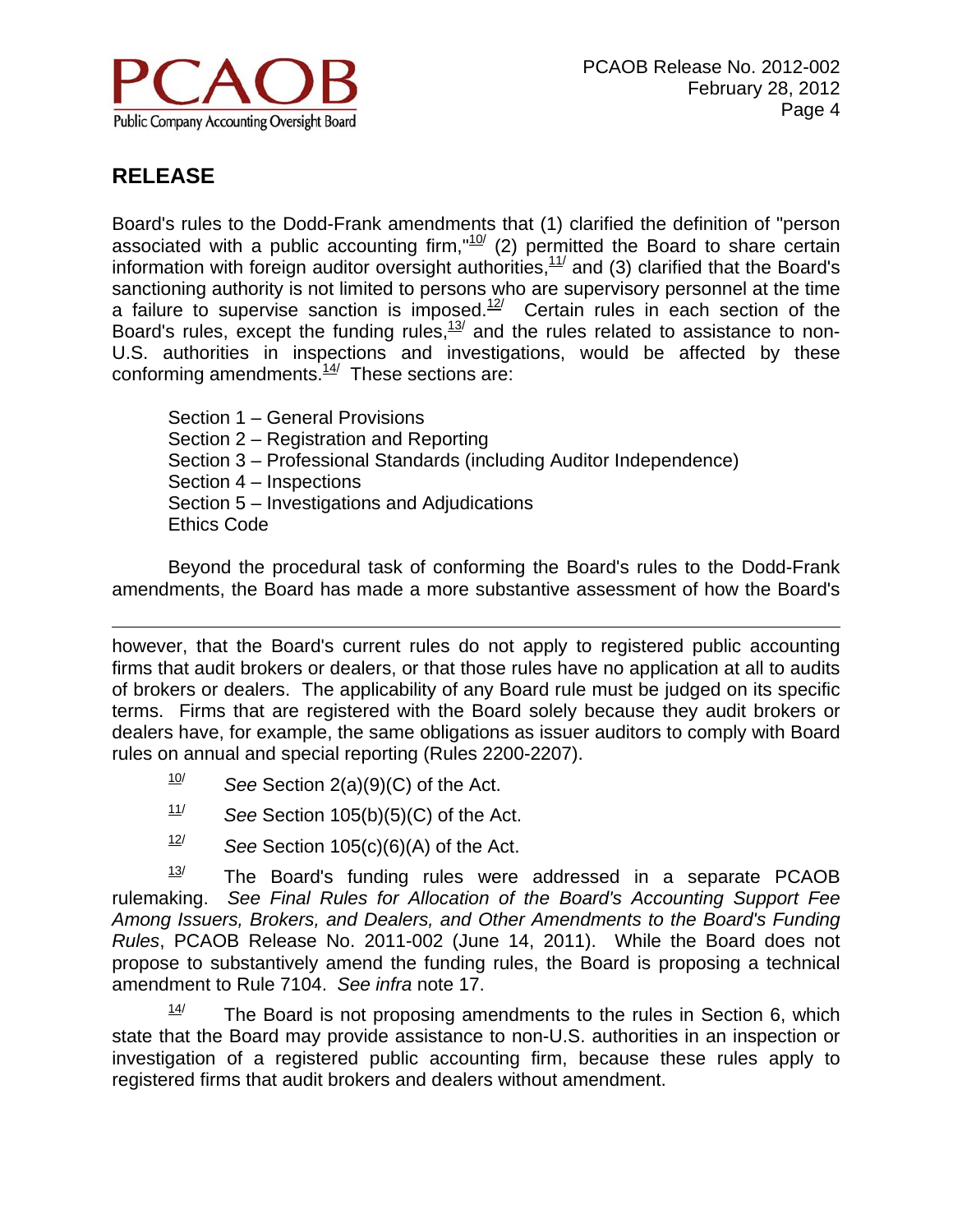## RELEASE

Board's rules to the Dodd-Frank amendments that (1) clarified the definition of "person associated with a public accounting firm,"[10] (2) permitted the Board to share certain information with foreign auditor oversight authorities,[11] and (3) clarified that the Board's sanctioning authority is not limited to persons who are supervisory personnel at the time a failure to supervise sanction is imposed.[12] Certain rules in each section of the Board's rules, except the funding rules,[13] and the rules related to assistance to non-U.S. authorities in inspections and investigations, would be affected by these conforming amendments.[14] These sections are:

Section 1 – General Provisions
Section 2 – Registration and Reporting
Section 3 – Professional Standards (including Auditor Independence)
Section 4 – Inspections
Section 5 – Investigations and Adjudications
Ethics Code

Beyond the procedural task of conforming the Board's rules to the Dodd-Frank amendments, the Board has made a more substantive assessment of how the Board's

---

however, that the Board's current rules do not apply to registered public accounting firms that audit brokers or dealers, or that those rules have no application at all to audits of brokers or dealers. The applicability of any Board rule must be judged on its specific terms. Firms that are registered with the Board solely because they audit brokers or dealers have, for example, the same obligations as issuer auditors to comply with Board rules on annual and special reporting (Rules 2200-2207).

[10] *See* Section 2(a)(9)(C) of the Act.

[11] *See* Section 105(b)(5)(C) of the Act.

[12] *See* Section 105(c)(6)(A) of the Act.

[13] The Board's funding rules were addressed in a separate PCAOB rulemaking. *See Final Rules for Allocation of the Board's Accounting Support Fee Among Issuers, Brokers, and Dealers, and Other Amendments to the Board's Funding Rules*, PCAOB Release No. 2011-002 (June 14, 2011). While the Board does not propose to substantively amend the funding rules, the Board is proposing a technical amendment to Rule 7104. *See infra* note 17.

[14] The Board is not proposing amendments to the rules in Section 6, which state that the Board may provide assistance to non-U.S. authorities in an inspection or investigation of a registered public accounting firm, because these rules apply to registered firms that audit brokers and dealers without amendment.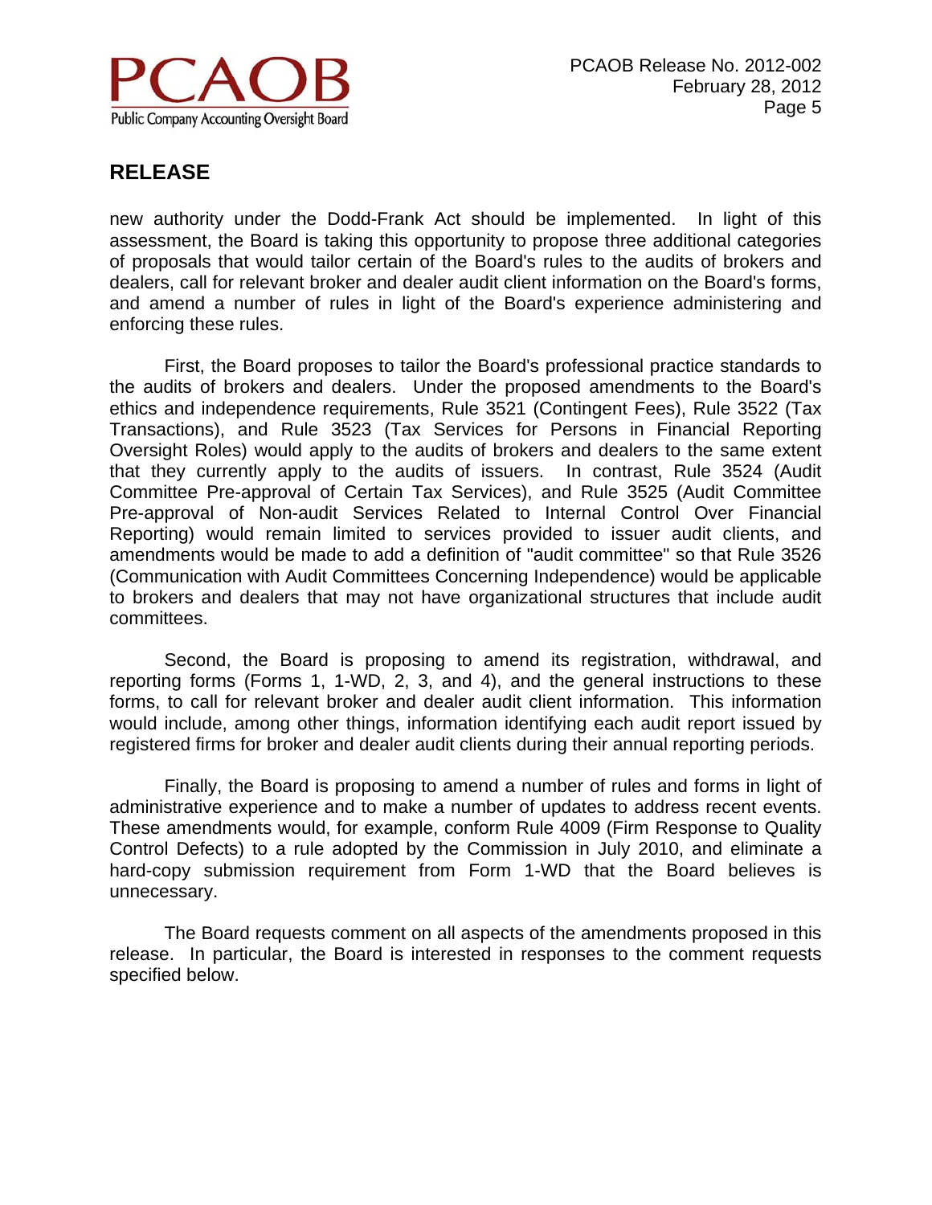## RELEASE

new authority under the Dodd-Frank Act should be implemented. In light of this assessment, the Board is taking this opportunity to propose three additional categories of proposals that would tailor certain of the Board's rules to the audits of brokers and dealers, call for relevant broker and dealer audit client information on the Board's forms, and amend a number of rules in light of the Board's experience administering and enforcing these rules.

First, the Board proposes to tailor the Board's professional practice standards to the audits of brokers and dealers. Under the proposed amendments to the Board's ethics and independence requirements, Rule 3521 (Contingent Fees), Rule 3522 (Tax Transactions), and Rule 3523 (Tax Services for Persons in Financial Reporting Oversight Roles) would apply to the audits of brokers and dealers to the same extent that they currently apply to the audits of issuers. In contrast, Rule 3524 (Audit Committee Pre-approval of Certain Tax Services), and Rule 3525 (Audit Committee Pre-approval of Non-audit Services Related to Internal Control Over Financial Reporting) would remain limited to services provided to issuer audit clients, and amendments would be made to add a definition of "audit committee" so that Rule 3526 (Communication with Audit Committees Concerning Independence) would be applicable to brokers and dealers that may not have organizational structures that include audit committees.

Second, the Board is proposing to amend its registration, withdrawal, and reporting forms (Forms 1, 1-WD, 2, 3, and 4), and the general instructions to these forms, to call for relevant broker and dealer audit client information. This information would include, among other things, information identifying each audit report issued by registered firms for broker and dealer audit clients during their annual reporting periods.

Finally, the Board is proposing to amend a number of rules and forms in light of administrative experience and to make a number of updates to address recent events. These amendments would, for example, conform Rule 4009 (Firm Response to Quality Control Defects) to a rule adopted by the Commission in July 2010, and eliminate a hard-copy submission requirement from Form 1-WD that the Board believes is unnecessary.

The Board requests comment on all aspects of the amendments proposed in this release. In particular, the Board is interested in responses to the comment requests specified below.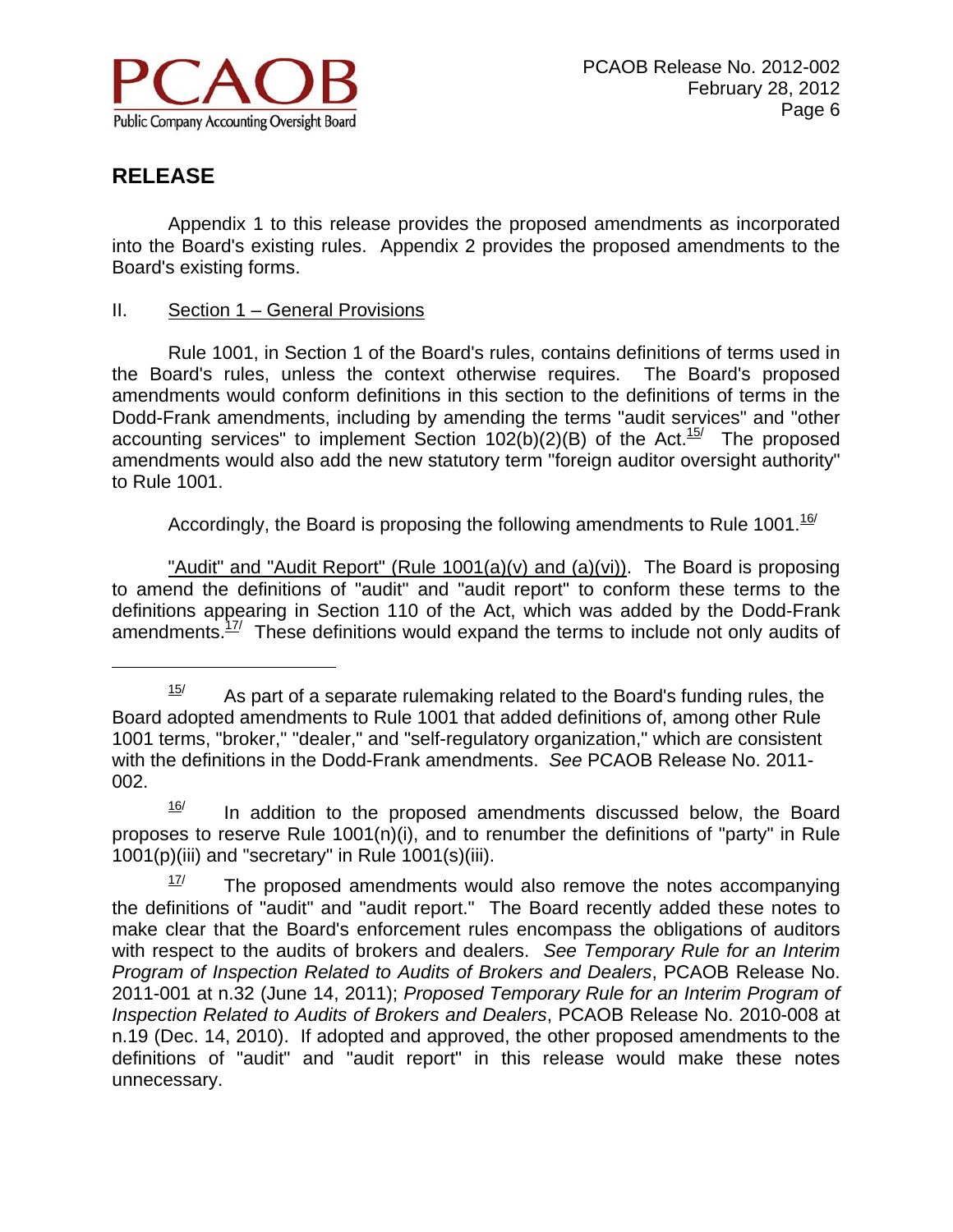## RELEASE

Appendix 1 to this release provides the proposed amendments as incorporated into the Board's existing rules. Appendix 2 provides the proposed amendments to the Board's existing forms.

II. Section 1 – General Provisions

Rule 1001, in Section 1 of the Board's rules, contains definitions of terms used in the Board's rules, unless the context otherwise requires. The Board's proposed amendments would conform definitions in this section to the definitions of terms in the Dodd-Frank amendments, including by amending the terms "audit services" and "other accounting services" to implement Section 102(b)(2)(B) of the Act.[15] The proposed amendments would also add the new statutory term "foreign auditor oversight authority" to Rule 1001.

Accordingly, the Board is proposing the following amendments to Rule 1001.[16]

"Audit" and "Audit Report" (Rule 1001(a)(v) and (a)(vi)). The Board is proposing to amend the definitions of "audit" and "audit report" to conform these terms to the definitions appearing in Section 110 of the Act, which was added by the Dodd-Frank amendments.[17] These definitions would expand the terms to include not only audits of

---

[15] As part of a separate rulemaking related to the Board's funding rules, the Board adopted amendments to Rule 1001 that added definitions of, among other Rule 1001 terms, "broker," "dealer," and "self-regulatory organization," which are consistent with the definitions in the Dodd-Frank amendments. *See* PCAOB Release No. 2011-002.

[16] In addition to the proposed amendments discussed below, the Board proposes to reserve Rule 1001(n)(i), and to renumber the definitions of "party" in Rule 1001(p)(iii) and "secretary" in Rule 1001(s)(iii).

[17] The proposed amendments would also remove the notes accompanying the definitions of "audit" and "audit report." The Board recently added these notes to make clear that the Board's enforcement rules encompass the obligations of auditors with respect to the audits of brokers and dealers. *See Temporary Rule for an Interim Program of Inspection Related to Audits of Brokers and Dealers*, PCAOB Release No. 2011-001 at n.32 (June 14, 2011); *Proposed Temporary Rule for an Interim Program of Inspection Related to Audits of Brokers and Dealers*, PCAOB Release No. 2010-008 at n.19 (Dec. 14, 2010). If adopted and approved, the other proposed amendments to the definitions of "audit" and "audit report" in this release would make these notes unnecessary.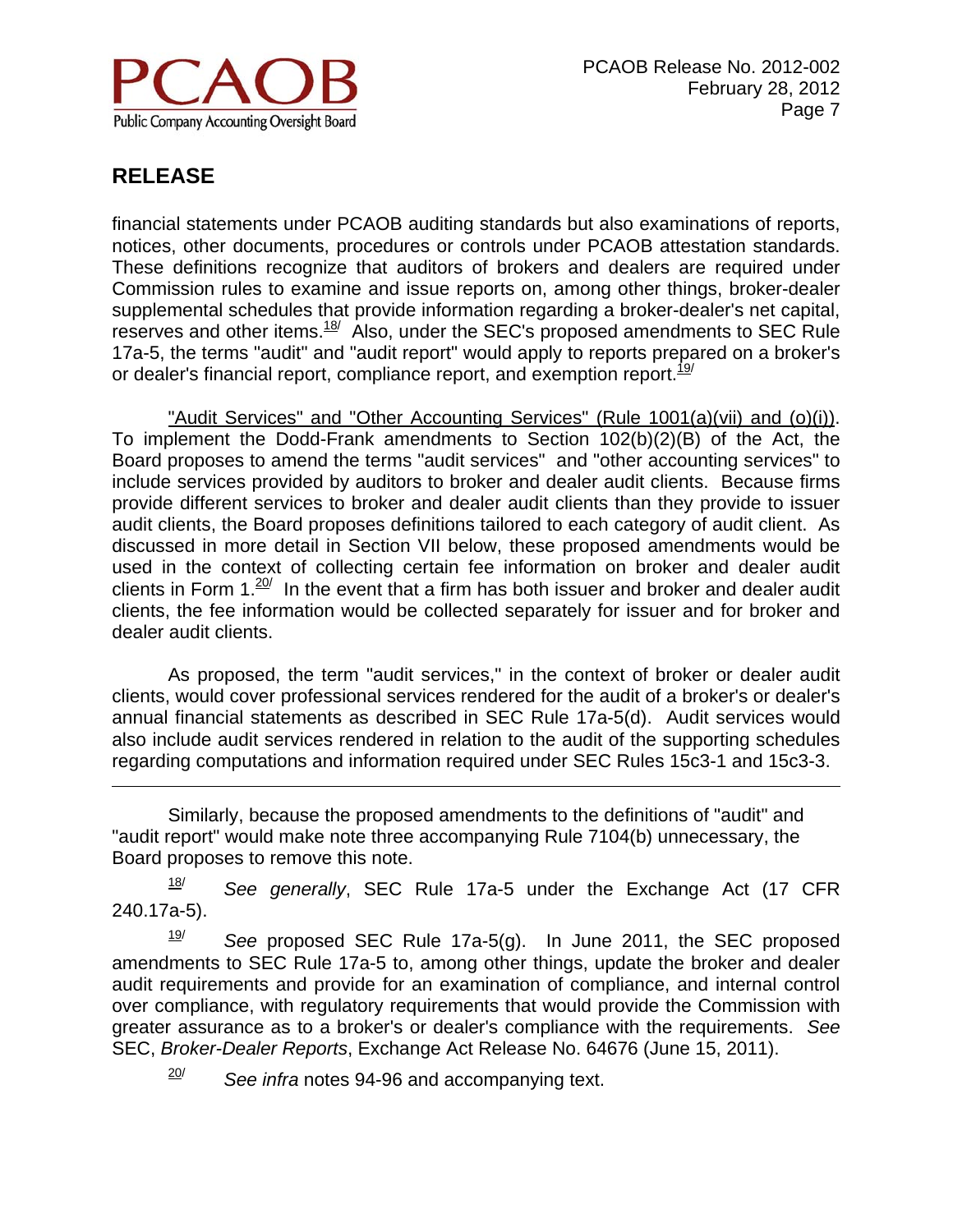## RELEASE

financial statements under PCAOB auditing standards but also examinations of reports, notices, other documents, procedures or controls under PCAOB attestation standards. These definitions recognize that auditors of brokers and dealers are required under Commission rules to examine and issue reports on, among other things, broker-dealer supplemental schedules that provide information regarding a broker-dealer's net capital, reserves and other items.[18/] Also, under the SEC's proposed amendments to SEC Rule 17a-5, the terms "audit" and "audit report" would apply to reports prepared on a broker's or dealer's financial report, compliance report, and exemption report.[19/]

"Audit Services" and "Other Accounting Services" (Rule 1001(a)(vii) and (o)(i)). To implement the Dodd-Frank amendments to Section 102(b)(2)(B) of the Act, the Board proposes to amend the terms "audit services" and "other accounting services" to include services provided by auditors to broker and dealer audit clients. Because firms provide different services to broker and dealer audit clients than they provide to issuer audit clients, the Board proposes definitions tailored to each category of audit client. As discussed in more detail in Section VII below, these proposed amendments would be used in the context of collecting certain fee information on broker and dealer audit clients in Form 1.[20/] In the event that a firm has both issuer and broker and dealer audit clients, the fee information would be collected separately for issuer and for broker and dealer audit clients.

As proposed, the term "audit services," in the context of broker or dealer audit clients, would cover professional services rendered for the audit of a broker's or dealer's annual financial statements as described in SEC Rule 17a-5(d). Audit services would also include audit services rendered in relation to the audit of the supporting schedules regarding computations and information required under SEC Rules 15c3-1 and 15c3-3.

---

Similarly, because the proposed amendments to the definitions of "audit" and "audit report" would make note three accompanying Rule 7104(b) unnecessary, the Board proposes to remove this note.

[18/] *See generally*, SEC Rule 17a-5 under the Exchange Act (17 CFR 240.17a-5).

[19/] *See* proposed SEC Rule 17a-5(g). In June 2011, the SEC proposed amendments to SEC Rule 17a-5 to, among other things, update the broker and dealer audit requirements and provide for an examination of compliance, and internal control over compliance, with regulatory requirements that would provide the Commission with greater assurance as to a broker's or dealer's compliance with the requirements. *See* SEC, *Broker-Dealer Reports*, Exchange Act Release No. 64676 (June 15, 2011).

[20/] *See infra* notes 94-96 and accompanying text.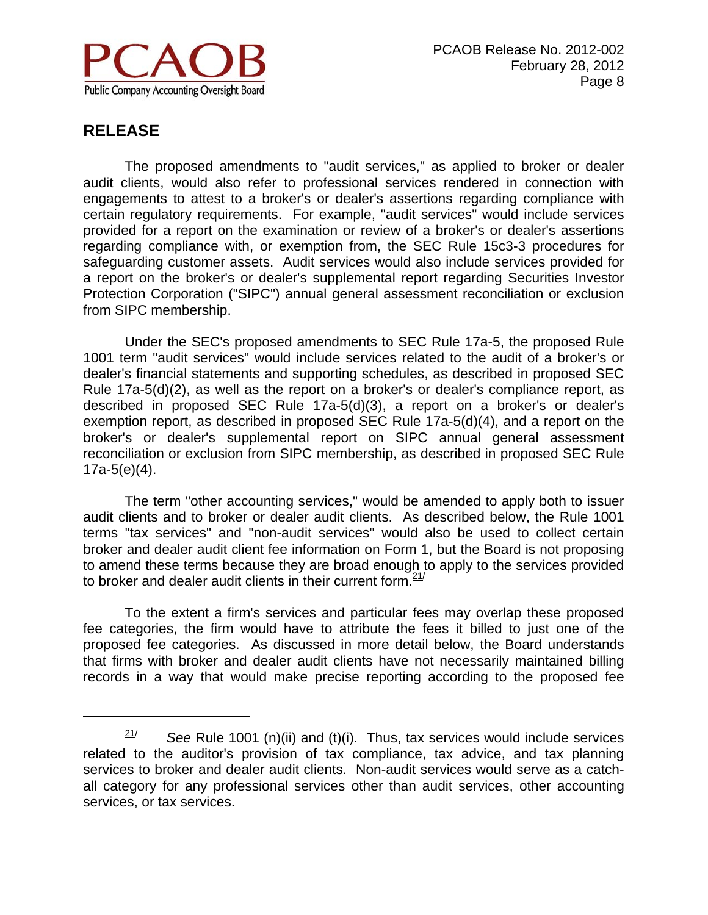## RELEASE

The proposed amendments to "audit services," as applied to broker or dealer audit clients, would also refer to professional services rendered in connection with engagements to attest to a broker's or dealer's assertions regarding compliance with certain regulatory requirements. For example, "audit services" would include services provided for a report on the examination or review of a broker's or dealer's assertions regarding compliance with, or exemption from, the SEC Rule 15c3-3 procedures for safeguarding customer assets. Audit services would also include services provided for a report on the broker's or dealer's supplemental report regarding Securities Investor Protection Corporation ("SIPC") annual general assessment reconciliation or exclusion from SIPC membership.

Under the SEC's proposed amendments to SEC Rule 17a-5, the proposed Rule 1001 term "audit services" would include services related to the audit of a broker's or dealer's financial statements and supporting schedules, as described in proposed SEC Rule 17a-5(d)(2), as well as the report on a broker's or dealer's compliance report, as described in proposed SEC Rule 17a-5(d)(3), a report on a broker's or dealer's exemption report, as described in proposed SEC Rule 17a-5(d)(4), and a report on the broker's or dealer's supplemental report on SIPC annual general assessment reconciliation or exclusion from SIPC membership, as described in proposed SEC Rule 17a-5(e)(4).

The term "other accounting services," would be amended to apply both to issuer audit clients and to broker or dealer audit clients. As described below, the Rule 1001 terms "tax services" and "non-audit services" would also be used to collect certain broker and dealer audit client fee information on Form 1, but the Board is not proposing to amend these terms because they are broad enough to apply to the services provided to broker and dealer audit clients in their current form.[21/]

To the extent a firm's services and particular fees may overlap these proposed fee categories, the firm would have to attribute the fees it billed to just one of the proposed fee categories. As discussed in more detail below, the Board understands that firms with broker and dealer audit clients have not necessarily maintained billing records in a way that would make precise reporting according to the proposed fee

---

[21/] *See* Rule 1001 (n)(ii) and (t)(i). Thus, tax services would include services related to the auditor's provision of tax compliance, tax advice, and tax planning services to broker and dealer audit clients. Non-audit services would serve as a catch-all category for any professional services other than audit services, other accounting services, or tax services.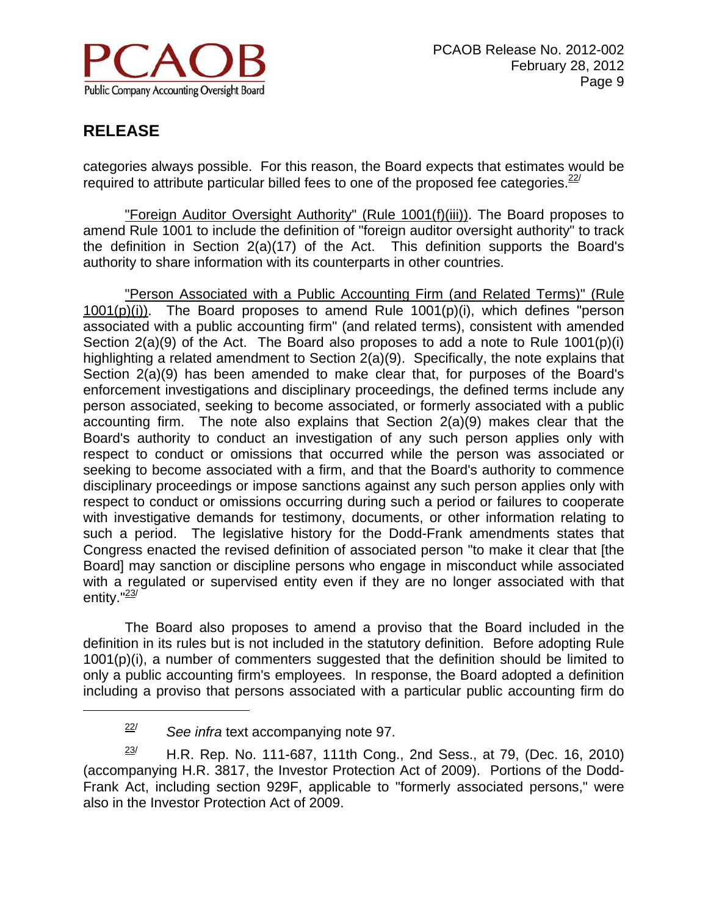categories always possible. For this reason, the Board expects that estimates would be required to attribute particular billed fees to one of the proposed fee categories.[22/]

"Foreign Auditor Oversight Authority" (Rule 1001(f)(iii)). The Board proposes to amend Rule 1001 to include the definition of "foreign auditor oversight authority" to track the definition in Section 2(a)(17) of the Act. This definition supports the Board's authority to share information with its counterparts in other countries.

"Person Associated with a Public Accounting Firm (and Related Terms)" (Rule 1001(p)(i)). The Board proposes to amend Rule 1001(p)(i), which defines "person associated with a public accounting firm" (and related terms), consistent with amended Section 2(a)(9) of the Act. The Board also proposes to add a note to Rule 1001(p)(i) highlighting a related amendment to Section 2(a)(9). Specifically, the note explains that Section 2(a)(9) has been amended to make clear that, for purposes of the Board's enforcement investigations and disciplinary proceedings, the defined terms include any person associated, seeking to become associated, or formerly associated with a public accounting firm. The note also explains that Section 2(a)(9) makes clear that the Board's authority to conduct an investigation of any such person applies only with respect to conduct or omissions that occurred while the person was associated or seeking to become associated with a firm, and that the Board's authority to commence disciplinary proceedings or impose sanctions against any such person applies only with respect to conduct or omissions occurring during such a period or failures to cooperate with investigative demands for testimony, documents, or other information relating to such a period. The legislative history for the Dodd-Frank amendments states that Congress enacted the revised definition of associated person "to make it clear that [the Board] may sanction or discipline persons who engage in misconduct while associated with a regulated or supervised entity even if they are no longer associated with that entity."[23/]

The Board also proposes to amend a proviso that the Board included in the definition in its rules but is not included in the statutory definition. Before adopting Rule 1001(p)(i), a number of commenters suggested that the definition should be limited to only a public accounting firm's employees. In response, the Board adopted a definition including a proviso that persons associated with a particular public accounting firm do

---

[22/] *See infra* text accompanying note 97.

[23/] H.R. Rep. No. 111-687, 111th Cong., 2nd Sess., at 79, (Dec. 16, 2010) (accompanying H.R. 3817, the Investor Protection Act of 2009). Portions of the Dodd-Frank Act, including section 929F, applicable to "formerly associated persons," were also in the Investor Protection Act of 2009.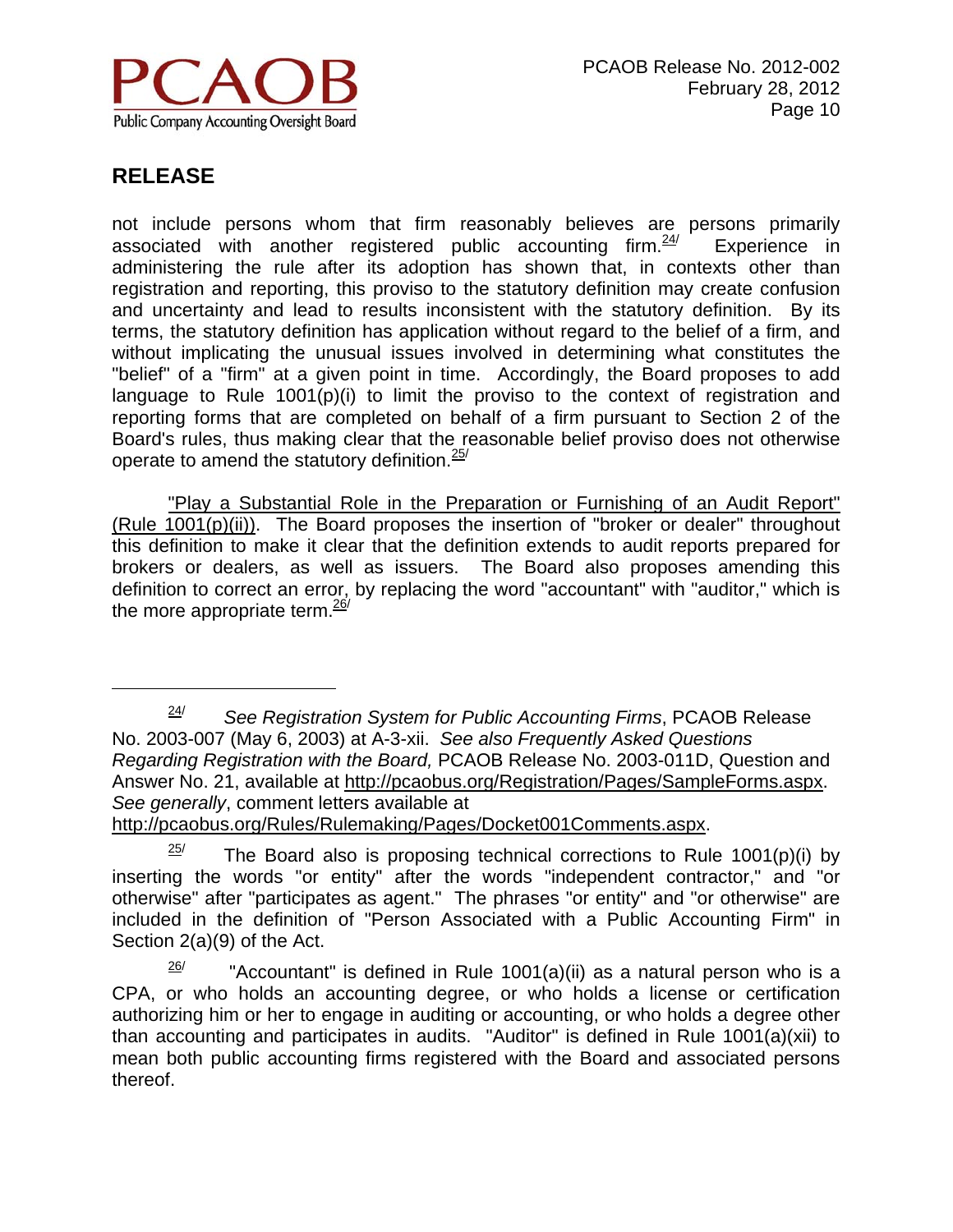## RELEASE

not include persons whom that firm reasonably believes are persons primarily associated with another registered public accounting firm.[24/] Experience in administering the rule after its adoption has shown that, in contexts other than registration and reporting, this proviso to the statutory definition may create confusion and uncertainty and lead to results inconsistent with the statutory definition. By its terms, the statutory definition has application without regard to the belief of a firm, and without implicating the unusual issues involved in determining what constitutes the "belief" of a "firm" at a given point in time. Accordingly, the Board proposes to add language to Rule 1001(p)(i) to limit the proviso to the context of registration and reporting forms that are completed on behalf of a firm pursuant to Section 2 of the Board's rules, thus making clear that the reasonable belief proviso does not otherwise operate to amend the statutory definition.[25/]

"Play a Substantial Role in the Preparation or Furnishing of an Audit Report" (Rule 1001(p)(ii)). The Board proposes the insertion of "broker or dealer" throughout this definition to make it clear that the definition extends to audit reports prepared for brokers or dealers, as well as issuers. The Board also proposes amending this definition to correct an error, by replacing the word "accountant" with "auditor," which is the more appropriate term.[26/]

---

[24/] *See Registration System for Public Accounting Firms*, PCAOB Release No. 2003-007 (May 6, 2003) at A-3-xii. *See also Frequently Asked Questions Regarding Registration with the Board,* PCAOB Release No. 2003-011D, Question and Answer No. 21, available at http://pcaobus.org/Registration/Pages/SampleForms.aspx. *See generally*, comment letters available at http://pcaobus.org/Rules/Rulemaking/Pages/Docket001Comments.aspx.

[25/] The Board also is proposing technical corrections to Rule 1001(p)(i) by inserting the words "or entity" after the words "independent contractor," and "or otherwise" after "participates as agent." The phrases "or entity" and "or otherwise" are included in the definition of "Person Associated with a Public Accounting Firm" in Section 2(a)(9) of the Act.

[26/] "Accountant" is defined in Rule 1001(a)(ii) as a natural person who is a CPA, or who holds an accounting degree, or who holds a license or certification authorizing him or her to engage in auditing or accounting, or who holds a degree other than accounting and participates in audits. "Auditor" is defined in Rule 1001(a)(xii) to mean both public accounting firms registered with the Board and associated persons thereof.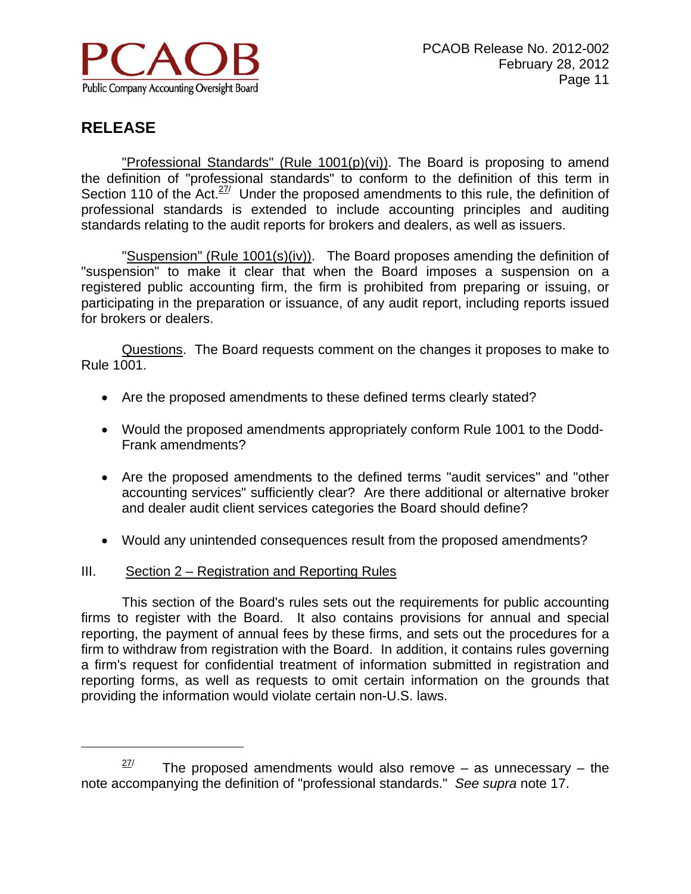"Professional Standards" (Rule 1001(p)(vi)). The Board is proposing to amend the definition of "professional standards" to conform to the definition of this term in Section 110 of the Act.[27] Under the proposed amendments to this rule, the definition of professional standards is extended to include accounting principles and auditing standards relating to the audit reports for brokers and dealers, as well as issuers.

"Suspension" (Rule 1001(s)(iv)). The Board proposes amending the definition of "suspension" to make it clear that when the Board imposes a suspension on a registered public accounting firm, the firm is prohibited from preparing or issuing, or participating in the preparation or issuance, of any audit report, including reports issued for brokers or dealers.

Questions. The Board requests comment on the changes it proposes to make to Rule 1001.

- Are the proposed amendments to these defined terms clearly stated?
- Would the proposed amendments appropriately conform Rule 1001 to the Dodd-Frank amendments?
- Are the proposed amendments to the defined terms "audit services" and "other accounting services" sufficiently clear? Are there additional or alternative broker and dealer audit client services categories the Board should define?
- Would any unintended consequences result from the proposed amendments?

## III. Section 2 – Registration and Reporting Rules

This section of the Board's rules sets out the requirements for public accounting firms to register with the Board. It also contains provisions for annual and special reporting, the payment of annual fees by these firms, and sets out the procedures for a firm to withdraw from registration with the Board. In addition, it contains rules governing a firm's request for confidential treatment of information submitted in registration and reporting forms, as well as requests to omit certain information on the grounds that providing the information would violate certain non-U.S. laws.

---

[27] The proposed amendments would also remove – as unnecessary – the note accompanying the definition of "professional standards." *See supra* note 17.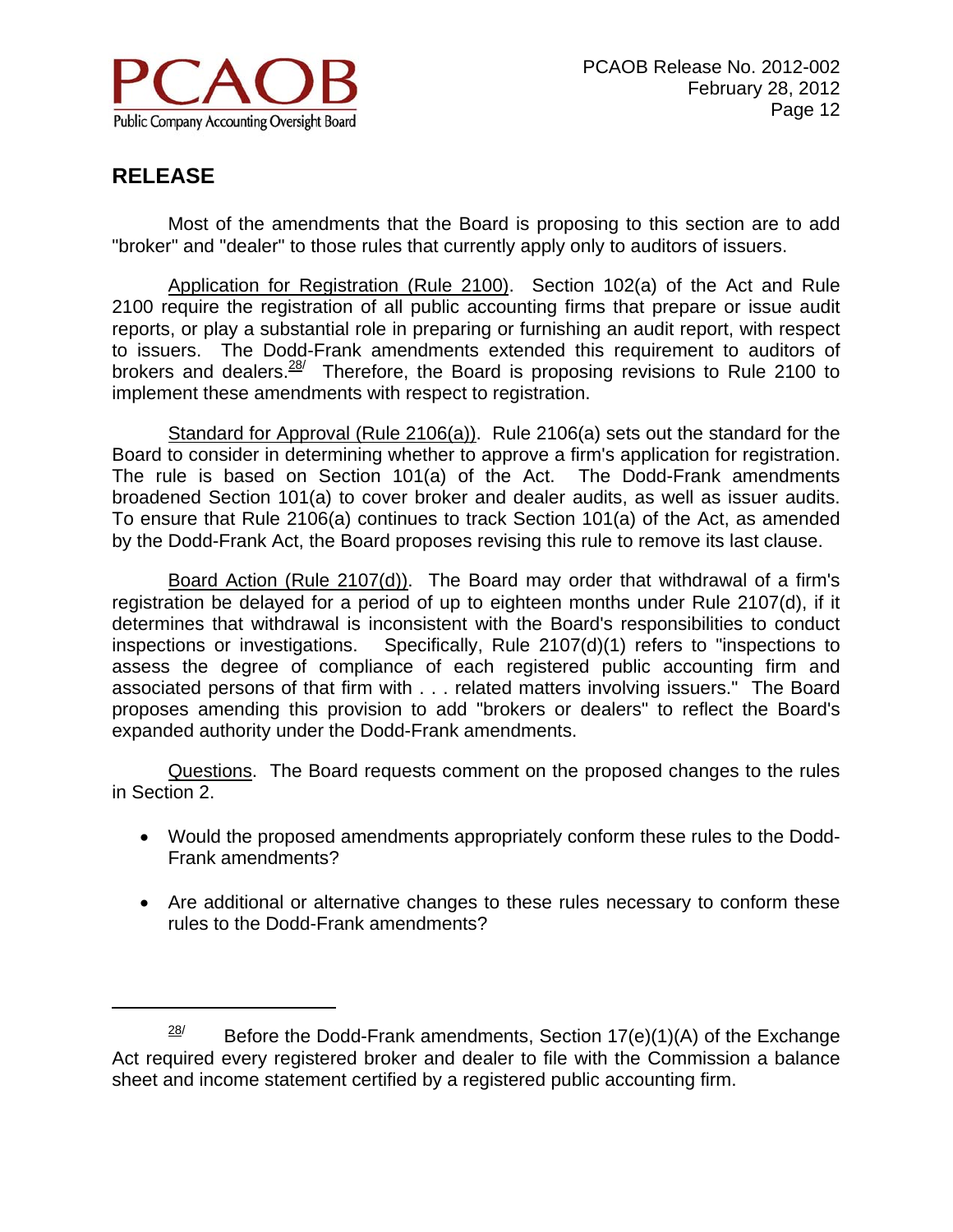## RELEASE

Most of the amendments that the Board is proposing to this section are to add "broker" and "dealer" to those rules that currently apply only to auditors of issuers.

Application for Registration (Rule 2100). Section 102(a) of the Act and Rule 2100 require the registration of all public accounting firms that prepare or issue audit reports, or play a substantial role in preparing or furnishing an audit report, with respect to issuers. The Dodd-Frank amendments extended this requirement to auditors of brokers and dealers.[28/] Therefore, the Board is proposing revisions to Rule 2100 to implement these amendments with respect to registration.

Standard for Approval (Rule 2106(a)). Rule 2106(a) sets out the standard for the Board to consider in determining whether to approve a firm's application for registration. The rule is based on Section 101(a) of the Act. The Dodd-Frank amendments broadened Section 101(a) to cover broker and dealer audits, as well as issuer audits. To ensure that Rule 2106(a) continues to track Section 101(a) of the Act, as amended by the Dodd-Frank Act, the Board proposes revising this rule to remove its last clause.

Board Action (Rule 2107(d)). The Board may order that withdrawal of a firm's registration be delayed for a period of up to eighteen months under Rule 2107(d), if it determines that withdrawal is inconsistent with the Board's responsibilities to conduct inspections or investigations. Specifically, Rule 2107(d)(1) refers to "inspections to assess the degree of compliance of each registered public accounting firm and associated persons of that firm with . . . related matters involving issuers." The Board proposes amending this provision to add "brokers or dealers" to reflect the Board's expanded authority under the Dodd-Frank amendments.

Questions. The Board requests comment on the proposed changes to the rules in Section 2.

- Would the proposed amendments appropriately conform these rules to the Dodd-Frank amendments?
- Are additional or alternative changes to these rules necessary to conform these rules to the Dodd-Frank amendments?

---

[28/] Before the Dodd-Frank amendments, Section 17(e)(1)(A) of the Exchange Act required every registered broker and dealer to file with the Commission a balance sheet and income statement certified by a registered public accounting firm.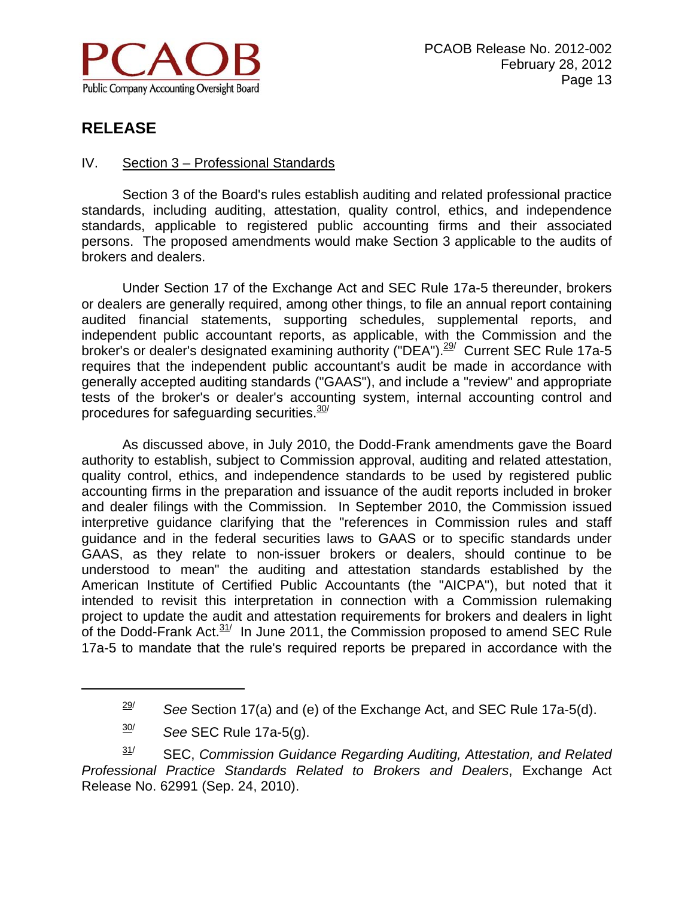## RELEASE

IV. Section 3 – Professional Standards

Section 3 of the Board's rules establish auditing and related professional practice standards, including auditing, attestation, quality control, ethics, and independence standards, applicable to registered public accounting firms and their associated persons. The proposed amendments would make Section 3 applicable to the audits of brokers and dealers.

Under Section 17 of the Exchange Act and SEC Rule 17a-5 thereunder, brokers or dealers are generally required, among other things, to file an annual report containing audited financial statements, supporting schedules, supplemental reports, and independent public accountant reports, as applicable, with the Commission and the broker's or dealer's designated examining authority ("DEA").[29/] Current SEC Rule 17a-5 requires that the independent public accountant's audit be made in accordance with generally accepted auditing standards ("GAAS"), and include a "review" and appropriate tests of the broker's or dealer's accounting system, internal accounting control and procedures for safeguarding securities.[30/]

As discussed above, in July 2010, the Dodd-Frank amendments gave the Board authority to establish, subject to Commission approval, auditing and related attestation, quality control, ethics, and independence standards to be used by registered public accounting firms in the preparation and issuance of the audit reports included in broker and dealer filings with the Commission. In September 2010, the Commission issued interpretive guidance clarifying that the "references in Commission rules and staff guidance and in the federal securities laws to GAAS or to specific standards under GAAS, as they relate to non-issuer brokers or dealers, should continue to be understood to mean" the auditing and attestation standards established by the American Institute of Certified Public Accountants (the "AICPA"), but noted that it intended to revisit this interpretation in connection with a Commission rulemaking project to update the audit and attestation requirements for brokers and dealers in light of the Dodd-Frank Act.[31/] In June 2011, the Commission proposed to amend SEC Rule 17a-5 to mandate that the rule's required reports be prepared in accordance with the

---

29/ *See* Section 17(a) and (e) of the Exchange Act, and SEC Rule 17a-5(d).

30/ *See* SEC Rule 17a-5(g).

31/ SEC, *Commission Guidance Regarding Auditing, Attestation, and Related Professional Practice Standards Related to Brokers and Dealers*, Exchange Act Release No. 62991 (Sep. 24, 2010).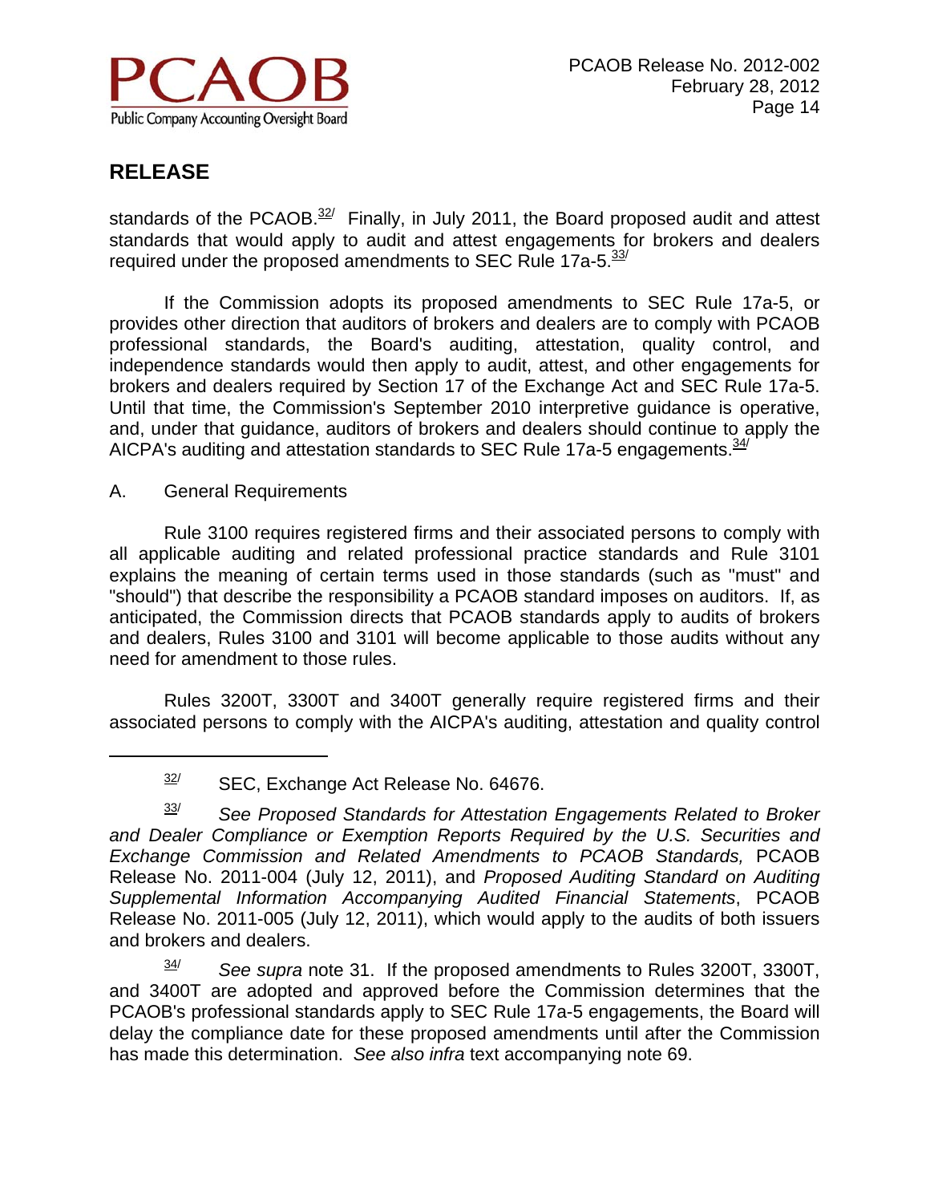## RELEASE

standards of the PCAOB.[32] Finally, in July 2011, the Board proposed audit and attest standards that would apply to audit and attest engagements for brokers and dealers required under the proposed amendments to SEC Rule 17a-5.[33]

If the Commission adopts its proposed amendments to SEC Rule 17a-5, or provides other direction that auditors of brokers and dealers are to comply with PCAOB professional standards, the Board's auditing, attestation, quality control, and independence standards would then apply to audit, attest, and other engagements for brokers and dealers required by Section 17 of the Exchange Act and SEC Rule 17a-5. Until that time, the Commission's September 2010 interpretive guidance is operative, and, under that guidance, auditors of brokers and dealers should continue to apply the AICPA's auditing and attestation standards to SEC Rule 17a-5 engagements.[34]

A. General Requirements

Rule 3100 requires registered firms and their associated persons to comply with all applicable auditing and related professional practice standards and Rule 3101 explains the meaning of certain terms used in those standards (such as "must" and "should") that describe the responsibility a PCAOB standard imposes on auditors. If, as anticipated, the Commission directs that PCAOB standards apply to audits of brokers and dealers, Rules 3100 and 3101 will become applicable to those audits without any need for amendment to those rules.

Rules 3200T, 3300T and 3400T generally require registered firms and their associated persons to comply with the AICPA's auditing, attestation and quality control

---

[32] SEC, Exchange Act Release No. 64676.

[33] *See Proposed Standards for Attestation Engagements Related to Broker and Dealer Compliance or Exemption Reports Required by the U.S. Securities and Exchange Commission and Related Amendments to PCAOB Standards,* PCAOB Release No. 2011-004 (July 12, 2011), and *Proposed Auditing Standard on Auditing Supplemental Information Accompanying Audited Financial Statements*, PCAOB Release No. 2011-005 (July 12, 2011), which would apply to the audits of both issuers and brokers and dealers.

[34] *See supra* note 31. If the proposed amendments to Rules 3200T, 3300T, and 3400T are adopted and approved before the Commission determines that the PCAOB's professional standards apply to SEC Rule 17a-5 engagements, the Board will delay the compliance date for these proposed amendments until after the Commission has made this determination. *See also infra* text accompanying note 69.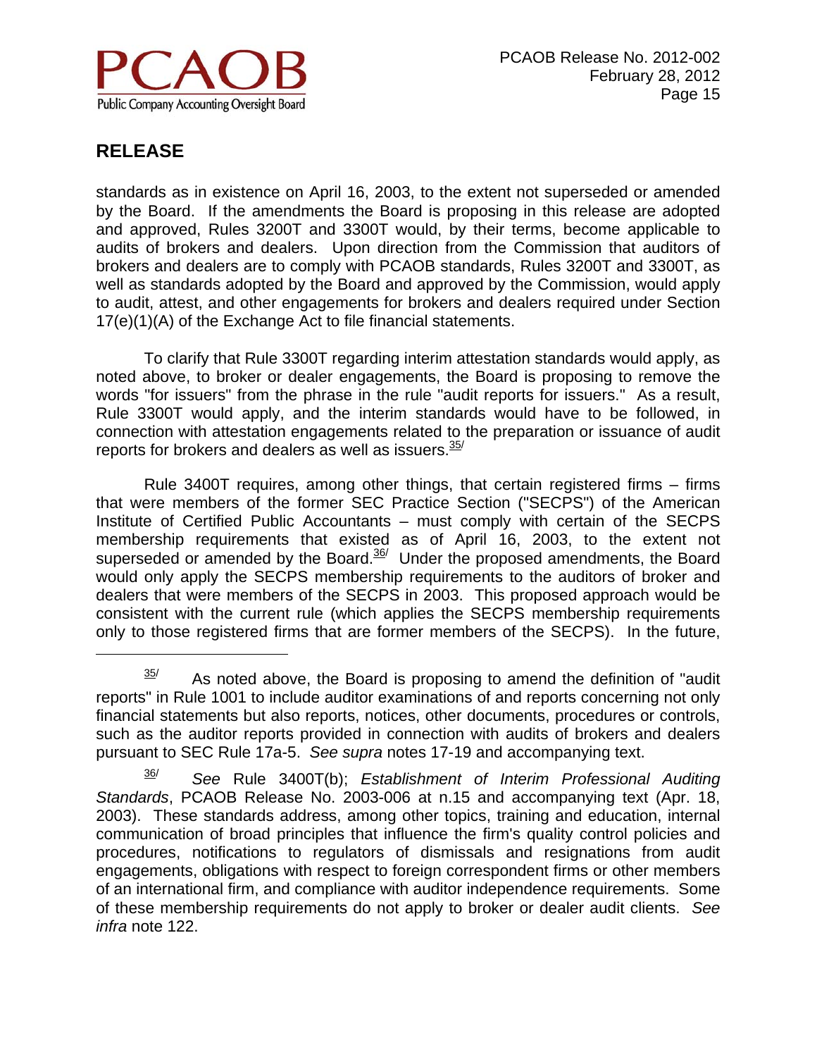## RELEASE

standards as in existence on April 16, 2003, to the extent not superseded or amended by the Board. If the amendments the Board is proposing in this release are adopted and approved, Rules 3200T and 3300T would, by their terms, become applicable to audits of brokers and dealers. Upon direction from the Commission that auditors of brokers and dealers are to comply with PCAOB standards, Rules 3200T and 3300T, as well as standards adopted by the Board and approved by the Commission, would apply to audit, attest, and other engagements for brokers and dealers required under Section 17(e)(1)(A) of the Exchange Act to file financial statements.

To clarify that Rule 3300T regarding interim attestation standards would apply, as noted above, to broker or dealer engagements, the Board is proposing to remove the words "for issuers" from the phrase in the rule "audit reports for issuers." As a result, Rule 3300T would apply, and the interim standards would have to be followed, in connection with attestation engagements related to the preparation or issuance of audit reports for brokers and dealers as well as issuers.[35/]

Rule 3400T requires, among other things, that certain registered firms – firms that were members of the former SEC Practice Section ("SECPS") of the American Institute of Certified Public Accountants – must comply with certain of the SECPS membership requirements that existed as of April 16, 2003, to the extent not superseded or amended by the Board.[36/] Under the proposed amendments, the Board would only apply the SECPS membership requirements to the auditors of broker and dealers that were members of the SECPS in 2003. This proposed approach would be consistent with the current rule (which applies the SECPS membership requirements only to those registered firms that are former members of the SECPS). In the future,

---

[35/] As noted above, the Board is proposing to amend the definition of "audit reports" in Rule 1001 to include auditor examinations of and reports concerning not only financial statements but also reports, notices, other documents, procedures or controls, such as the auditor reports provided in connection with audits of brokers and dealers pursuant to SEC Rule 17a-5. *See supra* notes 17-19 and accompanying text.

[36/] *See* Rule 3400T(b); *Establishment of Interim Professional Auditing Standards*, PCAOB Release No. 2003-006 at n.15 and accompanying text (Apr. 18, 2003). These standards address, among other topics, training and education, internal communication of broad principles that influence the firm's quality control policies and procedures, notifications to regulators of dismissals and resignations from audit engagements, obligations with respect to foreign correspondent firms or other members of an international firm, and compliance with auditor independence requirements. Some of these membership requirements do not apply to broker or dealer audit clients. *See infra* note 122.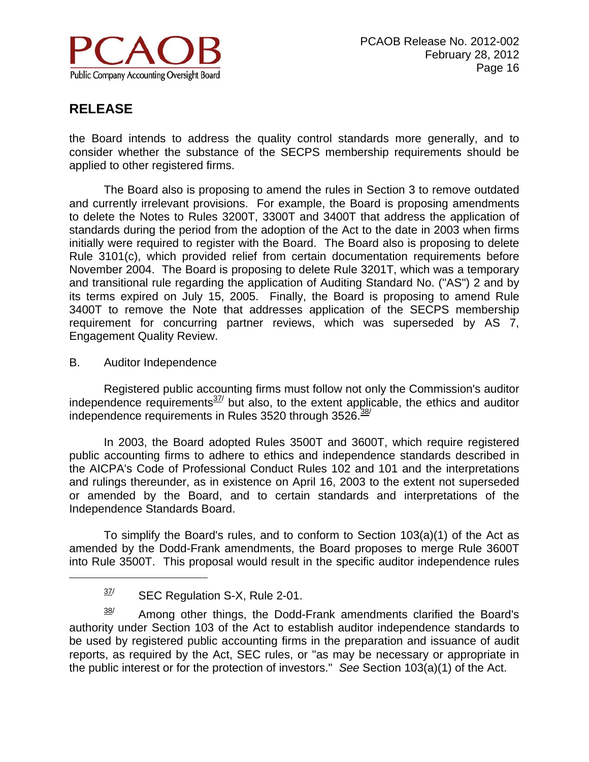the Board intends to address the quality control standards more generally, and to consider whether the substance of the SECPS membership requirements should be applied to other registered firms.

The Board also is proposing to amend the rules in Section 3 to remove outdated and currently irrelevant provisions. For example, the Board is proposing amendments to delete the Notes to Rules 3200T, 3300T and 3400T that address the application of standards during the period from the adoption of the Act to the date in 2003 when firms initially were required to register with the Board. The Board also is proposing to delete Rule 3101(c), which provided relief from certain documentation requirements before November 2004. The Board is proposing to delete Rule 3201T, which was a temporary and transitional rule regarding the application of Auditing Standard No. ("AS") 2 and by its terms expired on July 15, 2005. Finally, the Board is proposing to amend Rule 3400T to remove the Note that addresses application of the SECPS membership requirement for concurring partner reviews, which was superseded by AS 7, Engagement Quality Review.

B. Auditor Independence

Registered public accounting firms must follow not only the Commission's auditor independence requirements[37] but also, to the extent applicable, the ethics and auditor independence requirements in Rules 3520 through 3526.[38]

In 2003, the Board adopted Rules 3500T and 3600T, which require registered public accounting firms to adhere to ethics and independence standards described in the AICPA's Code of Professional Conduct Rules 102 and 101 and the interpretations and rulings thereunder, as in existence on April 16, 2003 to the extent not superseded or amended by the Board, and to certain standards and interpretations of the Independence Standards Board.

To simplify the Board's rules, and to conform to Section 103(a)(1) of the Act as amended by the Dodd-Frank amendments, the Board proposes to merge Rule 3600T into Rule 3500T. This proposal would result in the specific auditor independence rules

---

[37] SEC Regulation S-X, Rule 2-01.

[38] Among other things, the Dodd-Frank amendments clarified the Board's authority under Section 103 of the Act to establish auditor independence standards to be used by registered public accounting firms in the preparation and issuance of audit reports, as required by the Act, SEC rules, or "as may be necessary or appropriate in the public interest or for the protection of investors." *See* Section 103(a)(1) of the Act.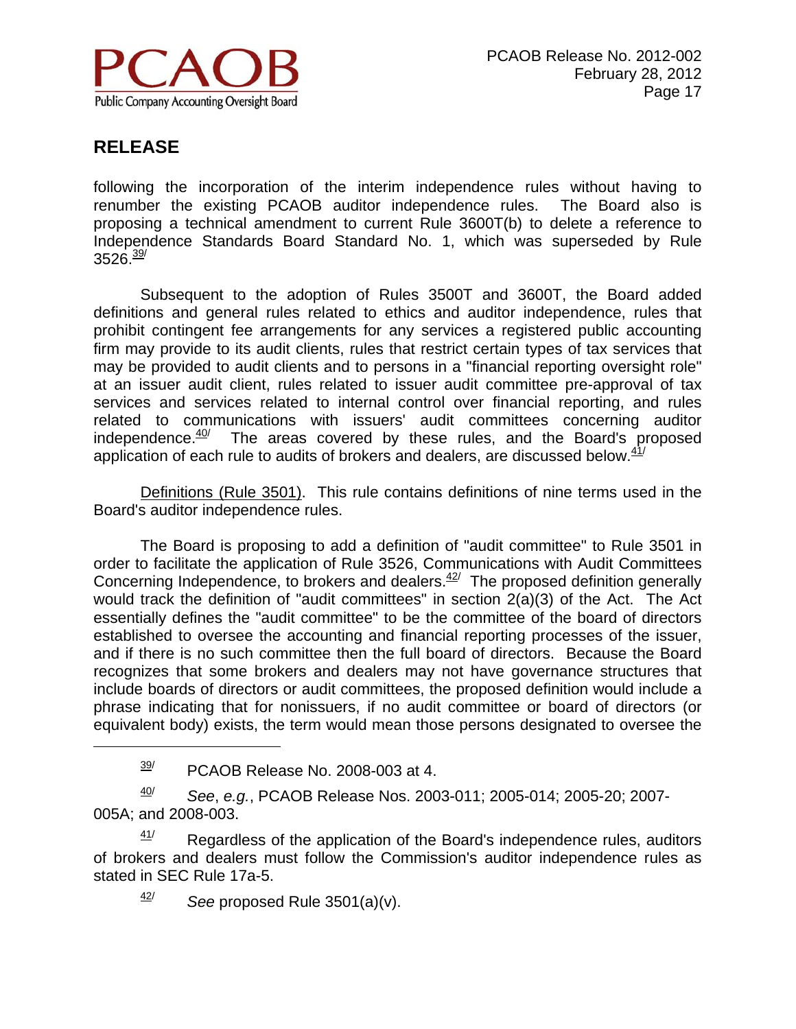following the incorporation of the interim independence rules without having to renumber the existing PCAOB auditor independence rules. The Board also is proposing a technical amendment to current Rule 3600T(b) to delete a reference to Independence Standards Board Standard No. 1, which was superseded by Rule 3526.[39/]

Subsequent to the adoption of Rules 3500T and 3600T, the Board added definitions and general rules related to ethics and auditor independence, rules that prohibit contingent fee arrangements for any services a registered public accounting firm may provide to its audit clients, rules that restrict certain types of tax services that may be provided to audit clients and to persons in a "financial reporting oversight role" at an issuer audit client, rules related to issuer audit committee pre-approval of tax services and services related to internal control over financial reporting, and rules related to communications with issuers' audit committees concerning auditor independence.[40/] The areas covered by these rules, and the Board's proposed application of each rule to audits of brokers and dealers, are discussed below.[41/]

Definitions (Rule 3501). This rule contains definitions of nine terms used in the Board's auditor independence rules.

The Board is proposing to add a definition of "audit committee" to Rule 3501 in order to facilitate the application of Rule 3526, Communications with Audit Committees Concerning Independence, to brokers and dealers.[42/] The proposed definition generally would track the definition of "audit committees" in section 2(a)(3) of the Act. The Act essentially defines the "audit committee" to be the committee of the board of directors established to oversee the accounting and financial reporting processes of the issuer, and if there is no such committee then the full board of directors. Because the Board recognizes that some brokers and dealers may not have governance structures that include boards of directors or audit committees, the proposed definition would include a phrase indicating that for nonissuers, if no audit committee or board of directors (or equivalent body) exists, the term would mean those persons designated to oversee the

---

[39/] PCAOB Release No. 2008-003 at 4.

[40/] *See*, *e.g.*, PCAOB Release Nos. 2003-011; 2005-014; 2005-20; 2007-005A; and 2008-003.

[41/] Regardless of the application of the Board's independence rules, auditors of brokers and dealers must follow the Commission's auditor independence rules as stated in SEC Rule 17a-5.

[42/] *See* proposed Rule 3501(a)(v).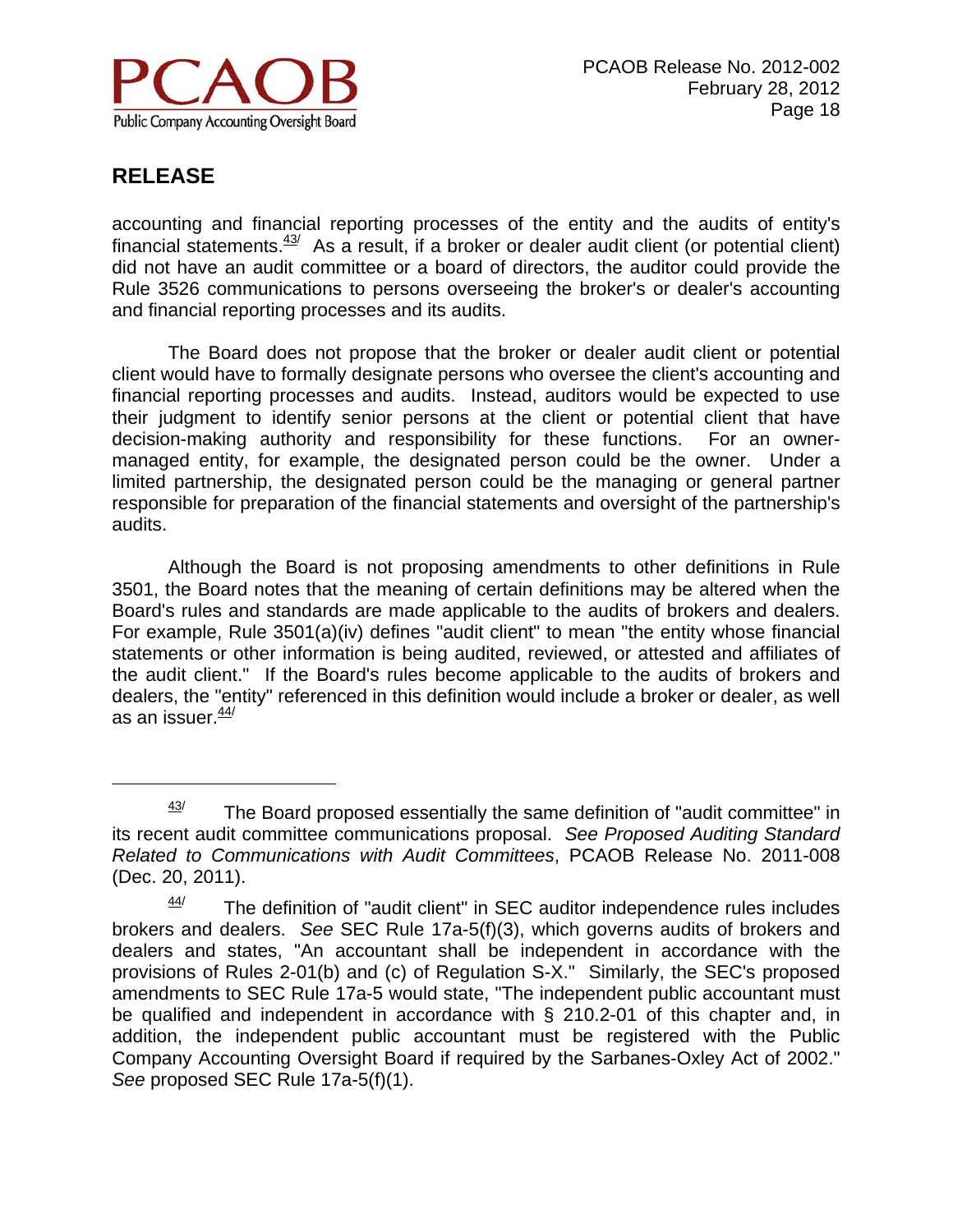accounting and financial reporting processes of the entity and the audits of entity's financial statements.[43] As a result, if a broker or dealer audit client (or potential client) did not have an audit committee or a board of directors, the auditor could provide the Rule 3526 communications to persons overseeing the broker's or dealer's accounting and financial reporting processes and its audits.

The Board does not propose that the broker or dealer audit client or potential client would have to formally designate persons who oversee the client's accounting and financial reporting processes and audits. Instead, auditors would be expected to use their judgment to identify senior persons at the client or potential client that have decision-making authority and responsibility for these functions. For an owner-managed entity, for example, the designated person could be the owner. Under a limited partnership, the designated person could be the managing or general partner responsible for preparation of the financial statements and oversight of the partnership's audits.

Although the Board is not proposing amendments to other definitions in Rule 3501, the Board notes that the meaning of certain definitions may be altered when the Board's rules and standards are made applicable to the audits of brokers and dealers. For example, Rule 3501(a)(iv) defines "audit client" to mean "the entity whose financial statements or other information is being audited, reviewed, or attested and affiliates of the audit client." If the Board's rules become applicable to the audits of brokers and dealers, the "entity" referenced in this definition would include a broker or dealer, as well as an issuer.[44]

---

[43] The Board proposed essentially the same definition of "audit committee" in its recent audit committee communications proposal. *See Proposed Auditing Standard Related to Communications with Audit Committees*, PCAOB Release No. 2011-008 (Dec. 20, 2011).

[44] The definition of "audit client" in SEC auditor independence rules includes brokers and dealers. *See* SEC Rule 17a-5(f)(3), which governs audits of brokers and dealers and states, "An accountant shall be independent in accordance with the provisions of Rules 2-01(b) and (c) of Regulation S-X." Similarly, the SEC's proposed amendments to SEC Rule 17a-5 would state, "The independent public accountant must be qualified and independent in accordance with § 210.2-01 of this chapter and, in addition, the independent public accountant must be registered with the Public Company Accounting Oversight Board if required by the Sarbanes-Oxley Act of 2002." *See* proposed SEC Rule 17a-5(f)(1).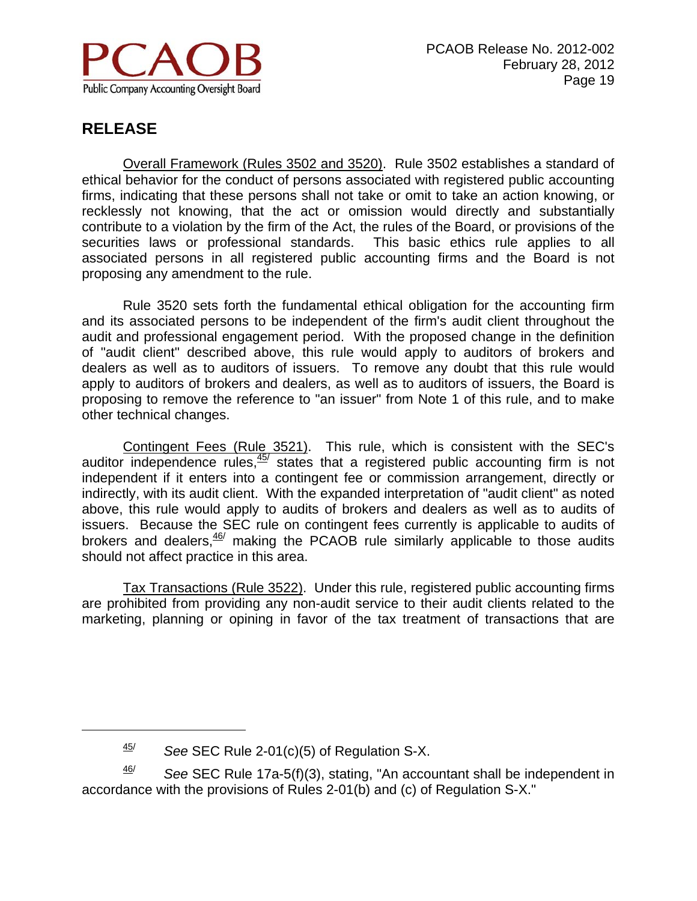## RELEASE

Overall Framework (Rules 3502 and 3520). Rule 3502 establishes a standard of ethical behavior for the conduct of persons associated with registered public accounting firms, indicating that these persons shall not take or omit to take an action knowing, or recklessly not knowing, that the act or omission would directly and substantially contribute to a violation by the firm of the Act, the rules of the Board, or provisions of the securities laws or professional standards. This basic ethics rule applies to all associated persons in all registered public accounting firms and the Board is not proposing any amendment to the rule.

Rule 3520 sets forth the fundamental ethical obligation for the accounting firm and its associated persons to be independent of the firm's audit client throughout the audit and professional engagement period. With the proposed change in the definition of "audit client" described above, this rule would apply to auditors of brokers and dealers as well as to auditors of issuers. To remove any doubt that this rule would apply to auditors of brokers and dealers, as well as to auditors of issuers, the Board is proposing to remove the reference to "an issuer" from Note 1 of this rule, and to make other technical changes.

Contingent Fees (Rule 3521). This rule, which is consistent with the SEC's auditor independence rules,[45/] states that a registered public accounting firm is not independent if it enters into a contingent fee or commission arrangement, directly or indirectly, with its audit client. With the expanded interpretation of "audit client" as noted above, this rule would apply to audits of brokers and dealers as well as to audits of issuers. Because the SEC rule on contingent fees currently is applicable to audits of brokers and dealers,[46/] making the PCAOB rule similarly applicable to those audits should not affect practice in this area.

Tax Transactions (Rule 3522). Under this rule, registered public accounting firms are prohibited from providing any non-audit service to their audit clients related to the marketing, planning or opining in favor of the tax treatment of transactions that are

---

[45/] *See* SEC Rule 2-01(c)(5) of Regulation S-X.

[46/] *See* SEC Rule 17a-5(f)(3), stating, "An accountant shall be independent in accordance with the provisions of Rules 2-01(b) and (c) of Regulation S-X."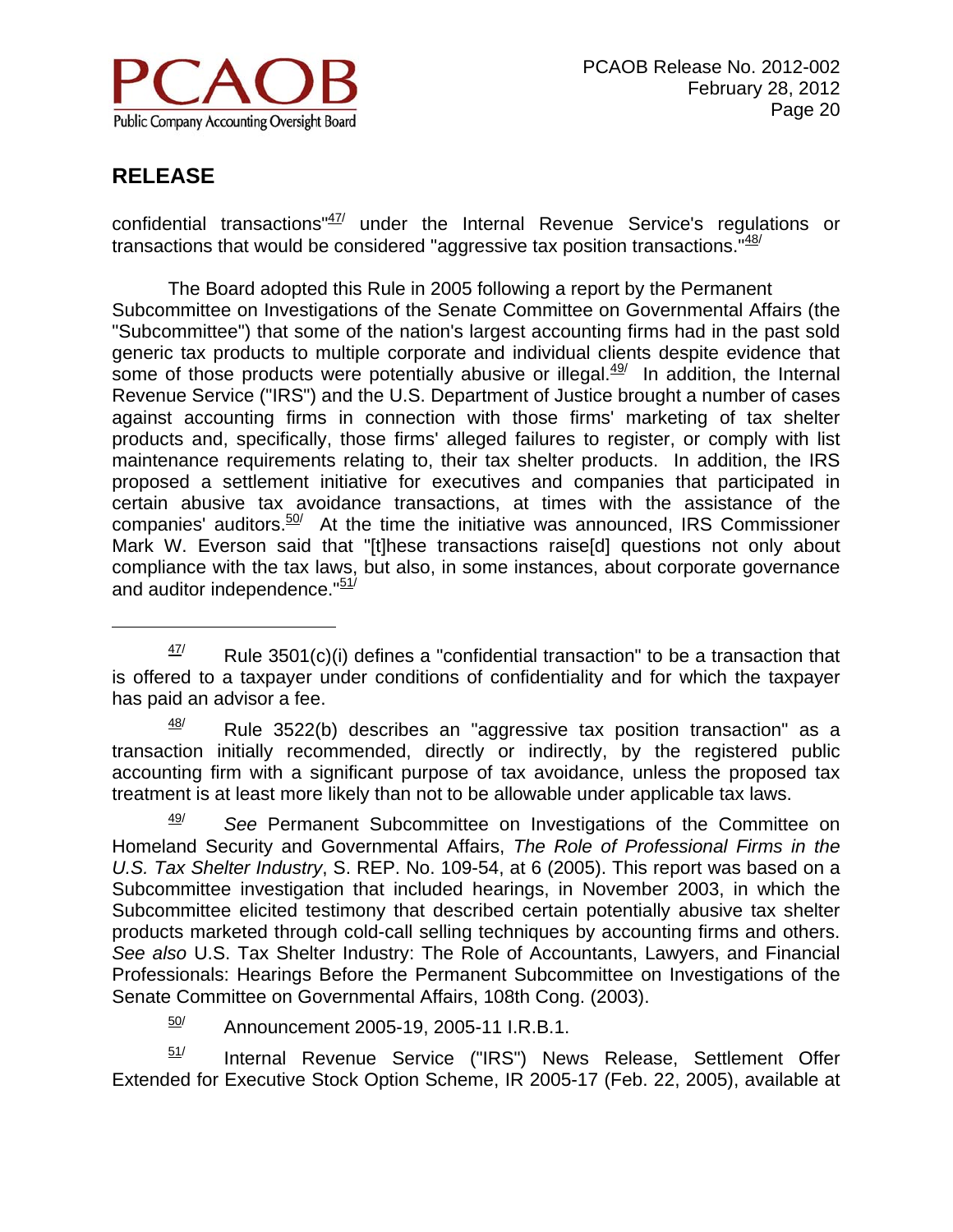## RELEASE

confidential transactions"[47] under the Internal Revenue Service's regulations or transactions that would be considered "aggressive tax position transactions."[48]

The Board adopted this Rule in 2005 following a report by the Permanent Subcommittee on Investigations of the Senate Committee on Governmental Affairs (the "Subcommittee") that some of the nation's largest accounting firms had in the past sold generic tax products to multiple corporate and individual clients despite evidence that some of those products were potentially abusive or illegal.[49] In addition, the Internal Revenue Service ("IRS") and the U.S. Department of Justice brought a number of cases against accounting firms in connection with those firms' marketing of tax shelter products and, specifically, those firms' alleged failures to register, or comply with list maintenance requirements relating to, their tax shelter products. In addition, the IRS proposed a settlement initiative for executives and companies that participated in certain abusive tax avoidance transactions, at times with the assistance of the companies' auditors.[50] At the time the initiative was announced, IRS Commissioner Mark W. Everson said that "[t]hese transactions raise[d] questions not only about compliance with the tax laws, but also, in some instances, about corporate governance and auditor independence."[51]

---

[47] Rule 3501(c)(i) defines a "confidential transaction" to be a transaction that is offered to a taxpayer under conditions of confidentiality and for which the taxpayer has paid an advisor a fee.

[48] Rule 3522(b) describes an "aggressive tax position transaction" as a transaction initially recommended, directly or indirectly, by the registered public accounting firm with a significant purpose of tax avoidance, unless the proposed tax treatment is at least more likely than not to be allowable under applicable tax laws.

[49] *See* Permanent Subcommittee on Investigations of the Committee on Homeland Security and Governmental Affairs, *The Role of Professional Firms in the U.S. Tax Shelter Industry*, S. REP. No. 109-54, at 6 (2005). This report was based on a Subcommittee investigation that included hearings, in November 2003, in which the Subcommittee elicited testimony that described certain potentially abusive tax shelter products marketed through cold-call selling techniques by accounting firms and others. *See also* U.S. Tax Shelter Industry: The Role of Accountants, Lawyers, and Financial Professionals: Hearings Before the Permanent Subcommittee on Investigations of the Senate Committee on Governmental Affairs, 108th Cong. (2003).

[50] Announcement 2005-19, 2005-11 I.R.B.1.

[51] Internal Revenue Service ("IRS") News Release, Settlement Offer Extended for Executive Stock Option Scheme, IR 2005-17 (Feb. 22, 2005), available at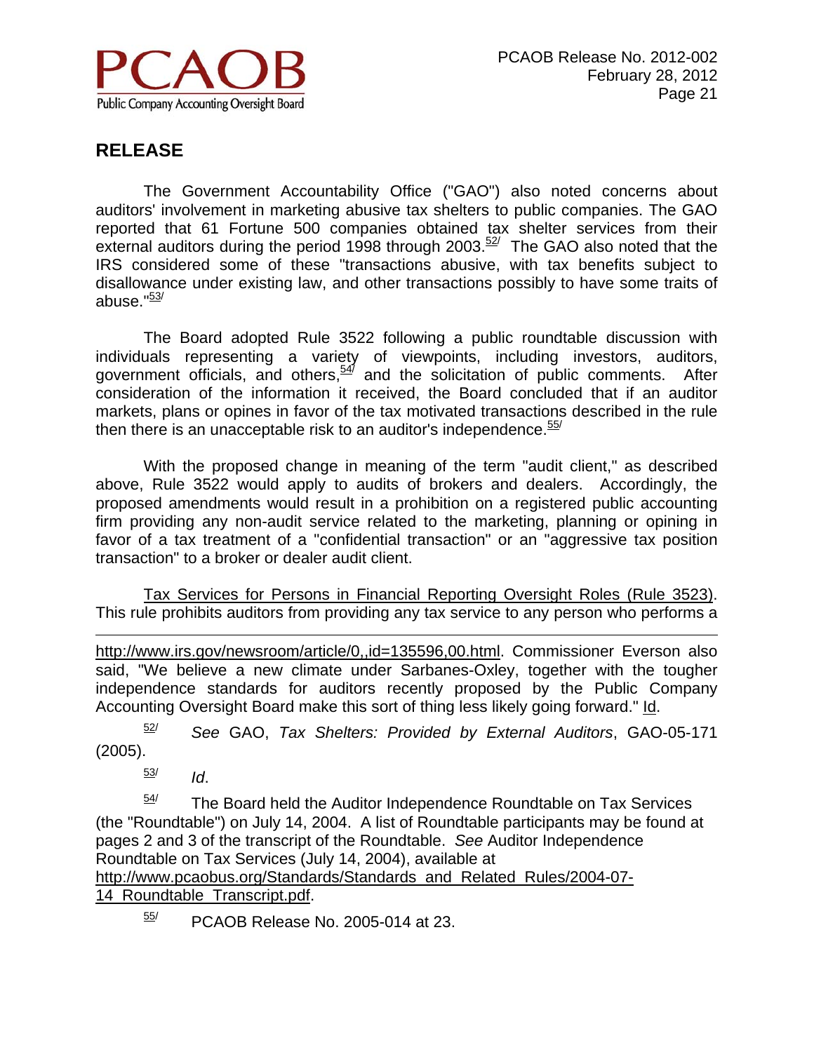## RELEASE

The Government Accountability Office ("GAO") also noted concerns about auditors' involvement in marketing abusive tax shelters to public companies. The GAO reported that 61 Fortune 500 companies obtained tax shelter services from their external auditors during the period 1998 through 2003.[52] The GAO also noted that the IRS considered some of these "transactions abusive, with tax benefits subject to disallowance under existing law, and other transactions possibly to have some traits of abuse."[53]

The Board adopted Rule 3522 following a public roundtable discussion with individuals representing a variety of viewpoints, including investors, auditors, government officials, and others,[54] and the solicitation of public comments. After consideration of the information it received, the Board concluded that if an auditor markets, plans or opines in favor of the tax motivated transactions described in the rule then there is an unacceptable risk to an auditor's independence.[55]

With the proposed change in meaning of the term "audit client," as described above, Rule 3522 would apply to audits of brokers and dealers. Accordingly, the proposed amendments would result in a prohibition on a registered public accounting firm providing any non-audit service related to the marketing, planning or opining in favor of a tax treatment of a "confidential transaction" or an "aggressive tax position transaction" to a broker or dealer audit client.

Tax Services for Persons in Financial Reporting Oversight Roles (Rule 3523). This rule prohibits auditors from providing any tax service to any person who performs a

---

http://www.irs.gov/newsroom/article/0,,id=135596,00.html. Commissioner Everson also said, "We believe a new climate under Sarbanes-Oxley, together with the tougher independence standards for auditors recently proposed by the Public Company Accounting Oversight Board make this sort of thing less likely going forward." Id.

[52] *See* GAO, *Tax Shelters: Provided by External Auditors*, GAO-05-171 (2005).

[53] *Id*.

[54] The Board held the Auditor Independence Roundtable on Tax Services (the "Roundtable") on July 14, 2004. A list of Roundtable participants may be found at pages 2 and 3 of the transcript of the Roundtable. *See* Auditor Independence Roundtable on Tax Services (July 14, 2004), available at http://www.pcaobus.org/Standards/Standards_and_Related_Rules/2004-07-14_Roundtable_Transcript.pdf.

[55] PCAOB Release No. 2005-014 at 23.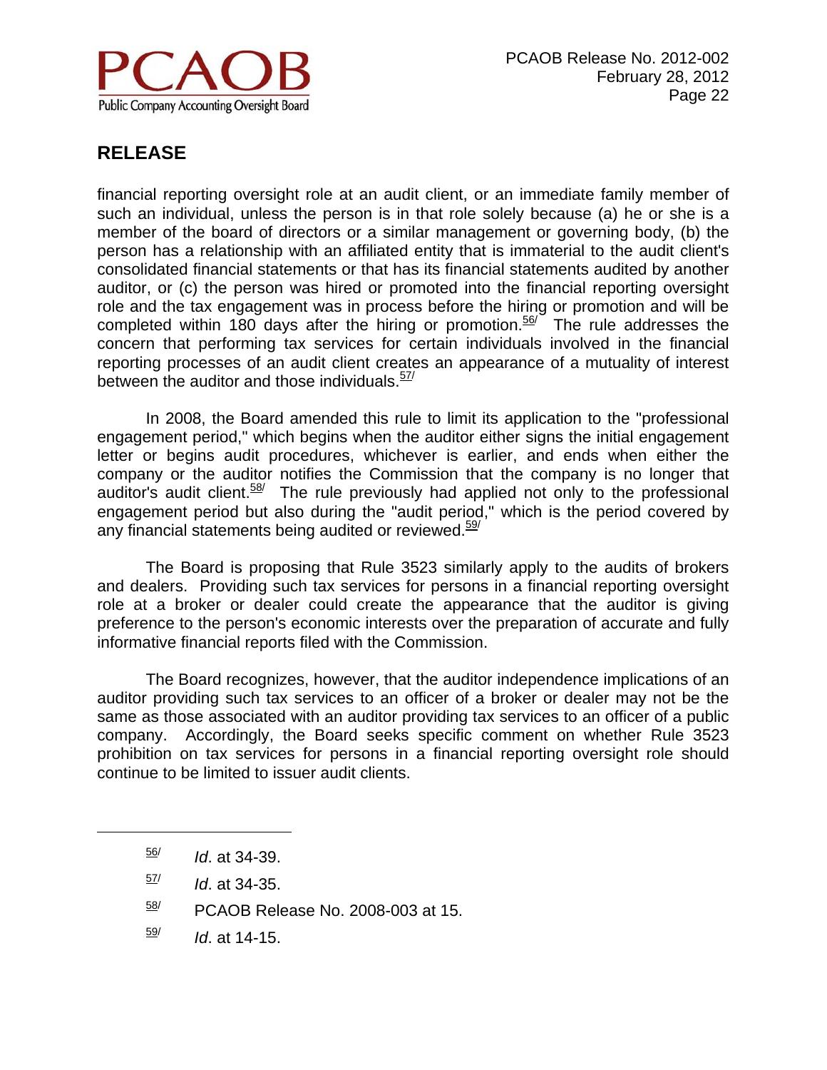## RELEASE

financial reporting oversight role at an audit client, or an immediate family member of such an individual, unless the person is in that role solely because (a) he or she is a member of the board of directors or a similar management or governing body, (b) the person has a relationship with an affiliated entity that is immaterial to the audit client's consolidated financial statements or that has its financial statements audited by another auditor, or (c) the person was hired or promoted into the financial reporting oversight role and the tax engagement was in process before the hiring or promotion and will be completed within 180 days after the hiring or promotion.[56] The rule addresses the concern that performing tax services for certain individuals involved in the financial reporting processes of an audit client creates an appearance of a mutuality of interest between the auditor and those individuals.[57]

In 2008, the Board amended this rule to limit its application to the "professional engagement period," which begins when the auditor either signs the initial engagement letter or begins audit procedures, whichever is earlier, and ends when either the company or the auditor notifies the Commission that the company is no longer that auditor's audit client.[58] The rule previously had applied not only to the professional engagement period but also during the "audit period," which is the period covered by any financial statements being audited or reviewed.[59]

The Board is proposing that Rule 3523 similarly apply to the audits of brokers and dealers. Providing such tax services for persons in a financial reporting oversight role at a broker or dealer could create the appearance that the auditor is giving preference to the person's economic interests over the preparation of accurate and fully informative financial reports filed with the Commission.

The Board recognizes, however, that the auditor independence implications of an auditor providing such tax services to an officer of a broker or dealer may not be the same as those associated with an auditor providing tax services to an officer of a public company. Accordingly, the Board seeks specific comment on whether Rule 3523 prohibition on tax services for persons in a financial reporting oversight role should continue to be limited to issuer audit clients.

---

[56] *Id*. at 34-39.

[57] *Id*. at 34-35.

[58] PCAOB Release No. 2008-003 at 15.

[59] *Id*. at 14-15.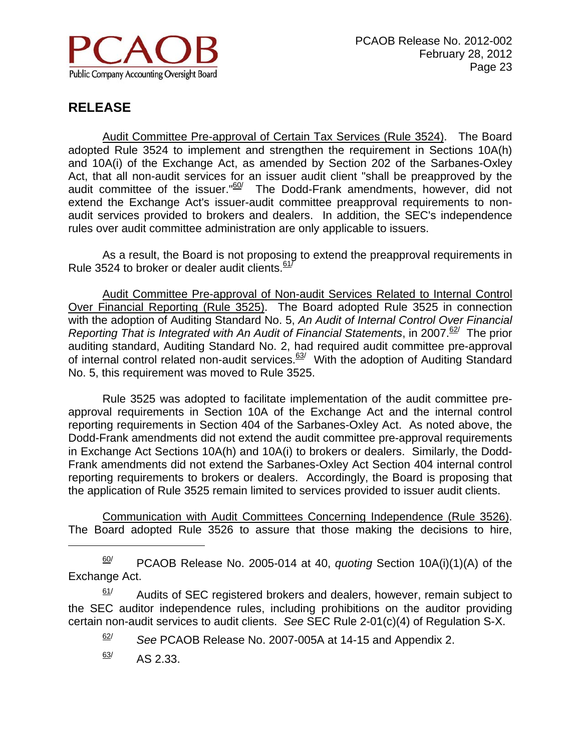## RELEASE

<u>Audit Committee Pre-approval of Certain Tax Services (Rule 3524)</u>. The Board adopted Rule 3524 to implement and strengthen the requirement in Sections 10A(h) and 10A(i) of the Exchange Act, as amended by Section 202 of the Sarbanes-Oxley Act, that all non-audit services for an issuer audit client "shall be preapproved by the audit committee of the issuer."[60] The Dodd-Frank amendments, however, did not extend the Exchange Act's issuer-audit committee preapproval requirements to non-audit services provided to brokers and dealers. In addition, the SEC's independence rules over audit committee administration are only applicable to issuers.

As a result, the Board is not proposing to extend the preapproval requirements in Rule 3524 to broker or dealer audit clients.[61]

<u>Audit Committee Pre-approval of Non-audit Services Related to Internal Control Over Financial Reporting (Rule 3525)</u>. The Board adopted Rule 3525 in connection with the adoption of Auditing Standard No. 5, *An Audit of Internal Control Over Financial Reporting That is Integrated with An Audit of Financial Statements*, in 2007.[62] The prior auditing standard, Auditing Standard No. 2, had required audit committee pre-approval of internal control related non-audit services.[63] With the adoption of Auditing Standard No. 5, this requirement was moved to Rule 3525.

Rule 3525 was adopted to facilitate implementation of the audit committee pre-approval requirements in Section 10A of the Exchange Act and the internal control reporting requirements in Section 404 of the Sarbanes-Oxley Act. As noted above, the Dodd-Frank amendments did not extend the audit committee pre-approval requirements in Exchange Act Sections 10A(h) and 10A(i) to brokers or dealers. Similarly, the Dodd-Frank amendments did not extend the Sarbanes-Oxley Act Section 404 internal control reporting requirements to brokers or dealers. Accordingly, the Board is proposing that the application of Rule 3525 remain limited to services provided to issuer audit clients.

<u>Communication with Audit Committees Concerning Independence (Rule 3526)</u>. The Board adopted Rule 3526 to assure that those making the decisions to hire,

---

[60] PCAOB Release No. 2005-014 at 40, *quoting* Section 10A(i)(1)(A) of the Exchange Act.

[61] Audits of SEC registered brokers and dealers, however, remain subject to the SEC auditor independence rules, including prohibitions on the auditor providing certain non-audit services to audit clients. *See* SEC Rule 2-01(c)(4) of Regulation S-X.

[62] *See* PCAOB Release No. 2007-005A at 14-15 and Appendix 2.

[63] AS 2.33.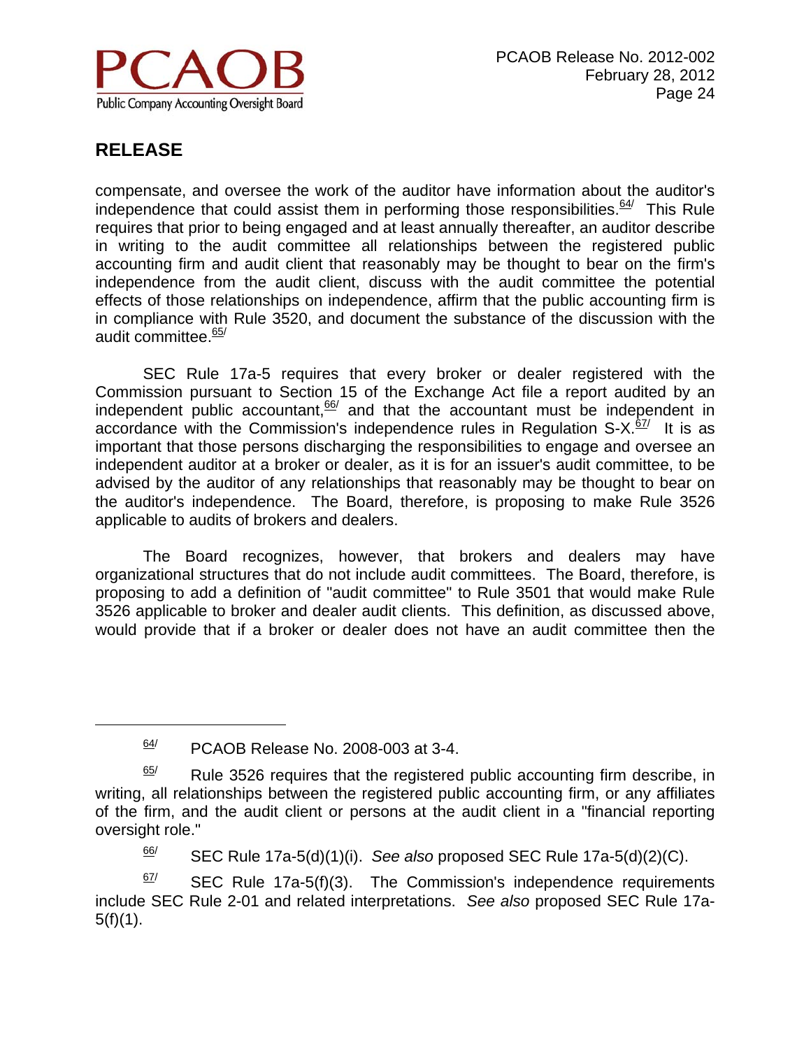compensate, and oversee the work of the auditor have information about the auditor's independence that could assist them in performing those responsibilities.[64/] This Rule requires that prior to being engaged and at least annually thereafter, an auditor describe in writing to the audit committee all relationships between the registered public accounting firm and audit client that reasonably may be thought to bear on the firm's independence from the audit client, discuss with the audit committee the potential effects of those relationships on independence, affirm that the public accounting firm is in compliance with Rule 3520, and document the substance of the discussion with the audit committee.[65/]

SEC Rule 17a-5 requires that every broker or dealer registered with the Commission pursuant to Section 15 of the Exchange Act file a report audited by an independent public accountant,[66/] and that the accountant must be independent in accordance with the Commission's independence rules in Regulation S-X.[67/] It is as important that those persons discharging the responsibilities to engage and oversee an independent auditor at a broker or dealer, as it is for an issuer's audit committee, to be advised by the auditor of any relationships that reasonably may be thought to bear on the auditor's independence. The Board, therefore, is proposing to make Rule 3526 applicable to audits of brokers and dealers.

The Board recognizes, however, that brokers and dealers may have organizational structures that do not include audit committees. The Board, therefore, is proposing to add a definition of "audit committee" to Rule 3501 that would make Rule 3526 applicable to broker and dealer audit clients. This definition, as discussed above, would provide that if a broker or dealer does not have an audit committee then the

---

64/ PCAOB Release No. 2008-003 at 3-4.

65/ Rule 3526 requires that the registered public accounting firm describe, in writing, all relationships between the registered public accounting firm, or any affiliates of the firm, and the audit client or persons at the audit client in a "financial reporting oversight role."

66/ SEC Rule 17a-5(d)(1)(i). *See also* proposed SEC Rule 17a-5(d)(2)(C).

67/ SEC Rule 17a-5(f)(3). The Commission's independence requirements include SEC Rule 2-01 and related interpretations. *See also* proposed SEC Rule 17a-5(f)(1).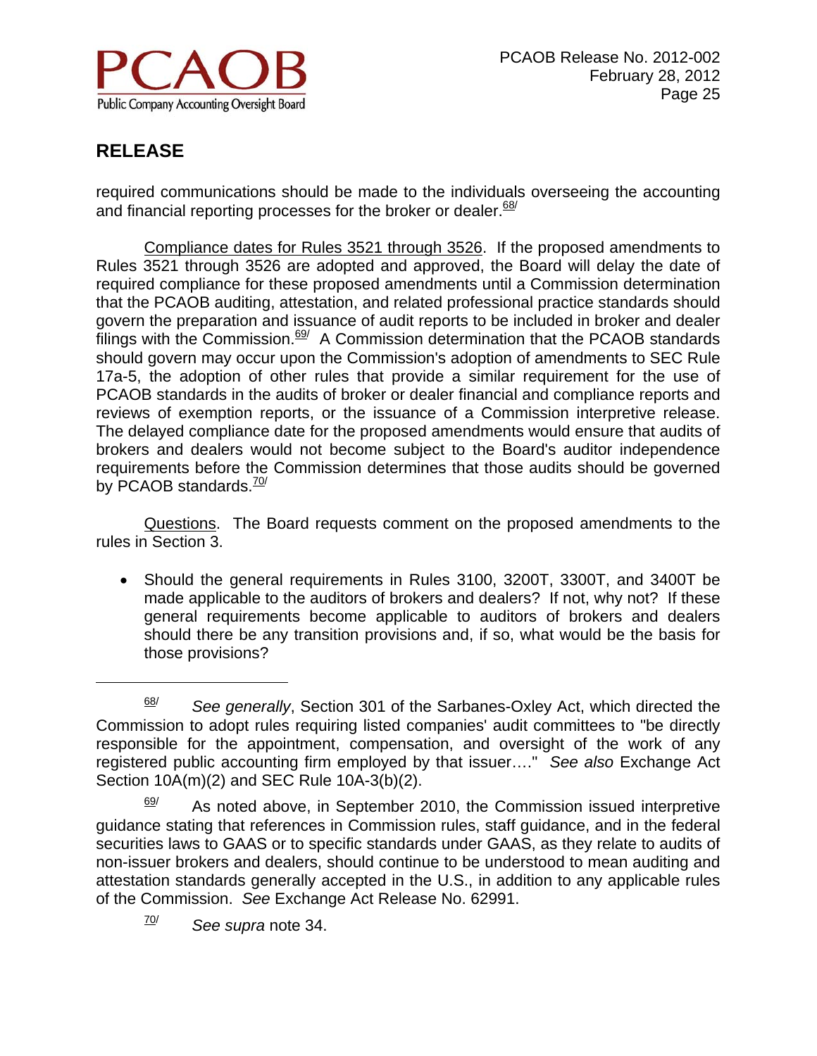required communications should be made to the individuals overseeing the accounting and financial reporting processes for the broker or dealer.[68]

Compliance dates for Rules 3521 through 3526. If the proposed amendments to Rules 3521 through 3526 are adopted and approved, the Board will delay the date of required compliance for these proposed amendments until a Commission determination that the PCAOB auditing, attestation, and related professional practice standards should govern the preparation and issuance of audit reports to be included in broker and dealer filings with the Commission.[69] A Commission determination that the PCAOB standards should govern may occur upon the Commission's adoption of amendments to SEC Rule 17a-5, the adoption of other rules that provide a similar requirement for the use of PCAOB standards in the audits of broker or dealer financial and compliance reports and reviews of exemption reports, or the issuance of a Commission interpretive release. The delayed compliance date for the proposed amendments would ensure that audits of brokers and dealers would not become subject to the Board's auditor independence requirements before the Commission determines that those audits should be governed by PCAOB standards.[70]

Questions. The Board requests comment on the proposed amendments to the rules in Section 3.

- Should the general requirements in Rules 3100, 3200T, 3300T, and 3400T be made applicable to the auditors of brokers and dealers? If not, why not? If these general requirements become applicable to auditors of brokers and dealers should there be any transition provisions and, if so, what would be the basis for those provisions?

---

[68] *See generally*, Section 301 of the Sarbanes-Oxley Act, which directed the Commission to adopt rules requiring listed companies' audit committees to "be directly responsible for the appointment, compensation, and oversight of the work of any registered public accounting firm employed by that issuer…." *See also* Exchange Act Section 10A(m)(2) and SEC Rule 10A-3(b)(2).

[69] As noted above, in September 2010, the Commission issued interpretive guidance stating that references in Commission rules, staff guidance, and in the federal securities laws to GAAS or to specific standards under GAAS, as they relate to audits of non-issuer brokers and dealers, should continue to be understood to mean auditing and attestation standards generally accepted in the U.S., in addition to any applicable rules of the Commission. *See* Exchange Act Release No. 62991.

[70] *See supra* note 34.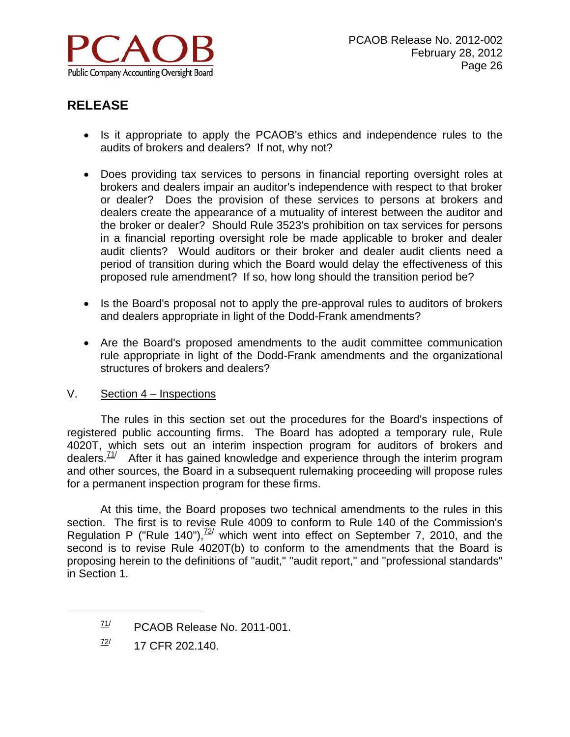- Is it appropriate to apply the PCAOB's ethics and independence rules to the audits of brokers and dealers? If not, why not?

- Does providing tax services to persons in financial reporting oversight roles at brokers and dealers impair an auditor's independence with respect to that broker or dealer? Does the provision of these services to persons at brokers and dealers create the appearance of a mutuality of interest between the auditor and the broker or dealer? Should Rule 3523's prohibition on tax services for persons in a financial reporting oversight role be made applicable to broker and dealer audit clients? Would auditors or their broker and dealer audit clients need a period of transition during which the Board would delay the effectiveness of this proposed rule amendment? If so, how long should the transition period be?

- Is the Board's proposal not to apply the pre-approval rules to auditors of brokers and dealers appropriate in light of the Dodd-Frank amendments?

- Are the Board's proposed amendments to the audit committee communication rule appropriate in light of the Dodd-Frank amendments and the organizational structures of brokers and dealers?

## V. Section 4 – Inspections

The rules in this section set out the procedures for the Board's inspections of registered public accounting firms. The Board has adopted a temporary rule, Rule 4020T, which sets out an interim inspection program for auditors of brokers and dealers.[71] After it has gained knowledge and experience through the interim program and other sources, the Board in a subsequent rulemaking proceeding will propose rules for a permanent inspection program for these firms.

At this time, the Board proposes two technical amendments to the rules in this section. The first is to revise Rule 4009 to conform to Rule 140 of the Commission's Regulation P ("Rule 140"),[72] which went into effect on September 7, 2010, and the second is to revise Rule 4020T(b) to conform to the amendments that the Board is proposing herein to the definitions of "audit," "audit report," and "professional standards" in Section 1.

---

[71] PCAOB Release No. 2011-001.

[72] 17 CFR 202.140.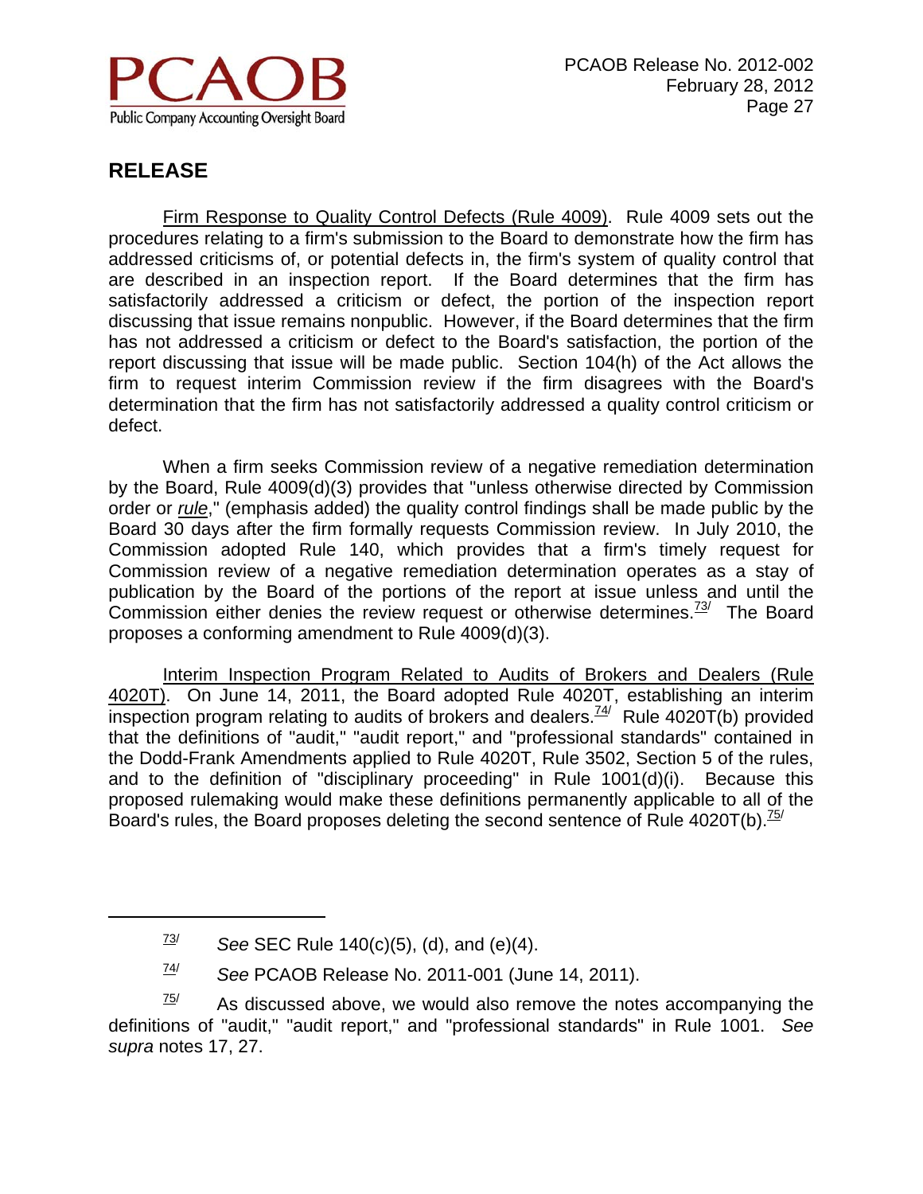## RELEASE

Firm Response to Quality Control Defects (Rule 4009). Rule 4009 sets out the procedures relating to a firm's submission to the Board to demonstrate how the firm has addressed criticisms of, or potential defects in, the firm's system of quality control that are described in an inspection report. If the Board determines that the firm has satisfactorily addressed a criticism or defect, the portion of the inspection report discussing that issue remains nonpublic. However, if the Board determines that the firm has not addressed a criticism or defect to the Board's satisfaction, the portion of the report discussing that issue will be made public. Section 104(h) of the Act allows the firm to request interim Commission review if the firm disagrees with the Board's determination that the firm has not satisfactorily addressed a quality control criticism or defect.

When a firm seeks Commission review of a negative remediation determination by the Board, Rule 4009(d)(3) provides that "unless otherwise directed by Commission order or ***rule***," (emphasis added) the quality control findings shall be made public by the Board 30 days after the firm formally requests Commission review. In July 2010, the Commission adopted Rule 140, which provides that a firm's timely request for Commission review of a negative remediation determination operates as a stay of publication by the Board of the portions of the report at issue unless and until the Commission either denies the review request or otherwise determines.[73] The Board proposes a conforming amendment to Rule 4009(d)(3).

Interim Inspection Program Related to Audits of Brokers and Dealers (Rule 4020T). On June 14, 2011, the Board adopted Rule 4020T, establishing an interim inspection program relating to audits of brokers and dealers.[74] Rule 4020T(b) provided that the definitions of "audit," "audit report," and "professional standards" contained in the Dodd-Frank Amendments applied to Rule 4020T, Rule 3502, Section 5 of the rules, and to the definition of "disciplinary proceeding" in Rule 1001(d)(i). Because this proposed rulemaking would make these definitions permanently applicable to all of the Board's rules, the Board proposes deleting the second sentence of Rule 4020T(b).[75]

---

[73] *See* SEC Rule 140(c)(5), (d), and (e)(4).

[74] *See* PCAOB Release No. 2011-001 (June 14, 2011).

[75] As discussed above, we would also remove the notes accompanying the definitions of "audit," "audit report," and "professional standards" in Rule 1001. *See supra* notes 17, 27.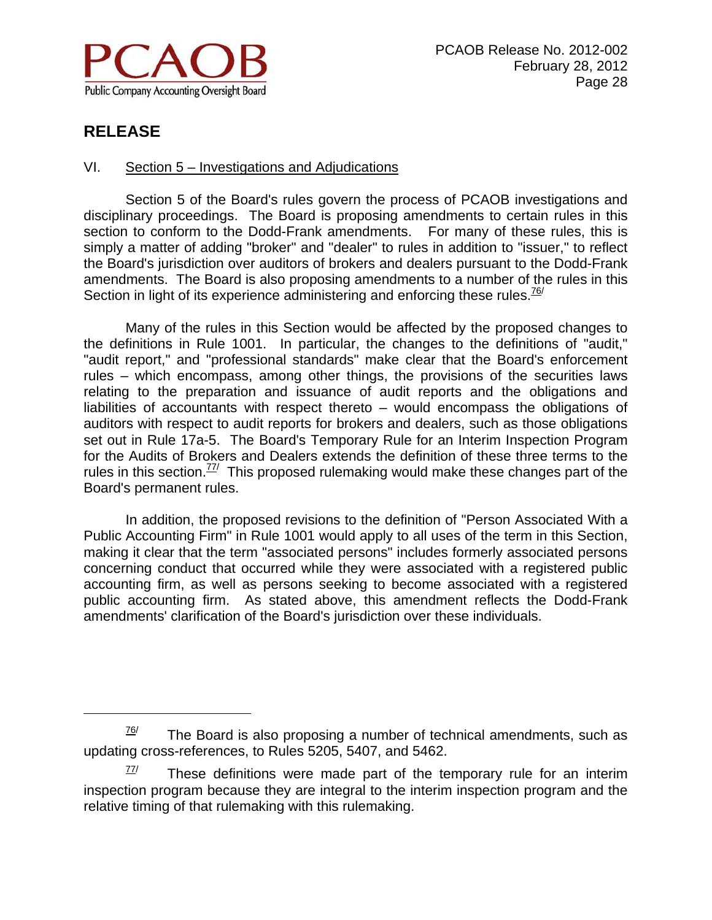## RELEASE

### VI. Section 5 – Investigations and Adjudications

Section 5 of the Board's rules govern the process of PCAOB investigations and disciplinary proceedings. The Board is proposing amendments to certain rules in this section to conform to the Dodd-Frank amendments. For many of these rules, this is simply a matter of adding "broker" and "dealer" to rules in addition to "issuer," to reflect the Board's jurisdiction over auditors of brokers and dealers pursuant to the Dodd-Frank amendments. The Board is also proposing amendments to a number of the rules in this Section in light of its experience administering and enforcing these rules.[76]

Many of the rules in this Section would be affected by the proposed changes to the definitions in Rule 1001. In particular, the changes to the definitions of "audit," "audit report," and "professional standards" make clear that the Board's enforcement rules – which encompass, among other things, the provisions of the securities laws relating to the preparation and issuance of audit reports and the obligations and liabilities of accountants with respect thereto – would encompass the obligations of auditors with respect to audit reports for brokers and dealers, such as those obligations set out in Rule 17a-5. The Board's Temporary Rule for an Interim Inspection Program for the Audits of Brokers and Dealers extends the definition of these three terms to the rules in this section.[77] This proposed rulemaking would make these changes part of the Board's permanent rules.

In addition, the proposed revisions to the definition of "Person Associated With a Public Accounting Firm" in Rule 1001 would apply to all uses of the term in this Section, making it clear that the term "associated persons" includes formerly associated persons concerning conduct that occurred while they were associated with a registered public accounting firm, as well as persons seeking to become associated with a registered public accounting firm. As stated above, this amendment reflects the Dodd-Frank amendments' clarification of the Board's jurisdiction over these individuals.

---

[76] The Board is also proposing a number of technical amendments, such as updating cross-references, to Rules 5205, 5407, and 5462.

[77] These definitions were made part of the temporary rule for an interim inspection program because they are integral to the interim inspection program and the relative timing of that rulemaking with this rulemaking.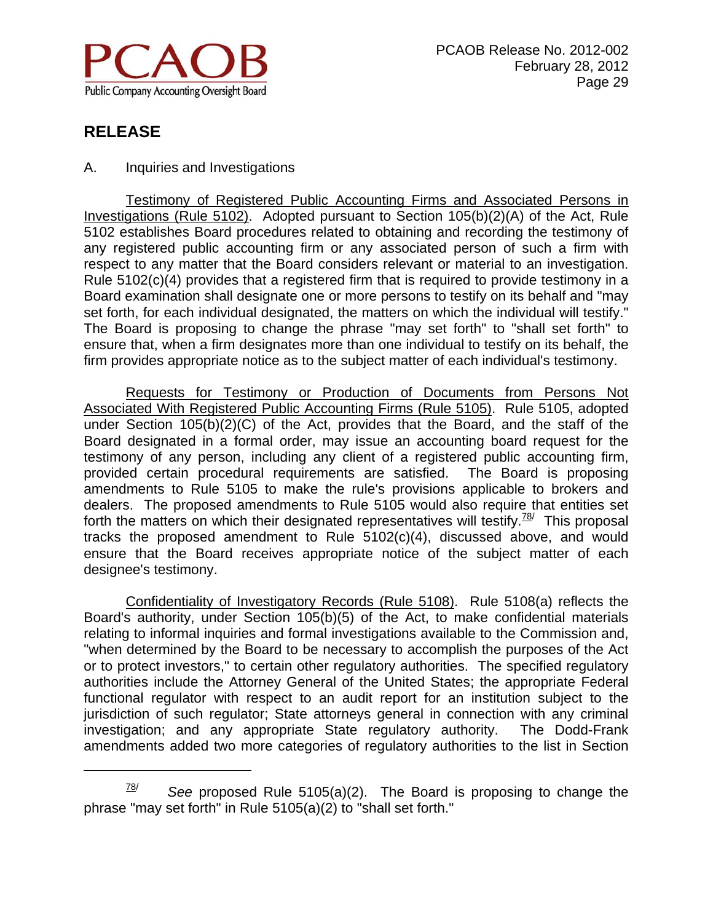## RELEASE

A. Inquiries and Investigations

Testimony of Registered Public Accounting Firms and Associated Persons in Investigations (Rule 5102). Adopted pursuant to Section 105(b)(2)(A) of the Act, Rule 5102 establishes Board procedures related to obtaining and recording the testimony of any registered public accounting firm or any associated person of such a firm with respect to any matter that the Board considers relevant or material to an investigation. Rule 5102(c)(4) provides that a registered firm that is required to provide testimony in a Board examination shall designate one or more persons to testify on its behalf and "may set forth, for each individual designated, the matters on which the individual will testify." The Board is proposing to change the phrase "may set forth" to "shall set forth" to ensure that, when a firm designates more than one individual to testify on its behalf, the firm provides appropriate notice as to the subject matter of each individual's testimony.

Requests for Testimony or Production of Documents from Persons Not Associated With Registered Public Accounting Firms (Rule 5105). Rule 5105, adopted under Section 105(b)(2)(C) of the Act, provides that the Board, and the staff of the Board designated in a formal order, may issue an accounting board request for the testimony of any person, including any client of a registered public accounting firm, provided certain procedural requirements are satisfied. The Board is proposing amendments to Rule 5105 to make the rule's provisions applicable to brokers and dealers. The proposed amendments to Rule 5105 would also require that entities set forth the matters on which their designated representatives will testify.[78] This proposal tracks the proposed amendment to Rule 5102(c)(4), discussed above, and would ensure that the Board receives appropriate notice of the subject matter of each designee's testimony.

Confidentiality of Investigatory Records (Rule 5108). Rule 5108(a) reflects the Board's authority, under Section 105(b)(5) of the Act, to make confidential materials relating to informal inquiries and formal investigations available to the Commission and, "when determined by the Board to be necessary to accomplish the purposes of the Act or to protect investors," to certain other regulatory authorities. The specified regulatory authorities include the Attorney General of the United States; the appropriate Federal functional regulator with respect to an audit report for an institution subject to the jurisdiction of such regulator; State attorneys general in connection with any criminal investigation; and any appropriate State regulatory authority. The Dodd-Frank amendments added two more categories of regulatory authorities to the list in Section

---

[78] *See* proposed Rule 5105(a)(2). The Board is proposing to change the phrase "may set forth" in Rule 5105(a)(2) to "shall set forth."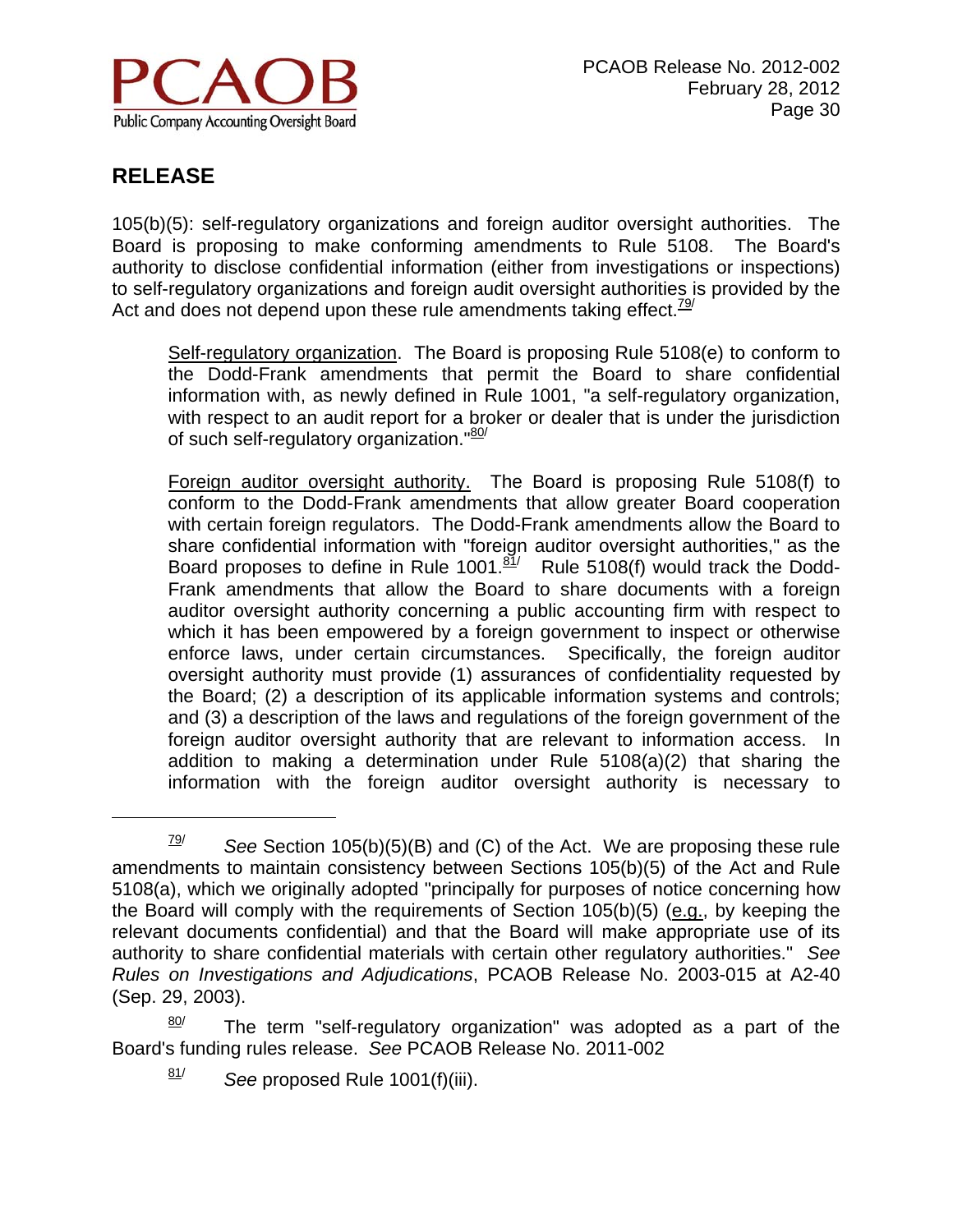## RELEASE

105(b)(5): self-regulatory organizations and foreign auditor oversight authorities. The Board is proposing to make conforming amendments to Rule 5108. The Board's authority to disclose confidential information (either from investigations or inspections) to self-regulatory organizations and foreign audit oversight authorities is provided by the Act and does not depend upon these rule amendments taking effect.[79/]

> Self-regulatory organization. The Board is proposing Rule 5108(e) to conform to the Dodd-Frank amendments that permit the Board to share confidential information with, as newly defined in Rule 1001, "a self-regulatory organization, with respect to an audit report for a broker or dealer that is under the jurisdiction of such self-regulatory organization."[80/]
>
> Foreign auditor oversight authority. The Board is proposing Rule 5108(f) to conform to the Dodd-Frank amendments that allow greater Board cooperation with certain foreign regulators. The Dodd-Frank amendments allow the Board to share confidential information with "foreign auditor oversight authorities," as the Board proposes to define in Rule 1001.[81/] Rule 5108(f) would track the Dodd-Frank amendments that allow the Board to share documents with a foreign auditor oversight authority concerning a public accounting firm with respect to which it has been empowered by a foreign government to inspect or otherwise enforce laws, under certain circumstances. Specifically, the foreign auditor oversight authority must provide (1) assurances of confidentiality requested by the Board; (2) a description of its applicable information systems and controls; and (3) a description of the laws and regulations of the foreign government of the foreign auditor oversight authority that are relevant to information access. In addition to making a determination under Rule 5108(a)(2) that sharing the information with the foreign auditor oversight authority is necessary to

---

[79/] *See* Section 105(b)(5)(B) and (C) of the Act. We are proposing these rule amendments to maintain consistency between Sections 105(b)(5) of the Act and Rule 5108(a), which we originally adopted "principally for purposes of notice concerning how the Board will comply with the requirements of Section 105(b)(5) (e.g., by keeping the relevant documents confidential) and that the Board will make appropriate use of its authority to share confidential materials with certain other regulatory authorities." *See Rules on Investigations and Adjudications*, PCAOB Release No. 2003-015 at A2-40 (Sep. 29, 2003).

[80/] The term "self-regulatory organization" was adopted as a part of the Board's funding rules release. *See* PCAOB Release No. 2011-002

[81/] *See* proposed Rule 1001(f)(iii).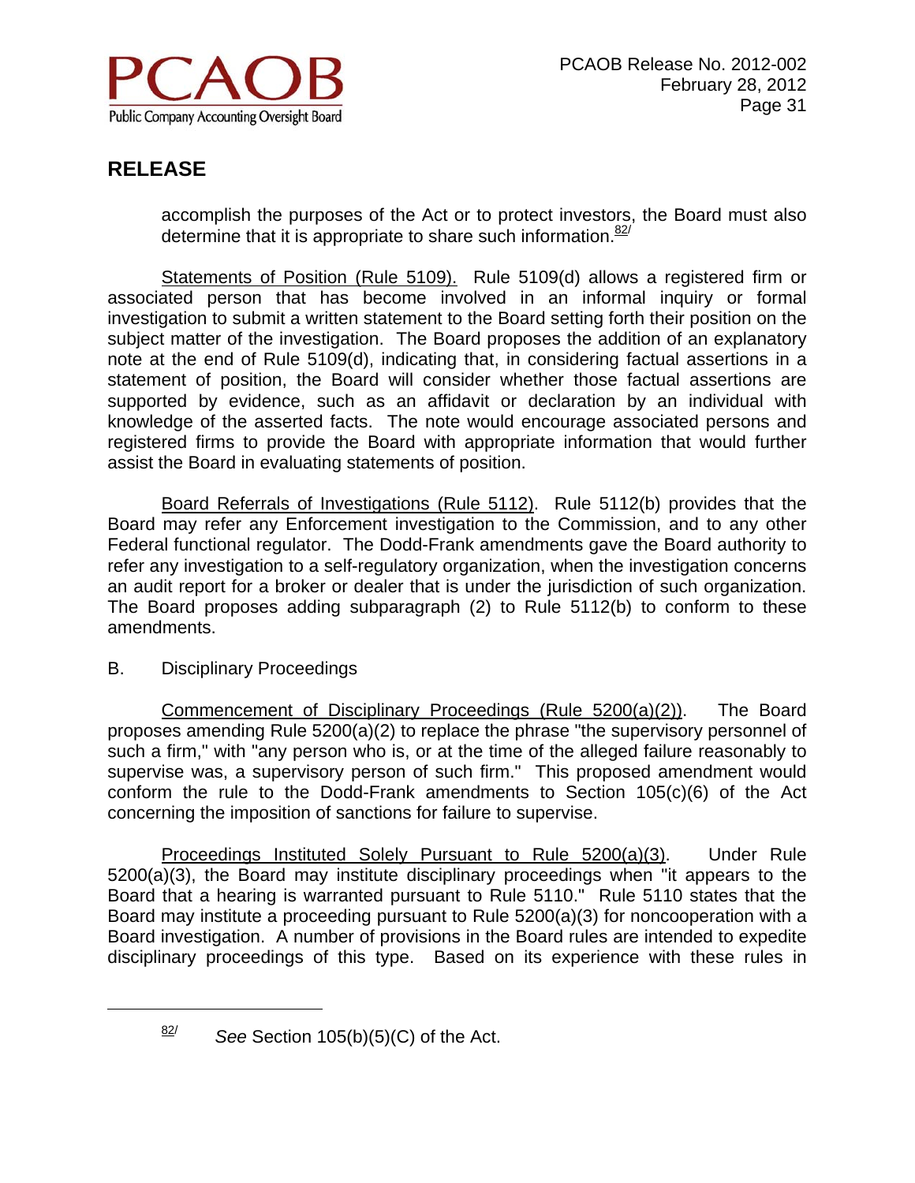accomplish the purposes of the Act or to protect investors, the Board must also determine that it is appropriate to share such information.[82]

Statements of Position (Rule 5109). Rule 5109(d) allows a registered firm or associated person that has become involved in an informal inquiry or formal investigation to submit a written statement to the Board setting forth their position on the subject matter of the investigation. The Board proposes the addition of an explanatory note at the end of Rule 5109(d), indicating that, in considering factual assertions in a statement of position, the Board will consider whether those factual assertions are supported by evidence, such as an affidavit or declaration by an individual with knowledge of the asserted facts. The note would encourage associated persons and registered firms to provide the Board with appropriate information that would further assist the Board in evaluating statements of position.

Board Referrals of Investigations (Rule 5112). Rule 5112(b) provides that the Board may refer any Enforcement investigation to the Commission, and to any other Federal functional regulator. The Dodd-Frank amendments gave the Board authority to refer any investigation to a self-regulatory organization, when the investigation concerns an audit report for a broker or dealer that is under the jurisdiction of such organization. The Board proposes adding subparagraph (2) to Rule 5112(b) to conform to these amendments.

B. Disciplinary Proceedings

Commencement of Disciplinary Proceedings (Rule 5200(a)(2)). The Board proposes amending Rule 5200(a)(2) to replace the phrase "the supervisory personnel of such a firm," with "any person who is, or at the time of the alleged failure reasonably to supervise was, a supervisory person of such firm." This proposed amendment would conform the rule to the Dodd-Frank amendments to Section 105(c)(6) of the Act concerning the imposition of sanctions for failure to supervise.

Proceedings Instituted Solely Pursuant to Rule 5200(a)(3). Under Rule 5200(a)(3), the Board may institute disciplinary proceedings when "it appears to the Board that a hearing is warranted pursuant to Rule 5110." Rule 5110 states that the Board may institute a proceeding pursuant to Rule 5200(a)(3) for noncooperation with a Board investigation. A number of provisions in the Board rules are intended to expedite disciplinary proceedings of this type. Based on its experience with these rules in

---

[82] *See* Section 105(b)(5)(C) of the Act.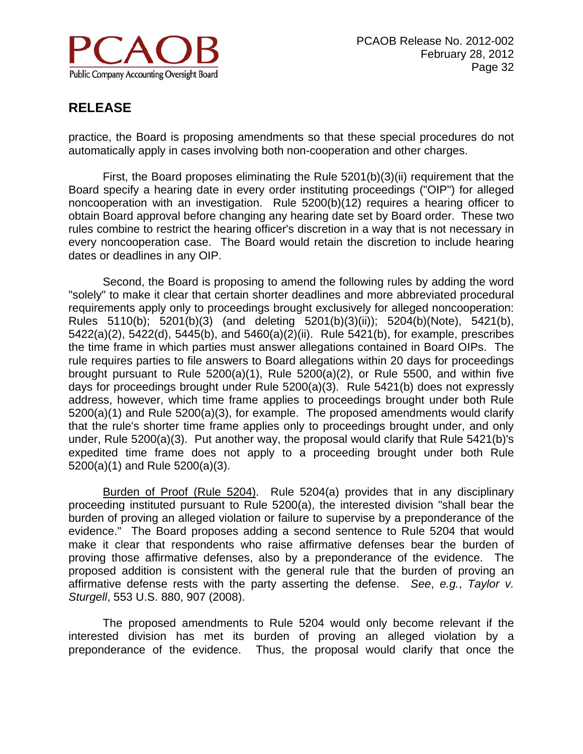practice, the Board is proposing amendments so that these special procedures do not automatically apply in cases involving both non-cooperation and other charges.

First, the Board proposes eliminating the Rule 5201(b)(3)(ii) requirement that the Board specify a hearing date in every order instituting proceedings ("OIP") for alleged noncooperation with an investigation. Rule 5200(b)(12) requires a hearing officer to obtain Board approval before changing any hearing date set by Board order. These two rules combine to restrict the hearing officer's discretion in a way that is not necessary in every noncooperation case. The Board would retain the discretion to include hearing dates or deadlines in any OIP.

Second, the Board is proposing to amend the following rules by adding the word "solely" to make it clear that certain shorter deadlines and more abbreviated procedural requirements apply only to proceedings brought exclusively for alleged noncooperation: Rules 5110(b); 5201(b)(3) (and deleting 5201(b)(3)(ii)); 5204(b)(Note), 5421(b), 5422(a)(2), 5422(d), 5445(b), and 5460(a)(2)(ii). Rule 5421(b), for example, prescribes the time frame in which parties must answer allegations contained in Board OIPs. The rule requires parties to file answers to Board allegations within 20 days for proceedings brought pursuant to Rule 5200(a)(1), Rule 5200(a)(2), or Rule 5500, and within five days for proceedings brought under Rule 5200(a)(3). Rule 5421(b) does not expressly address, however, which time frame applies to proceedings brought under both Rule 5200(a)(1) and Rule 5200(a)(3), for example. The proposed amendments would clarify that the rule's shorter time frame applies only to proceedings brought under, and only under, Rule 5200(a)(3). Put another way, the proposal would clarify that Rule 5421(b)'s expedited time frame does not apply to a proceeding brought under both Rule 5200(a)(1) and Rule 5200(a)(3).

Burden of Proof (Rule 5204). Rule 5204(a) provides that in any disciplinary proceeding instituted pursuant to Rule 5200(a), the interested division "shall bear the burden of proving an alleged violation or failure to supervise by a preponderance of the evidence." The Board proposes adding a second sentence to Rule 5204 that would make it clear that respondents who raise affirmative defenses bear the burden of proving those affirmative defenses, also by a preponderance of the evidence. The proposed addition is consistent with the general rule that the burden of proving an affirmative defense rests with the party asserting the defense. *See*, *e.g.*, *Taylor v. Sturgell*, 553 U.S. 880, 907 (2008).

The proposed amendments to Rule 5204 would only become relevant if the interested division has met its burden of proving an alleged violation by a preponderance of the evidence. Thus, the proposal would clarify that once the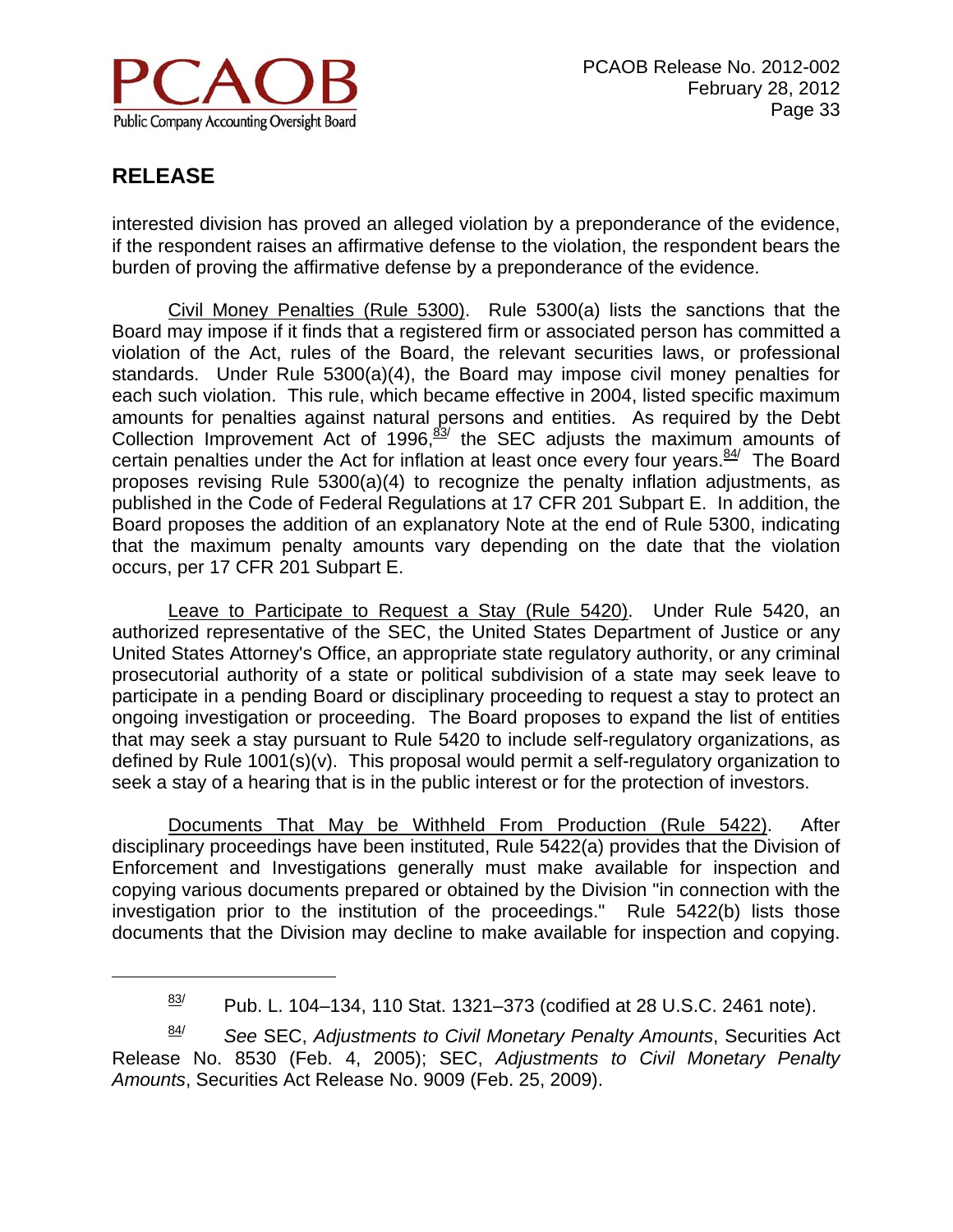interested division has proved an alleged violation by a preponderance of the evidence, if the respondent raises an affirmative defense to the violation, the respondent bears the burden of proving the affirmative defense by a preponderance of the evidence.

Civil Money Penalties (Rule 5300). Rule 5300(a) lists the sanctions that the Board may impose if it finds that a registered firm or associated person has committed a violation of the Act, rules of the Board, the relevant securities laws, or professional standards. Under Rule 5300(a)(4), the Board may impose civil money penalties for each such violation. This rule, which became effective in 2004, listed specific maximum amounts for penalties against natural persons and entities. As required by the Debt Collection Improvement Act of 1996,[83] the SEC adjusts the maximum amounts of certain penalties under the Act for inflation at least once every four years.[84] The Board proposes revising Rule 5300(a)(4) to recognize the penalty inflation adjustments, as published in the Code of Federal Regulations at 17 CFR 201 Subpart E. In addition, the Board proposes the addition of an explanatory Note at the end of Rule 5300, indicating that the maximum penalty amounts vary depending on the date that the violation occurs, per 17 CFR 201 Subpart E.

Leave to Participate to Request a Stay (Rule 5420). Under Rule 5420, an authorized representative of the SEC, the United States Department of Justice or any United States Attorney's Office, an appropriate state regulatory authority, or any criminal prosecutorial authority of a state or political subdivision of a state may seek leave to participate in a pending Board or disciplinary proceeding to request a stay to protect an ongoing investigation or proceeding. The Board proposes to expand the list of entities that may seek a stay pursuant to Rule 5420 to include self-regulatory organizations, as defined by Rule 1001(s)(v). This proposal would permit a self-regulatory organization to seek a stay of a hearing that is in the public interest or for the protection of investors.

Documents That May be Withheld From Production (Rule 5422). After disciplinary proceedings have been instituted, Rule 5422(a) provides that the Division of Enforcement and Investigations generally must make available for inspection and copying various documents prepared or obtained by the Division "in connection with the investigation prior to the institution of the proceedings." Rule 5422(b) lists those documents that the Division may decline to make available for inspection and copying.

---

[83] Pub. L. 104–134, 110 Stat. 1321–373 (codified at 28 U.S.C. 2461 note).

[84] *See* SEC, *Adjustments to Civil Monetary Penalty Amounts*, Securities Act Release No. 8530 (Feb. 4, 2005); SEC, *Adjustments to Civil Monetary Penalty Amounts*, Securities Act Release No. 9009 (Feb. 25, 2009).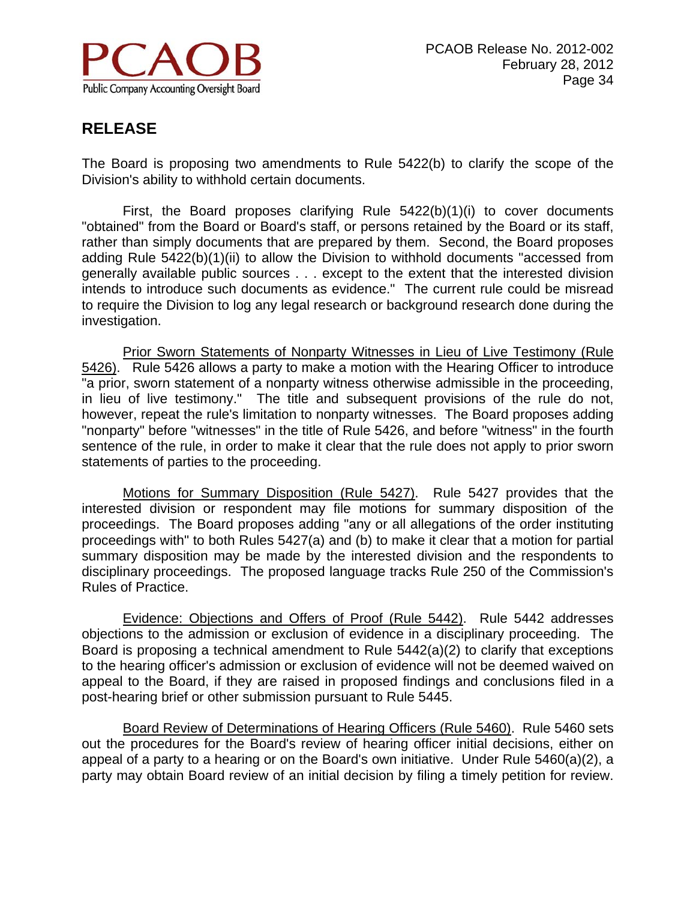The Board is proposing two amendments to Rule 5422(b) to clarify the scope of the Division's ability to withhold certain documents.

First, the Board proposes clarifying Rule 5422(b)(1)(i) to cover documents "obtained" from the Board or Board's staff, or persons retained by the Board or its staff, rather than simply documents that are prepared by them. Second, the Board proposes adding Rule 5422(b)(1)(ii) to allow the Division to withhold documents "accessed from generally available public sources . . . except to the extent that the interested division intends to introduce such documents as evidence." The current rule could be misread to require the Division to log any legal research or background research done during the investigation.

Prior Sworn Statements of Nonparty Witnesses in Lieu of Live Testimony (Rule 5426). Rule 5426 allows a party to make a motion with the Hearing Officer to introduce "a prior, sworn statement of a nonparty witness otherwise admissible in the proceeding, in lieu of live testimony." The title and subsequent provisions of the rule do not, however, repeat the rule's limitation to nonparty witnesses. The Board proposes adding "nonparty" before "witnesses" in the title of Rule 5426, and before "witness" in the fourth sentence of the rule, in order to make it clear that the rule does not apply to prior sworn statements of parties to the proceeding.

Motions for Summary Disposition (Rule 5427). Rule 5427 provides that the interested division or respondent may file motions for summary disposition of the proceedings. The Board proposes adding "any or all allegations of the order instituting proceedings with" to both Rules 5427(a) and (b) to make it clear that a motion for partial summary disposition may be made by the interested division and the respondents to disciplinary proceedings. The proposed language tracks Rule 250 of the Commission's Rules of Practice.

Evidence: Objections and Offers of Proof (Rule 5442). Rule 5442 addresses objections to the admission or exclusion of evidence in a disciplinary proceeding. The Board is proposing a technical amendment to Rule 5442(a)(2) to clarify that exceptions to the hearing officer's admission or exclusion of evidence will not be deemed waived on appeal to the Board, if they are raised in proposed findings and conclusions filed in a post-hearing brief or other submission pursuant to Rule 5445.

Board Review of Determinations of Hearing Officers (Rule 5460). Rule 5460 sets out the procedures for the Board's review of hearing officer initial decisions, either on appeal of a party to a hearing or on the Board's own initiative. Under Rule 5460(a)(2), a party may obtain Board review of an initial decision by filing a timely petition for review.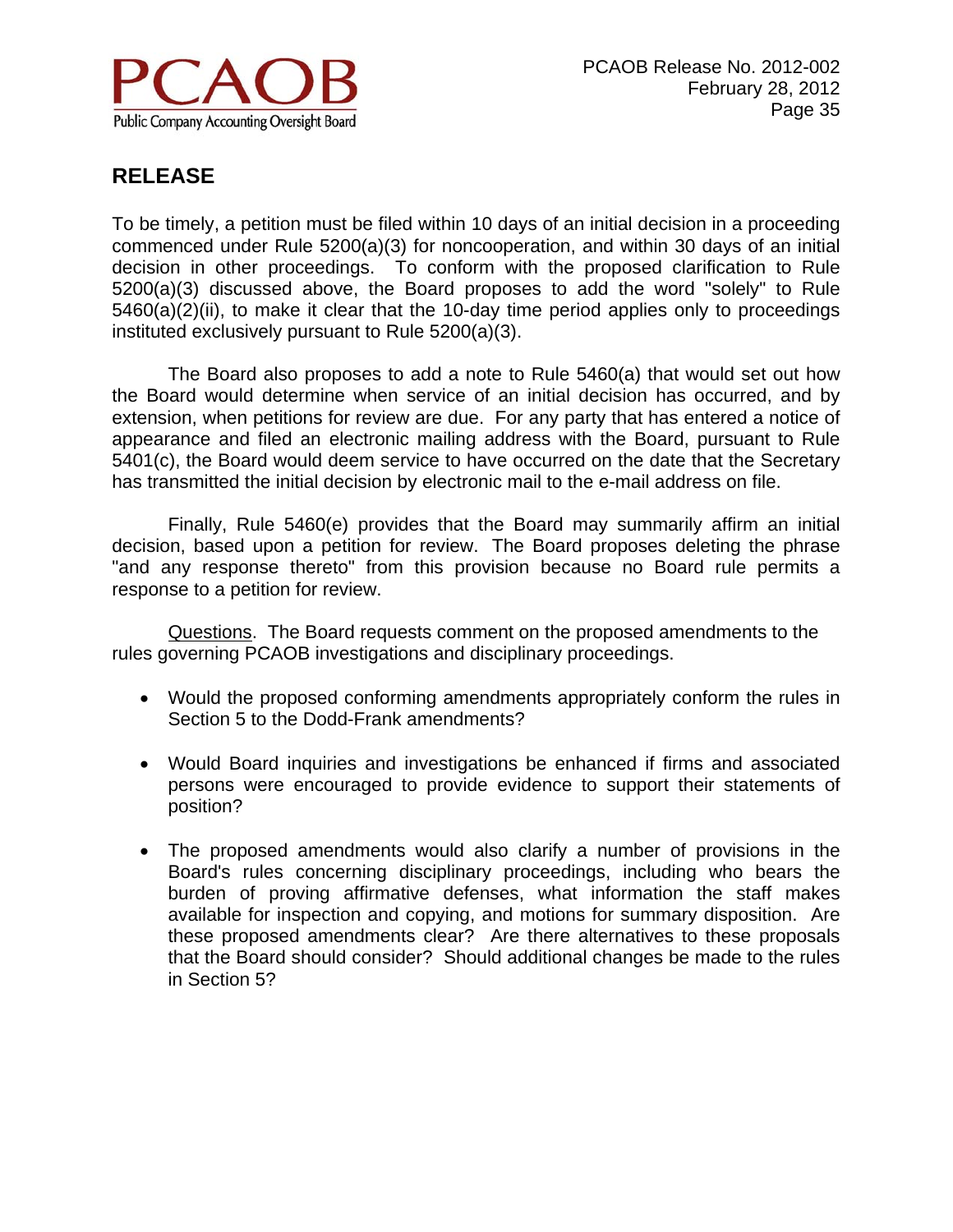## RELEASE

To be timely, a petition must be filed within 10 days of an initial decision in a proceeding commenced under Rule 5200(a)(3) for noncooperation, and within 30 days of an initial decision in other proceedings. To conform with the proposed clarification to Rule 5200(a)(3) discussed above, the Board proposes to add the word "solely" to Rule 5460(a)(2)(ii), to make it clear that the 10-day time period applies only to proceedings instituted exclusively pursuant to Rule 5200(a)(3).

The Board also proposes to add a note to Rule 5460(a) that would set out how the Board would determine when service of an initial decision has occurred, and by extension, when petitions for review are due. For any party that has entered a notice of appearance and filed an electronic mailing address with the Board, pursuant to Rule 5401(c), the Board would deem service to have occurred on the date that the Secretary has transmitted the initial decision by electronic mail to the e-mail address on file.

Finally, Rule 5460(e) provides that the Board may summarily affirm an initial decision, based upon a petition for review. The Board proposes deleting the phrase "and any response thereto" from this provision because no Board rule permits a response to a petition for review.

Questions. The Board requests comment on the proposed amendments to the rules governing PCAOB investigations and disciplinary proceedings.

- Would the proposed conforming amendments appropriately conform the rules in Section 5 to the Dodd-Frank amendments?
- Would Board inquiries and investigations be enhanced if firms and associated persons were encouraged to provide evidence to support their statements of position?
- The proposed amendments would also clarify a number of provisions in the Board's rules concerning disciplinary proceedings, including who bears the burden of proving affirmative defenses, what information the staff makes available for inspection and copying, and motions for summary disposition. Are these proposed amendments clear? Are there alternatives to these proposals that the Board should consider? Should additional changes be made to the rules in Section 5?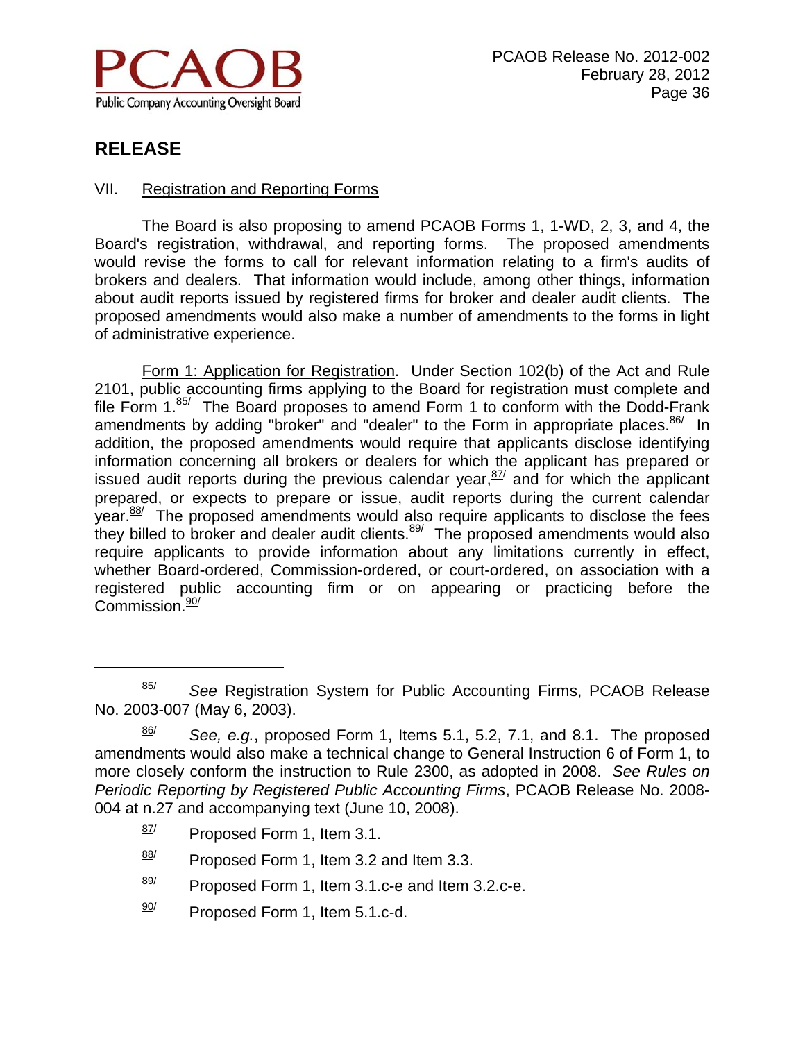## RELEASE

### VII. Registration and Reporting Forms

The Board is also proposing to amend PCAOB Forms 1, 1-WD, 2, 3, and 4, the Board's registration, withdrawal, and reporting forms. The proposed amendments would revise the forms to call for relevant information relating to a firm's audits of brokers and dealers. That information would include, among other things, information about audit reports issued by registered firms for broker and dealer audit clients. The proposed amendments would also make a number of amendments to the forms in light of administrative experience.

Form 1: Application for Registration. Under Section 102(b) of the Act and Rule 2101, public accounting firms applying to the Board for registration must complete and file Form 1.[85] The Board proposes to amend Form 1 to conform with the Dodd-Frank amendments by adding "broker" and "dealer" to the Form in appropriate places.[86] In addition, the proposed amendments would require that applicants disclose identifying information concerning all brokers or dealers for which the applicant has prepared or issued audit reports during the previous calendar year,[87] and for which the applicant prepared, or expects to prepare or issue, audit reports during the current calendar year.[88] The proposed amendments would also require applicants to disclose the fees they billed to broker and dealer audit clients.[89] The proposed amendments would also require applicants to provide information about any limitations currently in effect, whether Board-ordered, Commission-ordered, or court-ordered, on association with a registered public accounting firm or on appearing or practicing before the Commission.[90]

---

[85] *See* Registration System for Public Accounting Firms, PCAOB Release No. 2003-007 (May 6, 2003).

[86] *See, e.g.*, proposed Form 1, Items 5.1, 5.2, 7.1, and 8.1. The proposed amendments would also make a technical change to General Instruction 6 of Form 1, to more closely conform the instruction to Rule 2300, as adopted in 2008. *See Rules on Periodic Reporting by Registered Public Accounting Firms*, PCAOB Release No. 2008-004 at n.27 and accompanying text (June 10, 2008).

[87] Proposed Form 1, Item 3.1.

[88] Proposed Form 1, Item 3.2 and Item 3.3.

[89] Proposed Form 1, Item 3.1.c-e and Item 3.2.c-e.

[90] Proposed Form 1, Item 5.1.c-d.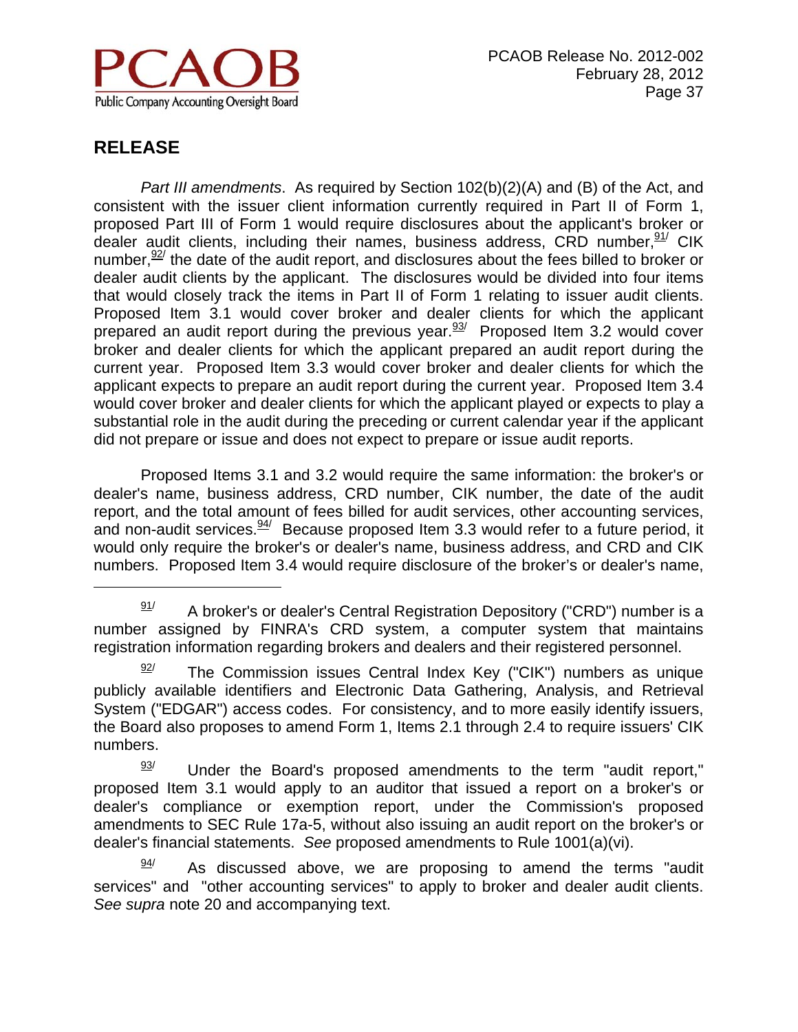## RELEASE

*Part III amendments*. As required by Section 102(b)(2)(A) and (B) of the Act, and consistent with the issuer client information currently required in Part II of Form 1, proposed Part III of Form 1 would require disclosures about the applicant's broker or dealer audit clients, including their names, business address, CRD number,[91] CIK number,[92] the date of the audit report, and disclosures about the fees billed to broker or dealer audit clients by the applicant. The disclosures would be divided into four items that would closely track the items in Part II of Form 1 relating to issuer audit clients. Proposed Item 3.1 would cover broker and dealer clients for which the applicant prepared an audit report during the previous year.[93] Proposed Item 3.2 would cover broker and dealer clients for which the applicant prepared an audit report during the current year. Proposed Item 3.3 would cover broker and dealer clients for which the applicant expects to prepare an audit report during the current year. Proposed Item 3.4 would cover broker and dealer clients for which the applicant played or expects to play a substantial role in the audit during the preceding or current calendar year if the applicant did not prepare or issue and does not expect to prepare or issue audit reports.

Proposed Items 3.1 and 3.2 would require the same information: the broker's or dealer's name, business address, CRD number, CIK number, the date of the audit report, and the total amount of fees billed for audit services, other accounting services, and non-audit services.[94] Because proposed Item 3.3 would refer to a future period, it would only require the broker's or dealer's name, business address, and CRD and CIK numbers. Proposed Item 3.4 would require disclosure of the broker's or dealer's name,

---

[91] A broker's or dealer's Central Registration Depository ("CRD") number is a number assigned by FINRA's CRD system, a computer system that maintains registration information regarding brokers and dealers and their registered personnel.

[92] The Commission issues Central Index Key ("CIK") numbers as unique publicly available identifiers and Electronic Data Gathering, Analysis, and Retrieval System ("EDGAR") access codes. For consistency, and to more easily identify issuers, the Board also proposes to amend Form 1, Items 2.1 through 2.4 to require issuers' CIK numbers.

[93] Under the Board's proposed amendments to the term "audit report," proposed Item 3.1 would apply to an auditor that issued a report on a broker's or dealer's compliance or exemption report, under the Commission's proposed amendments to SEC Rule 17a-5, without also issuing an audit report on the broker's or dealer's financial statements. *See* proposed amendments to Rule 1001(a)(vi).

[94] As discussed above, we are proposing to amend the terms "audit services" and "other accounting services" to apply to broker and dealer audit clients. *See supra* note 20 and accompanying text.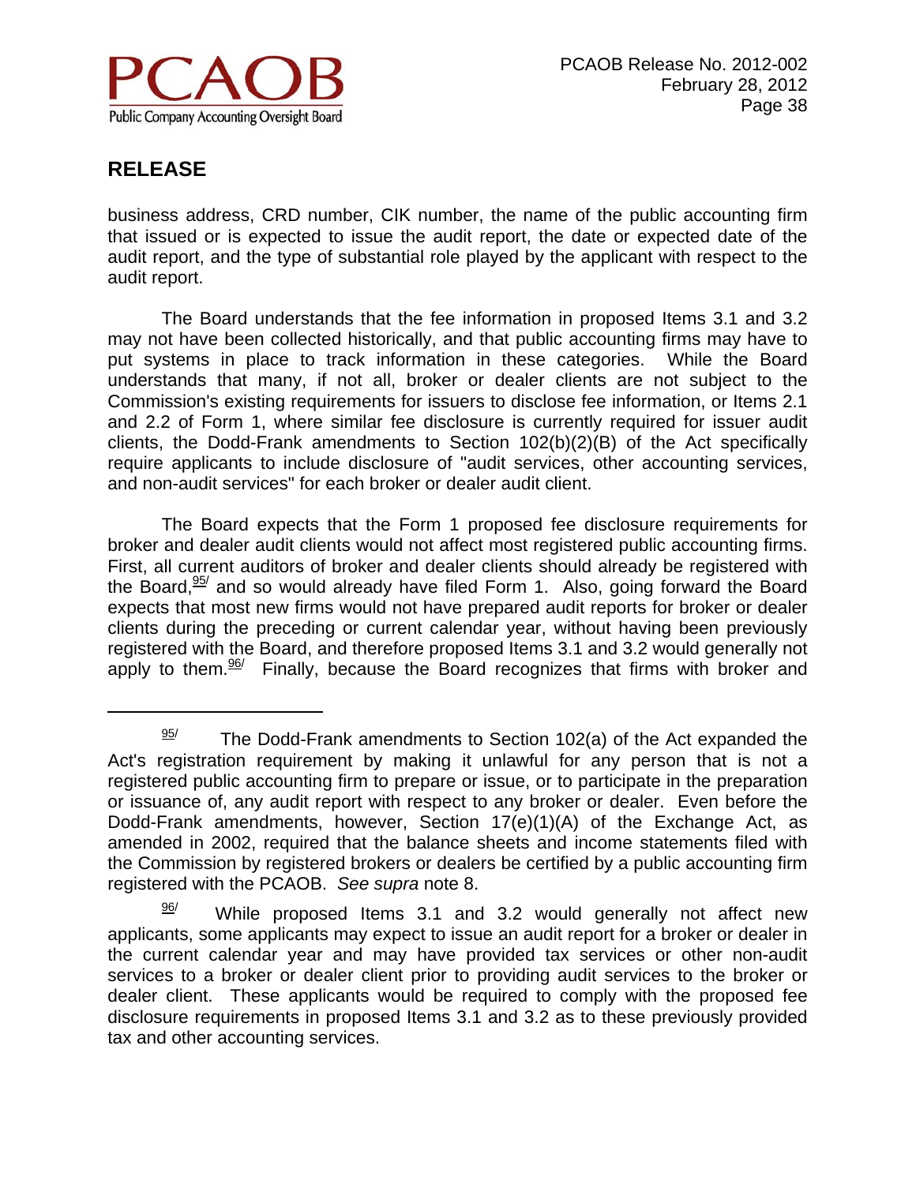## RELEASE

business address, CRD number, CIK number, the name of the public accounting firm that issued or is expected to issue the audit report, the date or expected date of the audit report, and the type of substantial role played by the applicant with respect to the audit report.

The Board understands that the fee information in proposed Items 3.1 and 3.2 may not have been collected historically, and that public accounting firms may have to put systems in place to track information in these categories. While the Board understands that many, if not all, broker or dealer clients are not subject to the Commission's existing requirements for issuers to disclose fee information, or Items 2.1 and 2.2 of Form 1, where similar fee disclosure is currently required for issuer audit clients, the Dodd-Frank amendments to Section 102(b)(2)(B) of the Act specifically require applicants to include disclosure of "audit services, other accounting services, and non-audit services" for each broker or dealer audit client.

The Board expects that the Form 1 proposed fee disclosure requirements for broker and dealer audit clients would not affect most registered public accounting firms. First, all current auditors of broker and dealer clients should already be registered with the Board,[95] and so would already have filed Form 1. Also, going forward the Board expects that most new firms would not have prepared audit reports for broker or dealer clients during the preceding or current calendar year, without having been previously registered with the Board, and therefore proposed Items 3.1 and 3.2 would generally not apply to them.[96] Finally, because the Board recognizes that firms with broker and

---

[95] The Dodd-Frank amendments to Section 102(a) of the Act expanded the Act's registration requirement by making it unlawful for any person that is not a registered public accounting firm to prepare or issue, or to participate in the preparation or issuance of, any audit report with respect to any broker or dealer. Even before the Dodd-Frank amendments, however, Section 17(e)(1)(A) of the Exchange Act, as amended in 2002, required that the balance sheets and income statements filed with the Commission by registered brokers or dealers be certified by a public accounting firm registered with the PCAOB. *See supra* note 8.

[96] While proposed Items 3.1 and 3.2 would generally not affect new applicants, some applicants may expect to issue an audit report for a broker or dealer in the current calendar year and may have provided tax services or other non-audit services to a broker or dealer client prior to providing audit services to the broker or dealer client. These applicants would be required to comply with the proposed fee disclosure requirements in proposed Items 3.1 and 3.2 as to these previously provided tax and other accounting services.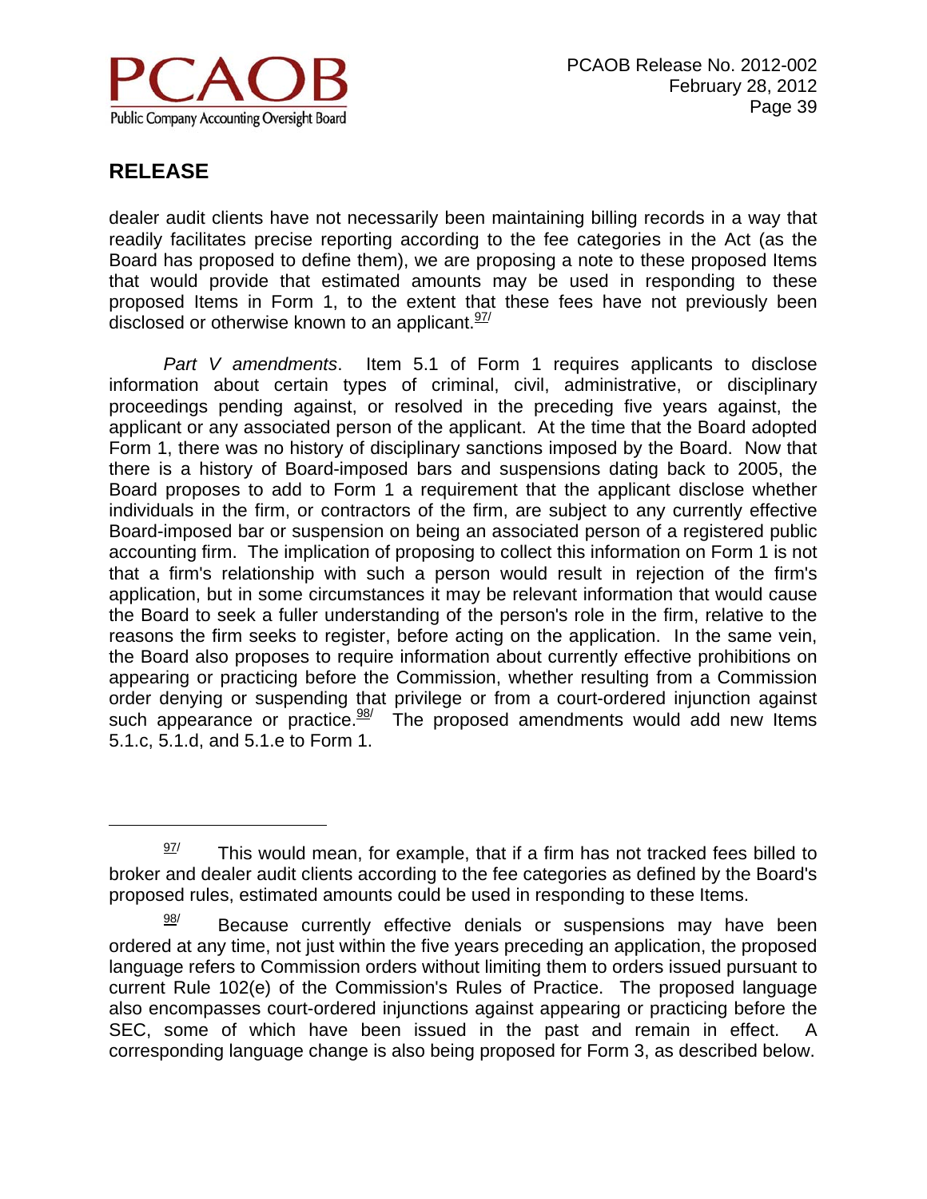dealer audit clients have not necessarily been maintaining billing records in a way that readily facilitates precise reporting according to the fee categories in the Act (as the Board has proposed to define them), we are proposing a note to these proposed Items that would provide that estimated amounts may be used in responding to these proposed Items in Form 1, to the extent that these fees have not previously been disclosed or otherwise known to an applicant.[97/]

*Part V amendments*. Item 5.1 of Form 1 requires applicants to disclose information about certain types of criminal, civil, administrative, or disciplinary proceedings pending against, or resolved in the preceding five years against, the applicant or any associated person of the applicant. At the time that the Board adopted Form 1, there was no history of disciplinary sanctions imposed by the Board. Now that there is a history of Board-imposed bars and suspensions dating back to 2005, the Board proposes to add to Form 1 a requirement that the applicant disclose whether individuals in the firm, or contractors of the firm, are subject to any currently effective Board-imposed bar or suspension on being an associated person of a registered public accounting firm. The implication of proposing to collect this information on Form 1 is not that a firm's relationship with such a person would result in rejection of the firm's application, but in some circumstances it may be relevant information that would cause the Board to seek a fuller understanding of the person's role in the firm, relative to the reasons the firm seeks to register, before acting on the application. In the same vein, the Board also proposes to require information about currently effective prohibitions on appearing or practicing before the Commission, whether resulting from a Commission order denying or suspending that privilege or from a court-ordered injunction against such appearance or practice.[98/] The proposed amendments would add new Items 5.1.c, 5.1.d, and 5.1.e to Form 1.

---

[97/] This would mean, for example, that if a firm has not tracked fees billed to broker and dealer audit clients according to the fee categories as defined by the Board's proposed rules, estimated amounts could be used in responding to these Items.

[98/] Because currently effective denials or suspensions may have been ordered at any time, not just within the five years preceding an application, the proposed language refers to Commission orders without limiting them to orders issued pursuant to current Rule 102(e) of the Commission's Rules of Practice. The proposed language also encompasses court-ordered injunctions against appearing or practicing before the SEC, some of which have been issued in the past and remain in effect. A corresponding language change is also being proposed for Form 3, as described below.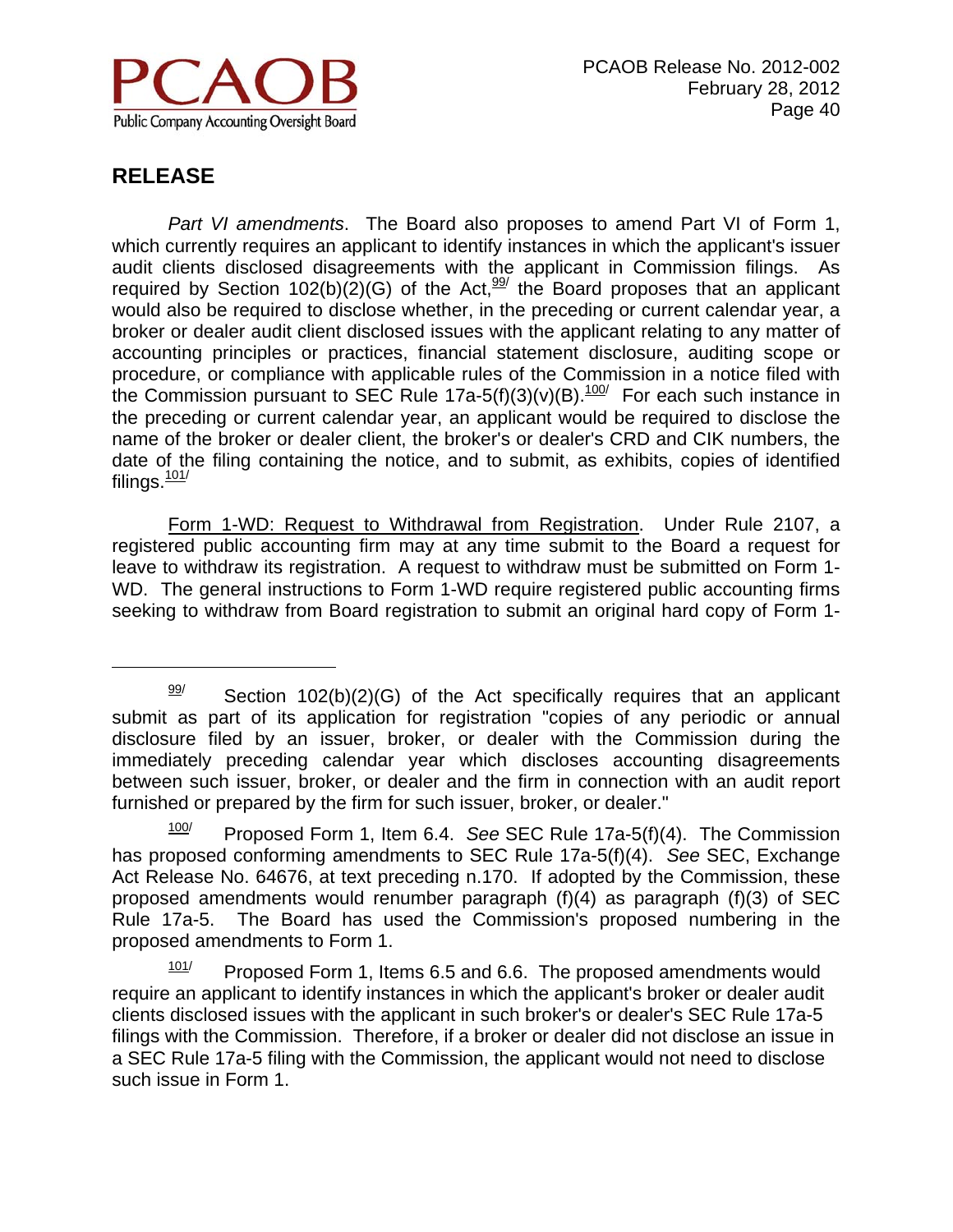## RELEASE

*Part VI amendments*. The Board also proposes to amend Part VI of Form 1, which currently requires an applicant to identify instances in which the applicant's issuer audit clients disclosed disagreements with the applicant in Commission filings. As required by Section 102(b)(2)(G) of the Act,[99/] the Board proposes that an applicant would also be required to disclose whether, in the preceding or current calendar year, a broker or dealer audit client disclosed issues with the applicant relating to any matter of accounting principles or practices, financial statement disclosure, auditing scope or procedure, or compliance with applicable rules of the Commission in a notice filed with the Commission pursuant to SEC Rule 17a-5(f)(3)(v)(B).[100/] For each such instance in the preceding or current calendar year, an applicant would be required to disclose the name of the broker or dealer client, the broker's or dealer's CRD and CIK numbers, the date of the filing containing the notice, and to submit, as exhibits, copies of identified filings.[101/]

Form 1-WD: Request to Withdrawal from Registration. Under Rule 2107, a registered public accounting firm may at any time submit to the Board a request for leave to withdraw its registration. A request to withdraw must be submitted on Form 1-WD. The general instructions to Form 1-WD require registered public accounting firms seeking to withdraw from Board registration to submit an original hard copy of Form 1-

---

[99/] Section 102(b)(2)(G) of the Act specifically requires that an applicant submit as part of its application for registration "copies of any periodic or annual disclosure filed by an issuer, broker, or dealer with the Commission during the immediately preceding calendar year which discloses accounting disagreements between such issuer, broker, or dealer and the firm in connection with an audit report furnished or prepared by the firm for such issuer, broker, or dealer."

[100/] Proposed Form 1, Item 6.4. *See* SEC Rule 17a-5(f)(4). The Commission has proposed conforming amendments to SEC Rule 17a-5(f)(4). *See* SEC, Exchange Act Release No. 64676, at text preceding n.170. If adopted by the Commission, these proposed amendments would renumber paragraph (f)(4) as paragraph (f)(3) of SEC Rule 17a-5. The Board has used the Commission's proposed numbering in the proposed amendments to Form 1.

[101/] Proposed Form 1, Items 6.5 and 6.6. The proposed amendments would require an applicant to identify instances in which the applicant's broker or dealer audit clients disclosed issues with the applicant in such broker's or dealer's SEC Rule 17a-5 filings with the Commission. Therefore, if a broker or dealer did not disclose an issue in a SEC Rule 17a-5 filing with the Commission, the applicant would not need to disclose such issue in Form 1.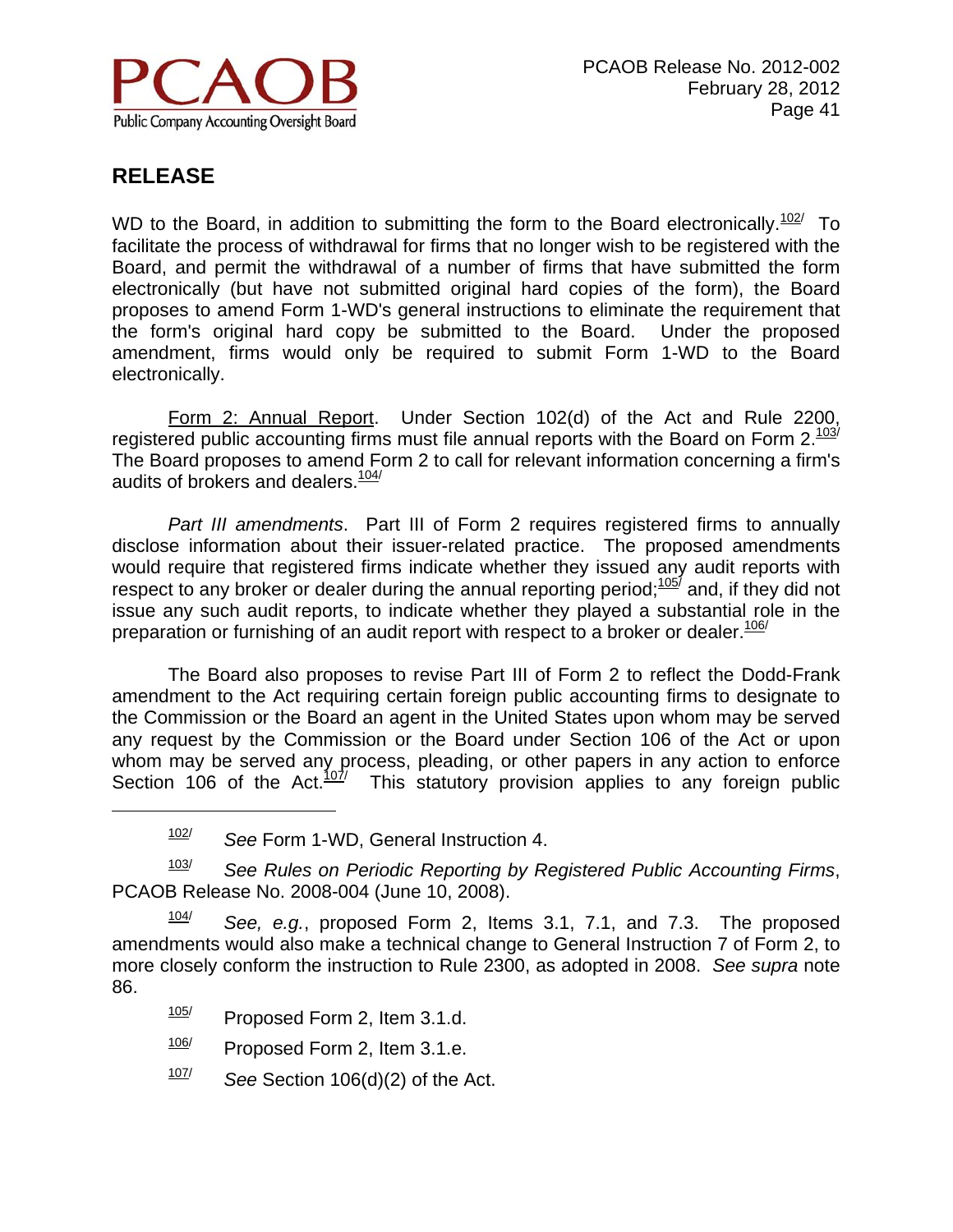## RELEASE

WD to the Board, in addition to submitting the form to the Board electronically.[102] To facilitate the process of withdrawal for firms that no longer wish to be registered with the Board, and permit the withdrawal of a number of firms that have submitted the form electronically (but have not submitted original hard copies of the form), the Board proposes to amend Form 1-WD's general instructions to eliminate the requirement that the form's original hard copy be submitted to the Board. Under the proposed amendment, firms would only be required to submit Form 1-WD to the Board electronically.

Form 2: Annual Report. Under Section 102(d) of the Act and Rule 2200, registered public accounting firms must file annual reports with the Board on Form 2.[103] The Board proposes to amend Form 2 to call for relevant information concerning a firm's audits of brokers and dealers.[104]

*Part III amendments*. Part III of Form 2 requires registered firms to annually disclose information about their issuer-related practice. The proposed amendments would require that registered firms indicate whether they issued any audit reports with respect to any broker or dealer during the annual reporting period;[105] and, if they did not issue any such audit reports, to indicate whether they played a substantial role in the preparation or furnishing of an audit report with respect to a broker or dealer.[106]

The Board also proposes to revise Part III of Form 2 to reflect the Dodd-Frank amendment to the Act requiring certain foreign public accounting firms to designate to the Commission or the Board an agent in the United States upon whom may be served any request by the Commission or the Board under Section 106 of the Act or upon whom may be served any process, pleading, or other papers in any action to enforce Section 106 of the Act.[107] This statutory provision applies to any foreign public

---

[102] *See* Form 1-WD, General Instruction 4.

[103] *See Rules on Periodic Reporting by Registered Public Accounting Firms*, PCAOB Release No. 2008-004 (June 10, 2008).

[104] *See, e.g.*, proposed Form 2, Items 3.1, 7.1, and 7.3. The proposed amendments would also make a technical change to General Instruction 7 of Form 2, to more closely conform the instruction to Rule 2300, as adopted in 2008. *See supra* note 86.

[105] Proposed Form 2, Item 3.1.d.

[106] Proposed Form 2, Item 3.1.e.

[107] *See* Section 106(d)(2) of the Act.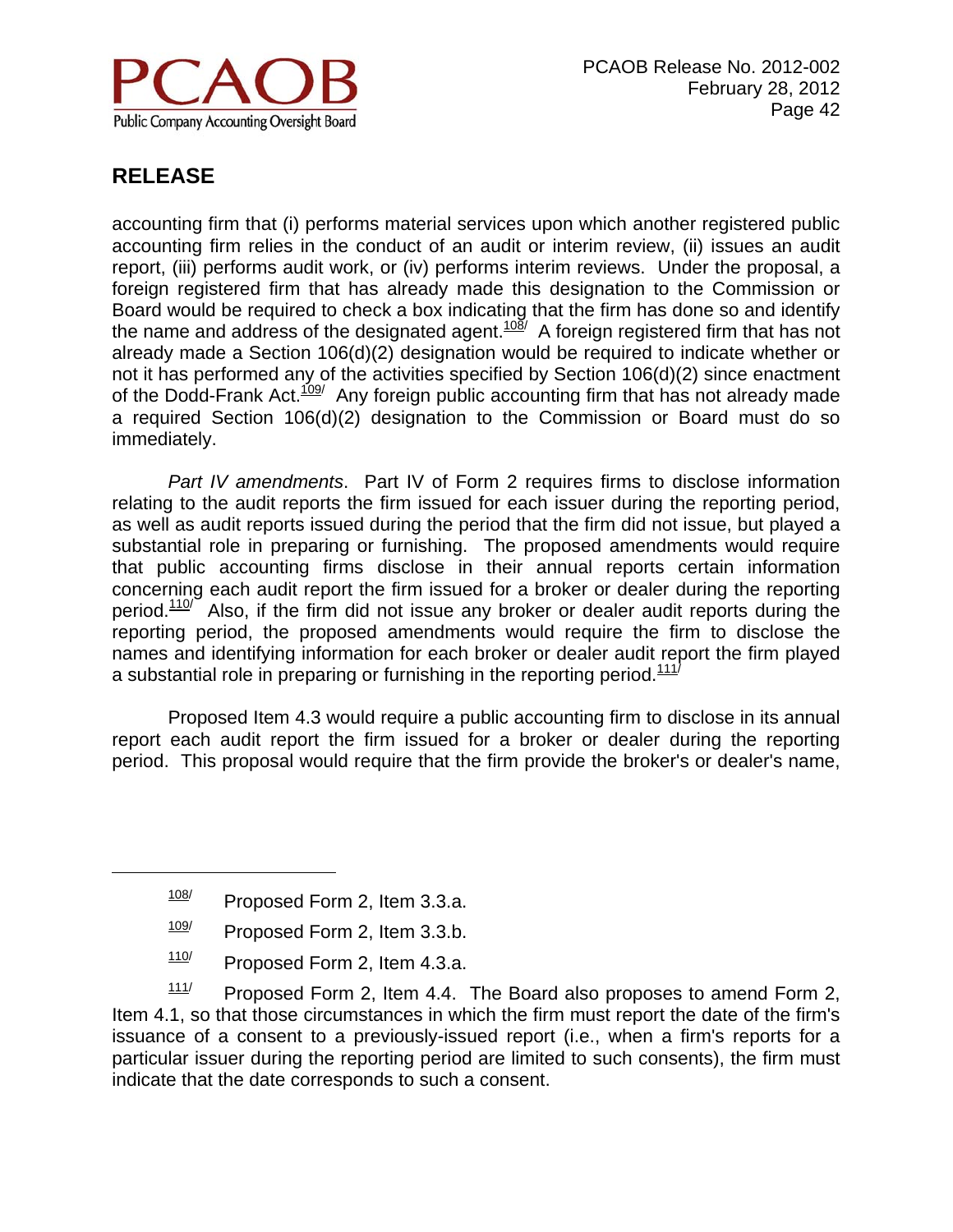accounting firm that (i) performs material services upon which another registered public accounting firm relies in the conduct of an audit or interim review, (ii) issues an audit report, (iii) performs audit work, or (iv) performs interim reviews. Under the proposal, a foreign registered firm that has already made this designation to the Commission or Board would be required to check a box indicating that the firm has done so and identify the name and address of the designated agent.[108] A foreign registered firm that has not already made a Section 106(d)(2) designation would be required to indicate whether or not it has performed any of the activities specified by Section 106(d)(2) since enactment of the Dodd-Frank Act.[109] Any foreign public accounting firm that has not already made a required Section 106(d)(2) designation to the Commission or Board must do so immediately.

*Part IV amendments*. Part IV of Form 2 requires firms to disclose information relating to the audit reports the firm issued for each issuer during the reporting period, as well as audit reports issued during the period that the firm did not issue, but played a substantial role in preparing or furnishing. The proposed amendments would require that public accounting firms disclose in their annual reports certain information concerning each audit report the firm issued for a broker or dealer during the reporting period.[110] Also, if the firm did not issue any broker or dealer audit reports during the reporting period, the proposed amendments would require the firm to disclose the names and identifying information for each broker or dealer audit report the firm played a substantial role in preparing or furnishing in the reporting period.[111]

Proposed Item 4.3 would require a public accounting firm to disclose in its annual report each audit report the firm issued for a broker or dealer during the reporting period. This proposal would require that the firm provide the broker's or dealer's name,

---

[108] Proposed Form 2, Item 3.3.a.

[109] Proposed Form 2, Item 3.3.b.

[110] Proposed Form 2, Item 4.3.a.

[111] Proposed Form 2, Item 4.4. The Board also proposes to amend Form 2, Item 4.1, so that those circumstances in which the firm must report the date of the firm's issuance of a consent to a previously-issued report (i.e., when a firm's reports for a particular issuer during the reporting period are limited to such consents), the firm must indicate that the date corresponds to such a consent.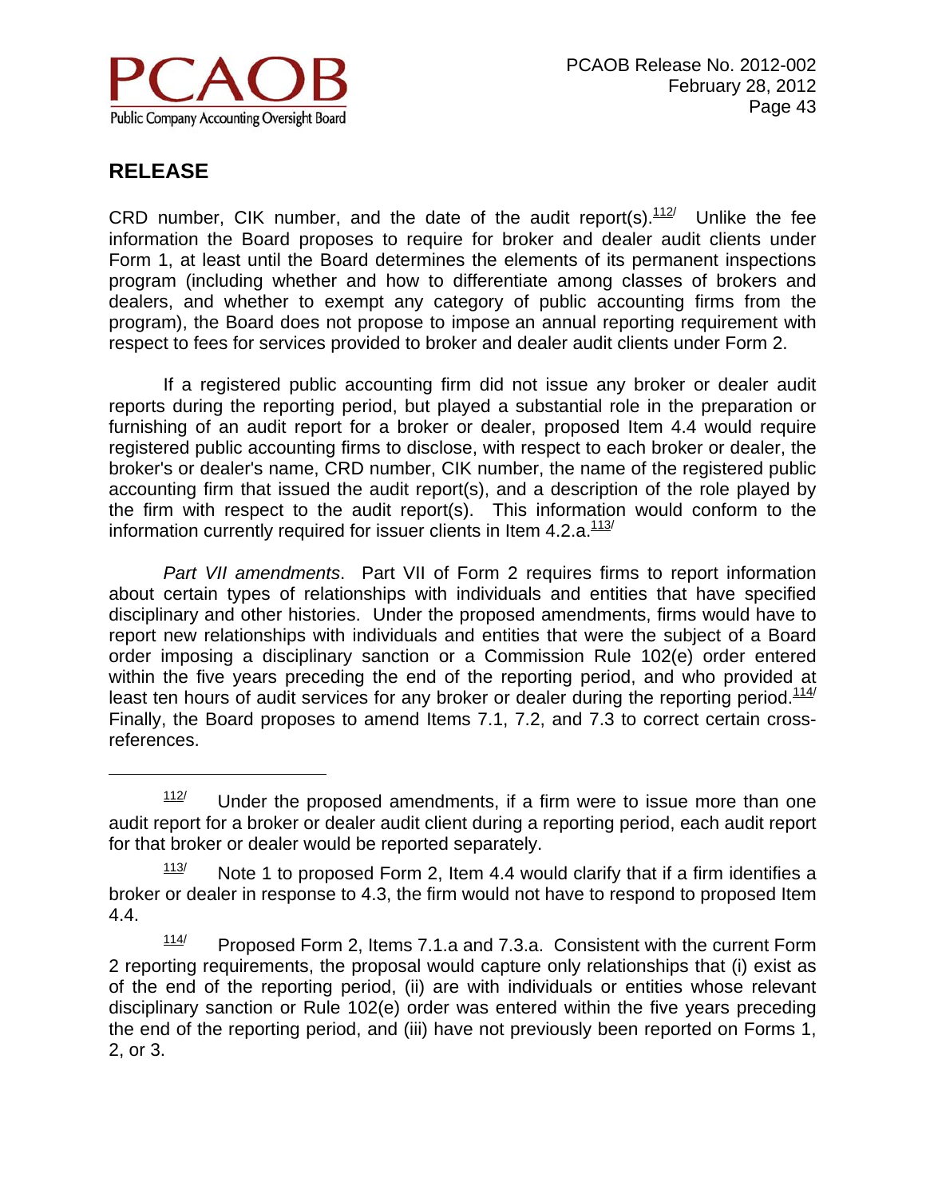CRD number, CIK number, and the date of the audit report(s).[112] Unlike the fee information the Board proposes to require for broker and dealer audit clients under Form 1, at least until the Board determines the elements of its permanent inspections program (including whether and how to differentiate among classes of brokers and dealers, and whether to exempt any category of public accounting firms from the program), the Board does not propose to impose an annual reporting requirement with respect to fees for services provided to broker and dealer audit clients under Form 2.

If a registered public accounting firm did not issue any broker or dealer audit reports during the reporting period, but played a substantial role in the preparation or furnishing of an audit report for a broker or dealer, proposed Item 4.4 would require registered public accounting firms to disclose, with respect to each broker or dealer, the broker's or dealer's name, CRD number, CIK number, the name of the registered public accounting firm that issued the audit report(s), and a description of the role played by the firm with respect to the audit report(s). This information would conform to the information currently required for issuer clients in Item 4.2.a.[113]

*Part VII amendments*. Part VII of Form 2 requires firms to report information about certain types of relationships with individuals and entities that have specified disciplinary and other histories. Under the proposed amendments, firms would have to report new relationships with individuals and entities that were the subject of a Board order imposing a disciplinary sanction or a Commission Rule 102(e) order entered within the five years preceding the end of the reporting period, and who provided at least ten hours of audit services for any broker or dealer during the reporting period.[114] Finally, the Board proposes to amend Items 7.1, 7.2, and 7.3 to correct certain cross-references.

---

[112] Under the proposed amendments, if a firm were to issue more than one audit report for a broker or dealer audit client during a reporting period, each audit report for that broker or dealer would be reported separately.

[113] Note 1 to proposed Form 2, Item 4.4 would clarify that if a firm identifies a broker or dealer in response to 4.3, the firm would not have to respond to proposed Item 4.4.

[114] Proposed Form 2, Items 7.1.a and 7.3.a. Consistent with the current Form 2 reporting requirements, the proposal would capture only relationships that (i) exist as of the end of the reporting period, (ii) are with individuals or entities whose relevant disciplinary sanction or Rule 102(e) order was entered within the five years preceding the end of the reporting period, and (iii) have not previously been reported on Forms 1, 2, or 3.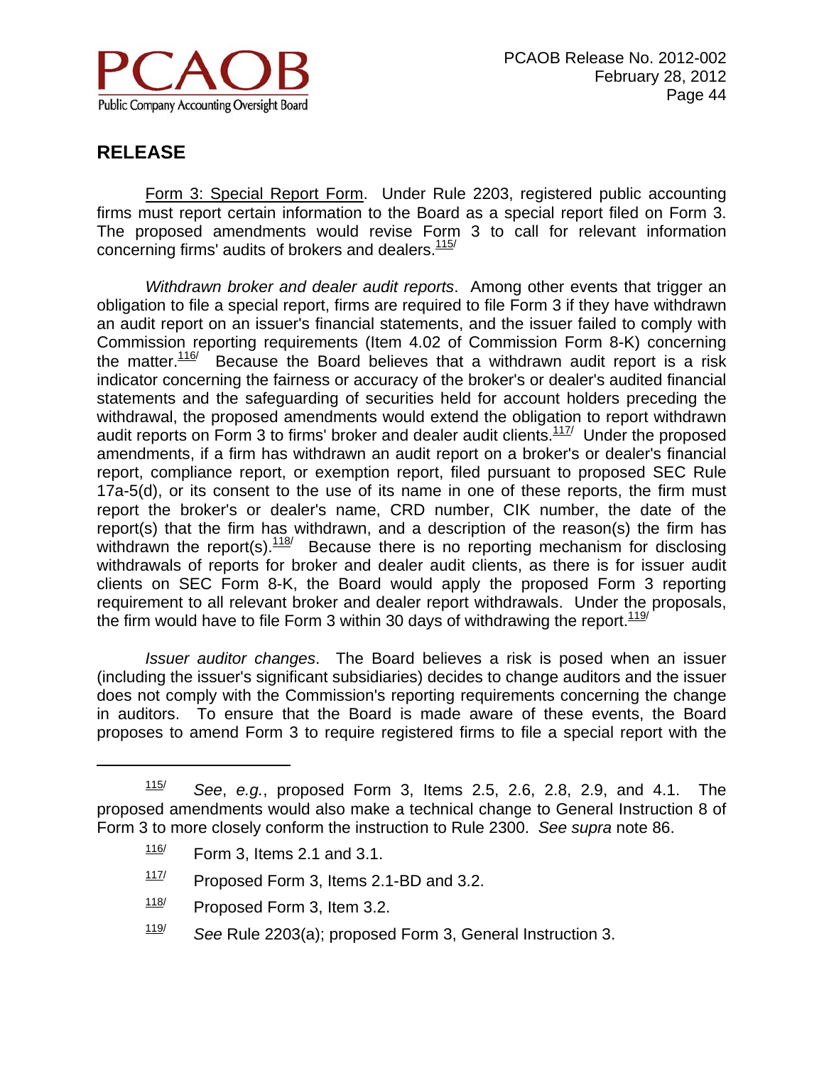## RELEASE

Form 3: Special Report Form. Under Rule 2203, registered public accounting firms must report certain information to the Board as a special report filed on Form 3. The proposed amendments would revise Form 3 to call for relevant information concerning firms' audits of brokers and dealers.[115]

*Withdrawn broker and dealer audit reports*. Among other events that trigger an obligation to file a special report, firms are required to file Form 3 if they have withdrawn an audit report on an issuer's financial statements, and the issuer failed to comply with Commission reporting requirements (Item 4.02 of Commission Form 8-K) concerning the matter.[116] Because the Board believes that a withdrawn audit report is a risk indicator concerning the fairness or accuracy of the broker's or dealer's audited financial statements and the safeguarding of securities held for account holders preceding the withdrawal, the proposed amendments would extend the obligation to report withdrawn audit reports on Form 3 to firms' broker and dealer audit clients.[117] Under the proposed amendments, if a firm has withdrawn an audit report on a broker's or dealer's financial report, compliance report, or exemption report, filed pursuant to proposed SEC Rule 17a-5(d), or its consent to the use of its name in one of these reports, the firm must report the broker's or dealer's name, CRD number, CIK number, the date of the report(s) that the firm has withdrawn, and a description of the reason(s) the firm has withdrawn the report(s).[118] Because there is no reporting mechanism for disclosing withdrawals of reports for broker and dealer audit clients, as there is for issuer audit clients on SEC Form 8-K, the Board would apply the proposed Form 3 reporting requirement to all relevant broker and dealer report withdrawals. Under the proposals, the firm would have to file Form 3 within 30 days of withdrawing the report.[119]

*Issuer auditor changes*. The Board believes a risk is posed when an issuer (including the issuer's significant subsidiaries) decides to change auditors and the issuer does not comply with the Commission's reporting requirements concerning the change in auditors. To ensure that the Board is made aware of these events, the Board proposes to amend Form 3 to require registered firms to file a special report with the

---

[115] *See*, *e.g.*, proposed Form 3, Items 2.5, 2.6, 2.8, 2.9, and 4.1. The proposed amendments would also make a technical change to General Instruction 8 of Form 3 to more closely conform the instruction to Rule 2300. *See supra* note 86.

[116] Form 3, Items 2.1 and 3.1.

[117] Proposed Form 3, Items 2.1-BD and 3.2.

[118] Proposed Form 3, Item 3.2.

[119] *See* Rule 2203(a); proposed Form 3, General Instruction 3.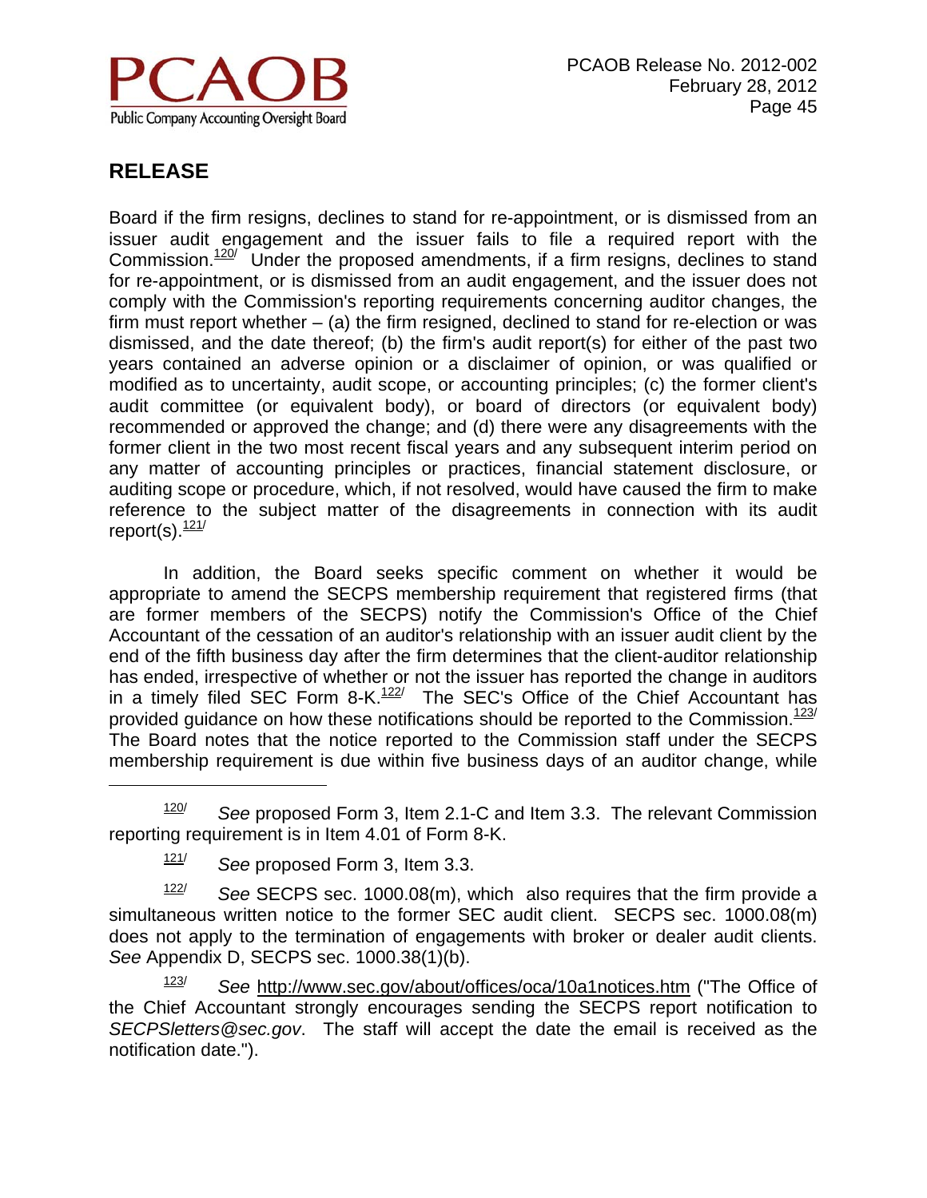Board if the firm resigns, declines to stand for re-appointment, or is dismissed from an issuer audit engagement and the issuer fails to file a required report with the Commission.[120] Under the proposed amendments, if a firm resigns, declines to stand for re-appointment, or is dismissed from an audit engagement, and the issuer does not comply with the Commission's reporting requirements concerning auditor changes, the firm must report whether – (a) the firm resigned, declined to stand for re-election or was dismissed, and the date thereof; (b) the firm's audit report(s) for either of the past two years contained an adverse opinion or a disclaimer of opinion, or was qualified or modified as to uncertainty, audit scope, or accounting principles; (c) the former client's audit committee (or equivalent body), or board of directors (or equivalent body) recommended or approved the change; and (d) there were any disagreements with the former client in the two most recent fiscal years and any subsequent interim period on any matter of accounting principles or practices, financial statement disclosure, or auditing scope or procedure, which, if not resolved, would have caused the firm to make reference to the subject matter of the disagreements in connection with its audit report(s).[121]

In addition, the Board seeks specific comment on whether it would be appropriate to amend the SECPS membership requirement that registered firms (that are former members of the SECPS) notify the Commission's Office of the Chief Accountant of the cessation of an auditor's relationship with an issuer audit client by the end of the fifth business day after the firm determines that the client-auditor relationship has ended, irrespective of whether or not the issuer has reported the change in auditors in a timely filed SEC Form 8-K.[122] The SEC's Office of the Chief Accountant has provided guidance on how these notifications should be reported to the Commission.[123] The Board notes that the notice reported to the Commission staff under the SECPS membership requirement is due within five business days of an auditor change, while

---

[120] *See* proposed Form 3, Item 2.1-C and Item 3.3. The relevant Commission reporting requirement is in Item 4.01 of Form 8-K.

[121] *See* proposed Form 3, Item 3.3.

[122] *See* SECPS sec. 1000.08(m), which also requires that the firm provide a simultaneous written notice to the former SEC audit client. SECPS sec. 1000.08(m) does not apply to the termination of engagements with broker or dealer audit clients. *See* Appendix D, SECPS sec. 1000.38(1)(b).

[123] *See* http://www.sec.gov/about/offices/oca/10a1notices.htm ("The Office of the Chief Accountant strongly encourages sending the SECPS report notification to *SECPSletters@sec.gov*. The staff will accept the date the email is received as the notification date.").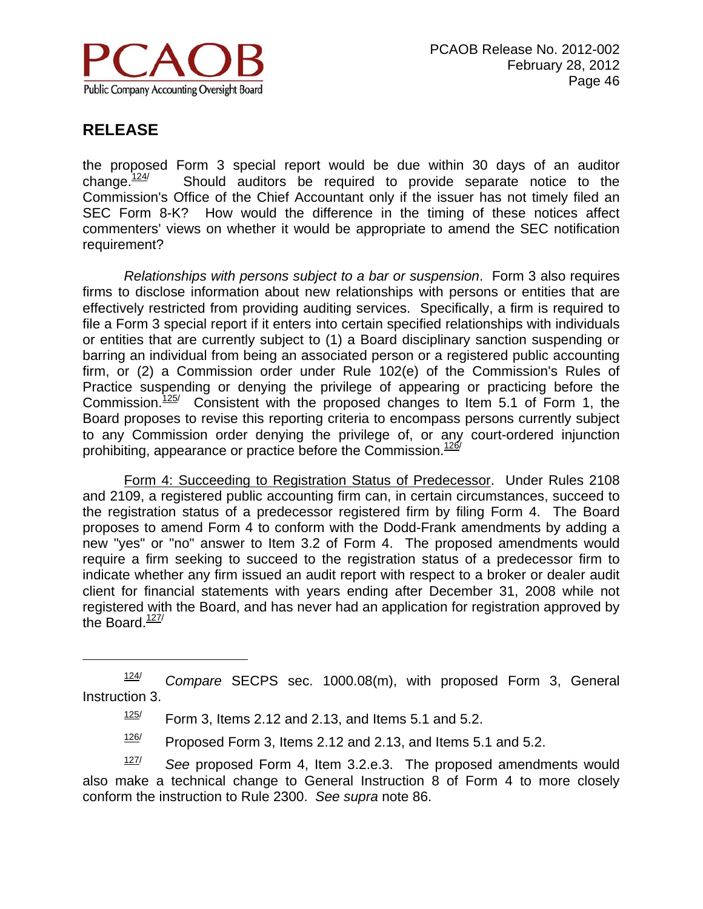the proposed Form 3 special report would be due within 30 days of an auditor change.[124] Should auditors be required to provide separate notice to the Commission's Office of the Chief Accountant only if the issuer has not timely filed an SEC Form 8-K? How would the difference in the timing of these notices affect commenters' views on whether it would be appropriate to amend the SEC notification requirement?

*Relationships with persons subject to a bar or suspension*. Form 3 also requires firms to disclose information about new relationships with persons or entities that are effectively restricted from providing auditing services. Specifically, a firm is required to file a Form 3 special report if it enters into certain specified relationships with individuals or entities that are currently subject to (1) a Board disciplinary sanction suspending or barring an individual from being an associated person or a registered public accounting firm, or (2) a Commission order under Rule 102(e) of the Commission's Rules of Practice suspending or denying the privilege of appearing or practicing before the Commission.[125] Consistent with the proposed changes to Item 5.1 of Form 1, the Board proposes to revise this reporting criteria to encompass persons currently subject to any Commission order denying the privilege of, or any court-ordered injunction prohibiting, appearance or practice before the Commission.[126]

Form 4: Succeeding to Registration Status of Predecessor. Under Rules 2108 and 2109, a registered public accounting firm can, in certain circumstances, succeed to the registration status of a predecessor registered firm by filing Form 4. The Board proposes to amend Form 4 to conform with the Dodd-Frank amendments by adding a new "yes" or "no" answer to Item 3.2 of Form 4. The proposed amendments would require a firm seeking to succeed to the registration status of a predecessor firm to indicate whether any firm issued an audit report with respect to a broker or dealer audit client for financial statements with years ending after December 31, 2008 while not registered with the Board, and has never had an application for registration approved by the Board.[127]

---

[124] *Compare* SECPS sec. 1000.08(m), with proposed Form 3, General Instruction 3.

[125] Form 3, Items 2.12 and 2.13, and Items 5.1 and 5.2.

[126] Proposed Form 3, Items 2.12 and 2.13, and Items 5.1 and 5.2.

[127] *See* proposed Form 4, Item 3.2.e.3. The proposed amendments would also make a technical change to General Instruction 8 of Form 4 to more closely conform the instruction to Rule 2300. *See supra* note 86.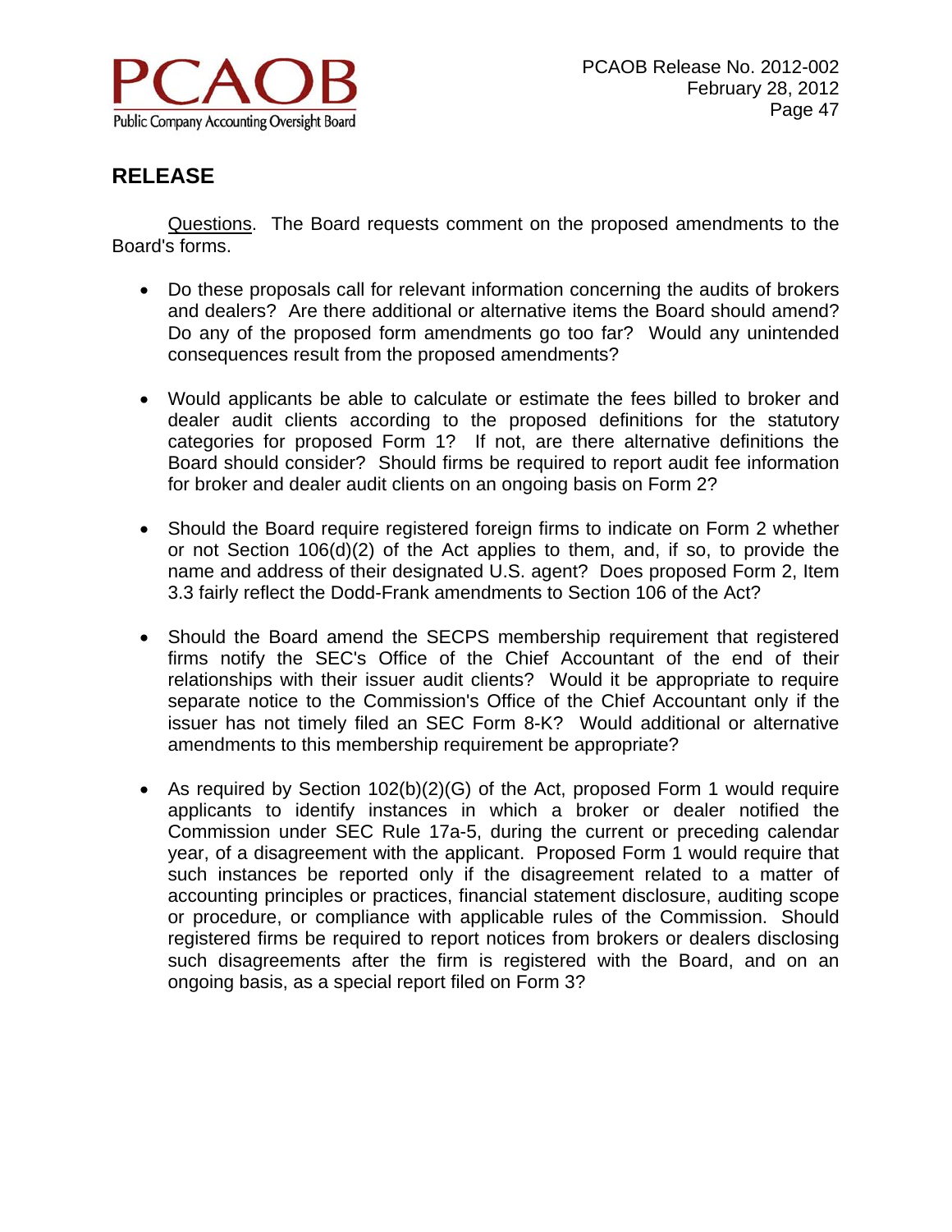## RELEASE

Questions. The Board requests comment on the proposed amendments to the Board's forms.

- Do these proposals call for relevant information concerning the audits of brokers and dealers? Are there additional or alternative items the Board should amend? Do any of the proposed form amendments go too far? Would any unintended consequences result from the proposed amendments?

- Would applicants be able to calculate or estimate the fees billed to broker and dealer audit clients according to the proposed definitions for the statutory categories for proposed Form 1? If not, are there alternative definitions the Board should consider? Should firms be required to report audit fee information for broker and dealer audit clients on an ongoing basis on Form 2?

- Should the Board require registered foreign firms to indicate on Form 2 whether or not Section 106(d)(2) of the Act applies to them, and, if so, to provide the name and address of their designated U.S. agent? Does proposed Form 2, Item 3.3 fairly reflect the Dodd-Frank amendments to Section 106 of the Act?

- Should the Board amend the SECPS membership requirement that registered firms notify the SEC's Office of the Chief Accountant of the end of their relationships with their issuer audit clients? Would it be appropriate to require separate notice to the Commission's Office of the Chief Accountant only if the issuer has not timely filed an SEC Form 8-K? Would additional or alternative amendments to this membership requirement be appropriate?

- As required by Section 102(b)(2)(G) of the Act, proposed Form 1 would require applicants to identify instances in which a broker or dealer notified the Commission under SEC Rule 17a-5, during the current or preceding calendar year, of a disagreement with the applicant. Proposed Form 1 would require that such instances be reported only if the disagreement related to a matter of accounting principles or practices, financial statement disclosure, auditing scope or procedure, or compliance with applicable rules of the Commission. Should registered firms be required to report notices from brokers or dealers disclosing such disagreements after the firm is registered with the Board, and on an ongoing basis, as a special report filed on Form 3?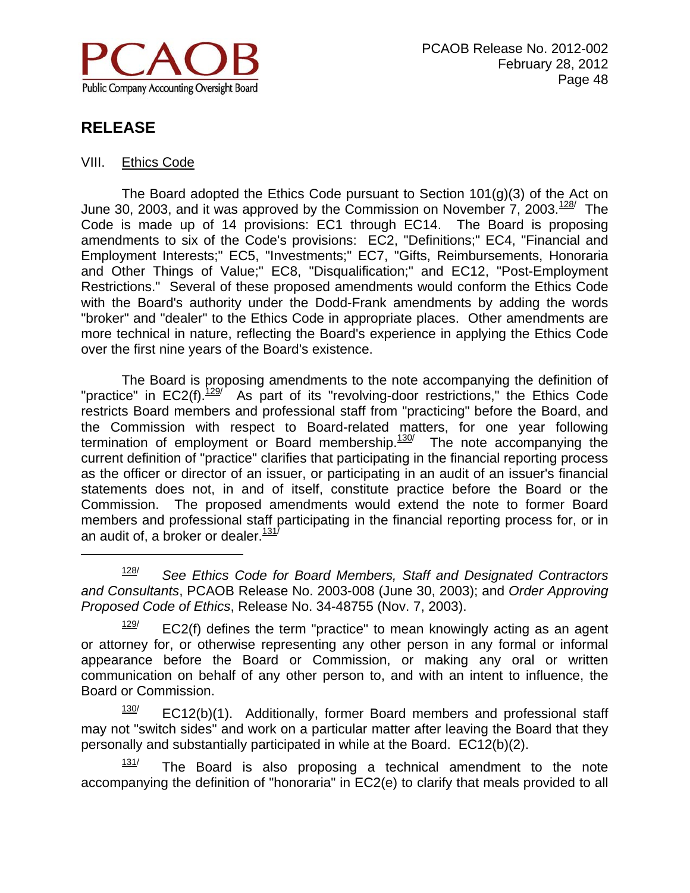## RELEASE

VIII. Ethics Code

The Board adopted the Ethics Code pursuant to Section 101(g)(3) of the Act on June 30, 2003, and it was approved by the Commission on November 7, 2003.[128/] The Code is made up of 14 provisions: EC1 through EC14. The Board is proposing amendments to six of the Code's provisions: EC2, "Definitions;" EC4, "Financial and Employment Interests;" EC5, "Investments;" EC7, "Gifts, Reimbursements, Honoraria and Other Things of Value;" EC8, "Disqualification;" and EC12, "Post-Employment Restrictions." Several of these proposed amendments would conform the Ethics Code with the Board's authority under the Dodd-Frank amendments by adding the words "broker" and "dealer" to the Ethics Code in appropriate places. Other amendments are more technical in nature, reflecting the Board's experience in applying the Ethics Code over the first nine years of the Board's existence.

The Board is proposing amendments to the note accompanying the definition of "practice" in EC2(f).[129/] As part of its "revolving-door restrictions," the Ethics Code restricts Board members and professional staff from "practicing" before the Board, and the Commission with respect to Board-related matters, for one year following termination of employment or Board membership.[130/] The note accompanying the current definition of "practice" clarifies that participating in the financial reporting process as the officer or director of an issuer, or participating in an audit of an issuer's financial statements does not, in and of itself, constitute practice before the Board or the Commission. The proposed amendments would extend the note to former Board members and professional staff participating in the financial reporting process for, or in an audit of, a broker or dealer.[131/]

---

[128/] *See Ethics Code for Board Members, Staff and Designated Contractors and Consultants*, PCAOB Release No. 2003-008 (June 30, 2003); and *Order Approving Proposed Code of Ethics*, Release No. 34-48755 (Nov. 7, 2003).

[129/] EC2(f) defines the term "practice" to mean knowingly acting as an agent or attorney for, or otherwise representing any other person in any formal or informal appearance before the Board or Commission, or making any oral or written communication on behalf of any other person to, and with an intent to influence, the Board or Commission.

[130/] EC12(b)(1). Additionally, former Board members and professional staff may not "switch sides" and work on a particular matter after leaving the Board that they personally and substantially participated in while at the Board. EC12(b)(2).

[131/] The Board is also proposing a technical amendment to the note accompanying the definition of "honoraria" in EC2(e) to clarify that meals provided to all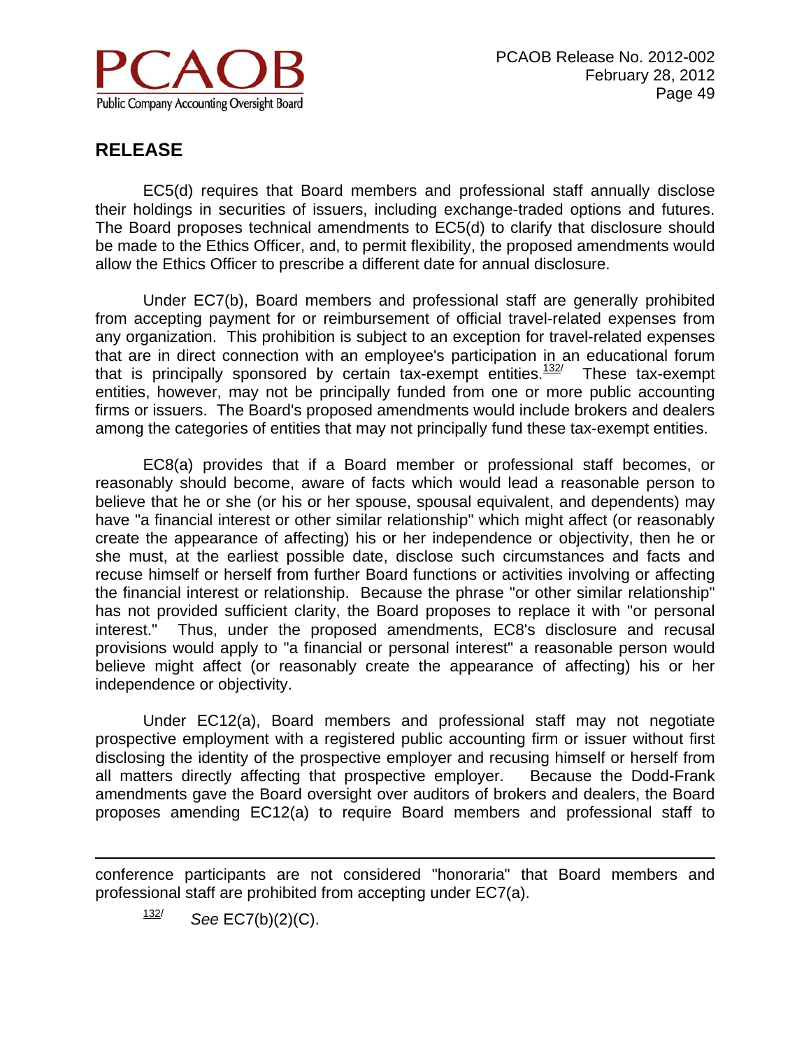## RELEASE

EC5(d) requires that Board members and professional staff annually disclose their holdings in securities of issuers, including exchange-traded options and futures. The Board proposes technical amendments to EC5(d) to clarify that disclosure should be made to the Ethics Officer, and, to permit flexibility, the proposed amendments would allow the Ethics Officer to prescribe a different date for annual disclosure.

Under EC7(b), Board members and professional staff are generally prohibited from accepting payment for or reimbursement of official travel-related expenses from any organization. This prohibition is subject to an exception for travel-related expenses that are in direct connection with an employee's participation in an educational forum that is principally sponsored by certain tax-exempt entities.[132] These tax-exempt entities, however, may not be principally funded from one or more public accounting firms or issuers. The Board's proposed amendments would include brokers and dealers among the categories of entities that may not principally fund these tax-exempt entities.

EC8(a) provides that if a Board member or professional staff becomes, or reasonably should become, aware of facts which would lead a reasonable person to believe that he or she (or his or her spouse, spousal equivalent, and dependents) may have "a financial interest or other similar relationship" which might affect (or reasonably create the appearance of affecting) his or her independence or objectivity, then he or she must, at the earliest possible date, disclose such circumstances and facts and recuse himself or herself from further Board functions or activities involving or affecting the financial interest or relationship. Because the phrase "or other similar relationship" has not provided sufficient clarity, the Board proposes to replace it with "or personal interest." Thus, under the proposed amendments, EC8's disclosure and recusal provisions would apply to "a financial or personal interest" a reasonable person would believe might affect (or reasonably create the appearance of affecting) his or her independence or objectivity.

Under EC12(a), Board members and professional staff may not negotiate prospective employment with a registered public accounting firm or issuer without first disclosing the identity of the prospective employer and recusing himself or herself from all matters directly affecting that prospective employer. Because the Dodd-Frank amendments gave the Board oversight over auditors of brokers and dealers, the Board proposes amending EC12(a) to require Board members and professional staff to

---

conference participants are not considered "honoraria" that Board members and professional staff are prohibited from accepting under EC7(a).

[132] *See* EC7(b)(2)(C).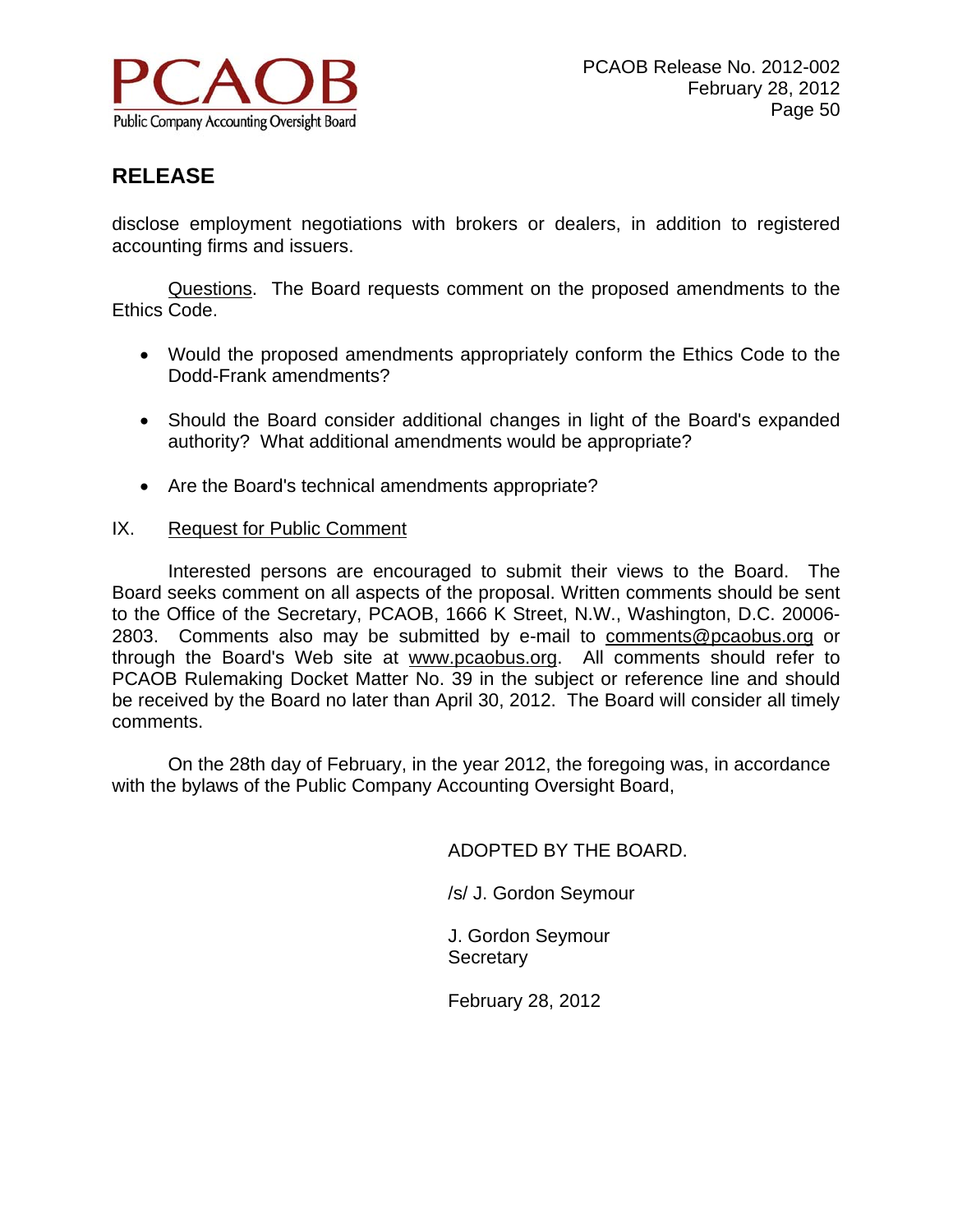disclose employment negotiations with brokers or dealers, in addition to registered accounting firms and issuers.

Questions. The Board requests comment on the proposed amendments to the Ethics Code.

- Would the proposed amendments appropriately conform the Ethics Code to the Dodd-Frank amendments?
- Should the Board consider additional changes in light of the Board's expanded authority? What additional amendments would be appropriate?
- Are the Board's technical amendments appropriate?

## IX. Request for Public Comment

Interested persons are encouraged to submit their views to the Board. The Board seeks comment on all aspects of the proposal. Written comments should be sent to the Office of the Secretary, PCAOB, 1666 K Street, N.W., Washington, D.C. 20006-2803. Comments also may be submitted by e-mail to comments@pcaobus.org or through the Board's Web site at www.pcaobus.org. All comments should refer to PCAOB Rulemaking Docket Matter No. 39 in the subject or reference line and should be received by the Board no later than April 30, 2012. The Board will consider all timely comments.

On the 28th day of February, in the year 2012, the foregoing was, in accordance with the bylaws of the Public Company Accounting Oversight Board,

ADOPTED BY THE BOARD.

/s/ J. Gordon Seymour

J. Gordon Seymour
Secretary

February 28, 2012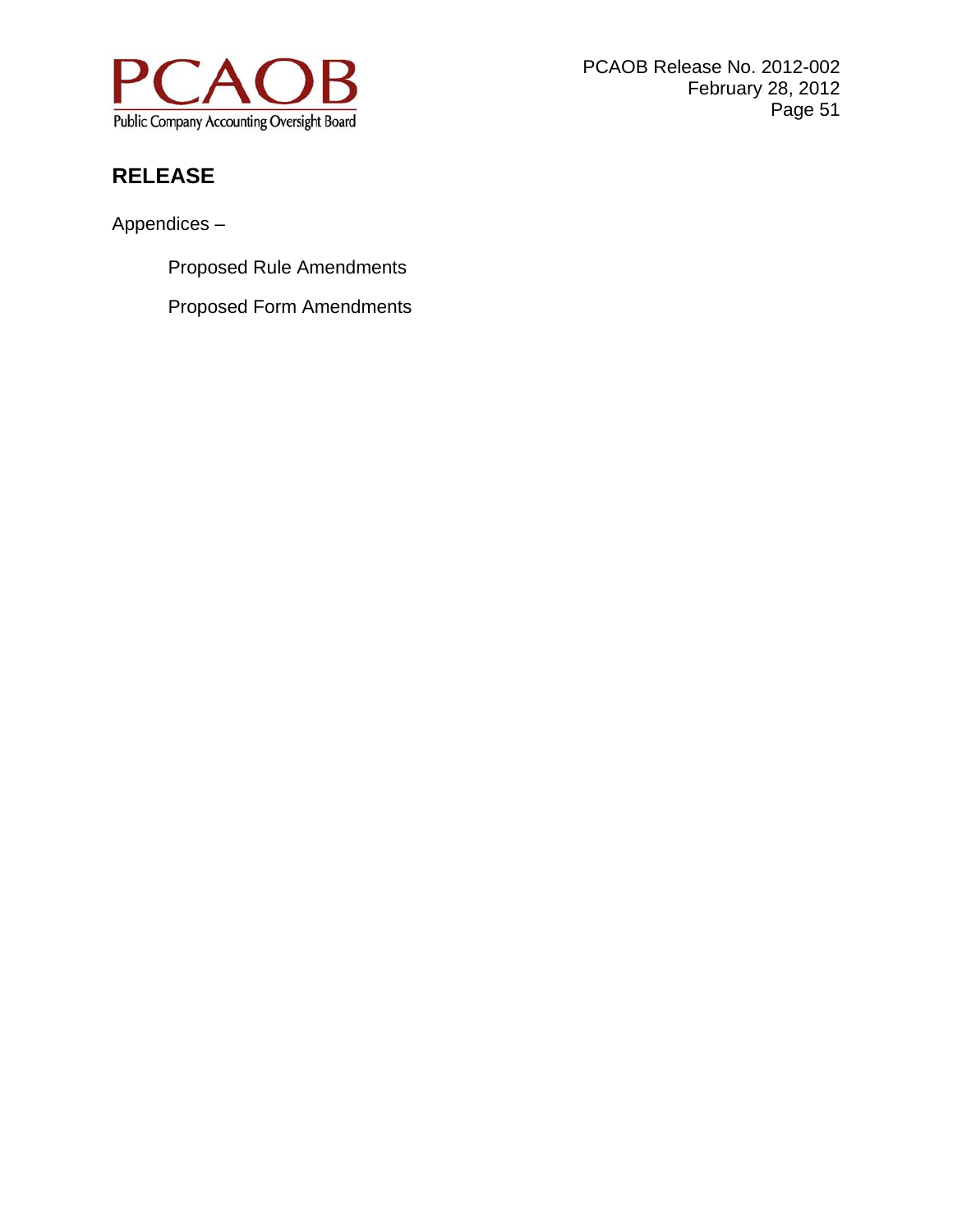## RELEASE

Appendices –

Proposed Rule Amendments

Proposed Form Amendments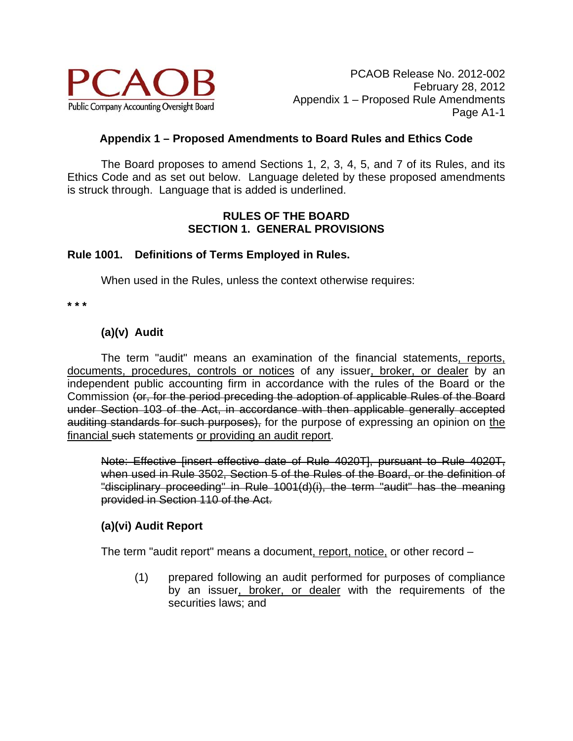## Appendix 1 – Proposed Amendments to Board Rules and Ethics Code

The Board proposes to amend Sections 1, 2, 3, 4, 5, and 7 of its Rules, and its Ethics Code and as set out below. Language deleted by these proposed amendments is struck through. Language that is added is underlined.

### RULES OF THE BOARD
### SECTION 1. GENERAL PROVISIONS

### Rule 1001. Definitions of Terms Employed in Rules.

When used in the Rules, unless the context otherwise requires:

\* \* \*

#### (a)(v) Audit

The term "audit" means an examination of the financial statements<u>, reports, documents, procedures, controls or notices</u> of any issuer<u>, broker, or dealer</u> by an independent public accounting firm in accordance with the rules of the Board or the Commission ~~(or, for the period preceding the adoption of applicable Rules of the Board under Section 103 of the Act, in accordance with then applicable generally accepted auditing standards for such purposes),~~ for the purpose of expressing an opinion on <u>the financial</u> ~~such~~ statements <u>or providing an audit report</u>.

> ~~Note: Effective [insert effective date of Rule 4020T], pursuant to Rule 4020T, when used in Rule 3502, Section 5 of the Rules of the Board, or the definition of "disciplinary proceeding" in Rule 1001(d)(i), the term "audit" has the meaning provided in Section 110 of the Act.~~

#### (a)(vi) Audit Report

The term "audit report" means a document<u>, report, notice,</u> or other record –

(1) prepared following an audit performed for purposes of compliance by an issuer<u>, broker, or dealer</u> with the requirements of the securities laws; and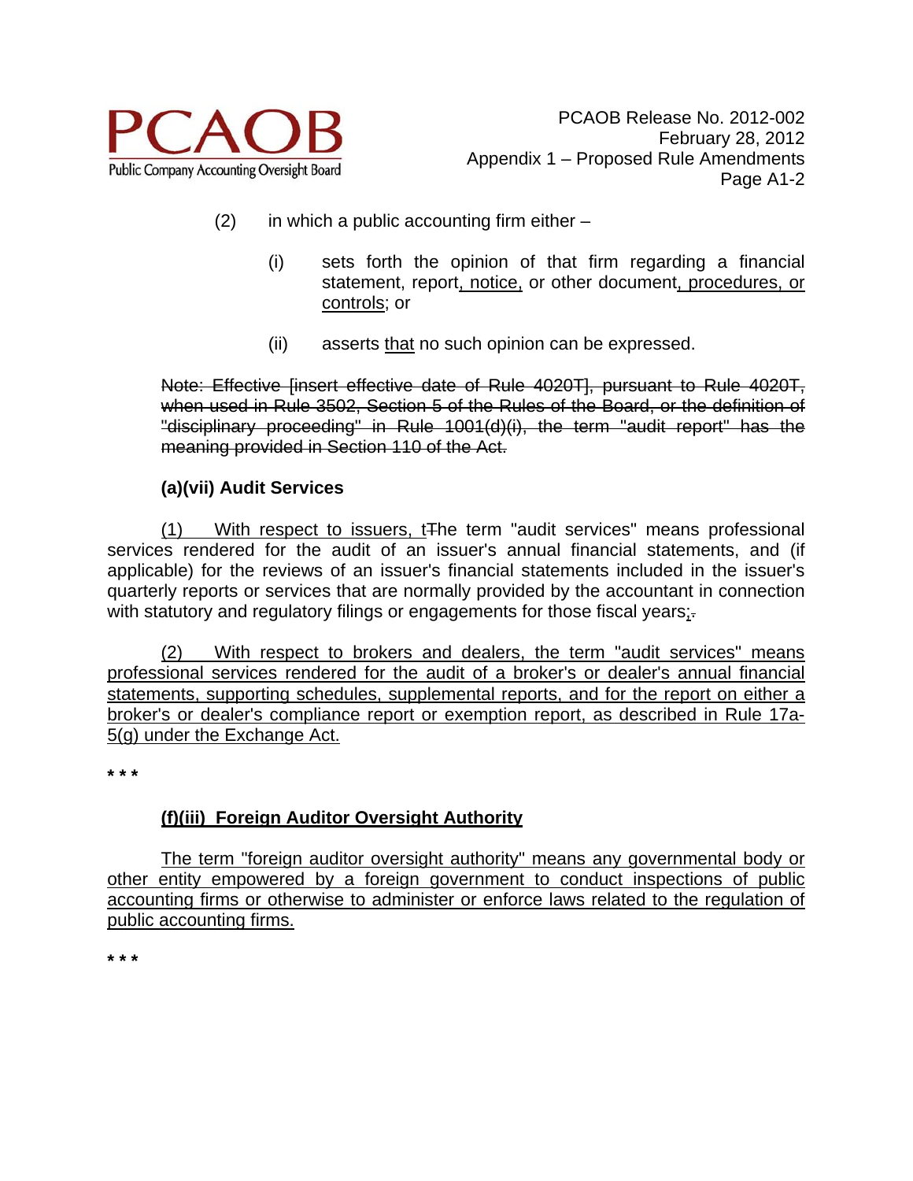(2) in which a public accounting firm either –

(i) sets forth the opinion of that firm regarding a financial statement, report, notice, or other document, procedures, or controls; or

(ii) asserts that no such opinion can be expressed.

~~Note: Effective [insert effective date of Rule 4020T], pursuant to Rule 4020T, when used in Rule 3502, Section 5 of the Rules of the Board, or the definition of "disciplinary proceeding" in Rule 1001(d)(i), the term "audit report" has the meaning provided in Section 110 of the Act.~~

**(a)(vii) Audit Services**

(1) With respect to issuers, t~~T~~he term "audit services" means professional services rendered for the audit of an issuer's annual financial statements, and (if applicable) for the reviews of an issuer's financial statements included in the issuer's quarterly reports or services that are normally provided by the accountant in connection with statutory and regulatory filings or engagements for those fiscal years;~~.~~

(2) With respect to brokers and dealers, the term "audit services" means professional services rendered for the audit of a broker's or dealer's annual financial statements, supporting schedules, supplemental reports, and for the report on either a broker's or dealer's compliance report or exemption report, as described in Rule 17a-5(g) under the Exchange Act.

**\* \* \***

**(f)(iii) Foreign Auditor Oversight Authority**

The term "foreign auditor oversight authority" means any governmental body or other entity empowered by a foreign government to conduct inspections of public accounting firms or otherwise to administer or enforce laws related to the regulation of public accounting firms.

**\* \* \***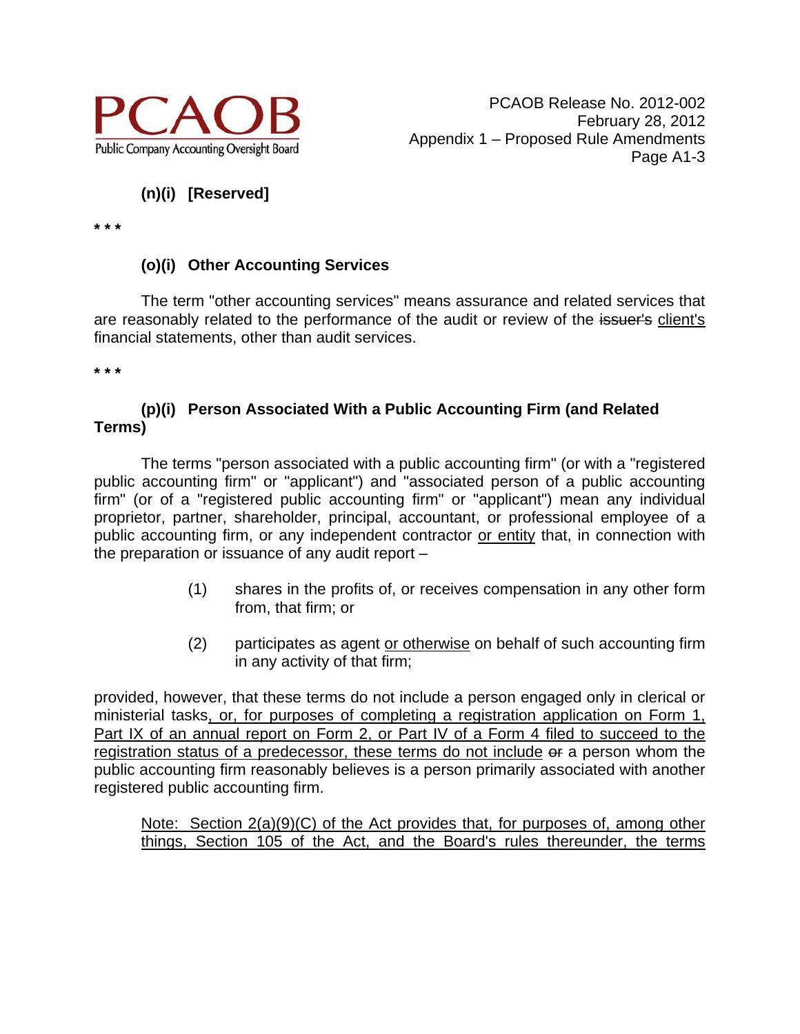**(n)(i) [Reserved]**

\* \* \*

**(o)(i) Other Accounting Services**

The term "other accounting services" means assurance and related services that are reasonably related to the performance of the audit or review of the ~~issuer's~~ <u>client's</u> financial statements, other than audit services.

\* \* \*

**(p)(i) Person Associated With a Public Accounting Firm (and Related Terms)**

The terms "person associated with a public accounting firm" (or with a "registered public accounting firm" or "applicant") and "associated person of a public accounting firm" (or of a "registered public accounting firm" or "applicant") mean any individual proprietor, partner, shareholder, principal, accountant, or professional employee of a public accounting firm, or any independent contractor <u>or entity</u> that, in connection with the preparation or issuance of any audit report –

> (1) shares in the profits of, or receives compensation in any other form from, that firm; or
>
> (2) participates as agent <u>or otherwise</u> on behalf of such accounting firm in any activity of that firm;

provided, however, that these terms do not include a person engaged only in clerical or ministerial tasks<u>, or, for purposes of completing a registration application on Form 1, Part IX of an annual report on Form 2, or Part IV of a Form 4 filed to succeed to the registration status of a predecessor, these terms do not include</u> ~~or~~ a person whom the public accounting firm reasonably believes is a person primarily associated with another registered public accounting firm.

<u>Note: Section 2(a)(9)(C) of the Act provides that, for purposes of, among other things, Section 105 of the Act, and the Board's rules thereunder, the terms</u>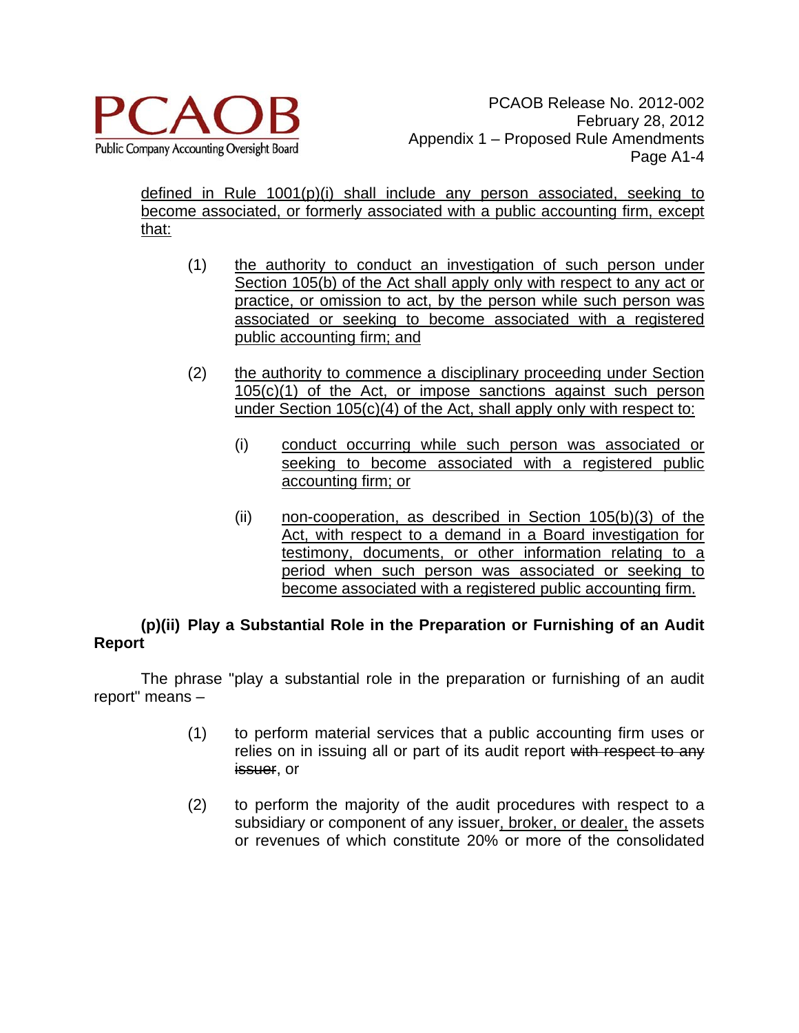defined in Rule 1001(p)(i) shall include any person associated, seeking to become associated, or formerly associated with a public accounting firm, except that:

(1) the authority to conduct an investigation of such person under Section 105(b) of the Act shall apply only with respect to any act or practice, or omission to act, by the person while such person was associated or seeking to become associated with a registered public accounting firm; and

(2) the authority to commence a disciplinary proceeding under Section 105(c)(1) of the Act, or impose sanctions against such person under Section 105(c)(4) of the Act, shall apply only with respect to:

(i) conduct occurring while such person was associated or seeking to become associated with a registered public accounting firm; or

(ii) non-cooperation, as described in Section 105(b)(3) of the Act, with respect to a demand in a Board investigation for testimony, documents, or other information relating to a period when such person was associated or seeking to become associated with a registered public accounting firm.

**(p)(ii) Play a Substantial Role in the Preparation or Furnishing of an Audit Report**

The phrase "play a substantial role in the preparation or furnishing of an audit report" means –

(1) to perform material services that a public accounting firm uses or relies on in issuing all or part of its audit report ~~with respect to any issuer~~, or

(2) to perform the majority of the audit procedures with respect to a subsidiary or component of any issuer, broker, or dealer, the assets or revenues of which constitute 20% or more of the consolidated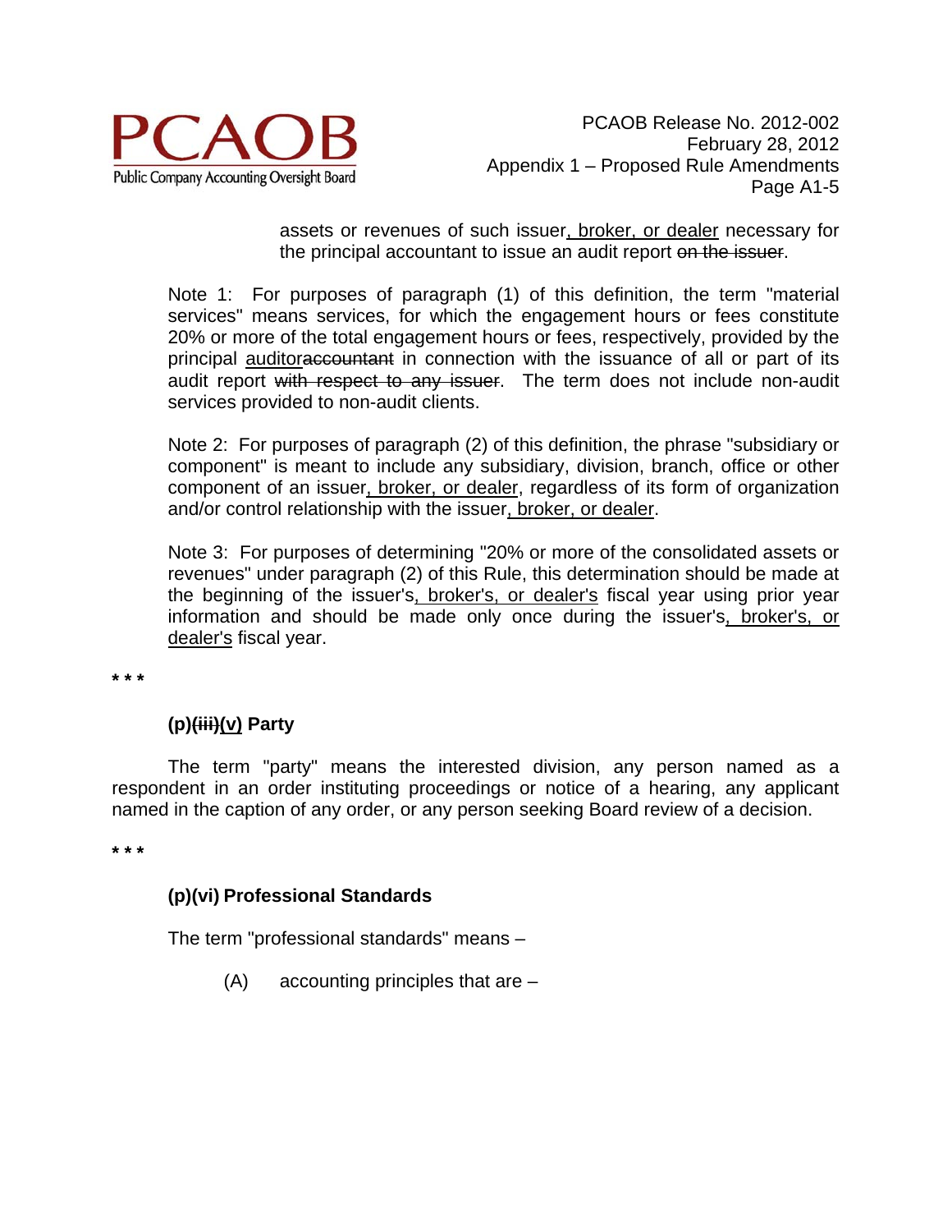assets or revenues of such issuer, broker, or dealer necessary for the principal accountant to issue an audit report ~~on the issuer~~.

Note 1: For purposes of paragraph (1) of this definition, the term "material services" means services, for which the engagement hours or fees constitute 20% or more of the total engagement hours or fees, respectively, provided by the principal auditor~~accountant~~ in connection with the issuance of all or part of its audit report ~~with respect to any issuer~~. The term does not include non-audit services provided to non-audit clients.

Note 2: For purposes of paragraph (2) of this definition, the phrase "subsidiary or component" is meant to include any subsidiary, division, branch, office or other component of an issuer, broker, or dealer, regardless of its form of organization and/or control relationship with the issuer, broker, or dealer.

Note 3: For purposes of determining "20% or more of the consolidated assets or revenues" under paragraph (2) of this Rule, this determination should be made at the beginning of the issuer's, broker's, or dealer's fiscal year using prior year information and should be made only once during the issuer's, broker's, or dealer's fiscal year.

\* \* \*

**(p)~~(iii)~~(v) Party**

The term "party" means the interested division, any person named as a respondent in an order instituting proceedings or notice of a hearing, any applicant named in the caption of any order, or any person seeking Board review of a decision.

\* \* \*

**(p)(vi) Professional Standards**

The term "professional standards" means –

(A) accounting principles that are –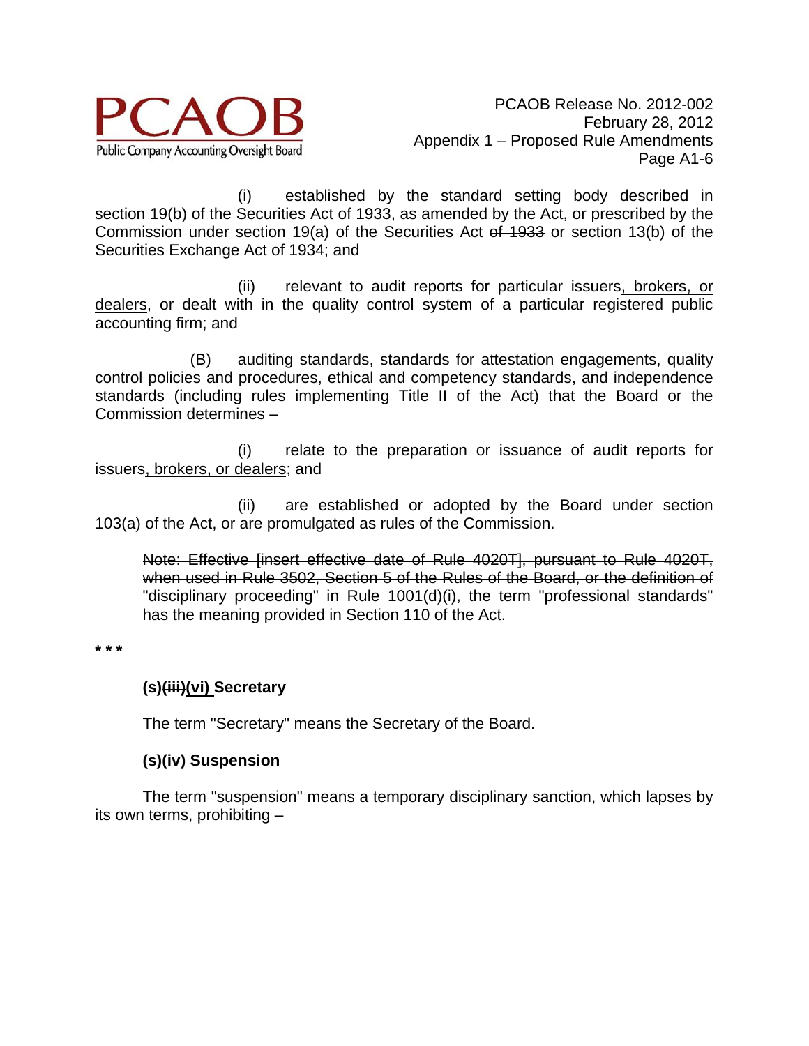(i) established by the standard setting body described in section 19(b) of the Securities Act ~~of 1933, as amended by the Act~~, or prescribed by the Commission under section 19(a) of the Securities Act ~~of 1933~~ or section 13(b) of the ~~Securities~~ Exchange Act ~~of 1934~~; and

(ii) relevant to audit reports for particular issuers<u>, brokers, or dealers</u>, or dealt with in the quality control system of a particular registered public accounting firm; and

(B) auditing standards, standards for attestation engagements, quality control policies and procedures, ethical and competency standards, and independence standards (including rules implementing Title II of the Act) that the Board or the Commission determines –

(i) relate to the preparation or issuance of audit reports for issuers<u>, brokers, or dealers</u>; and

(ii) are established or adopted by the Board under section 103(a) of the Act, or are promulgated as rules of the Commission.

> ~~Note: Effective [insert effective date of Rule 4020T], pursuant to Rule 4020T, when used in Rule 3502, Section 5 of the Rules of the Board, or the definition of "disciplinary proceeding" in Rule 1001(d)(i), the term "professional standards" has the meaning provided in Section 110 of the Act.~~

\* \* \*

**(s)~~(iii)~~<u>(vi)</u> Secretary**

The term "Secretary" means the Secretary of the Board.

**(s)(iv) Suspension**

The term "suspension" means a temporary disciplinary sanction, which lapses by its own terms, prohibiting –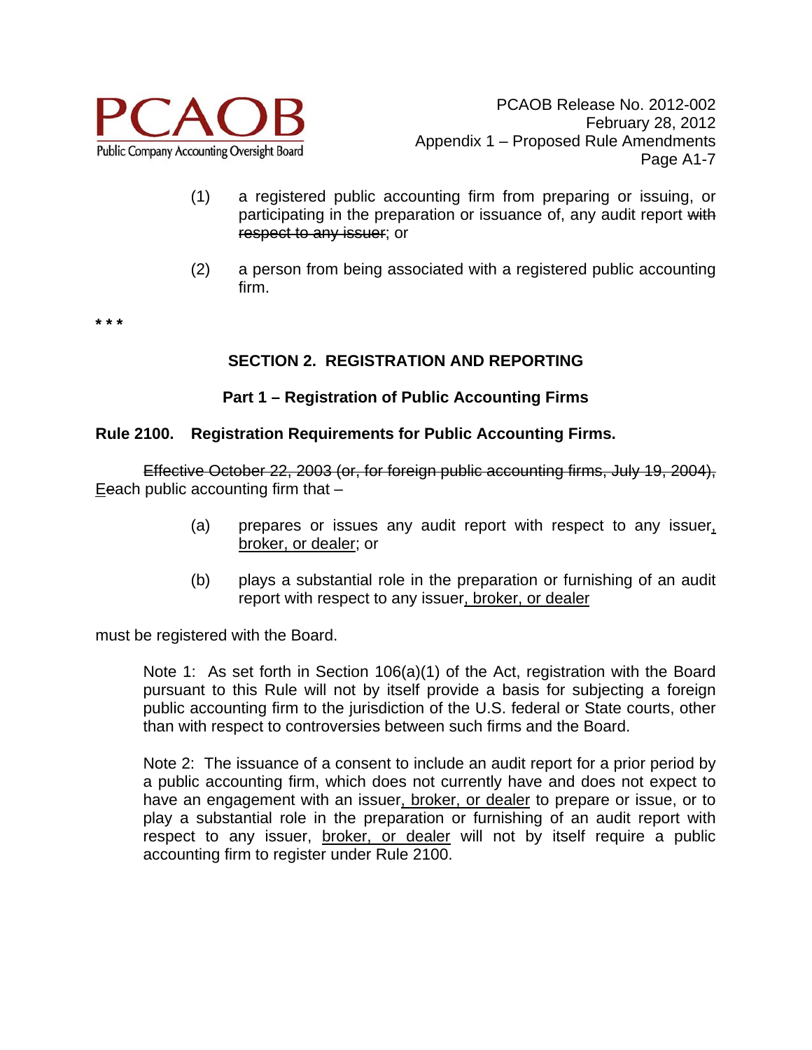(1) a registered public accounting firm from preparing or issuing, or participating in the preparation or issuance of, any audit report ~~with respect to any issuer~~; or

(2) a person from being associated with a registered public accounting firm.

* * *

## SECTION 2. REGISTRATION AND REPORTING

### Part 1 – Registration of Public Accounting Firms

**Rule 2100. Registration Requirements for Public Accounting Firms.**

~~Effective October 22, 2003 (or, for foreign public accounting firms, July 19, 2004),~~ <u>E</u>~~e~~ach public accounting firm that –

(a) prepares or issues any audit report with respect to any issuer<u>, broker, or dealer</u>; or

(b) plays a substantial role in the preparation or furnishing of an audit report with respect to any issuer<u>, broker, or dealer</u>

must be registered with the Board.

Note 1: As set forth in Section 106(a)(1) of the Act, registration with the Board pursuant to this Rule will not by itself provide a basis for subjecting a foreign public accounting firm to the jurisdiction of the U.S. federal or State courts, other than with respect to controversies between such firms and the Board.

Note 2: The issuance of a consent to include an audit report for a prior period by a public accounting firm, which does not currently have and does not expect to have an engagement with an issuer<u>, broker, or dealer</u> to prepare or issue, or to play a substantial role in the preparation or furnishing of an audit report with respect to any issuer, <u>broker, or dealer</u> will not by itself require a public accounting firm to register under Rule 2100.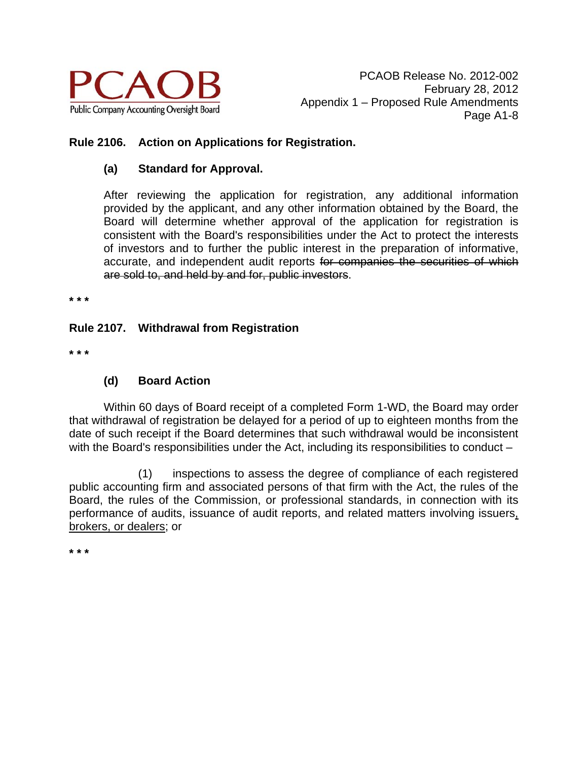**Rule 2106. Action on Applications for Registration.**

**(a) Standard for Approval.**

After reviewing the application for registration, any additional information provided by the applicant, and any other information obtained by the Board, the Board will determine whether approval of the application for registration is consistent with the Board's responsibilities under the Act to protect the interests of investors and to further the public interest in the preparation of informative, accurate, and independent audit reports ~~for companies the securities of which are sold to, and held by and for, public investors~~.

* * *

**Rule 2107. Withdrawal from Registration**

* * *

**(d) Board Action**

Within 60 days of Board receipt of a completed Form 1-WD, the Board may order that withdrawal of registration be delayed for a period of up to eighteen months from the date of such receipt if the Board determines that such withdrawal would be inconsistent with the Board's responsibilities under the Act, including its responsibilities to conduct –

(1) inspections to assess the degree of compliance of each registered public accounting firm and associated persons of that firm with the Act, the rules of the Board, the rules of the Commission, or professional standards, in connection with its performance of audits, issuance of audit reports, and related matters involving issuers<u>, brokers, or dealers</u>; or

* * *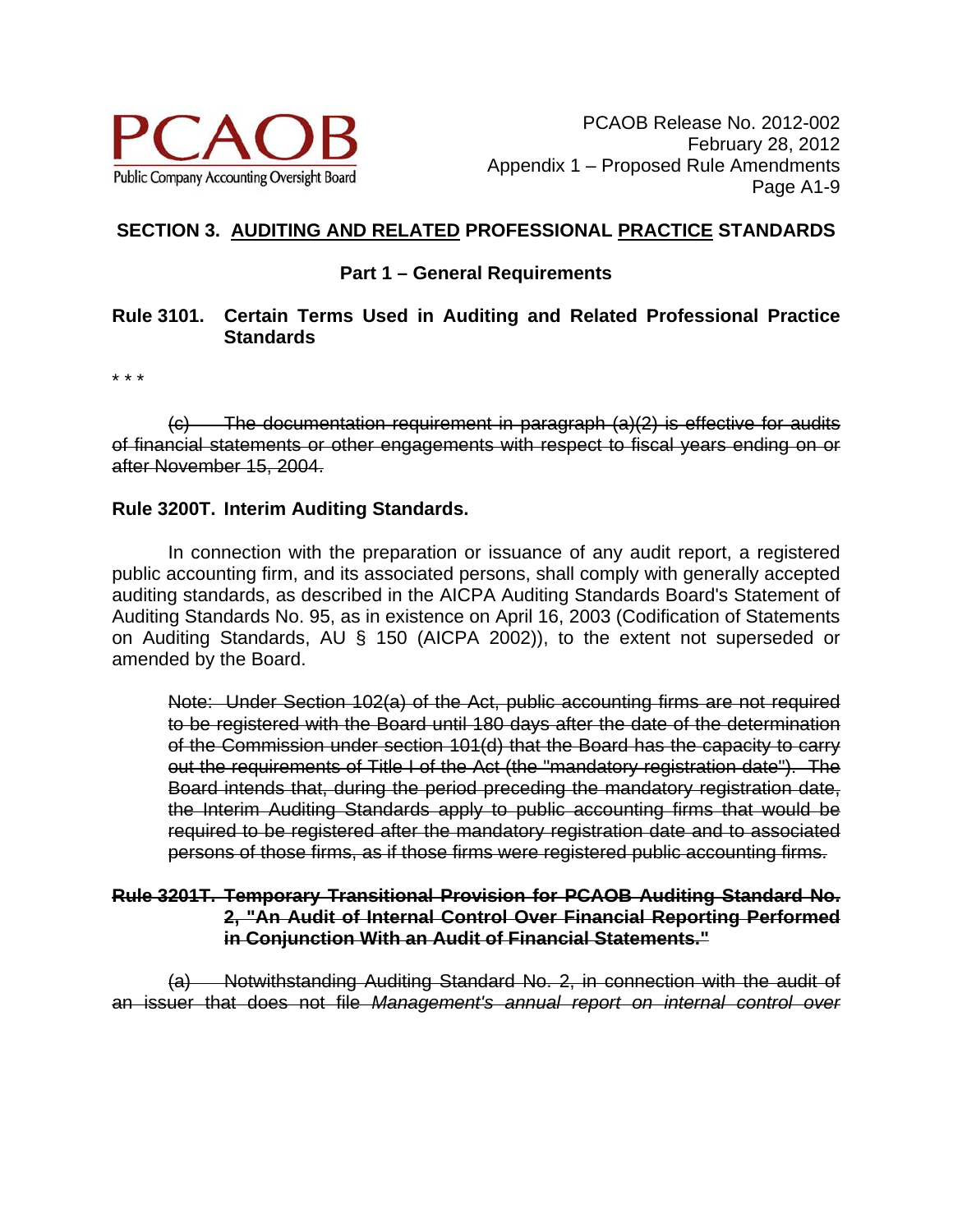## SECTION 3. <u>AUDITING AND RELATED</u> PROFESSIONAL <u>PRACTICE</u> STANDARDS

### Part 1 – General Requirements

### Rule 3101. Certain Terms Used in Auditing and Related Professional Practice Standards

\* \* \*

~~(c) The documentation requirement in paragraph (a)(2) is effective for audits of financial statements or other engagements with respect to fiscal years ending on or after November 15, 2004.~~

### Rule 3200T. Interim Auditing Standards.

In connection with the preparation or issuance of any audit report, a registered public accounting firm, and its associated persons, shall comply with generally accepted auditing standards, as described in the AICPA Auditing Standards Board's Statement of Auditing Standards No. 95, as in existence on April 16, 2003 (Codification of Statements on Auditing Standards, AU § 150 (AICPA 2002)), to the extent not superseded or amended by the Board.

> ~~Note: Under Section 102(a) of the Act, public accounting firms are not required to be registered with the Board until 180 days after the date of the determination of the Commission under section 101(d) that the Board has the capacity to carry out the requirements of Title I of the Act (the "mandatory registration date"). The Board intends that, during the period preceding the mandatory registration date, the Interim Auditing Standards apply to public accounting firms that would be required to be registered after the mandatory registration date and to associated persons of those firms, as if those firms were registered public accounting firms.~~

### ~~Rule 3201T. Temporary Transitional Provision for PCAOB Auditing Standard No. 2, "An Audit of Internal Control Over Financial Reporting Performed in Conjunction With an Audit of Financial Statements."~~

~~(a) Notwithstanding Auditing Standard No. 2, in connection with the audit of an issuer that does not file *Management's annual report on internal control over*~~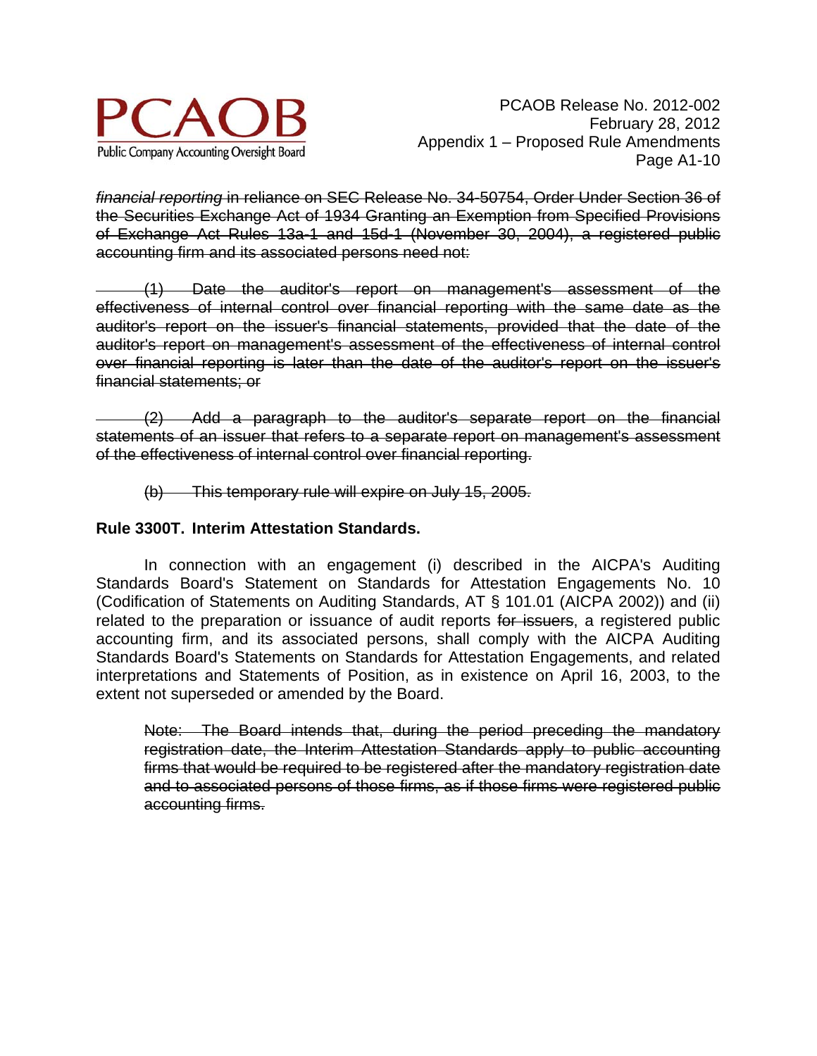~~*financial reporting* in reliance on SEC Release No. 34-50754, Order Under Section 36 of the Securities Exchange Act of 1934 Granting an Exemption from Specified Provisions of Exchange Act Rules 13a-1 and 15d-1 (November 30, 2004), a registered public accounting firm and its associated persons need not:~~

~~(1) Date the auditor's report on management's assessment of the effectiveness of internal control over financial reporting with the same date as the auditor's report on the issuer's financial statements, provided that the date of the auditor's report on management's assessment of the effectiveness of internal control over financial reporting is later than the date of the auditor's report on the issuer's financial statements; or~~

~~(2) Add a paragraph to the auditor's separate report on the financial statements of an issuer that refers to a separate report on management's assessment of the effectiveness of internal control over financial reporting.~~

~~(b) This temporary rule will expire on July 15, 2005.~~

**Rule 3300T. Interim Attestation Standards.**

In connection with an engagement (i) described in the AICPA's Auditing Standards Board's Statement on Standards for Attestation Engagements No. 10 (Codification of Statements on Auditing Standards, AT § 101.01 (AICPA 2002)) and (ii) related to the preparation or issuance of audit reports ~~for issuers~~, a registered public accounting firm, and its associated persons, shall comply with the AICPA Auditing Standards Board's Statements on Standards for Attestation Engagements, and related interpretations and Statements of Position, as in existence on April 16, 2003, to the extent not superseded or amended by the Board.

> ~~Note: The Board intends that, during the period preceding the mandatory registration date, the Interim Attestation Standards apply to public accounting firms that would be required to be registered after the mandatory registration date and to associated persons of those firms, as if those firms were registered public accounting firms.~~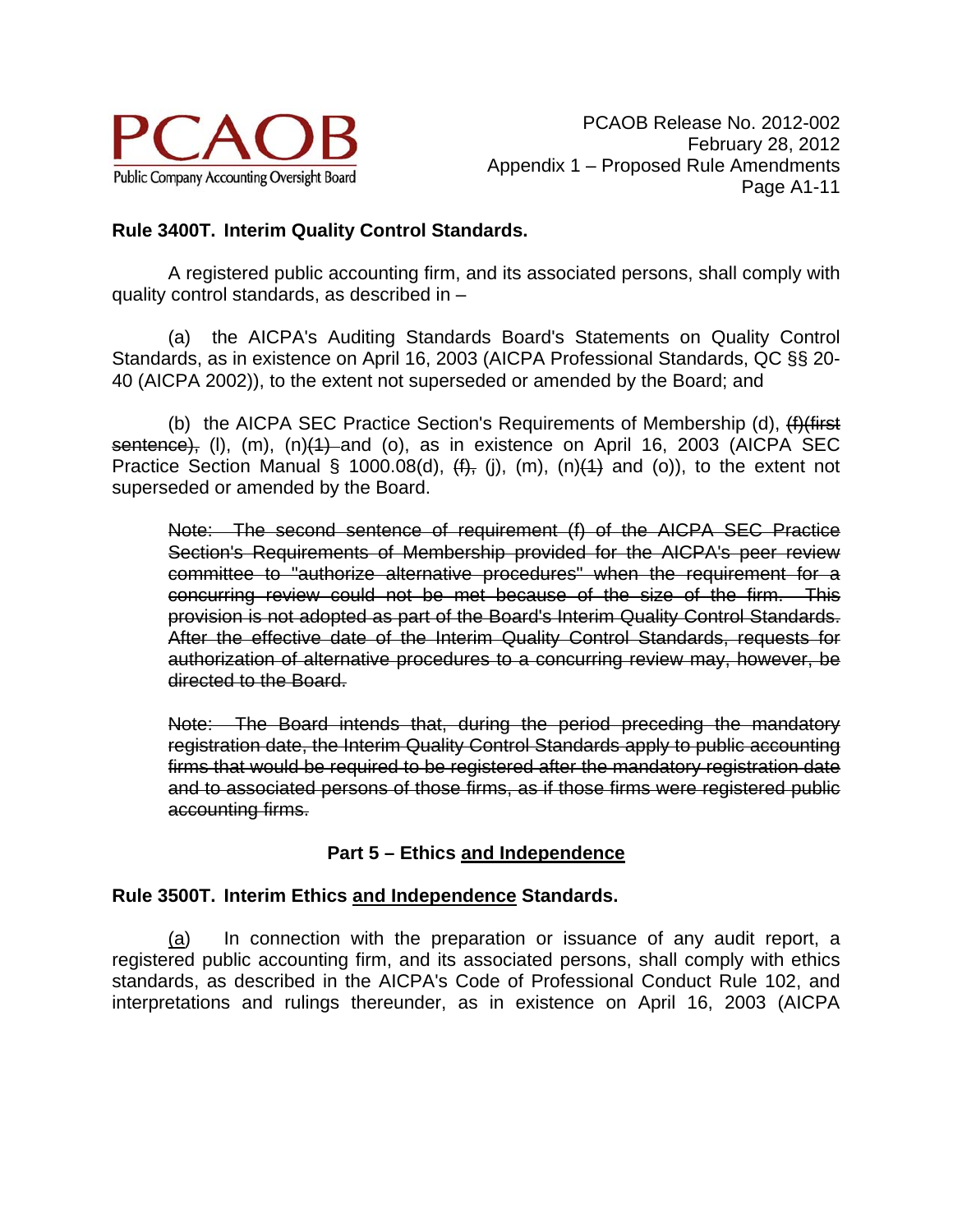**Rule 3400T. Interim Quality Control Standards.**

A registered public accounting firm, and its associated persons, shall comply with quality control standards, as described in –

(a) the AICPA's Auditing Standards Board's Statements on Quality Control Standards, as in existence on April 16, 2003 (AICPA Professional Standards, QC §§ 20-40 (AICPA 2002)), to the extent not superseded or amended by the Board; and

(b) the AICPA SEC Practice Section's Requirements of Membership (d), ~~(f)(first sentence),~~ (l), (m), (n)~~(1)~~ and (o), as in existence on April 16, 2003 (AICPA SEC Practice Section Manual § 1000.08(d), ~~(f),~~ (j), (m), (n)~~(1)~~ and (o)), to the extent not superseded or amended by the Board.

> ~~Note: The second sentence of requirement (f) of the AICPA SEC Practice Section's Requirements of Membership provided for the AICPA's peer review committee to "authorize alternative procedures" when the requirement for a concurring review could not be met because of the size of the firm. This provision is not adopted as part of the Board's Interim Quality Control Standards. After the effective date of the Interim Quality Control Standards, requests for authorization of alternative procedures to a concurring review may, however, be directed to the Board.~~

> ~~Note: The Board intends that, during the period preceding the mandatory registration date, the Interim Quality Control Standards apply to public accounting firms that would be required to be registered after the mandatory registration date and to associated persons of those firms, as if those firms were registered public accounting firms.~~

## Part 5 – Ethics <u>and Independence</u>

**Rule 3500T. Interim Ethics <u>and Independence</u> Standards.**

<u>(a)</u> In connection with the preparation or issuance of any audit report, a registered public accounting firm, and its associated persons, shall comply with ethics standards, as described in the AICPA's Code of Professional Conduct Rule 102, and interpretations and rulings thereunder, as in existence on April 16, 2003 (AICPA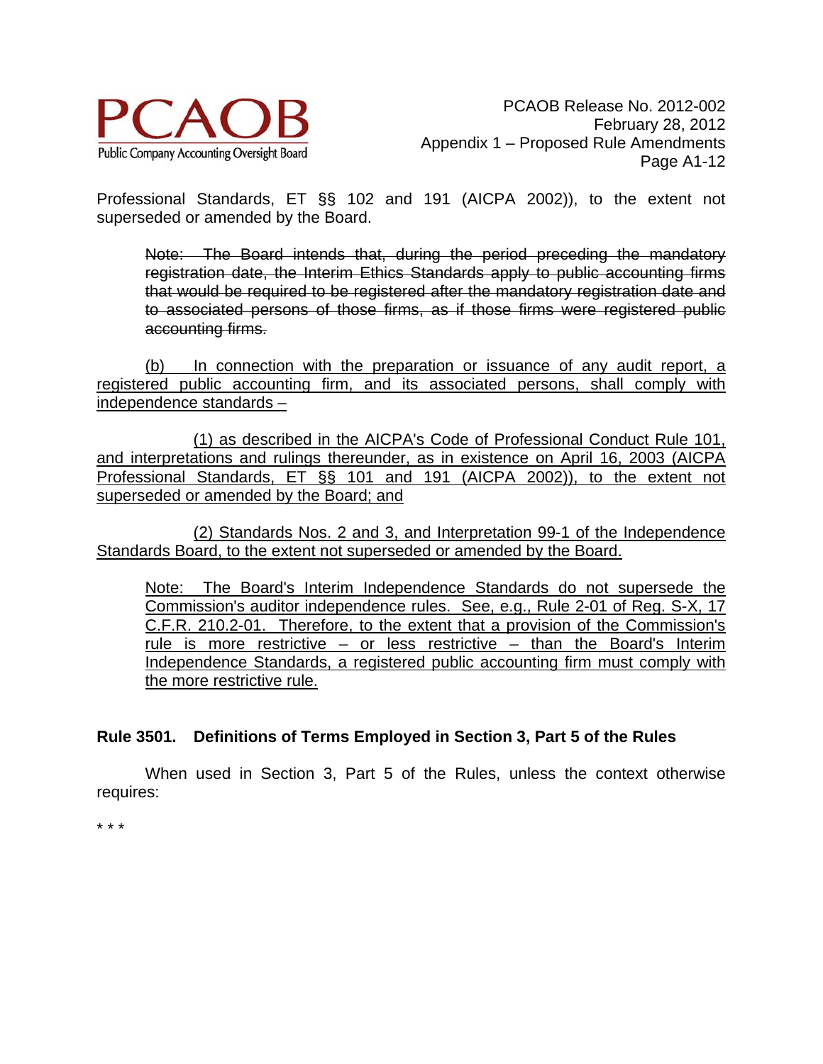Professional Standards, ET §§ 102 and 191 (AICPA 2002)), to the extent not superseded or amended by the Board.

> ~~Note: The Board intends that, during the period preceding the mandatory registration date, the Interim Ethics Standards apply to public accounting firms that would be required to be registered after the mandatory registration date and to associated persons of those firms, as if those firms were registered public accounting firms.~~

<u>(b) In connection with the preparation or issuance of any audit report, a registered public accounting firm, and its associated persons, shall comply with independence standards –</u>

<u>(1) as described in the AICPA's Code of Professional Conduct Rule 101, and interpretations and rulings thereunder, as in existence on April 16, 2003 (AICPA Professional Standards, ET §§ 101 and 191 (AICPA 2002)), to the extent not superseded or amended by the Board; and</u>

<u>(2) Standards Nos. 2 and 3, and Interpretation 99-1 of the Independence Standards Board, to the extent not superseded or amended by the Board.</u>

> <u>Note: The Board's Interim Independence Standards do not supersede the Commission's auditor independence rules. See, e.g., Rule 2-01 of Reg. S-X, 17 C.F.R. 210.2-01. Therefore, to the extent that a provision of the Commission's rule is more restrictive – or less restrictive – than the Board's Interim Independence Standards, a registered public accounting firm must comply with the more restrictive rule.</u>

**Rule 3501. Definitions of Terms Employed in Section 3, Part 5 of the Rules**

When used in Section 3, Part 5 of the Rules, unless the context otherwise requires:

* * *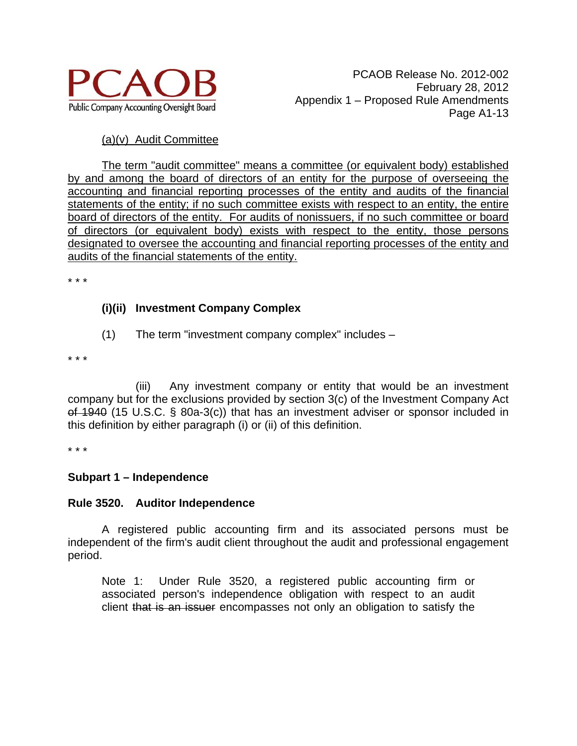<u>(a)(v) Audit Committee</u>

<u>The term "audit committee" means a committee (or equivalent body) established by and among the board of directors of an entity for the purpose of overseeing the accounting and financial reporting processes of the entity and audits of the financial statements of the entity; if no such committee exists with respect to an entity, the entire board of directors of the entity. For audits of nonissuers, if no such committee or board of directors (or equivalent body) exists with respect to the entity, those persons designated to oversee the accounting and financial reporting processes of the entity and audits of the financial statements of the entity.</u>

\* \* \*

**(i)(ii) Investment Company Complex**

(1) The term "investment company complex" includes –

\* \* \*

(iii) Any investment company or entity that would be an investment company but for the exclusions provided by section 3(c) of the Investment Company Act ~~of 1940~~ (15 U.S.C. § 80a-3(c)) that has an investment adviser or sponsor included in this definition by either paragraph (i) or (ii) of this definition.

\* \* \*

**Subpart 1 – Independence**

**Rule 3520. Auditor Independence**

A registered public accounting firm and its associated persons must be independent of the firm's audit client throughout the audit and professional engagement period.

> Note 1: Under Rule 3520, a registered public accounting firm or associated person's independence obligation with respect to an audit client ~~that is an issuer~~ encompasses not only an obligation to satisfy the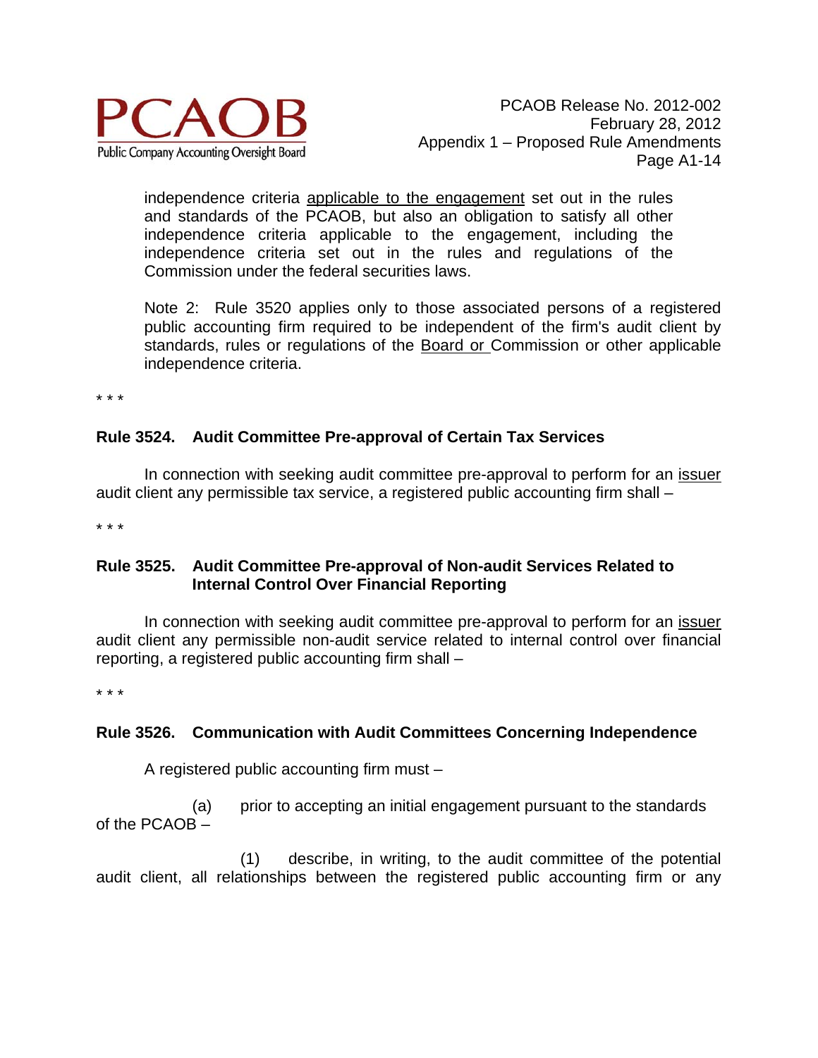independence criteria <u>applicable to the engagement</u> set out in the rules and standards of the PCAOB, but also an obligation to satisfy all other independence criteria applicable to the engagement, including the independence criteria set out in the rules and regulations of the Commission under the federal securities laws.

Note 2: Rule 3520 applies only to those associated persons of a registered public accounting firm required to be independent of the firm's audit client by standards, rules or regulations of the <u>Board or</u> Commission or other applicable independence criteria.

\* \* \*

**Rule 3524. Audit Committee Pre-approval of Certain Tax Services**

In connection with seeking audit committee pre-approval to perform for an <u>issuer</u> audit client any permissible tax service, a registered public accounting firm shall –

\* \* \*

**Rule 3525. Audit Committee Pre-approval of Non-audit Services Related to Internal Control Over Financial Reporting**

In connection with seeking audit committee pre-approval to perform for an <u>issuer</u> audit client any permissible non-audit service related to internal control over financial reporting, a registered public accounting firm shall –

\* \* \*

**Rule 3526. Communication with Audit Committees Concerning Independence**

A registered public accounting firm must –

(a) prior to accepting an initial engagement pursuant to the standards of the PCAOB –

(1) describe, in writing, to the audit committee of the potential audit client, all relationships between the registered public accounting firm or any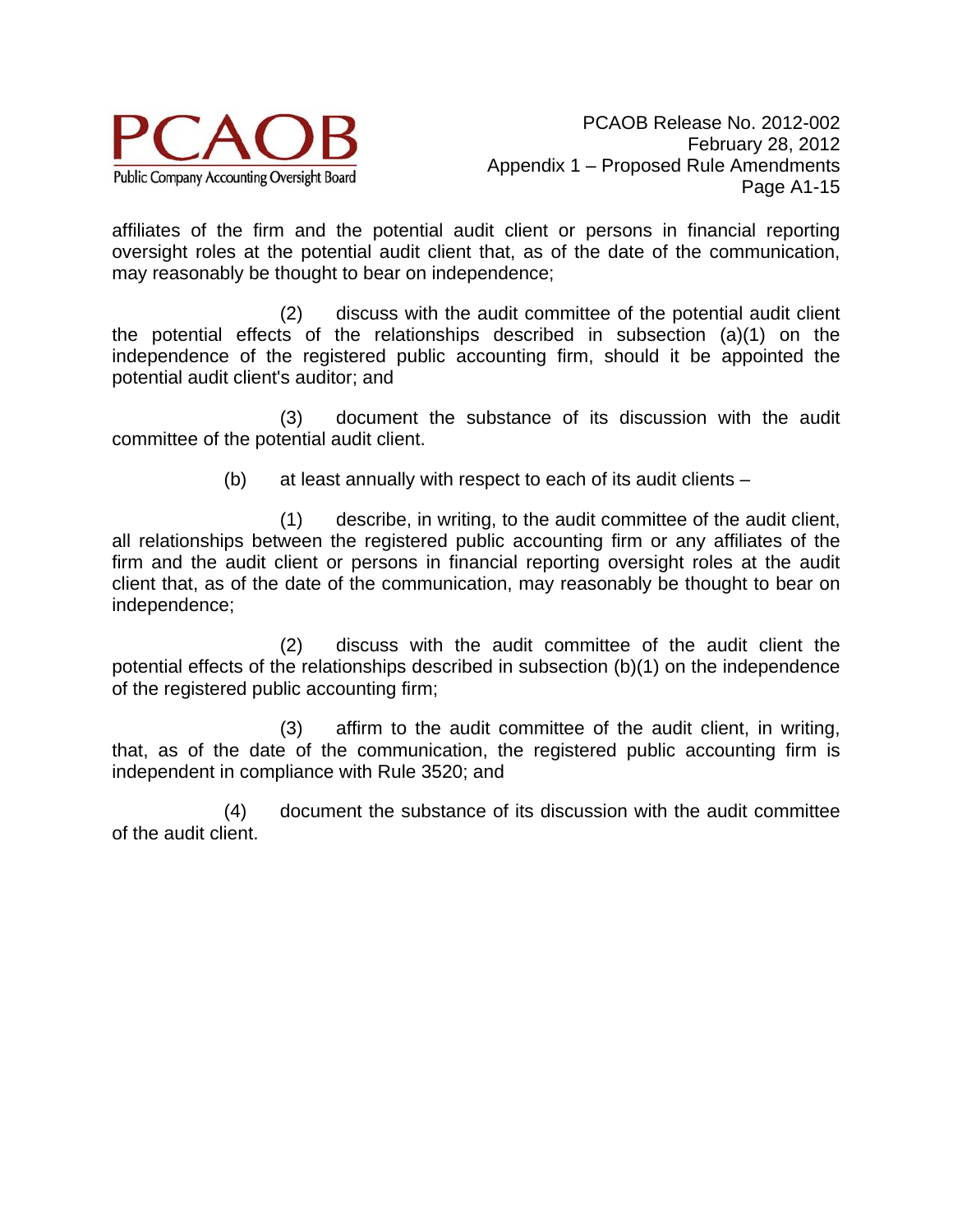affiliates of the firm and the potential audit client or persons in financial reporting oversight roles at the potential audit client that, as of the date of the communication, may reasonably be thought to bear on independence;

(2) discuss with the audit committee of the potential audit client the potential effects of the relationships described in subsection (a)(1) on the independence of the registered public accounting firm, should it be appointed the potential audit client's auditor; and

(3) document the substance of its discussion with the audit committee of the potential audit client.

(b) at least annually with respect to each of its audit clients –

(1) describe, in writing, to the audit committee of the audit client, all relationships between the registered public accounting firm or any affiliates of the firm and the audit client or persons in financial reporting oversight roles at the audit client that, as of the date of the communication, may reasonably be thought to bear on independence;

(2) discuss with the audit committee of the audit client the potential effects of the relationships described in subsection (b)(1) on the independence of the registered public accounting firm;

(3) affirm to the audit committee of the audit client, in writing, that, as of the date of the communication, the registered public accounting firm is independent in compliance with Rule 3520; and

(4) document the substance of its discussion with the audit committee of the audit client.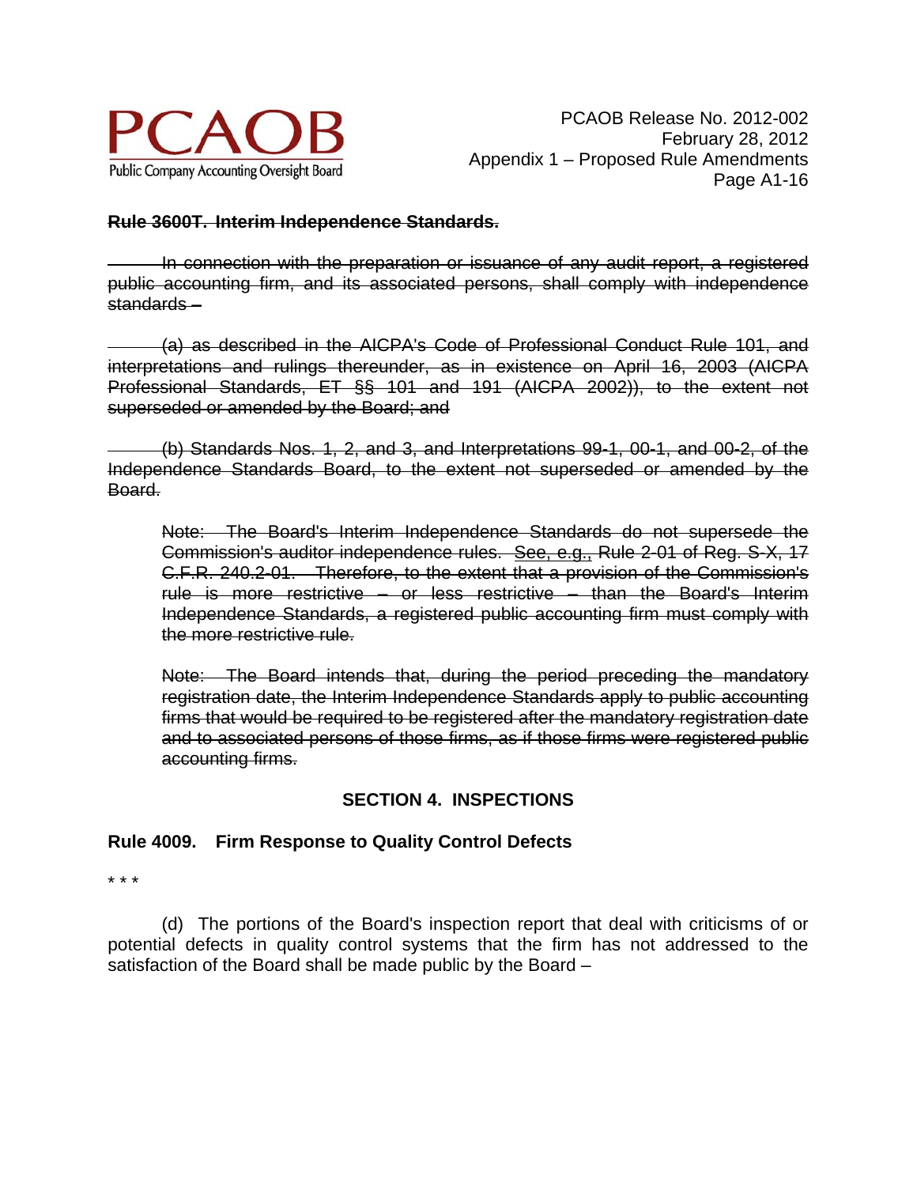~~**Rule 3600T. Interim Independence Standards.**~~

~~In connection with the preparation or issuance of any audit report, a registered public accounting firm, and its associated persons, shall comply with independence standards –~~

~~(a) as described in the AICPA's Code of Professional Conduct Rule 101, and interpretations and rulings thereunder, as in existence on April 16, 2003 (AICPA Professional Standards, ET §§ 101 and 191 (AICPA 2002)), to the extent not superseded or amended by the Board; and~~

~~(b) Standards Nos. 1, 2, and 3, and Interpretations 99-1, 00-1, and 00-2, of the Independence Standards Board, to the extent not superseded or amended by the Board.~~

> ~~Note: The Board's Interim Independence Standards do not supersede the Commission's auditor independence rules. See, e.g., Rule 2-01 of Reg. S-X, 17 C.F.R. 240.2-01. Therefore, to the extent that a provision of the Commission's rule is more restrictive – or less restrictive – than the Board's Interim Independence Standards, a registered public accounting firm must comply with the more restrictive rule.~~
>
> ~~Note: The Board intends that, during the period preceding the mandatory registration date, the Interim Independence Standards apply to public accounting firms that would be required to be registered after the mandatory registration date and to associated persons of those firms, as if those firms were registered public accounting firms.~~

## SECTION 4. INSPECTIONS

### Rule 4009. Firm Response to Quality Control Defects

\* \* \*

(d) The portions of the Board's inspection report that deal with criticisms of or potential defects in quality control systems that the firm has not addressed to the satisfaction of the Board shall be made public by the Board –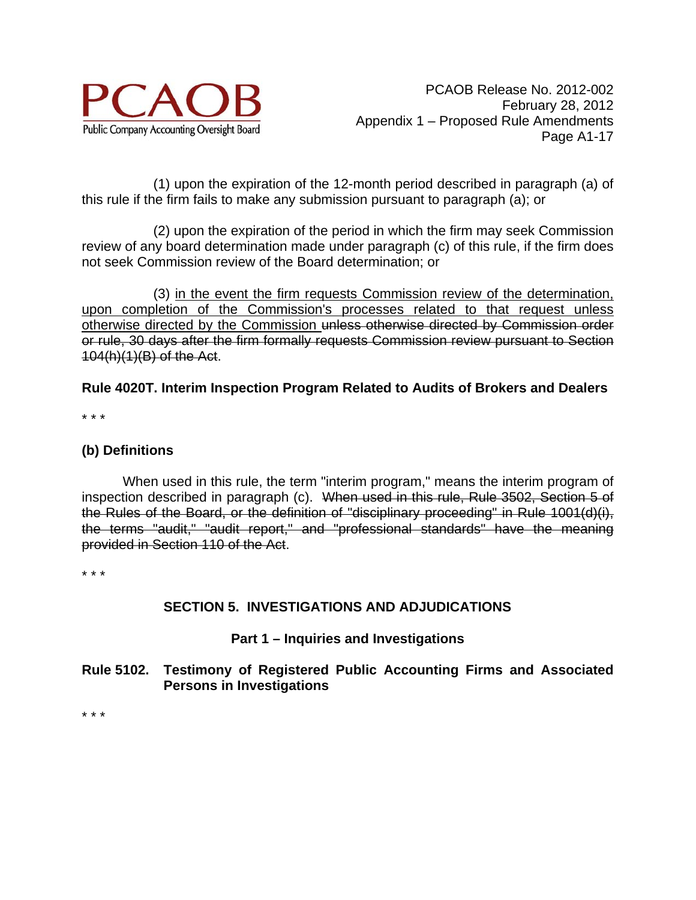(1) upon the expiration of the 12-month period described in paragraph (a) of this rule if the firm fails to make any submission pursuant to paragraph (a); or

(2) upon the expiration of the period in which the firm may seek Commission review of any board determination made under paragraph (c) of this rule, if the firm does not seek Commission review of the Board determination; or

(3) <u>in the event the firm requests Commission review of the determination, upon completion of the Commission's processes related to that request unless otherwise directed by the Commission</u> ~~unless otherwise directed by Commission order or rule, 30 days after the firm formally requests Commission review pursuant to Section 104(h)(1)(B) of the Act~~.

**Rule 4020T. Interim Inspection Program Related to Audits of Brokers and Dealers**

\* \* \*

**(b) Definitions**

When used in this rule, the term "interim program," means the interim program of inspection described in paragraph (c). ~~When used in this rule, Rule 3502, Section 5 of the Rules of the Board, or the definition of "disciplinary proceeding" in Rule 1001(d)(i), the terms "audit," "audit report," and "professional standards" have the meaning provided in Section 110 of the Act~~.

\* \* \*

## SECTION 5. INVESTIGATIONS AND ADJUDICATIONS

### Part 1 – Inquiries and Investigations

**Rule 5102. Testimony of Registered Public Accounting Firms and Associated Persons in Investigations**

\* \* \*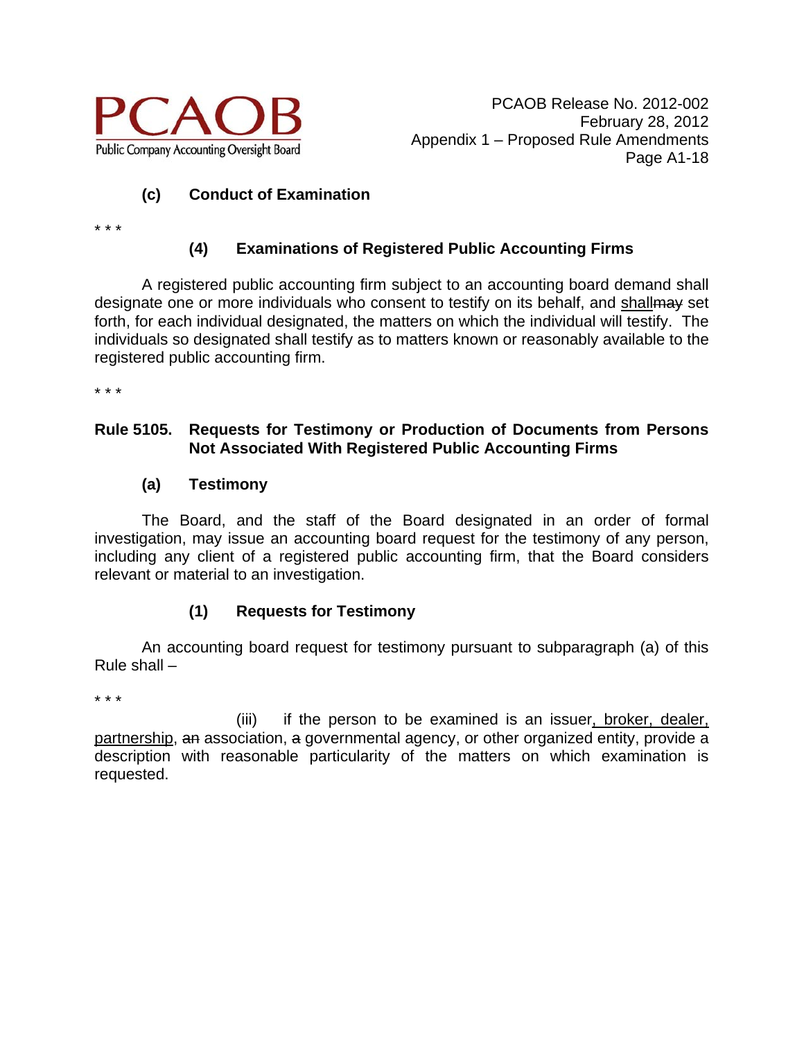**(c) Conduct of Examination**

* * *

**(4) Examinations of Registered Public Accounting Firms**

A registered public accounting firm subject to an accounting board demand shall designate one or more individuals who consent to testify on its behalf, and <u>shall</u>~~may~~ set forth, for each individual designated, the matters on which the individual will testify. The individuals so designated shall testify as to matters known or reasonably available to the registered public accounting firm.

* * *

**Rule 5105. Requests for Testimony or Production of Documents from Persons Not Associated With Registered Public Accounting Firms**

**(a) Testimony**

The Board, and the staff of the Board designated in an order of formal investigation, may issue an accounting board request for the testimony of any person, including any client of a registered public accounting firm, that the Board considers relevant or material to an investigation.

**(1) Requests for Testimony**

An accounting board request for testimony pursuant to subparagraph (a) of this Rule shall –

* * *

(iii) if the person to be examined is an issuer<u>, broker, dealer, partnership</u>, ~~an~~ association, ~~a~~ governmental agency, or other organized entity, provide a description with reasonable particularity of the matters on which examination is requested.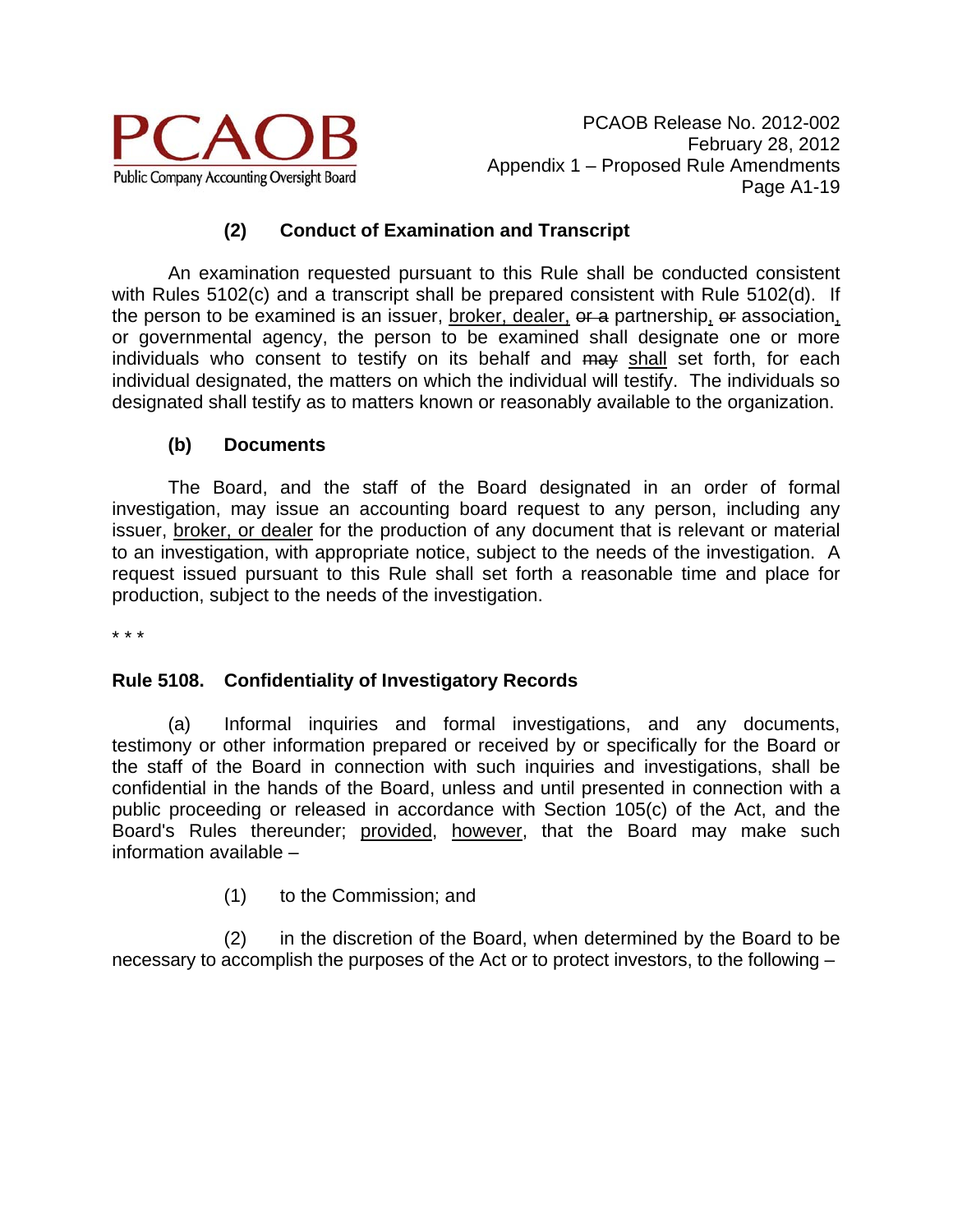#### (2) Conduct of Examination and Transcript

An examination requested pursuant to this Rule shall be conducted consistent with Rules 5102(c) and a transcript shall be prepared consistent with Rule 5102(d). If the person to be examined is an issuer, <u>broker, dealer,</u> ~~or a~~ partnership<u>,</u> ~~or~~ association<u>,</u> or governmental agency, the person to be examined shall designate one or more individuals who consent to testify on its behalf and ~~may~~ <u>shall</u> set forth, for each individual designated, the matters on which the individual will testify. The individuals so designated shall testify as to matters known or reasonably available to the organization.

#### (b) Documents

The Board, and the staff of the Board designated in an order of formal investigation, may issue an accounting board request to any person, including any issuer, <u>broker, or dealer</u> for the production of any document that is relevant or material to an investigation, with appropriate notice, subject to the needs of the investigation. A request issued pursuant to this Rule shall set forth a reasonable time and place for production, subject to the needs of the investigation.

* * *

### Rule 5108. Confidentiality of Investigatory Records

(a) Informal inquiries and formal investigations, and any documents, testimony or other information prepared or received by or specifically for the Board or the staff of the Board in connection with such inquiries and investigations, shall be confidential in the hands of the Board, unless and until presented in connection with a public proceeding or released in accordance with Section 105(c) of the Act, and the Board's Rules thereunder; <u>provided</u>, <u>however</u>, that the Board may make such information available –

(1) to the Commission; and

(2) in the discretion of the Board, when determined by the Board to be necessary to accomplish the purposes of the Act or to protect investors, to the following –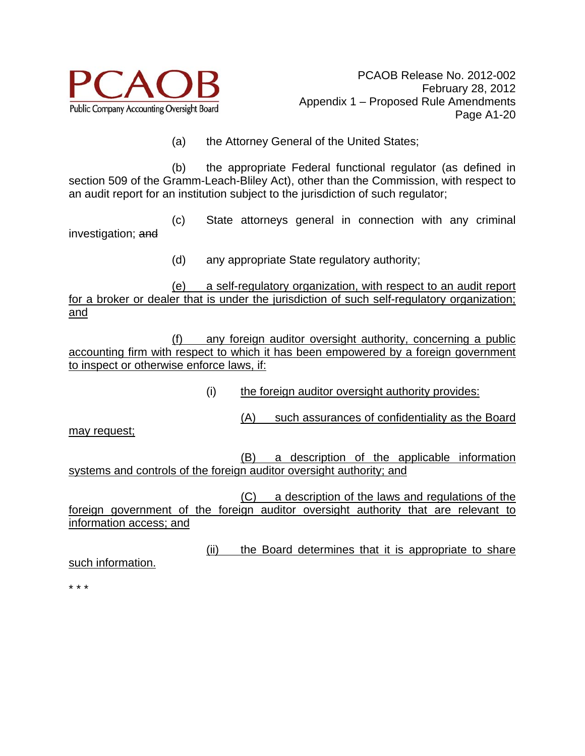(a) the Attorney General of the United States;

(b) the appropriate Federal functional regulator (as defined in section 509 of the Gramm-Leach-Bliley Act), other than the Commission, with respect to an audit report for an institution subject to the jurisdiction of such regulator;

(c) State attorneys general in connection with any criminal investigation; ~~and~~

(d) any appropriate State regulatory authority;

<u>(e) a self-regulatory organization, with respect to an audit report for a broker or dealer that is under the jurisdiction of such self-regulatory organization; and</u>

<u>(f) any foreign auditor oversight authority, concerning a public accounting firm with respect to which it has been empowered by a foreign government to inspect or otherwise enforce laws, if:</u>

(i) <u>the foreign auditor oversight authority provides:</u>

<u>(A) such assurances of confidentiality as the Board may request;</u>

<u>(B) a description of the applicable information systems and controls of the foreign auditor oversight authority; and</u>

<u>(C) a description of the laws and regulations of the foreign government of the foreign auditor oversight authority that are relevant to information access; and</u>

<u>(ii) the Board determines that it is appropriate to share such information.</u>

* * *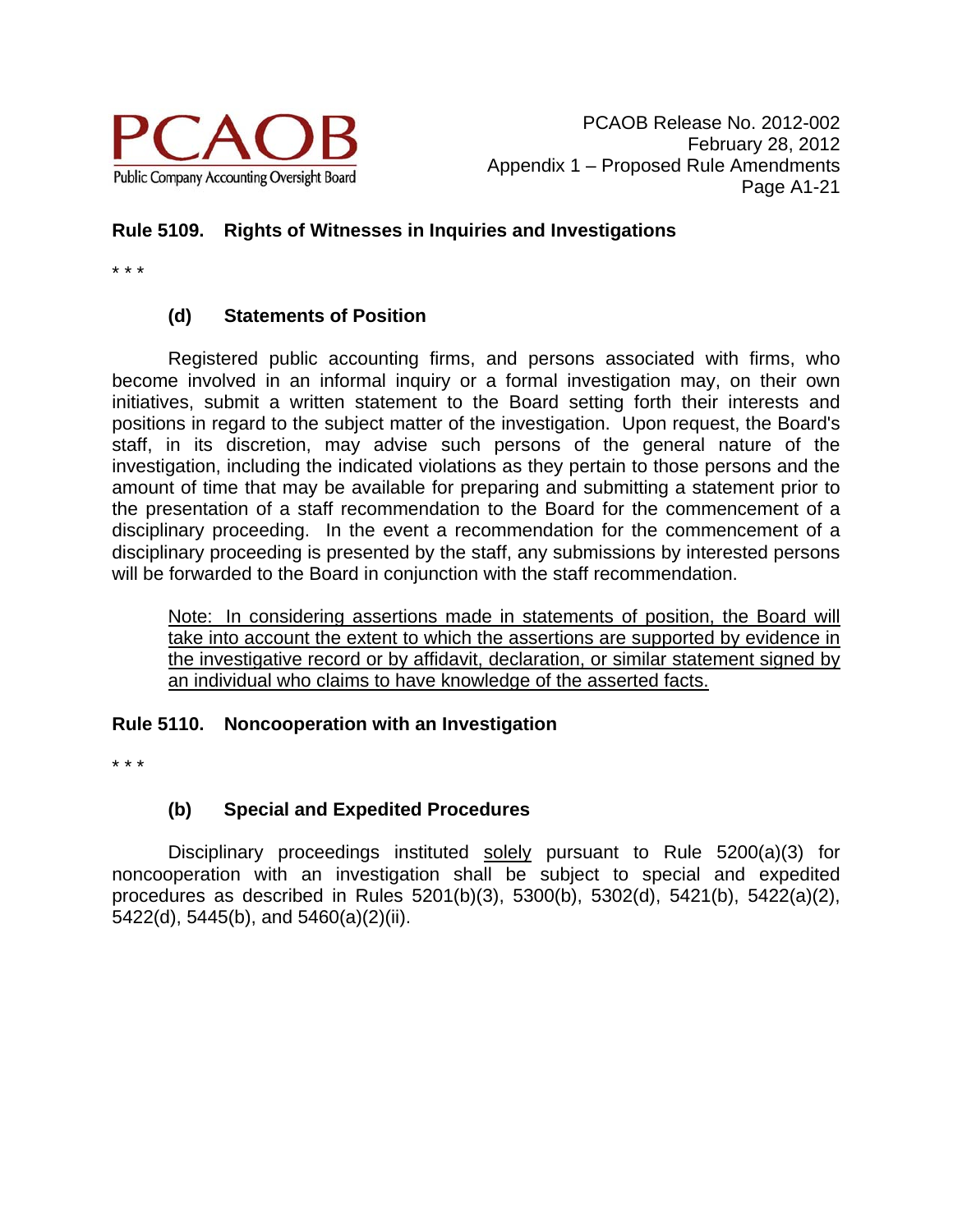### Rule 5109. Rights of Witnesses in Inquiries and Investigations

* * *

#### (d) Statements of Position

Registered public accounting firms, and persons associated with firms, who become involved in an informal inquiry or a formal investigation may, on their own initiatives, submit a written statement to the Board setting forth their interests and positions in regard to the subject matter of the investigation. Upon request, the Board's staff, in its discretion, may advise such persons of the general nature of the investigation, including the indicated violations as they pertain to those persons and the amount of time that may be available for preparing and submitting a statement prior to the presentation of a staff recommendation to the Board for the commencement of a disciplinary proceeding. In the event a recommendation for the commencement of a disciplinary proceeding is presented by the staff, any submissions by interested persons will be forwarded to the Board in conjunction with the staff recommendation.

<u>Note: In considering assertions made in statements of position, the Board will take into account the extent to which the assertions are supported by evidence in the investigative record or by affidavit, declaration, or similar statement signed by an individual who claims to have knowledge of the asserted facts.</u>

### Rule 5110. Noncooperation with an Investigation

* * *

#### (b) Special and Expedited Procedures

Disciplinary proceedings instituted <u>solely</u> pursuant to Rule 5200(a)(3) for noncooperation with an investigation shall be subject to special and expedited procedures as described in Rules 5201(b)(3), 5300(b), 5302(d), 5421(b), 5422(a)(2), 5422(d), 5445(b), and 5460(a)(2)(ii).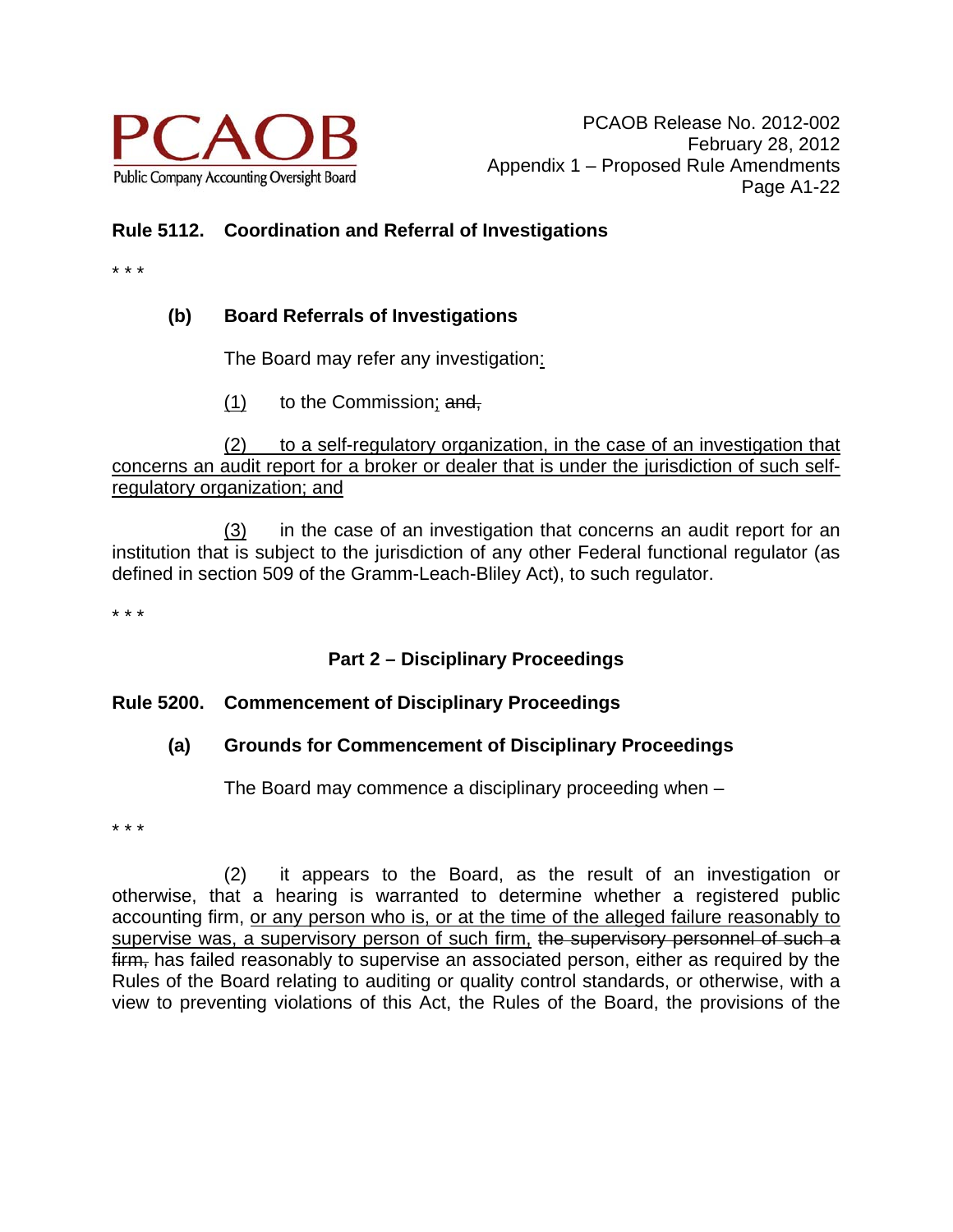**Rule 5112. Coordination and Referral of Investigations**

* * *

**(b) Board Referrals of Investigations**

The Board may refer any investigation<u>:</u>

<u>(1)</u> to the Commission<u>;</u> ~~and,~~

<u>(2) to a self-regulatory organization, in the case of an investigation that concerns an audit report for a broker or dealer that is under the jurisdiction of such self-regulatory organization; and</u>

<u>(3)</u> in the case of an investigation that concerns an audit report for an institution that is subject to the jurisdiction of any other Federal functional regulator (as defined in section 509 of the Gramm-Leach-Bliley Act), to such regulator.

* * *

## Part 2 – Disciplinary Proceedings

**Rule 5200. Commencement of Disciplinary Proceedings**

**(a) Grounds for Commencement of Disciplinary Proceedings**

The Board may commence a disciplinary proceeding when –

* * *

(2) it appears to the Board, as the result of an investigation or otherwise, that a hearing is warranted to determine whether a registered public accounting firm, <u>or any person who is, or at the time of the alleged failure reasonably to supervise was, a supervisory person of such firm,</u> ~~the supervisory personnel of such a firm,~~ has failed reasonably to supervise an associated person, either as required by the Rules of the Board relating to auditing or quality control standards, or otherwise, with a view to preventing violations of this Act, the Rules of the Board, the provisions of the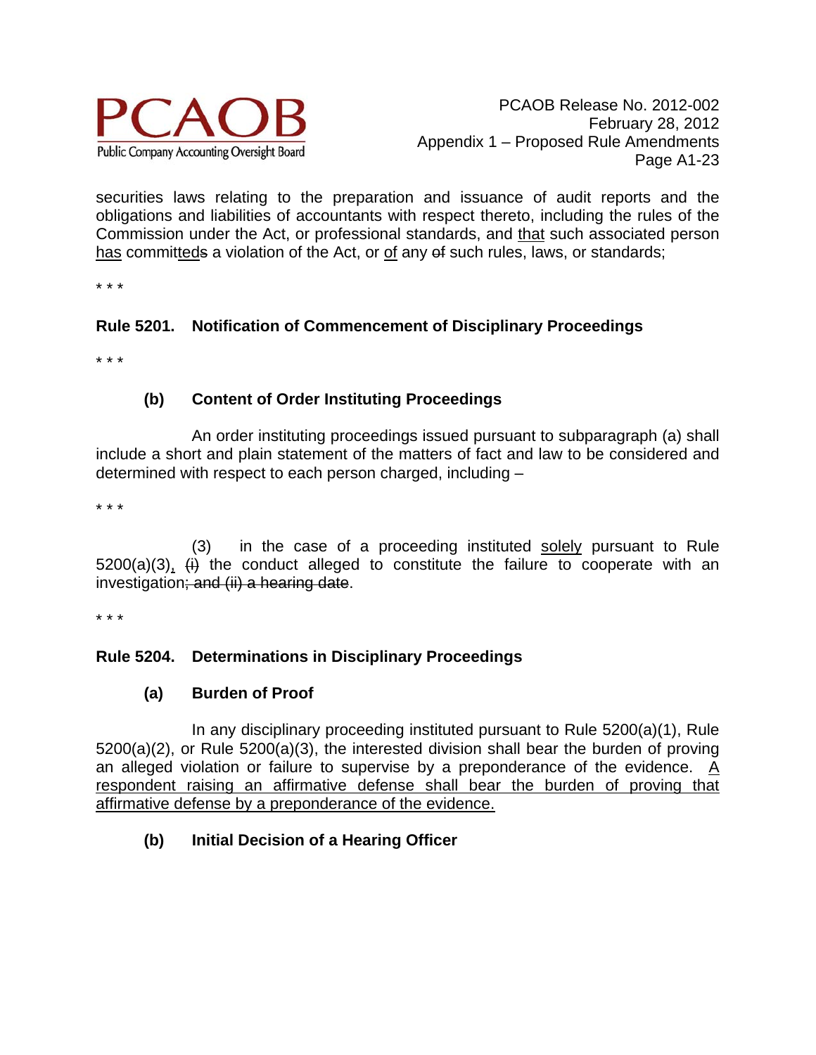securities laws relating to the preparation and issuance of audit reports and the obligations and liabilities of accountants with respect thereto, including the rules of the Commission under the Act, or professional standards, and <u>that</u> such associated person <u>has</u> committ<u>ed</u>~~s~~ a violation of the Act, or <u>of</u> any ~~of~~ such rules, laws, or standards;

* * *

**Rule 5201. Notification of Commencement of Disciplinary Proceedings**

* * *

**(b) Content of Order Instituting Proceedings**

An order instituting proceedings issued pursuant to subparagraph (a) shall include a short and plain statement of the matters of fact and law to be considered and determined with respect to each person charged, including –

* * *

(3) in the case of a proceeding instituted <u>solely</u> pursuant to Rule 5200(a)(3)<u>,</u> ~~(i)~~ the conduct alleged to constitute the failure to cooperate with an investigation~~; and (ii) a hearing date~~.

* * *

**Rule 5204. Determinations in Disciplinary Proceedings**

**(a) Burden of Proof**

In any disciplinary proceeding instituted pursuant to Rule 5200(a)(1), Rule 5200(a)(2), or Rule 5200(a)(3), the interested division shall bear the burden of proving an alleged violation or failure to supervise by a preponderance of the evidence. <u>A respondent raising an affirmative defense shall bear the burden of proving that affirmative defense by a preponderance of the evidence.</u>

**(b) Initial Decision of a Hearing Officer**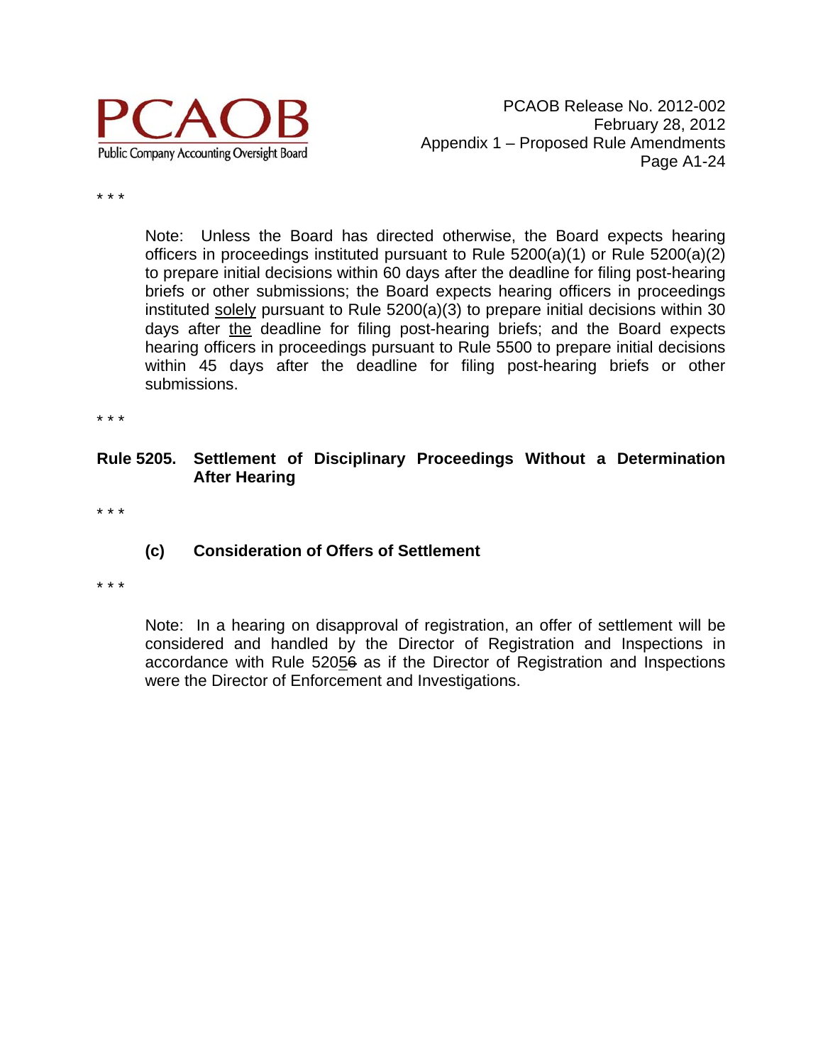* * *

Note: Unless the Board has directed otherwise, the Board expects hearing officers in proceedings instituted pursuant to Rule 5200(a)(1) or Rule 5200(a)(2) to prepare initial decisions within 60 days after the deadline for filing post-hearing briefs or other submissions; the Board expects hearing officers in proceedings instituted solely pursuant to Rule 5200(a)(3) to prepare initial decisions within 30 days after the deadline for filing post-hearing briefs; and the Board expects hearing officers in proceedings pursuant to Rule 5500 to prepare initial decisions within 45 days after the deadline for filing post-hearing briefs or other submissions.

* * *

**Rule 5205. Settlement of Disciplinary Proceedings Without a Determination After Hearing**

* * *

**(c) Consideration of Offers of Settlement**

* * *

Note: In a hearing on disapproval of registration, an offer of settlement will be considered and handled by the Director of Registration and Inspections in accordance with Rule 520~~5~~6 as if the Director of Registration and Inspections were the Director of Enforcement and Investigations.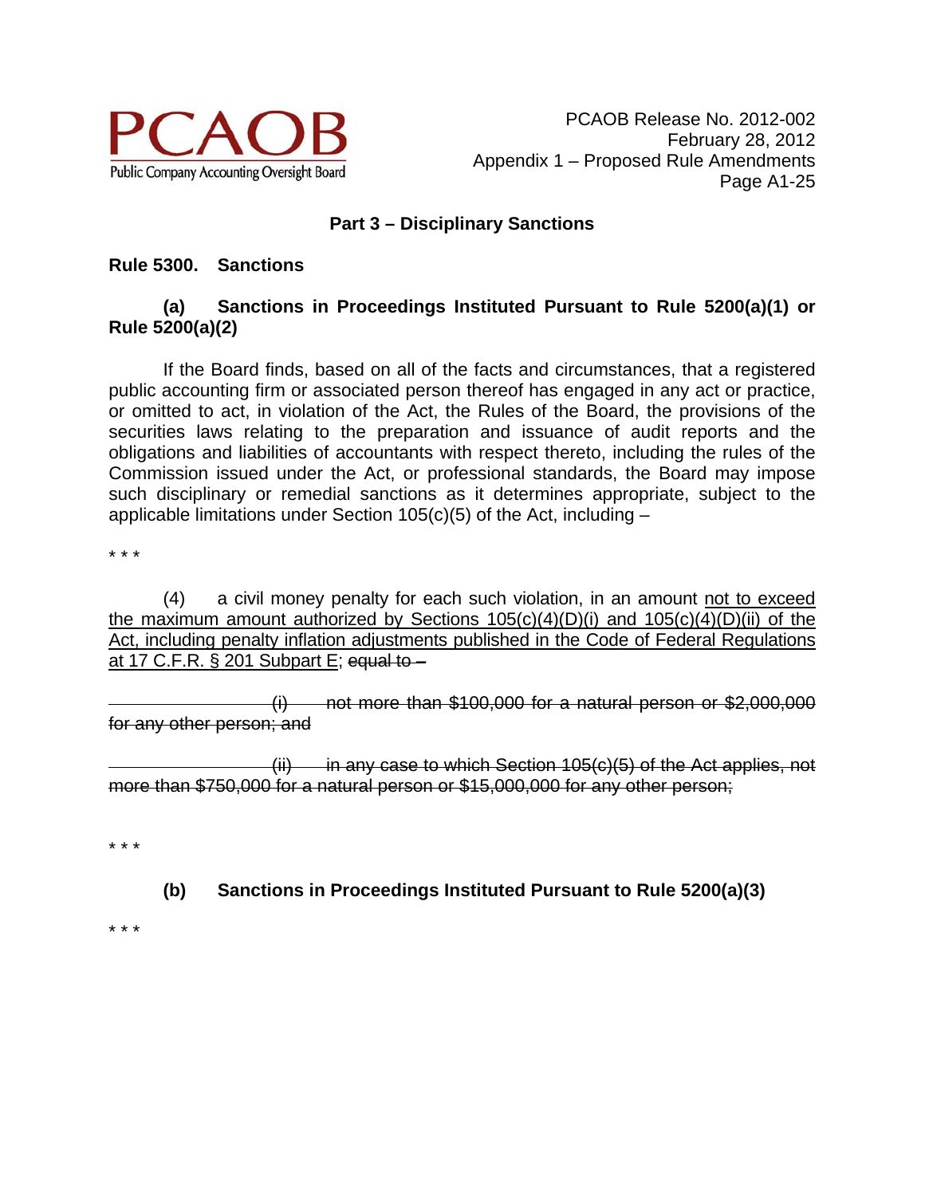## Part 3 – Disciplinary Sanctions

**Rule 5300. Sanctions**

**(a) Sanctions in Proceedings Instituted Pursuant to Rule 5200(a)(1) or Rule 5200(a)(2)**

If the Board finds, based on all of the facts and circumstances, that a registered public accounting firm or associated person thereof has engaged in any act or practice, or omitted to act, in violation of the Act, the Rules of the Board, the provisions of the securities laws relating to the preparation and issuance of audit reports and the obligations and liabilities of accountants with respect thereto, including the rules of the Commission issued under the Act, or professional standards, the Board may impose such disciplinary or remedial sanctions as it determines appropriate, subject to the applicable limitations under Section 105(c)(5) of the Act, including –

* * *

(4) a civil money penalty for each such violation, in an amount <u>not to exceed the maximum amount authorized by Sections 105(c)(4)(D)(i) and 105(c)(4)(D)(ii) of the Act, including penalty inflation adjustments published in the Code of Federal Regulations at 17 C.F.R. § 201 Subpart E</u>; ~~equal to –~~

~~(i) not more than $100,000 for a natural person or $2,000,000 for any other person; and~~

~~(ii) in any case to which Section 105(c)(5) of the Act applies, not more than $750,000 for a natural person or $15,000,000 for any other person;~~

* * *

**(b) Sanctions in Proceedings Instituted Pursuant to Rule 5200(a)(3)**

* * *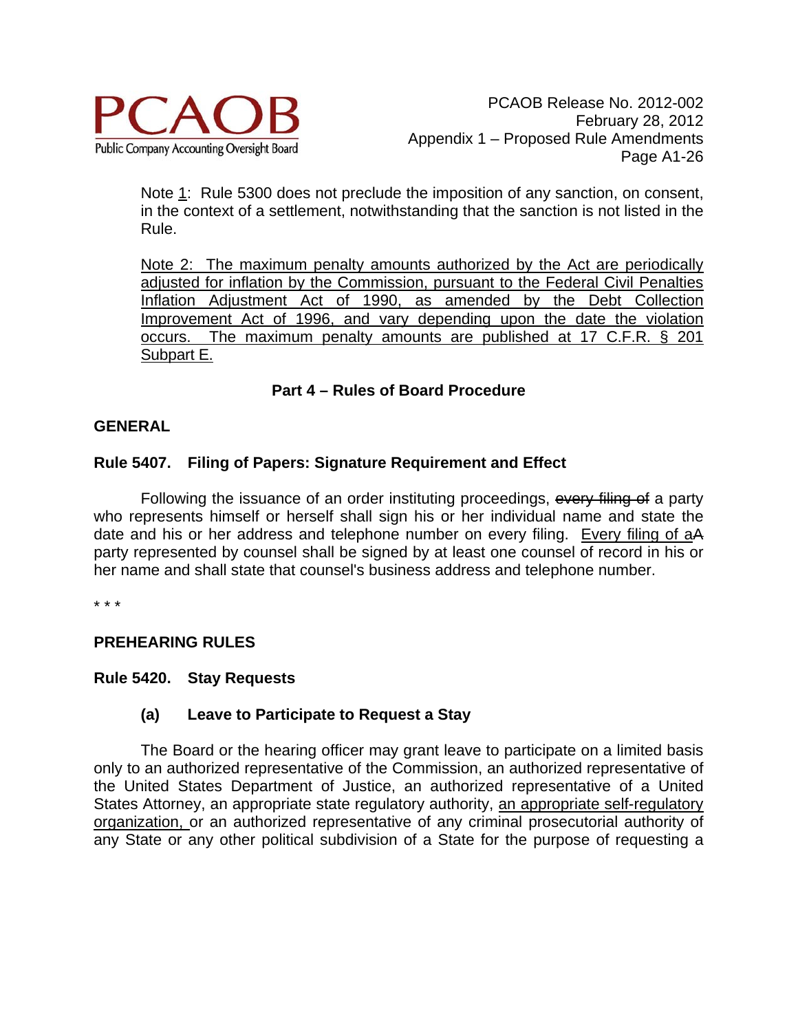Note 1: Rule 5300 does not preclude the imposition of any sanction, on consent, in the context of a settlement, notwithstanding that the sanction is not listed in the Rule.

Note 2: The maximum penalty amounts authorized by the Act are periodically adjusted for inflation by the Commission, pursuant to the Federal Civil Penalties Inflation Adjustment Act of 1990, as amended by the Debt Collection Improvement Act of 1996, and vary depending upon the date the violation occurs. The maximum penalty amounts are published at 17 C.F.R. § 201 Subpart E.

## Part 4 – Rules of Board Procedure

### GENERAL

### Rule 5407. Filing of Papers: Signature Requirement and Effect

Following the issuance of an order instituting proceedings, ~~every filing of~~ a party who represents himself or herself shall sign his or her individual name and state the date and his or her address and telephone number on every filing. Every filing of aA party represented by counsel shall be signed by at least one counsel of record in his or her name and shall state that counsel's business address and telephone number.

* * *

### PREHEARING RULES

### Rule 5420. Stay Requests

#### (a) Leave to Participate to Request a Stay

The Board or the hearing officer may grant leave to participate on a limited basis only to an authorized representative of the Commission, an authorized representative of the United States Department of Justice, an authorized representative of a United States Attorney, an appropriate state regulatory authority, an appropriate self-regulatory organization, or an authorized representative of any criminal prosecutorial authority of any State or any other political subdivision of a State for the purpose of requesting a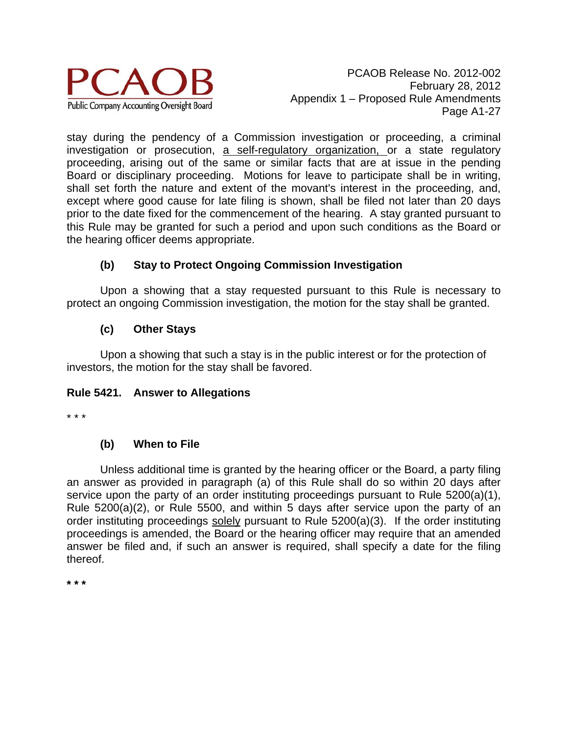stay during the pendency of a Commission investigation or proceeding, a criminal investigation or prosecution, <u>a self-regulatory organization,</u> or a state regulatory proceeding, arising out of the same or similar facts that are at issue in the pending Board or disciplinary proceeding. Motions for leave to participate shall be in writing, shall set forth the nature and extent of the movant's interest in the proceeding, and, except where good cause for late filing is shown, shall be filed not later than 20 days prior to the date fixed for the commencement of the hearing. A stay granted pursuant to this Rule may be granted for such a period and upon such conditions as the Board or the hearing officer deems appropriate.

**(b) Stay to Protect Ongoing Commission Investigation**

Upon a showing that a stay requested pursuant to this Rule is necessary to protect an ongoing Commission investigation, the motion for the stay shall be granted.

**(c) Other Stays**

Upon a showing that such a stay is in the public interest or for the protection of investors, the motion for the stay shall be favored.

**Rule 5421. Answer to Allegations**

* * *

**(b) When to File**

Unless additional time is granted by the hearing officer or the Board, a party filing an answer as provided in paragraph (a) of this Rule shall do so within 20 days after service upon the party of an order instituting proceedings pursuant to Rule 5200(a)(1), Rule 5200(a)(2), or Rule 5500, and within 5 days after service upon the party of an order instituting proceedings <u>solely</u> pursuant to Rule 5200(a)(3). If the order instituting proceedings is amended, the Board or the hearing officer may require that an amended answer be filed and, if such an answer is required, shall specify a date for the filing thereof.

**\* \* \***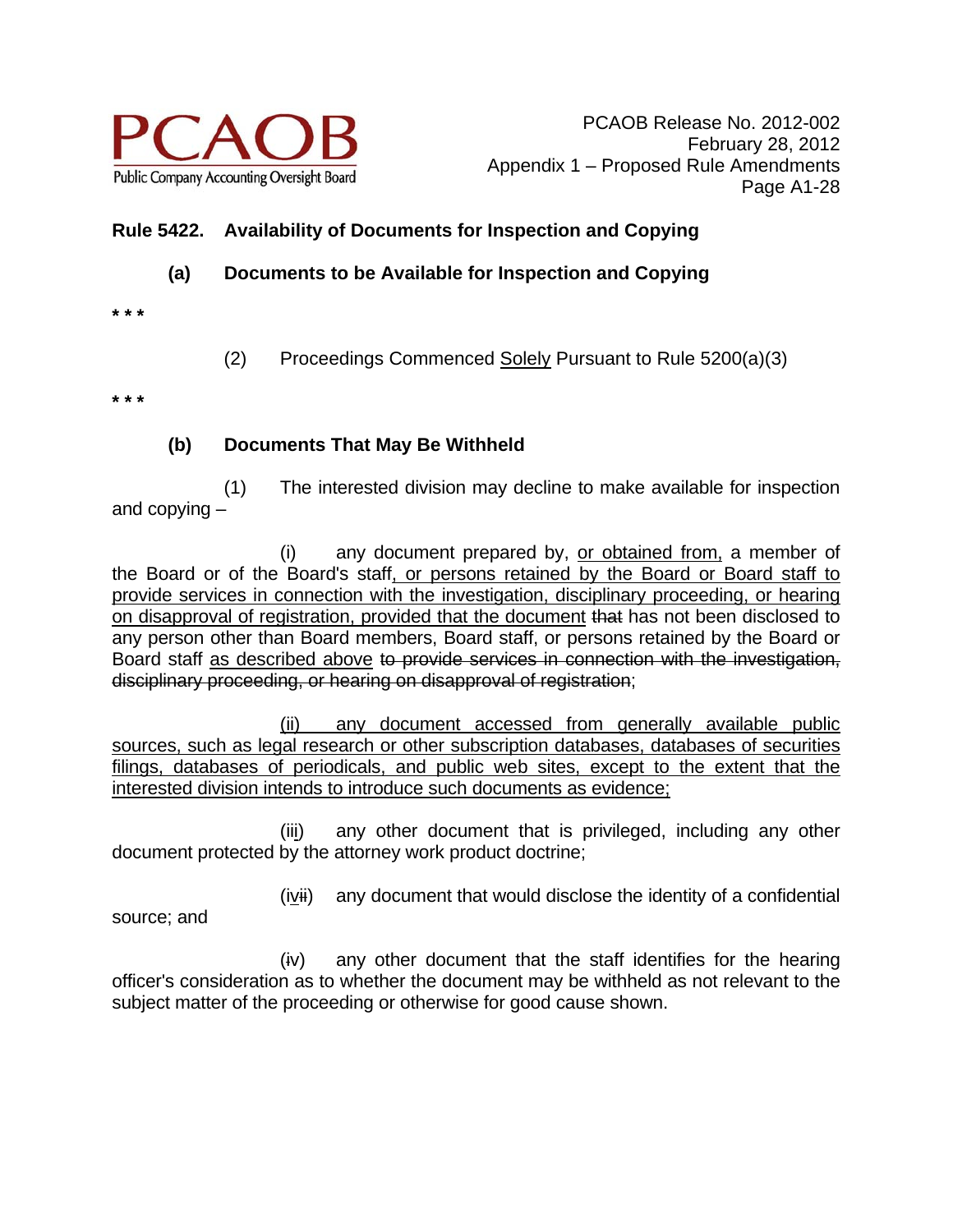**Rule 5422. Availability of Documents for Inspection and Copying**

**(a) Documents to be Available for Inspection and Copying**

* * *

(2) Proceedings Commenced <u>Solely</u> Pursuant to Rule 5200(a)(3)

* * *

**(b) Documents That May Be Withheld**

(1) The interested division may decline to make available for inspection and copying –

(i) any document prepared by, <u>or obtained from,</u> a member of the Board or of the Board's staff<u>, or persons retained by the Board or Board staff to provide services in connection with the investigation, disciplinary proceeding, or hearing on disapproval of registration, provided that the document</u> ~~that~~ has not been disclosed to any person other than Board members, Board staff, or persons retained by the Board or Board staff <u>as described above</u> ~~to provide services in connection with the investigation, disciplinary proceeding, or hearing on disapproval of registration~~;

<u>(ii) any document accessed from generally available public sources, such as legal research or other subscription databases, databases of securities filings, databases of periodicals, and public web sites, except to the extent that the interested division intends to introduce such documents as evidence;</u>

(ii<u>i</u>) any other document that is privileged, including any other document protected by the attorney work product doctrine;

(i<u>v</u>~~ii~~) any document that would disclose the identity of a confidential source; and

(~~i~~v) any other document that the staff identifies for the hearing officer's consideration as to whether the document may be withheld as not relevant to the subject matter of the proceeding or otherwise for good cause shown.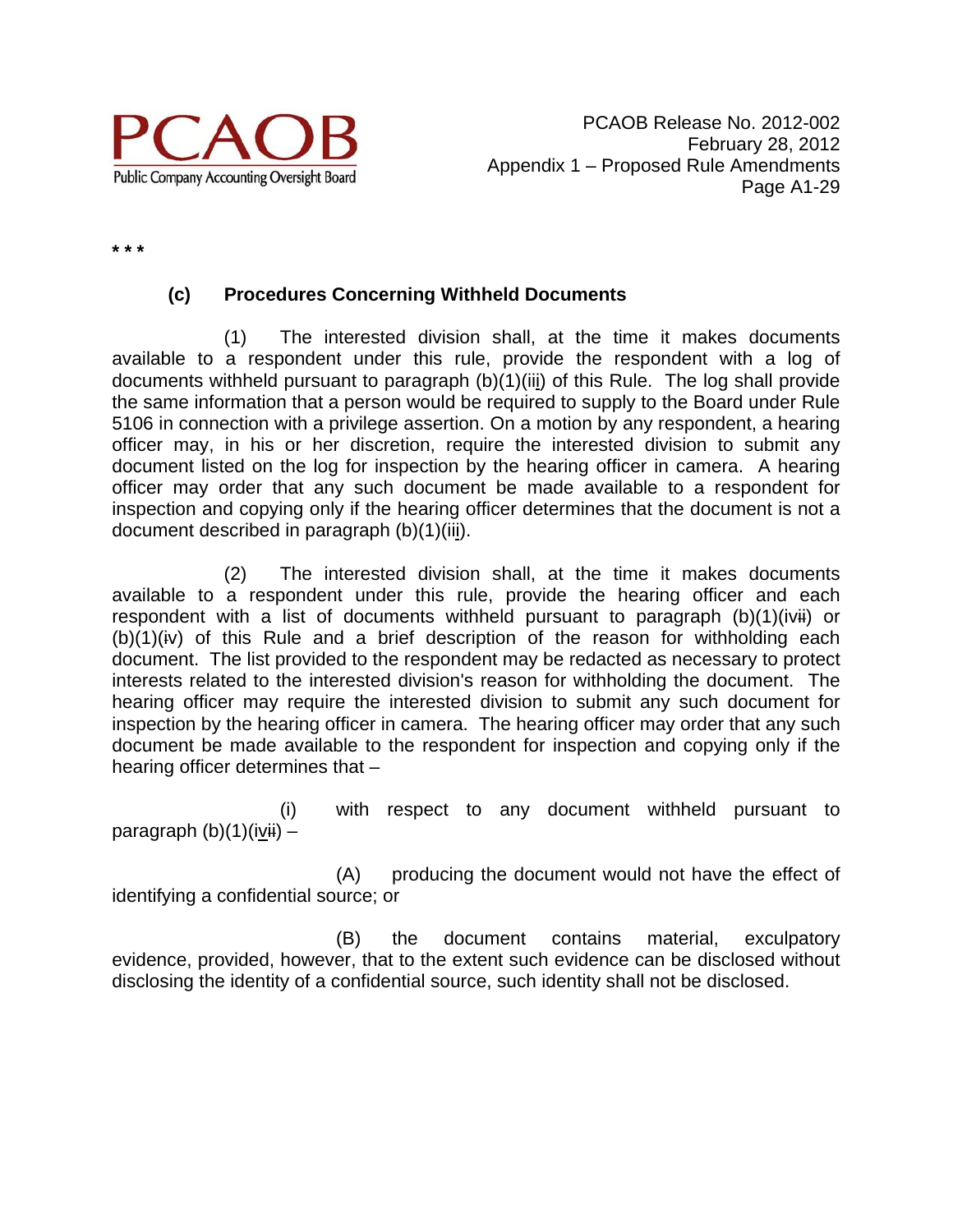* * *

**(c) Procedures Concerning Withheld Documents**

(1) The interested division shall, at the time it makes documents available to a respondent under this rule, provide the respondent with a log of documents withheld pursuant to paragraph (b)(1)(iii) of this Rule. The log shall provide the same information that a person would be required to supply to the Board under Rule 5106 in connection with a privilege assertion. On a motion by any respondent, a hearing officer may, in his or her discretion, require the interested division to submit any document listed on the log for inspection by the hearing officer in camera. A hearing officer may order that any such document be made available to a respondent for inspection and copying only if the hearing officer determines that the document is not a document described in paragraph (b)(1)(iii).

(2) The interested division shall, at the time it makes documents available to a respondent under this rule, provide the hearing officer and each respondent with a list of documents withheld pursuant to paragraph (b)(1)(ivii) or (b)(1)(iv) of this Rule and a brief description of the reason for withholding each document. The list provided to the respondent may be redacted as necessary to protect interests related to the interested division's reason for withholding the document. The hearing officer may require the interested division to submit any such document for inspection by the hearing officer in camera. The hearing officer may order that any such document be made available to the respondent for inspection and copying only if the hearing officer determines that –

(i) with respect to any document withheld pursuant to paragraph (b)(1)(ivii) –

(A) producing the document would not have the effect of identifying a confidential source; or

(B) the document contains material, exculpatory evidence, provided, however, that to the extent such evidence can be disclosed without disclosing the identity of a confidential source, such identity shall not be disclosed.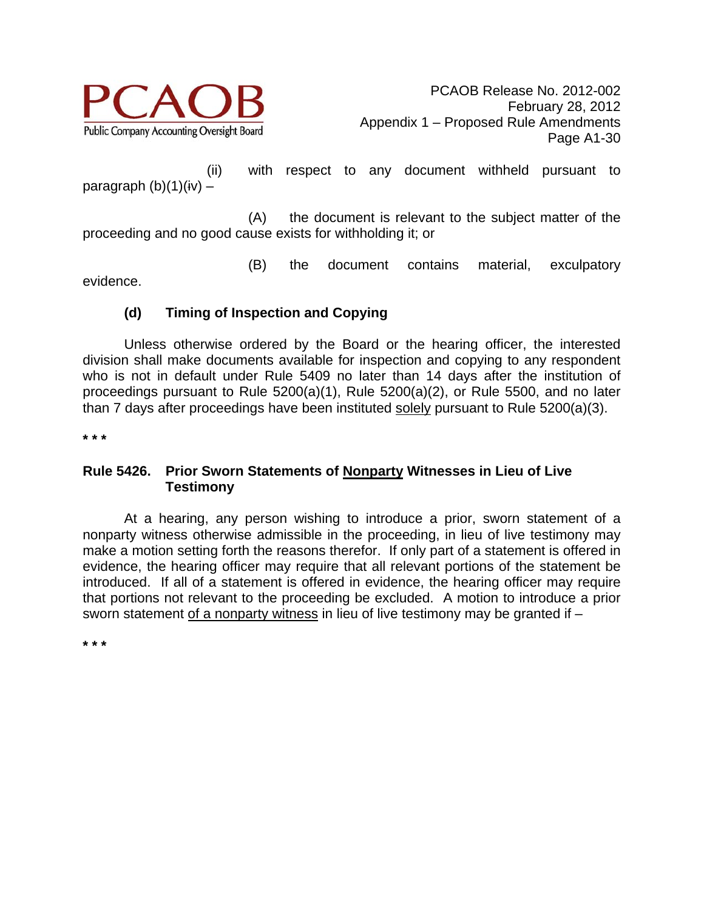(ii) with respect to any document withheld pursuant to paragraph (b)(1)(iv) –

(A) the document is relevant to the subject matter of the proceeding and no good cause exists for withholding it; or

(B) the document contains material, exculpatory evidence.

**(d) Timing of Inspection and Copying**

Unless otherwise ordered by the Board or the hearing officer, the interested division shall make documents available for inspection and copying to any respondent who is not in default under Rule 5409 no later than 14 days after the institution of proceedings pursuant to Rule 5200(a)(1), Rule 5200(a)(2), or Rule 5500, and no later than 7 days after proceedings have been instituted solely pursuant to Rule 5200(a)(3).

\* \* \*

**Rule 5426. Prior Sworn Statements of Nonparty Witnesses in Lieu of Live Testimony**

At a hearing, any person wishing to introduce a prior, sworn statement of a nonparty witness otherwise admissible in the proceeding, in lieu of live testimony may make a motion setting forth the reasons therefor. If only part of a statement is offered in evidence, the hearing officer may require that all relevant portions of the statement be introduced. If all of a statement is offered in evidence, the hearing officer may require that portions not relevant to the proceeding be excluded. A motion to introduce a prior sworn statement of a nonparty witness in lieu of live testimony may be granted if –

\* \* \*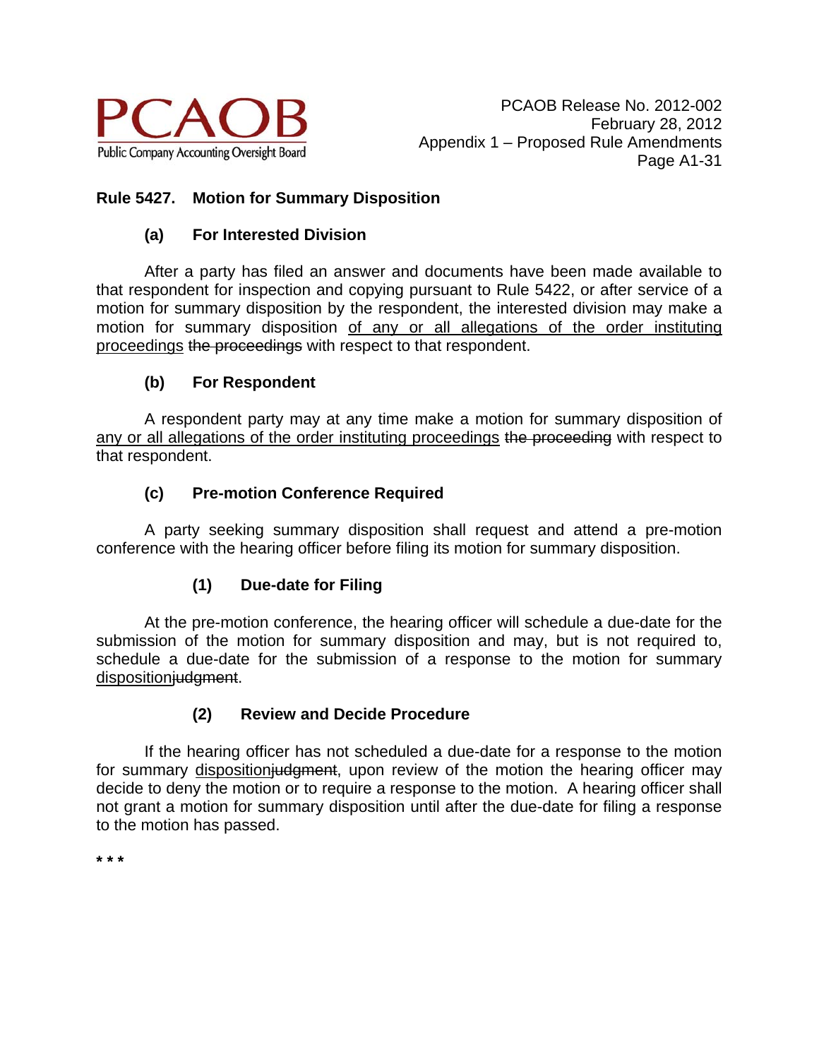**Rule 5427. Motion for Summary Disposition**

**(a) For Interested Division**

After a party has filed an answer and documents have been made available to that respondent for inspection and copying pursuant to Rule 5422, or after service of a motion for summary disposition by the respondent, the interested division may make a motion for summary disposition <u>of any or all allegations of the order instituting proceedings</u> ~~the proceedings~~ with respect to that respondent.

**(b) For Respondent**

A respondent party may at any time make a motion for summary disposition of <u>any or all allegations of the order instituting proceedings</u> ~~the proceeding~~ with respect to that respondent.

**(c) Pre-motion Conference Required**

A party seeking summary disposition shall request and attend a pre-motion conference with the hearing officer before filing its motion for summary disposition.

**(1) Due-date for Filing**

At the pre-motion conference, the hearing officer will schedule a due-date for the submission of the motion for summary disposition and may, but is not required to, schedule a due-date for the submission of a response to the motion for summary <u>disposition</u>~~judgment~~.

**(2) Review and Decide Procedure**

If the hearing officer has not scheduled a due-date for a response to the motion for summary <u>disposition</u>~~judgment~~, upon review of the motion the hearing officer may decide to deny the motion or to require a response to the motion. A hearing officer shall not grant a motion for summary disposition until after the due-date for filing a response to the motion has passed.

**\* \* \***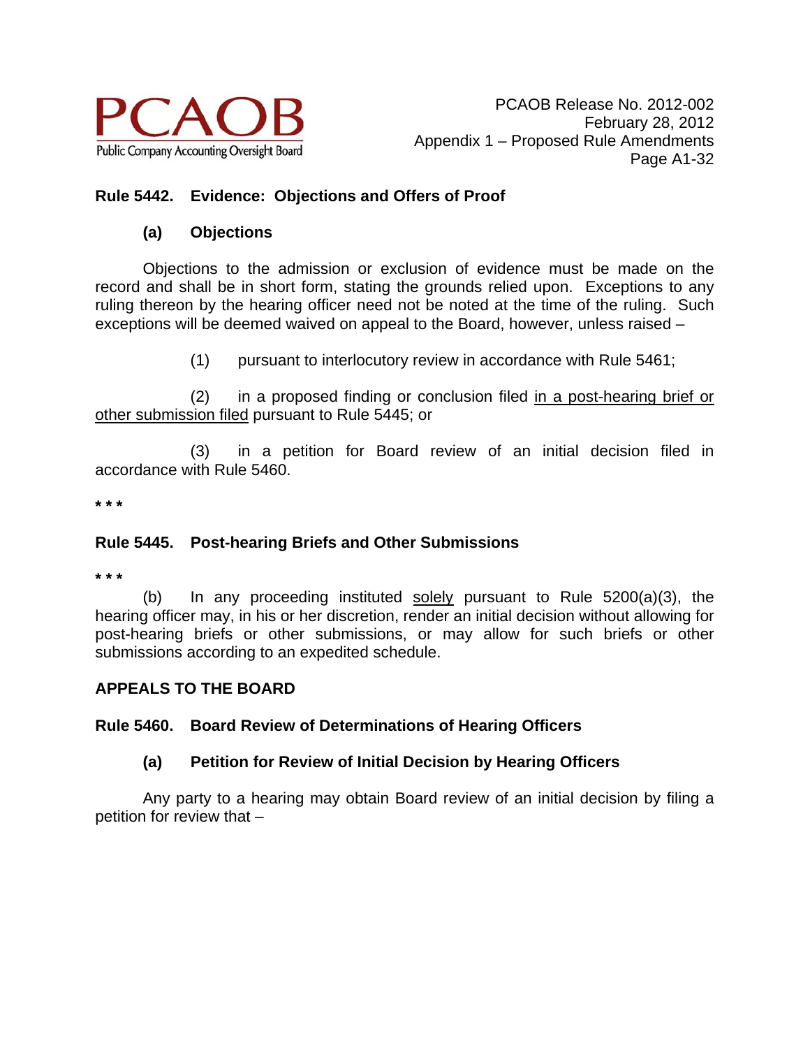**Rule 5442. Evidence: Objections and Offers of Proof**

**(a) Objections**

Objections to the admission or exclusion of evidence must be made on the record and shall be in short form, stating the grounds relied upon. Exceptions to any ruling thereon by the hearing officer need not be noted at the time of the ruling. Such exceptions will be deemed waived on appeal to the Board, however, unless raised –

(1) pursuant to interlocutory review in accordance with Rule 5461;

(2) in a proposed finding or conclusion filed <u>in a post-hearing brief or other submission filed</u> pursuant to Rule 5445; or

(3) in a petition for Board review of an initial decision filed in accordance with Rule 5460.

* * *

**Rule 5445. Post-hearing Briefs and Other Submissions**

* * *

(b) In any proceeding instituted <u>solely</u> pursuant to Rule 5200(a)(3), the hearing officer may, in his or her discretion, render an initial decision without allowing for post-hearing briefs or other submissions, or may allow for such briefs or other submissions according to an expedited schedule.

**APPEALS TO THE BOARD**

**Rule 5460. Board Review of Determinations of Hearing Officers**

**(a) Petition for Review of Initial Decision by Hearing Officers**

Any party to a hearing may obtain Board review of an initial decision by filing a petition for review that –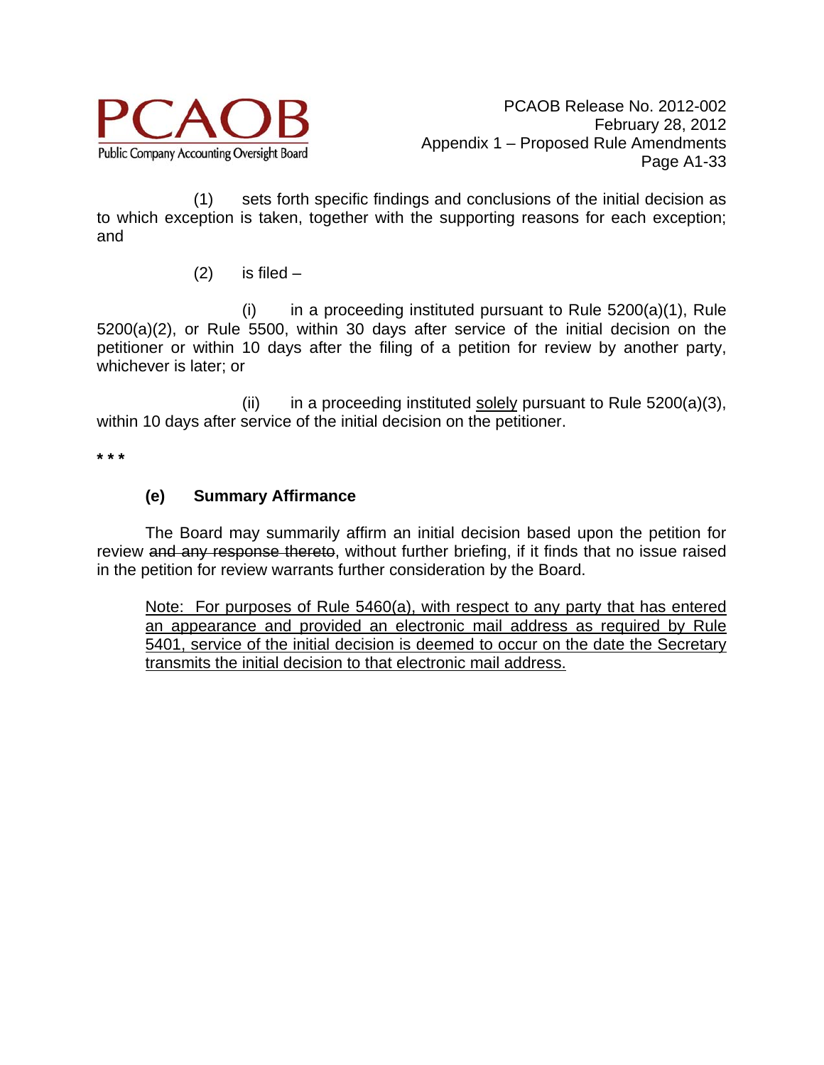(1) sets forth specific findings and conclusions of the initial decision as to which exception is taken, together with the supporting reasons for each exception; and

(2) is filed –

(i) in a proceeding instituted pursuant to Rule 5200(a)(1), Rule 5200(a)(2), or Rule 5500, within 30 days after service of the initial decision on the petitioner or within 10 days after the filing of a petition for review by another party, whichever is later; or

(ii) in a proceeding instituted <u>solely</u> pursuant to Rule 5200(a)(3), within 10 days after service of the initial decision on the petitioner.

\* \* \*

**(e) Summary Affirmance**

The Board may summarily affirm an initial decision based upon the petition for review ~~and any response thereto~~, without further briefing, if it finds that no issue raised in the petition for review warrants further consideration by the Board.

<u>Note: For purposes of Rule 5460(a), with respect to any party that has entered an appearance and provided an electronic mail address as required by Rule 5401, service of the initial decision is deemed to occur on the date the Secretary transmits the initial decision to that electronic mail address.</u>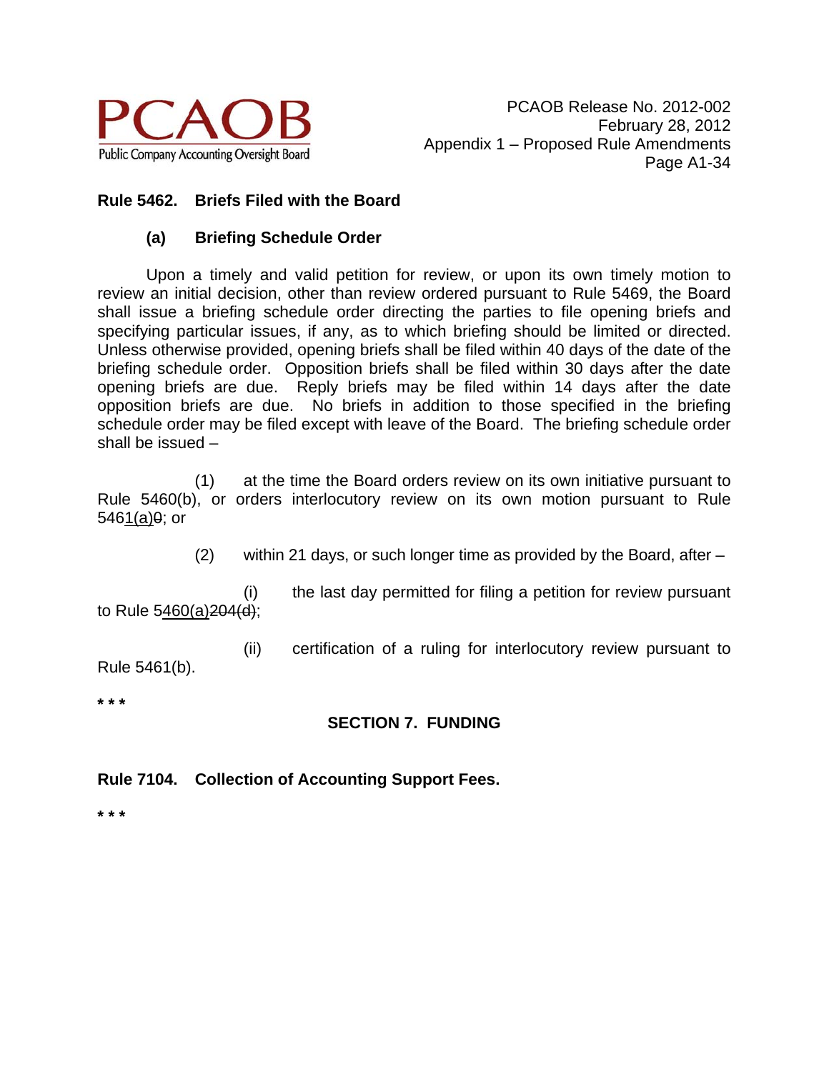**Rule 5462. Briefs Filed with the Board**

**(a) Briefing Schedule Order**

Upon a timely and valid petition for review, or upon its own timely motion to review an initial decision, other than review ordered pursuant to Rule 5469, the Board shall issue a briefing schedule order directing the parties to file opening briefs and specifying particular issues, if any, as to which briefing should be limited or directed. Unless otherwise provided, opening briefs shall be filed within 40 days of the date of the briefing schedule order. Opposition briefs shall be filed within 30 days after the date opening briefs are due. Reply briefs may be filed within 14 days after the date opposition briefs are due. No briefs in addition to those specified in the briefing schedule order may be filed except with leave of the Board. The briefing schedule order shall be issued –

(1) at the time the Board orders review on its own initiative pursuant to Rule 5460(b), or orders interlocutory review on its own motion pursuant to Rule 5461(a)~~0~~; or

(2) within 21 days, or such longer time as provided by the Board, after –

(i) the last day permitted for filing a petition for review pursuant to Rule 5460(a)~~204(d)~~;

(ii) certification of a ruling for interlocutory review pursuant to Rule 5461(b).

* * *

## SECTION 7. FUNDING

**Rule 7104. Collection of Accounting Support Fees.**

* * *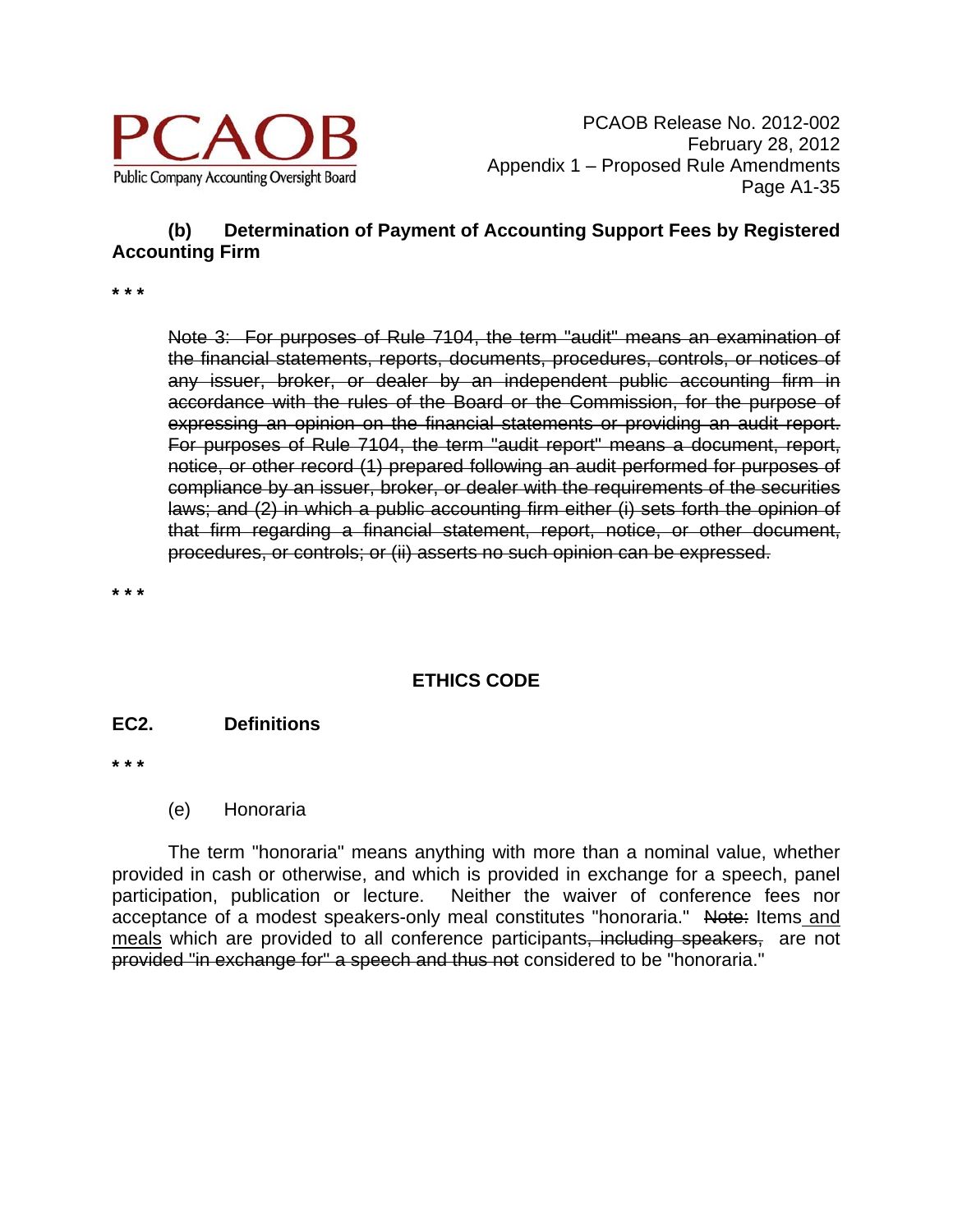**(b) Determination of Payment of Accounting Support Fees by Registered Accounting Firm**

\* \* \*

~~Note 3: For purposes of Rule 7104, the term "audit" means an examination of the financial statements, reports, documents, procedures, controls, or notices of any issuer, broker, or dealer by an independent public accounting firm in accordance with the rules of the Board or the Commission, for the purpose of expressing an opinion on the financial statements or providing an audit report. For purposes of Rule 7104, the term "audit report" means a document, report, notice, or other record (1) prepared following an audit performed for purposes of compliance by an issuer, broker, or dealer with the requirements of the securities laws; and (2) in which a public accounting firm either (i) sets forth the opinion of that firm regarding a financial statement, report, notice, or other document, procedures, or controls; or (ii) asserts no such opinion can be expressed.~~

\* \* \*

## ETHICS CODE

### EC2. Definitions

\* \* \*

(e) Honoraria

The term "honoraria" means anything with more than a nominal value, whether provided in cash or otherwise, and which is provided in exchange for a speech, panel participation, publication or lecture. Neither the waiver of conference fees nor acceptance of a modest speakers-only meal constitutes "honoraria." ~~Note:~~ Items <u>and meals</u> which are provided to all conference participants~~, including speakers,~~ are not ~~provided "in exchange for" a speech and thus not~~ considered to be "honoraria."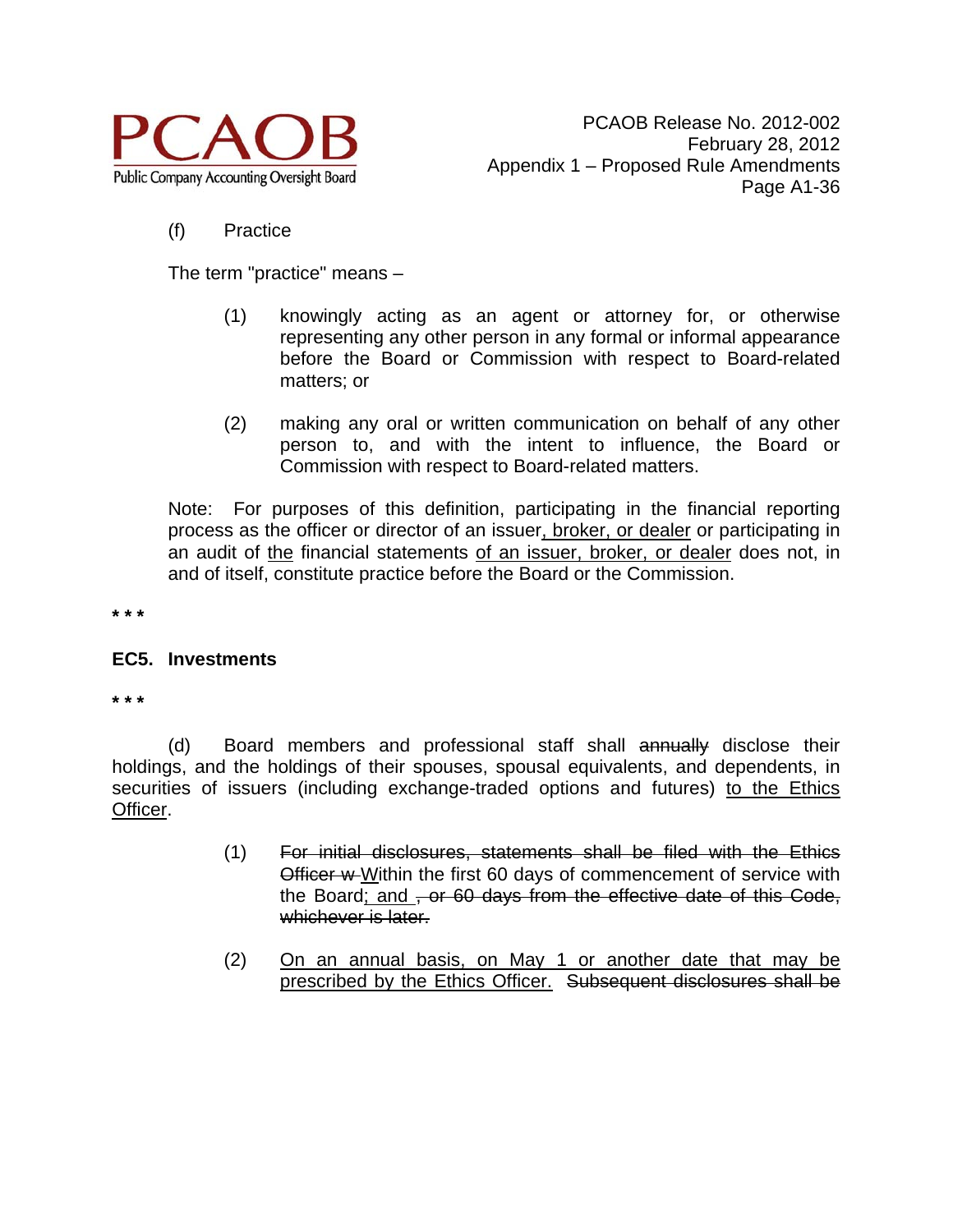(f) Practice

The term "practice" means –

(1) knowingly acting as an agent or attorney for, or otherwise representing any other person in any formal or informal appearance before the Board or Commission with respect to Board-related matters; or

(2) making any oral or written communication on behalf of any other person to, and with the intent to influence, the Board or Commission with respect to Board-related matters.

Note: For purposes of this definition, participating in the financial reporting process as the officer or director of an issuer<u>, broker, or dealer</u> or participating in an audit of <u>the</u> financial statements <u>of an issuer, broker, or dealer</u> does not, in and of itself, constitute practice before the Board or the Commission.

\* \* \*

**EC5. Investments**

\* \* \*

(d) Board members and professional staff shall ~~annually~~ disclose their holdings, and the holdings of their spouses, spousal equivalents, and dependents, in securities of issuers (including exchange-traded options and futures) <u>to the Ethics Officer</u>.

(1) ~~For initial disclosures, statements shall be filed with the Ethics Officer w~~<u>W</u>ithin the first 60 days of commencement of service with the Board<u>; and</u> ~~, or 60 days from the effective date of this Code, whichever is later.~~

(2) <u>On an annual basis, on May 1 or another date that may be prescribed by the Ethics Officer.</u> ~~Subsequent disclosures shall be~~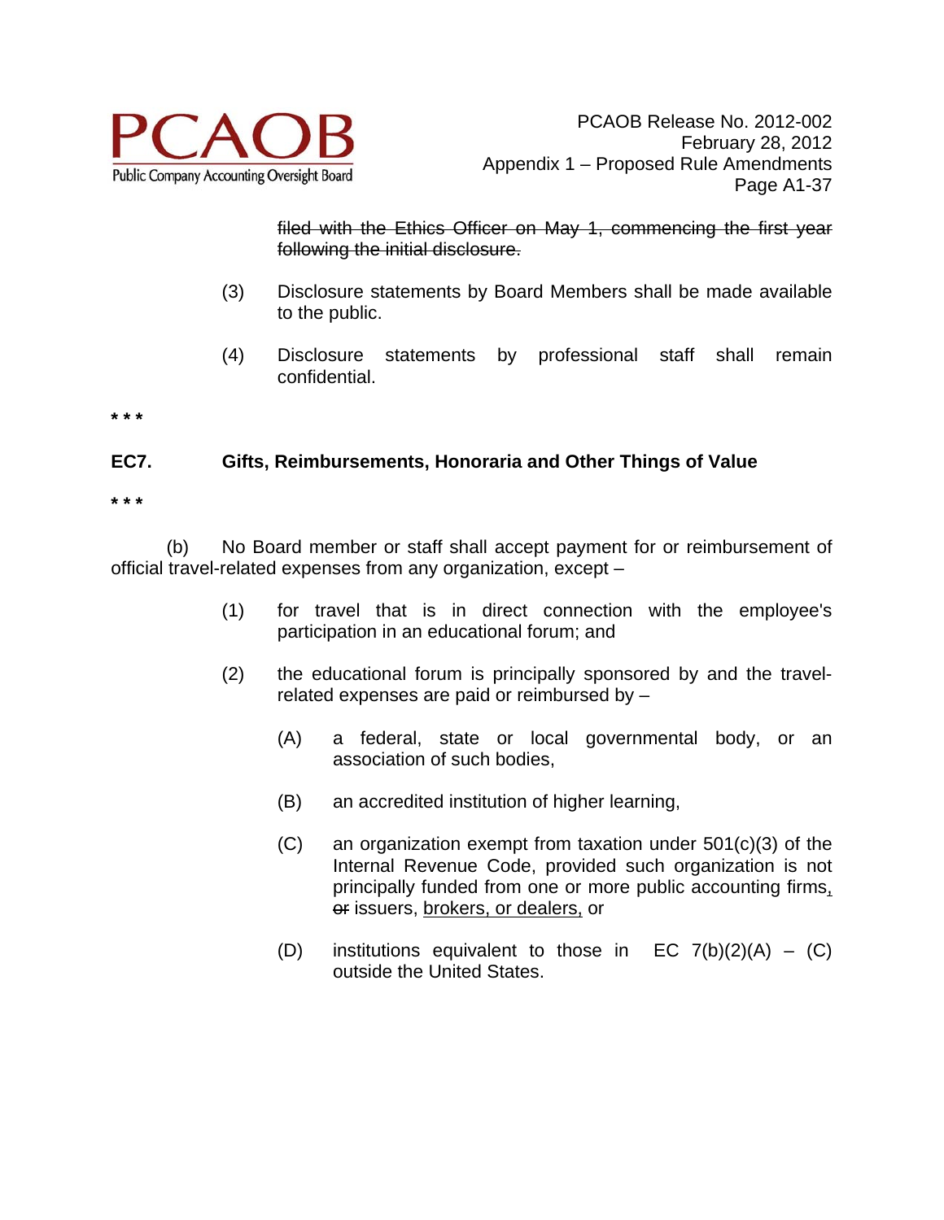~~filed with the Ethics Officer on May 1, commencing the first year following the initial disclosure.~~

(3) Disclosure statements by Board Members shall be made available to the public.

(4) Disclosure statements by professional staff shall remain confidential.

* * *

**EC7. Gifts, Reimbursements, Honoraria and Other Things of Value**

* * *

(b) No Board member or staff shall accept payment for or reimbursement of official travel-related expenses from any organization, except –

(1) for travel that is in direct connection with the employee's participation in an educational forum; and

(2) the educational forum is principally sponsored by and the travel-related expenses are paid or reimbursed by –

(A) a federal, state or local governmental body, or an association of such bodies,

(B) an accredited institution of higher learning,

(C) an organization exempt from taxation under 501(c)(3) of the Internal Revenue Code, provided such organization is not principally funded from one or more public accounting firms<u>,</u> ~~or~~ issuers, <u>brokers, or dealers,</u> or

(D) institutions equivalent to those in EC 7(b)(2)(A) – (C) outside the United States.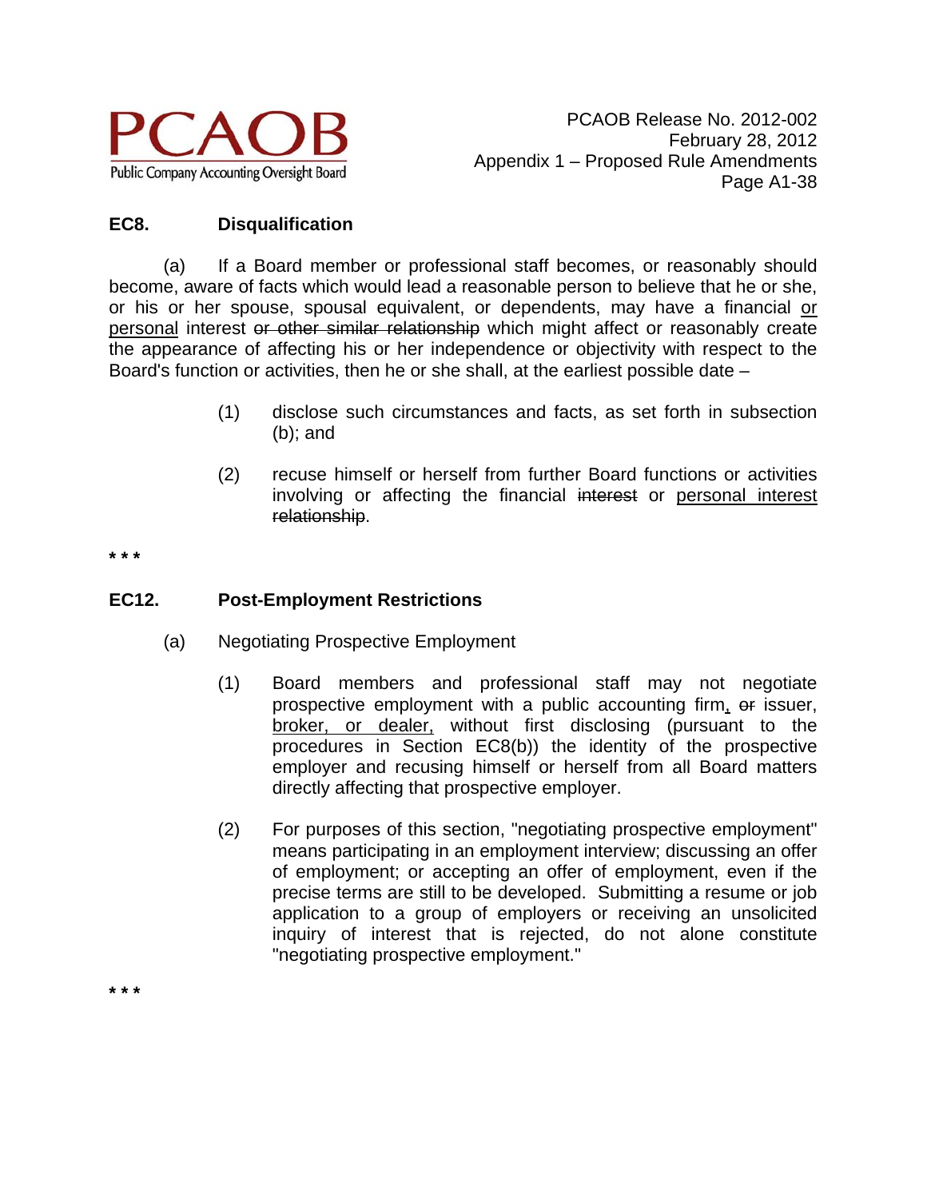### EC8. Disqualification

(a) If a Board member or professional staff becomes, or reasonably should become, aware of facts which would lead a reasonable person to believe that he or she, or his or her spouse, spousal equivalent, or dependents, may have a financial <u>or personal</u> interest ~~or other similar relationship~~ which might affect or reasonably create the appearance of affecting his or her independence or objectivity with respect to the Board's function or activities, then he or she shall, at the earliest possible date –

(1) disclose such circumstances and facts, as set forth in subsection (b); and

(2) recuse himself or herself from further Board functions or activities involving or affecting the financial ~~interest~~ or <u>personal interest</u> ~~relationship~~.

* * *

### EC12. Post-Employment Restrictions

(a) Negotiating Prospective Employment

(1) Board members and professional staff may not negotiate prospective employment with a public accounting firm<u>,</u> ~~or~~ issuer, <u>broker, or dealer,</u> without first disclosing (pursuant to the procedures in Section EC8(b)) the identity of the prospective employer and recusing himself or herself from all Board matters directly affecting that prospective employer.

(2) For purposes of this section, "negotiating prospective employment" means participating in an employment interview; discussing an offer of employment; or accepting an offer of employment, even if the precise terms are still to be developed. Submitting a resume or job application to a group of employers or receiving an unsolicited inquiry of interest that is rejected, do not alone constitute "negotiating prospective employment."

* * *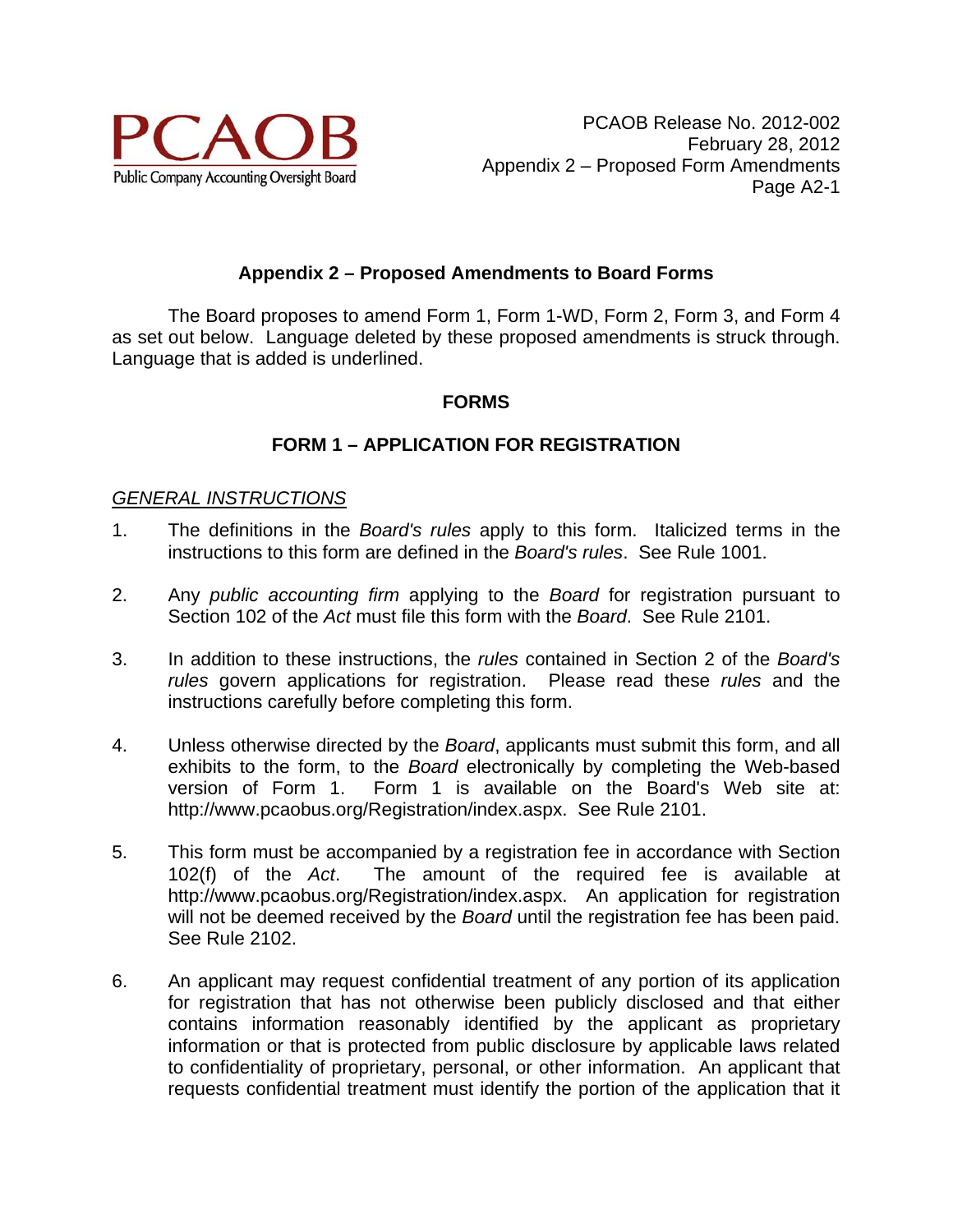## Appendix 2 – Proposed Amendments to Board Forms

The Board proposes to amend Form 1, Form 1-WD, Form 2, Form 3, and Form 4 as set out below. Language deleted by these proposed amendments is struck through. Language that is added is underlined.

### FORMS

### FORM 1 – APPLICATION FOR REGISTRATION

*GENERAL INSTRUCTIONS*

1. The definitions in the *Board's rules* apply to this form. Italicized terms in the instructions to this form are defined in the *Board's rules*. See Rule 1001.

2. Any *public accounting firm* applying to the *Board* for registration pursuant to Section 102 of the *Act* must file this form with the *Board*. See Rule 2101.

3. In addition to these instructions, the *rules* contained in Section 2 of the *Board's rules* govern applications for registration. Please read these *rules* and the instructions carefully before completing this form.

4. Unless otherwise directed by the *Board*, applicants must submit this form, and all exhibits to the form, to the *Board* electronically by completing the Web-based version of Form 1. Form 1 is available on the Board's Web site at: http://www.pcaobus.org/Registration/index.aspx. See Rule 2101.

5. This form must be accompanied by a registration fee in accordance with Section 102(f) of the *Act*. The amount of the required fee is available at http://www.pcaobus.org/Registration/index.aspx. An application for registration will not be deemed received by the *Board* until the registration fee has been paid. See Rule 2102.

6. An applicant may request confidential treatment of any portion of its application for registration that has not otherwise been publicly disclosed and that either contains information reasonably identified by the applicant as proprietary information or that is protected from public disclosure by applicable laws related to confidentiality of proprietary, personal, or other information. An applicant that requests confidential treatment must identify the portion of the application that it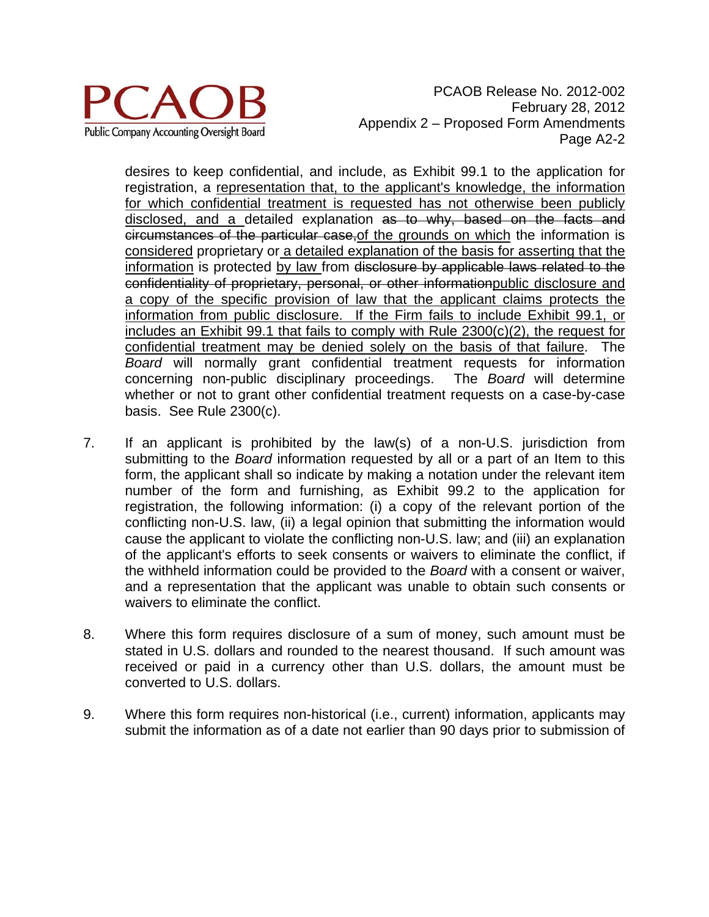desires to keep confidential, and include, as Exhibit 99.1 to the application for registration, a <u>representation that, to the applicant's knowledge, the information for which confidential treatment is requested has not otherwise been publicly disclosed, and a</u> detailed explanation ~~as to why, based on the facts and circumstances of the particular case,~~<u>of the grounds on which</u> the information is <u>considered</u> proprietary or <u>a detailed explanation of the basis for asserting that the information</u> is protected <u>by law</u> from ~~disclosure by applicable laws related to the confidentiality of proprietary, personal, or other information~~<u>public disclosure and a copy of the specific provision of law that the applicant claims protects the information from public disclosure. If the Firm fails to include Exhibit 99.1, or includes an Exhibit 99.1 that fails to comply with Rule 2300(c)(2), the request for confidential treatment may be denied solely on the basis of that failure</u>. The *Board* will normally grant confidential treatment requests for information concerning non-public disciplinary proceedings. The *Board* will determine whether or not to grant other confidential treatment requests on a case-by-case basis. See Rule 2300(c).

7. If an applicant is prohibited by the law(s) of a non-U.S. jurisdiction from submitting to the *Board* information requested by all or a part of an Item to this form, the applicant shall so indicate by making a notation under the relevant item number of the form and furnishing, as Exhibit 99.2 to the application for registration, the following information: (i) a copy of the relevant portion of the conflicting non-U.S. law, (ii) a legal opinion that submitting the information would cause the applicant to violate the conflicting non-U.S. law; and (iii) an explanation of the applicant's efforts to seek consents or waivers to eliminate the conflict, if the withheld information could be provided to the *Board* with a consent or waiver, and a representation that the applicant was unable to obtain such consents or waivers to eliminate the conflict.

8. Where this form requires disclosure of a sum of money, such amount must be stated in U.S. dollars and rounded to the nearest thousand. If such amount was received or paid in a currency other than U.S. dollars, the amount must be converted to U.S. dollars.

9. Where this form requires non-historical (i.e., current) information, applicants may submit the information as of a date not earlier than 90 days prior to submission of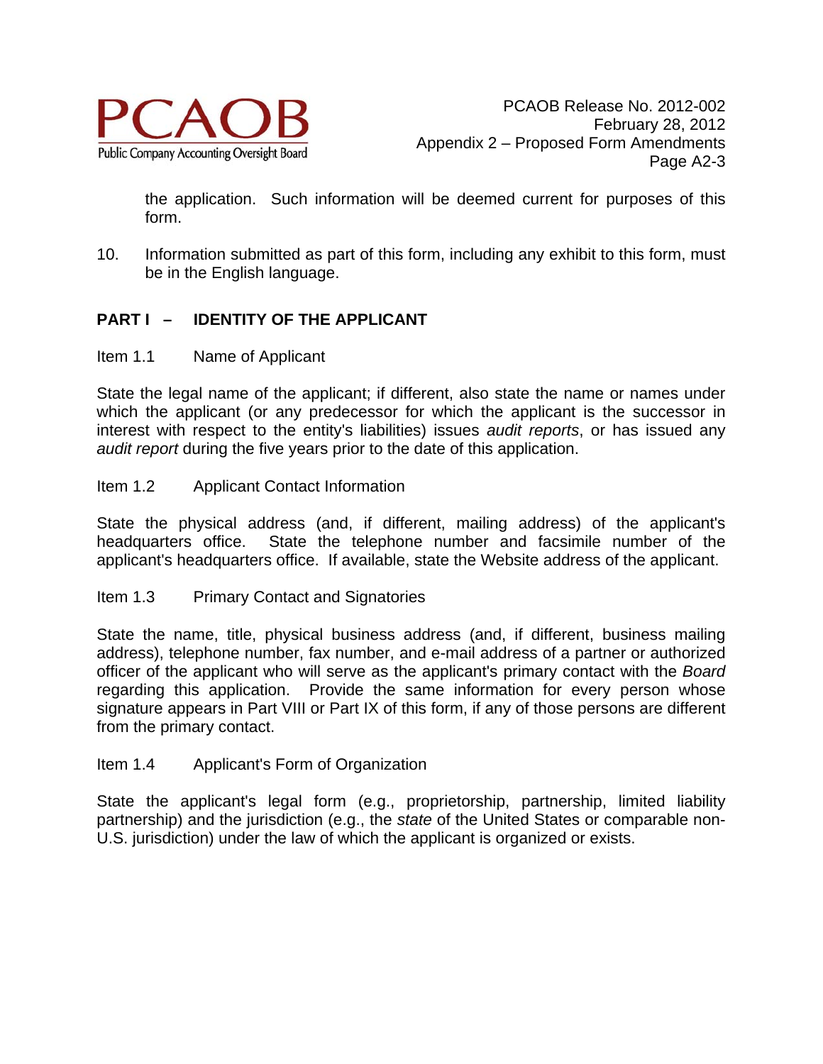the application. Such information will be deemed current for purposes of this form.

10. Information submitted as part of this form, including any exhibit to this form, must be in the English language.

## PART I – IDENTITY OF THE APPLICANT

Item 1.1 Name of Applicant

State the legal name of the applicant; if different, also state the name or names under which the applicant (or any predecessor for which the applicant is the successor in interest with respect to the entity's liabilities) issues *audit reports*, or has issued any *audit report* during the five years prior to the date of this application.

Item 1.2 Applicant Contact Information

State the physical address (and, if different, mailing address) of the applicant's headquarters office. State the telephone number and facsimile number of the applicant's headquarters office. If available, state the Website address of the applicant.

Item 1.3 Primary Contact and Signatories

State the name, title, physical business address (and, if different, business mailing address), telephone number, fax number, and e-mail address of a partner or authorized officer of the applicant who will serve as the applicant's primary contact with the *Board* regarding this application. Provide the same information for every person whose signature appears in Part VIII or Part IX of this form, if any of those persons are different from the primary contact.

Item 1.4 Applicant's Form of Organization

State the applicant's legal form (e.g., proprietorship, partnership, limited liability partnership) and the jurisdiction (e.g., the *state* of the United States or comparable non-U.S. jurisdiction) under the law of which the applicant is organized or exists.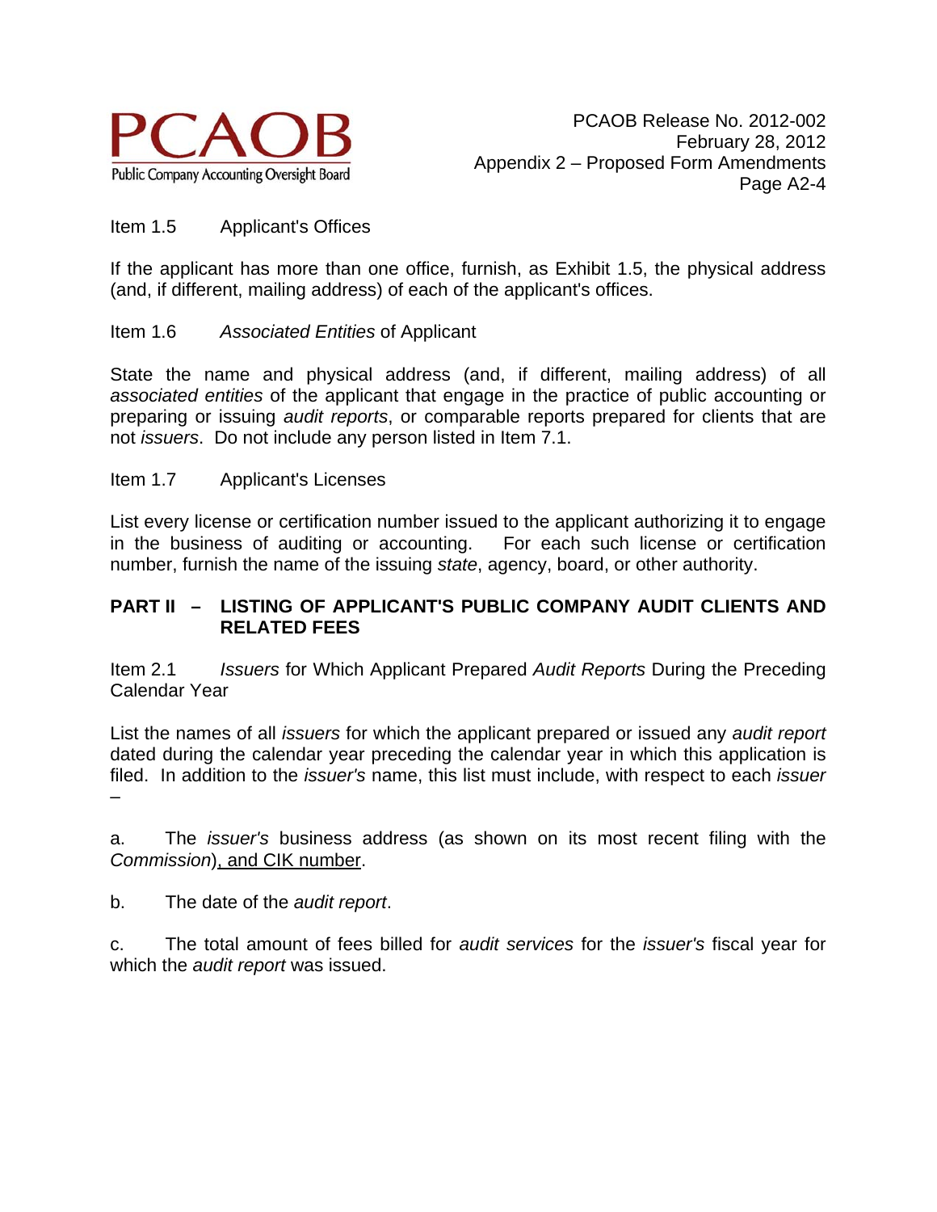Item 1.5 Applicant's Offices

If the applicant has more than one office, furnish, as Exhibit 1.5, the physical address (and, if different, mailing address) of each of the applicant's offices.

Item 1.6 *Associated Entities* of Applicant

State the name and physical address (and, if different, mailing address) of all *associated entities* of the applicant that engage in the practice of public accounting or preparing or issuing *audit reports*, or comparable reports prepared for clients that are not *issuers*. Do not include any person listed in Item 7.1.

Item 1.7 Applicant's Licenses

List every license or certification number issued to the applicant authorizing it to engage in the business of auditing or accounting. For each such license or certification number, furnish the name of the issuing *state*, agency, board, or other authority.

**PART II – LISTING OF APPLICANT'S PUBLIC COMPANY AUDIT CLIENTS AND RELATED FEES**

Item 2.1 *Issuers* for Which Applicant Prepared *Audit Reports* During the Preceding Calendar Year

List the names of all *issuers* for which the applicant prepared or issued any *audit report* dated during the calendar year preceding the calendar year in which this application is filed. In addition to the *issuer's* name, this list must include, with respect to each *issuer* –

a. The *issuer's* business address (as shown on its most recent filing with the *Commission*), and CIK number.

b. The date of the *audit report*.

c. The total amount of fees billed for *audit services* for the *issuer's* fiscal year for which the *audit report* was issued.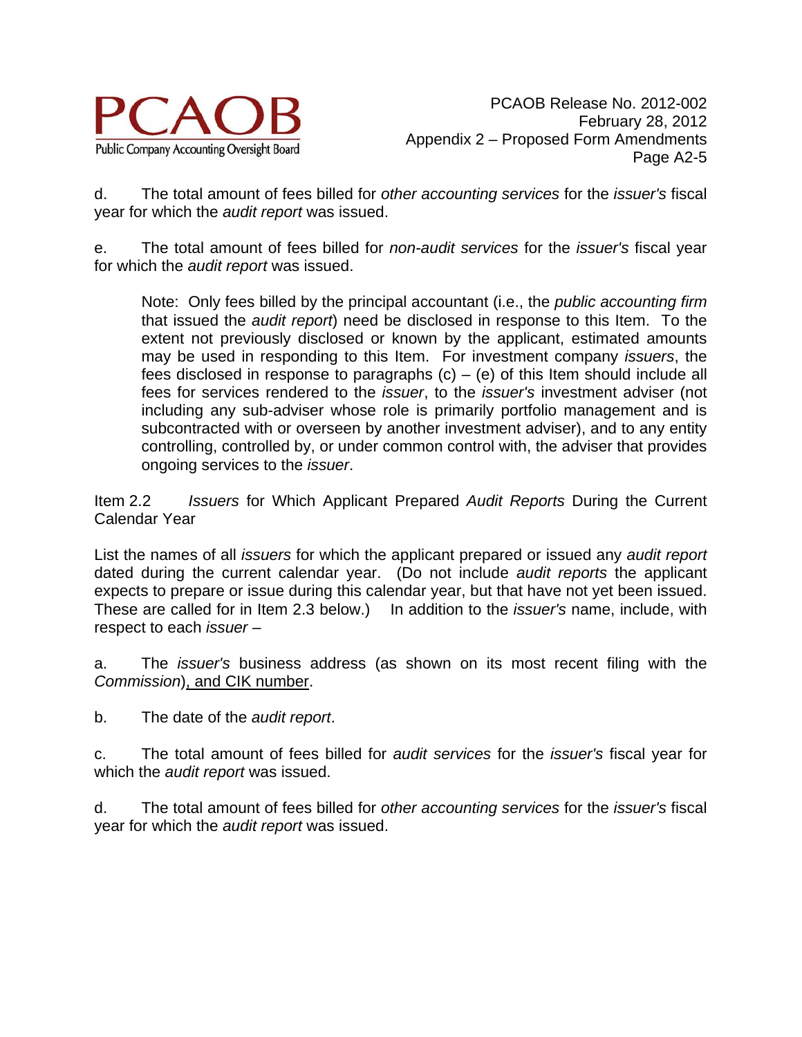d. The total amount of fees billed for *other accounting services* for the *issuer's* fiscal year for which the *audit report* was issued.

e. The total amount of fees billed for *non-audit services* for the *issuer's* fiscal year for which the *audit report* was issued.

> Note: Only fees billed by the principal accountant (i.e., the *public accounting firm* that issued the *audit report*) need be disclosed in response to this Item. To the extent not previously disclosed or known by the applicant, estimated amounts may be used in responding to this Item. For investment company *issuers*, the fees disclosed in response to paragraphs (c) – (e) of this Item should include all fees for services rendered to the *issuer*, to the *issuer's* investment adviser (not including any sub-adviser whose role is primarily portfolio management and is subcontracted with or overseen by another investment adviser), and to any entity controlling, controlled by, or under common control with, the adviser that provides ongoing services to the *issuer*.

Item 2.2 *Issuers* for Which Applicant Prepared *Audit Reports* During the Current Calendar Year

List the names of all *issuers* for which the applicant prepared or issued any *audit report* dated during the current calendar year. (Do not include *audit reports* the applicant expects to prepare or issue during this calendar year, but that have not yet been issued. These are called for in Item 2.3 below.) In addition to the *issuer's* name, include, with respect to each *issuer* –

a. The *issuer's* business address (as shown on its most recent filing with the *Commission*)<u>, and CIK number</u>.

b. The date of the *audit report*.

c. The total amount of fees billed for *audit services* for the *issuer's* fiscal year for which the *audit report* was issued.

d. The total amount of fees billed for *other accounting services* for the *issuer's* fiscal year for which the *audit report* was issued.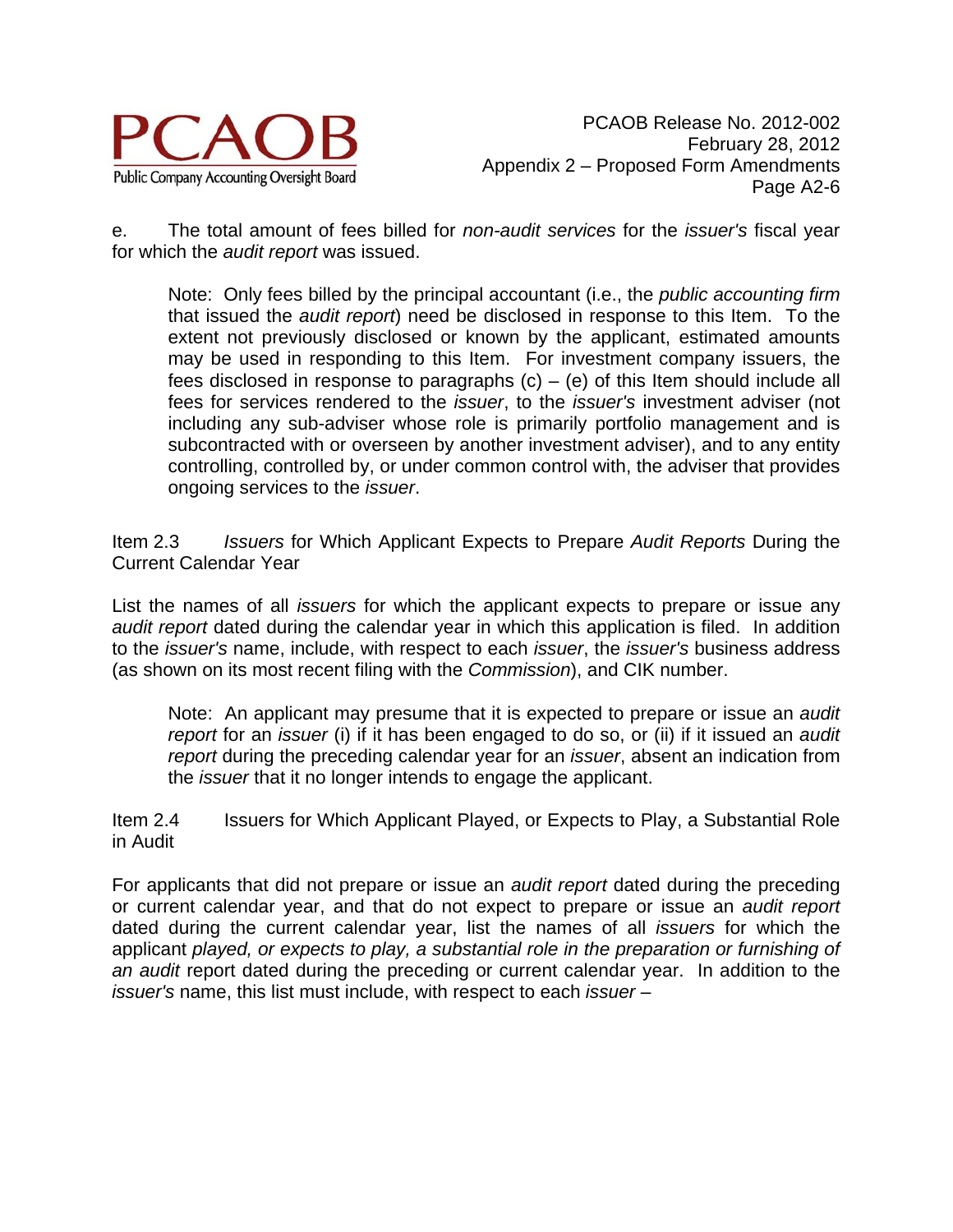e. The total amount of fees billed for *non-audit services* for the *issuer's* fiscal year for which the *audit report* was issued.

> Note: Only fees billed by the principal accountant (i.e., the *public accounting firm* that issued the *audit report*) need be disclosed in response to this Item. To the extent not previously disclosed or known by the applicant, estimated amounts may be used in responding to this Item. For investment company issuers, the fees disclosed in response to paragraphs (c) – (e) of this Item should include all fees for services rendered to the *issuer*, to the *issuer's* investment adviser (not including any sub-adviser whose role is primarily portfolio management and is subcontracted with or overseen by another investment adviser), and to any entity controlling, controlled by, or under common control with, the adviser that provides ongoing services to the *issuer*.

Item 2.3 *Issuers* for Which Applicant Expects to Prepare *Audit Reports* During the Current Calendar Year

List the names of all *issuers* for which the applicant expects to prepare or issue any *audit report* dated during the calendar year in which this application is filed. In addition to the *issuer's* name, include, with respect to each *issuer*, the *issuer's* business address (as shown on its most recent filing with the *Commission*), and CIK number.

> Note: An applicant may presume that it is expected to prepare or issue an *audit report* for an *issuer* (i) if it has been engaged to do so, or (ii) if it issued an *audit report* during the preceding calendar year for an *issuer*, absent an indication from the *issuer* that it no longer intends to engage the applicant.

Item 2.4 Issuers for Which Applicant Played, or Expects to Play, a Substantial Role in Audit

For applicants that did not prepare or issue an *audit report* dated during the preceding or current calendar year, and that do not expect to prepare or issue an *audit report* dated during the current calendar year, list the names of all *issuers* for which the applicant *played, or expects to play, a substantial role in the preparation or furnishing of an audit* report dated during the preceding or current calendar year. In addition to the *issuer's* name, this list must include, with respect to each *issuer* –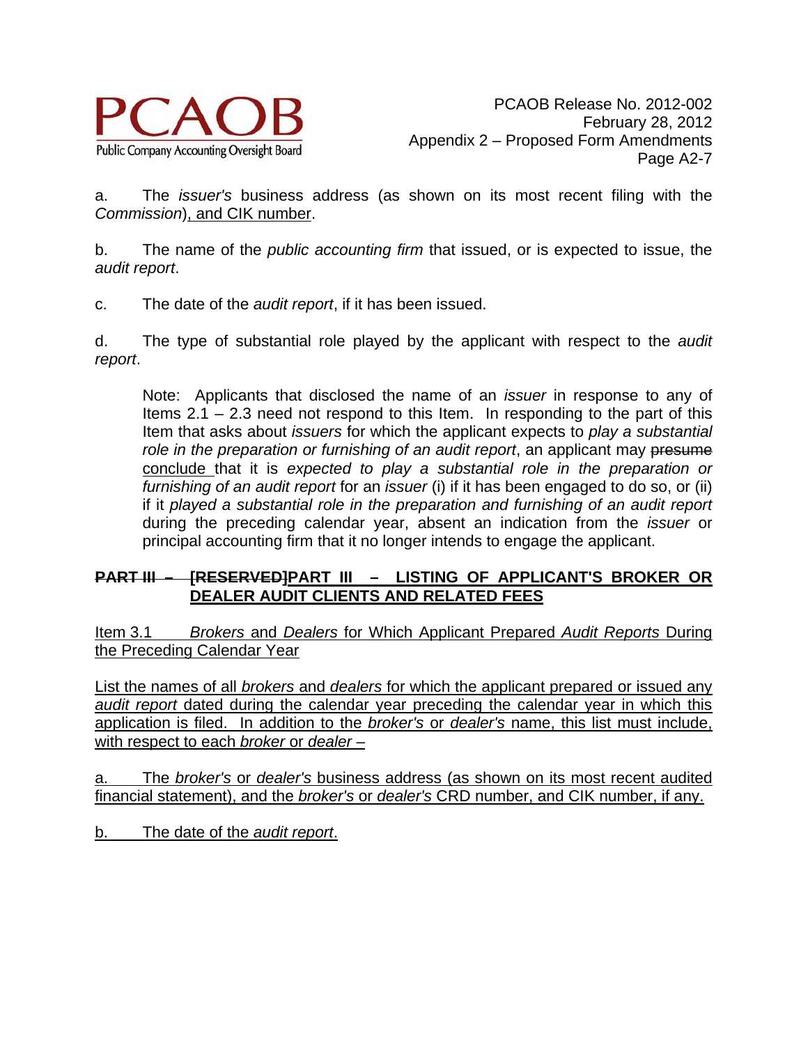a. The *issuer's* business address (as shown on its most recent filing with the *Commission*)<u>, and CIK number</u>.

b. The name of the *public accounting firm* that issued, or is expected to issue, the *audit report*.

c. The date of the *audit report*, if it has been issued.

d. The type of substantial role played by the applicant with respect to the *audit report*.

> Note: Applicants that disclosed the name of an *issuer* in response to any of Items 2.1 – 2.3 need not respond to this Item. In responding to the part of this Item that asks about *issuers* for which the applicant expects to *play a substantial role in the preparation or furnishing of an audit report*, an applicant may ~~presume~~ <u>conclude</u> that it is *expected to play a substantial role in the preparation or furnishing of an audit report* for an *issuer* (i) if it has been engaged to do so, or (ii) if it *played a substantial role in the preparation and furnishing of an audit report* during the preceding calendar year, absent an indication from the *issuer* or principal accounting firm that it no longer intends to engage the applicant.

## ~~PART III – [RESERVED]~~<u>PART III – LISTING OF APPLICANT'S BROKER OR DEALER AUDIT CLIENTS AND RELATED FEES</u>

<u>Item 3.1 *Brokers* and *Dealers* for Which Applicant Prepared *Audit Reports* During the Preceding Calendar Year</u>

<u>List the names of all *brokers* and *dealers* for which the applicant prepared or issued any *audit report* dated during the calendar year preceding the calendar year in which this application is filed. In addition to the *broker's* or *dealer's* name, this list must include, with respect to each *broker* or *dealer* –</u>

<u>a. The *broker's* or *dealer's* business address (as shown on its most recent audited financial statement), and the *broker's* or *dealer's* CRD number, and CIK number, if any.</u>

<u>b. The date of the *audit report*.</u>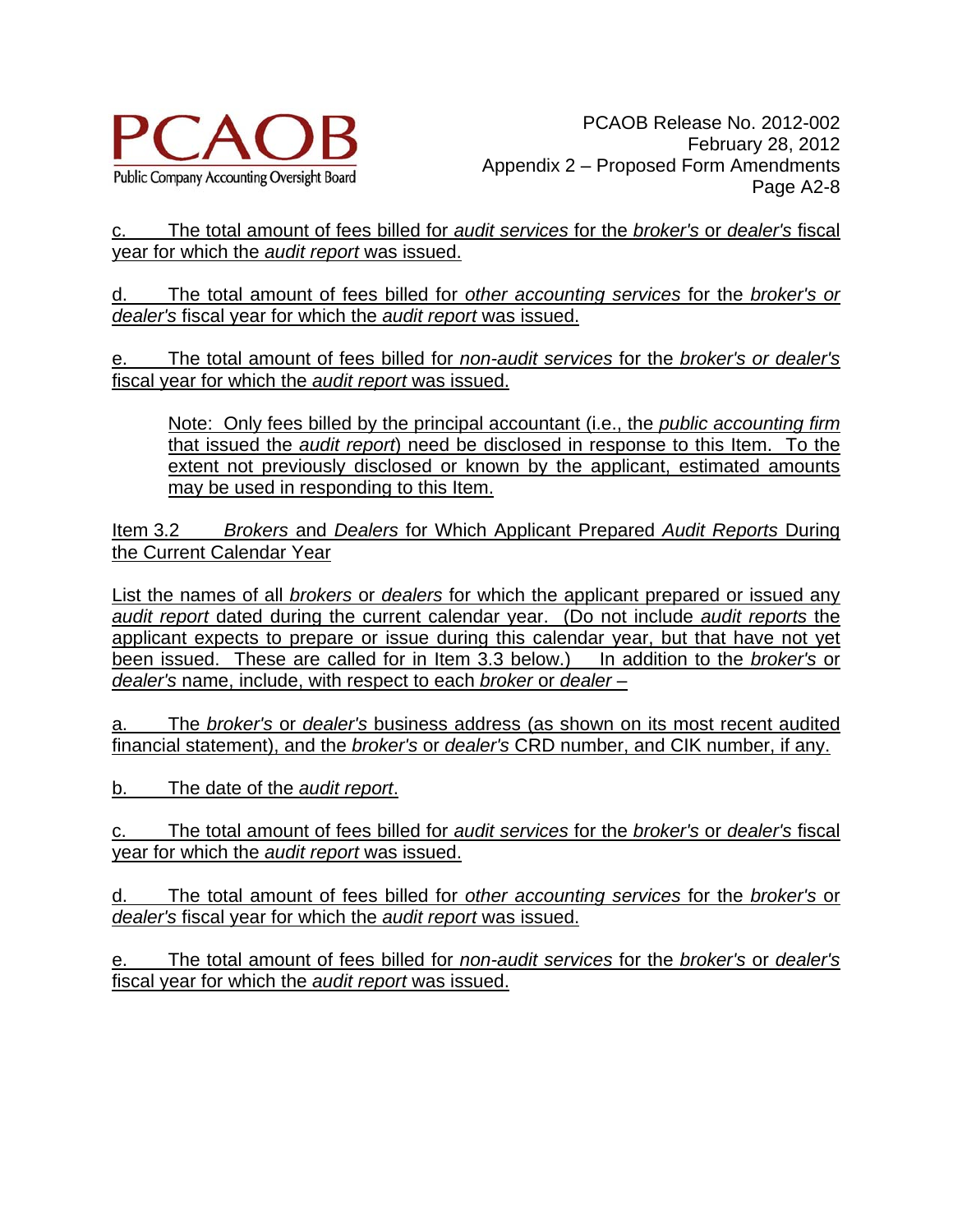c. The total amount of fees billed for *audit services* for the *broker's* or *dealer's* fiscal year for which the *audit report* was issued.

d. The total amount of fees billed for *other accounting services* for the *broker's or dealer's* fiscal year for which the *audit report* was issued.

e. The total amount of fees billed for *non-audit services* for the *broker's or dealer's* fiscal year for which the *audit report* was issued.

> Note: Only fees billed by the principal accountant (i.e., the *public accounting firm* that issued the *audit report*) need be disclosed in response to this Item. To the extent not previously disclosed or known by the applicant, estimated amounts may be used in responding to this Item.

Item 3.2 *Brokers* and *Dealers* for Which Applicant Prepared *Audit Reports* During the Current Calendar Year

List the names of all *brokers* or *dealers* for which the applicant prepared or issued any *audit report* dated during the current calendar year. (Do not include *audit reports* the applicant expects to prepare or issue during this calendar year, but that have not yet been issued. These are called for in Item 3.3 below.) In addition to the *broker's* or *dealer's* name, include, with respect to each *broker* or *dealer* –

a. The *broker's* or *dealer's* business address (as shown on its most recent audited financial statement), and the *broker's* or *dealer's* CRD number, and CIK number, if any.

b. The date of the *audit report*.

c. The total amount of fees billed for *audit services* for the *broker's* or *dealer's* fiscal year for which the *audit report* was issued.

d. The total amount of fees billed for *other accounting services* for the *broker's* or *dealer's* fiscal year for which the *audit report* was issued.

e. The total amount of fees billed for *non-audit services* for the *broker's* or *dealer's* fiscal year for which the *audit report* was issued.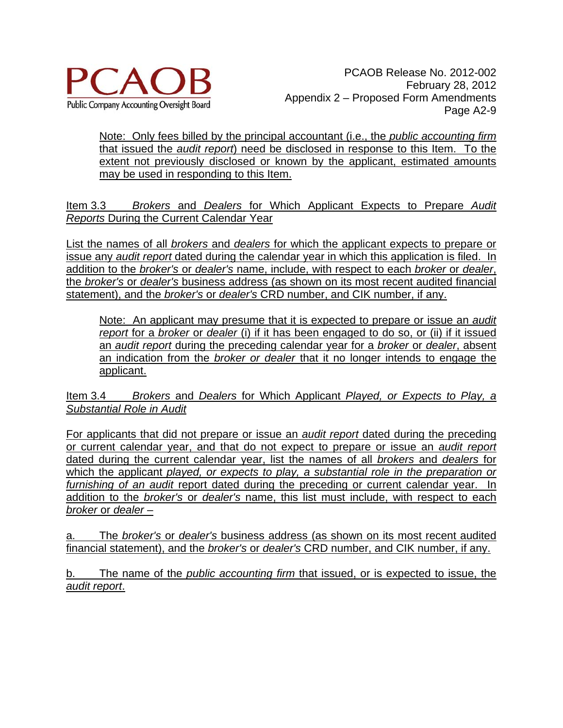Note: Only fees billed by the principal accountant (i.e., the *public accounting firm* that issued the *audit report*) need be disclosed in response to this Item. To the extent not previously disclosed or known by the applicant, estimated amounts may be used in responding to this Item.

Item 3.3 *Brokers* and *Dealers* for Which Applicant Expects to Prepare *Audit Reports* During the Current Calendar Year

List the names of all *brokers* and *dealers* for which the applicant expects to prepare or issue any *audit report* dated during the calendar year in which this application is filed. In addition to the *broker's* or *dealer's* name, include, with respect to each *broker* or *dealer*, the *broker's* or *dealer's* business address (as shown on its most recent audited financial statement), and the *broker's* or *dealer's* CRD number, and CIK number, if any.

Note: An applicant may presume that it is expected to prepare or issue an *audit report* for a *broker* or *dealer* (i) if it has been engaged to do so, or (ii) if it issued an *audit report* during the preceding calendar year for a *broker* or *dealer*, absent an indication from the *broker or dealer* that it no longer intends to engage the applicant.

Item 3.4 *Brokers* and *Dealers* for Which Applicant *Played, or Expects to Play, a Substantial Role in Audit*

For applicants that did not prepare or issue an *audit report* dated during the preceding or current calendar year, and that do not expect to prepare or issue an *audit report* dated during the current calendar year, list the names of all *brokers* and *dealers* for which the applicant *played, or expects to play, a substantial role in the preparation or furnishing of an audit* report dated during the preceding or current calendar year. In addition to the *broker's* or *dealer's* name, this list must include, with respect to each *broker* or *dealer* –

a. The *broker's* or *dealer's* business address (as shown on its most recent audited financial statement), and the *broker's* or *dealer's* CRD number, and CIK number, if any.

b. The name of the *public accounting firm* that issued, or is expected to issue, the *audit report*.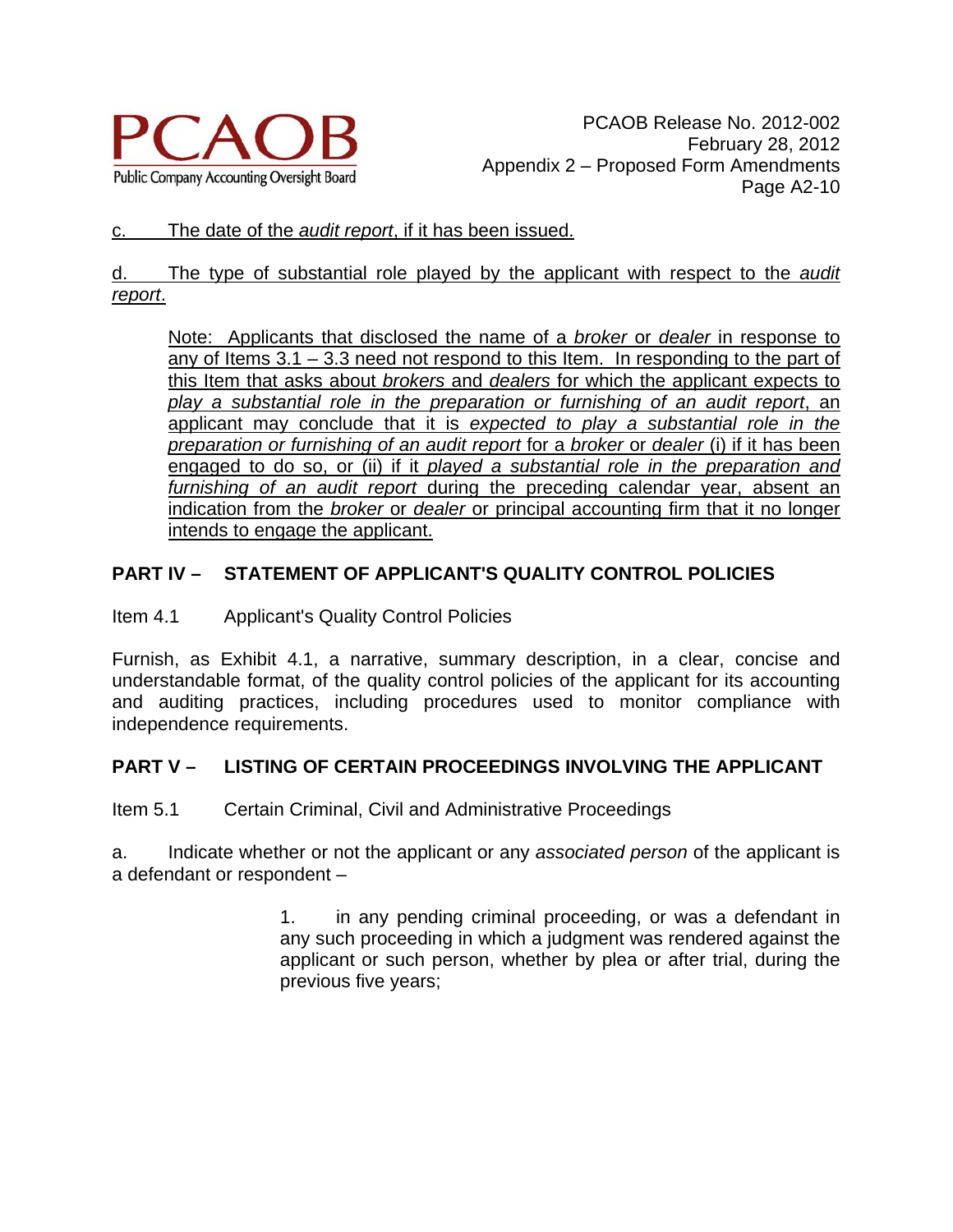<u>c. The date of the *audit report*, if it has been issued.</u>

<u>d. The type of substantial role played by the applicant with respect to the *audit report*.</u>

> <u>Note: Applicants that disclosed the name of a *broker* or *dealer* in response to any of Items 3.1 – 3.3 need not respond to this Item. In responding to the part of this Item that asks about *brokers* and *dealers* for which the applicant expects to *play a substantial role in the preparation or furnishing of an audit report*, an applicant may conclude that it is *expected to play a substantial role in the preparation or furnishing of an audit report* for a *broker* or *dealer* (i) if it has been engaged to do so, or (ii) if it *played a substantial role in the preparation and furnishing of an audit report* during the preceding calendar year, absent an indication from the *broker* or *dealer* or principal accounting firm that it no longer intends to engage the applicant.</u>

## PART IV – STATEMENT OF APPLICANT'S QUALITY CONTROL POLICIES

Item 4.1 Applicant's Quality Control Policies

Furnish, as Exhibit 4.1, a narrative, summary description, in a clear, concise and understandable format, of the quality control policies of the applicant for its accounting and auditing practices, including procedures used to monitor compliance with independence requirements.

## PART V – LISTING OF CERTAIN PROCEEDINGS INVOLVING THE APPLICANT

Item 5.1 Certain Criminal, Civil and Administrative Proceedings

a. Indicate whether or not the applicant or any *associated person* of the applicant is a defendant or respondent –

> 1. in any pending criminal proceeding, or was a defendant in any such proceeding in which a judgment was rendered against the applicant or such person, whether by plea or after trial, during the previous five years;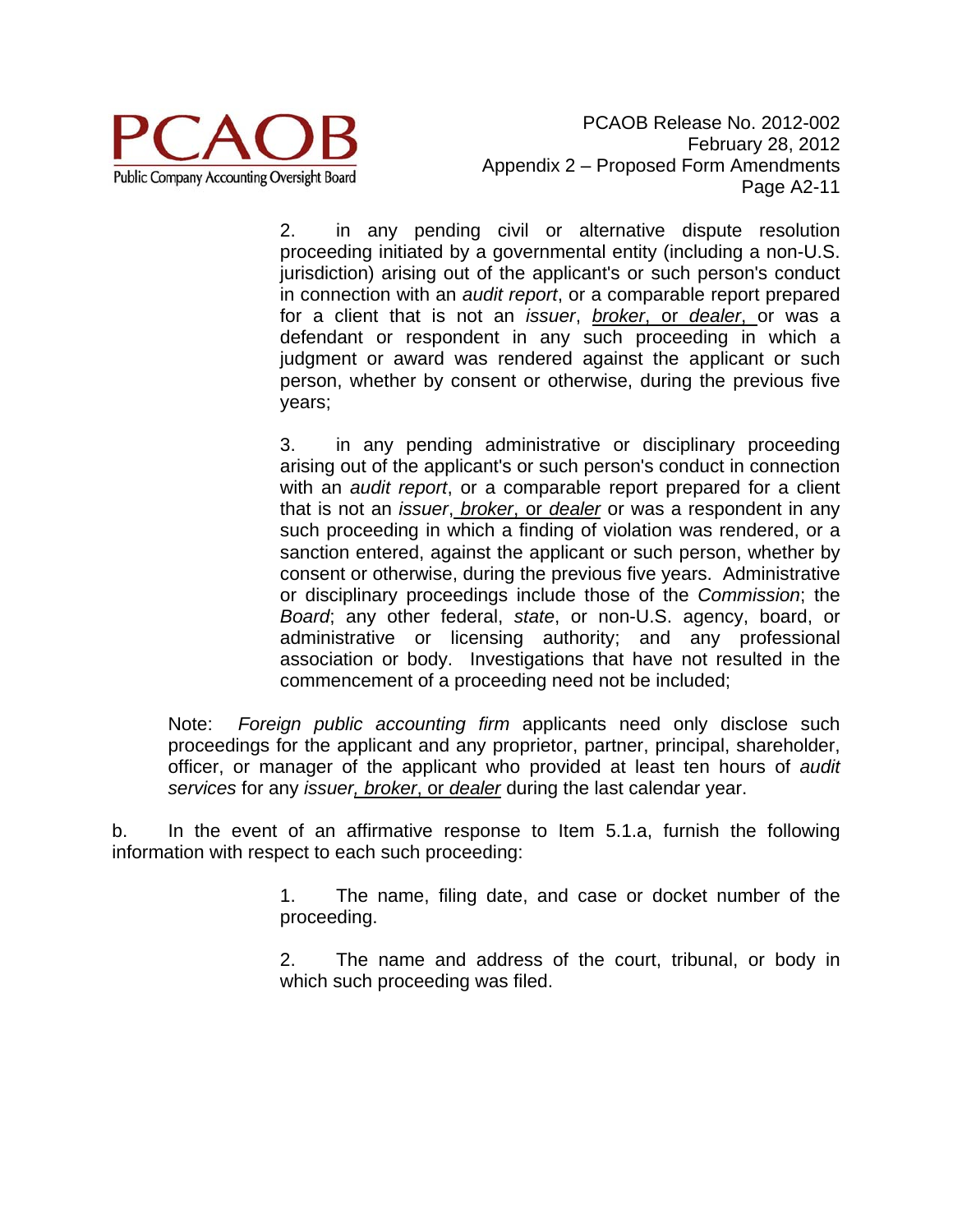2. in any pending civil or alternative dispute resolution proceeding initiated by a governmental entity (including a non-U.S. jurisdiction) arising out of the applicant's or such person's conduct in connection with an *audit report*, or a comparable report prepared for a client that is not an *issuer*, <u>*broker*, or *dealer*,</u> or was a defendant or respondent in any such proceeding in which a judgment or award was rendered against the applicant or such person, whether by consent or otherwise, during the previous five years;

3. in any pending administrative or disciplinary proceeding arising out of the applicant's or such person's conduct in connection with an *audit report*, or a comparable report prepared for a client that is not an *issuer*<u>, *broker*, or *dealer*</u> or was a respondent in any such proceeding in which a finding of violation was rendered, or a sanction entered, against the applicant or such person, whether by consent or otherwise, during the previous five years. Administrative or disciplinary proceedings include those of the *Commission*; the *Board*; any other federal, *state*, or non-U.S. agency, board, or administrative or licensing authority; and any professional association or body. Investigations that have not resulted in the commencement of a proceeding need not be included;

Note: *Foreign public accounting firm* applicants need only disclose such proceedings for the applicant and any proprietor, partner, principal, shareholder, officer, or manager of the applicant who provided at least ten hours of *audit services* for any *issuer*<u>, *broker*, or *dealer*</u> during the last calendar year.

b. In the event of an affirmative response to Item 5.1.a, furnish the following information with respect to each such proceeding:

1. The name, filing date, and case or docket number of the proceeding.

2. The name and address of the court, tribunal, or body in which such proceeding was filed.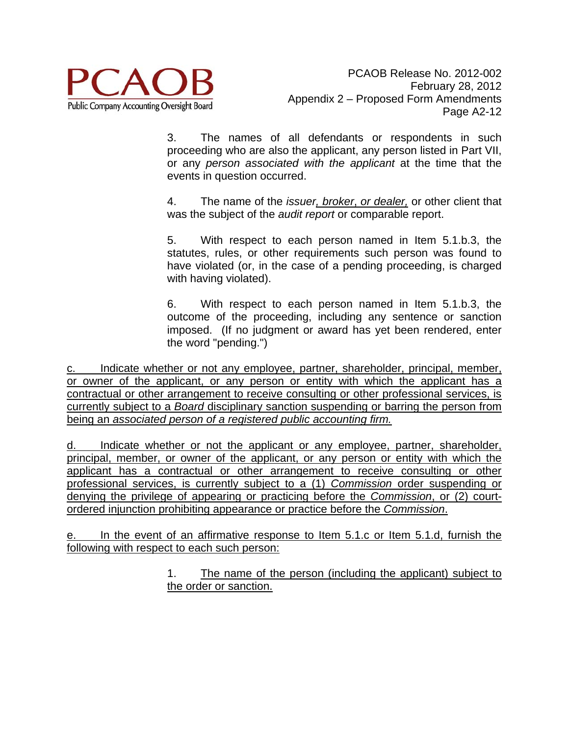3. The names of all defendants or respondents in such proceeding who are also the applicant, any person listed in Part VII, or any *person associated with the applicant* at the time that the events in question occurred.

4. The name of the *issuer, broker, or dealer,* or other client that was the subject of the *audit report* or comparable report.

5. With respect to each person named in Item 5.1.b.3, the statutes, rules, or other requirements such person was found to have violated (or, in the case of a pending proceeding, is charged with having violated).

6. With respect to each person named in Item 5.1.b.3, the outcome of the proceeding, including any sentence or sanction imposed. (If no judgment or award has yet been rendered, enter the word "pending.")

c. Indicate whether or not any employee, partner, shareholder, principal, member, or owner of the applicant, or any person or entity with which the applicant has a contractual or other arrangement to receive consulting or other professional services, is currently subject to a *Board* disciplinary sanction suspending or barring the person from being an *associated person of a registered public accounting firm.*

d. Indicate whether or not the applicant or any employee, partner, shareholder, principal, member, or owner of the applicant, or any person or entity with which the applicant has a contractual or other arrangement to receive consulting or other professional services, is currently subject to a (1) *Commission* order suspending or denying the privilege of appearing or practicing before the *Commission*, or (2) court-ordered injunction prohibiting appearance or practice before the *Commission*.

e. In the event of an affirmative response to Item 5.1.c or Item 5.1.d, furnish the following with respect to each such person:

1. The name of the person (including the applicant) subject to the order or sanction.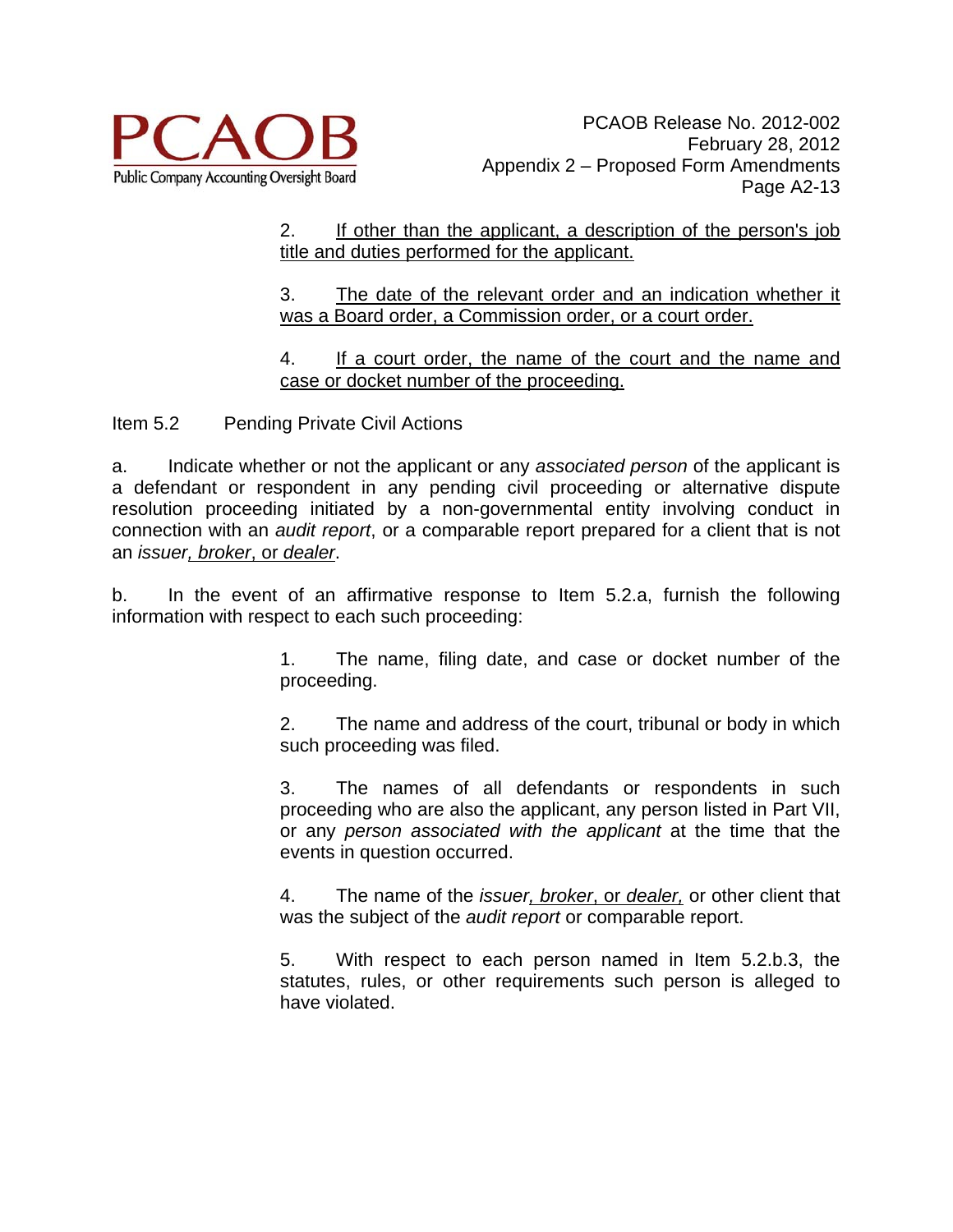2. <u>If other than the applicant, a description of the person's job title and duties performed for the applicant.</u>

3. <u>The date of the relevant order and an indication whether it was a Board order, a Commission order, or a court order.</u>

4. <u>If a court order, the name of the court and the name and case or docket number of the proceeding.</u>

Item 5.2 Pending Private Civil Actions

a. Indicate whether or not the applicant or any *associated person* of the applicant is a defendant or respondent in any pending civil proceeding or alternative dispute resolution proceeding initiated by a non-governmental entity involving conduct in connection with an *audit report*, or a comparable report prepared for a client that is not an *issuer*<u>, *broker*, or *dealer*</u>.

b. In the event of an affirmative response to Item 5.2.a, furnish the following information with respect to each such proceeding:

1. The name, filing date, and case or docket number of the proceeding.

2. The name and address of the court, tribunal or body in which such proceeding was filed.

3. The names of all defendants or respondents in such proceeding who are also the applicant, any person listed in Part VII, or any *person associated with the applicant* at the time that the events in question occurred.

4. The name of the *issuer*<u>, *broker*, or *dealer*,</u> or other client that was the subject of the *audit report* or comparable report.

5. With respect to each person named in Item 5.2.b.3, the statutes, rules, or other requirements such person is alleged to have violated.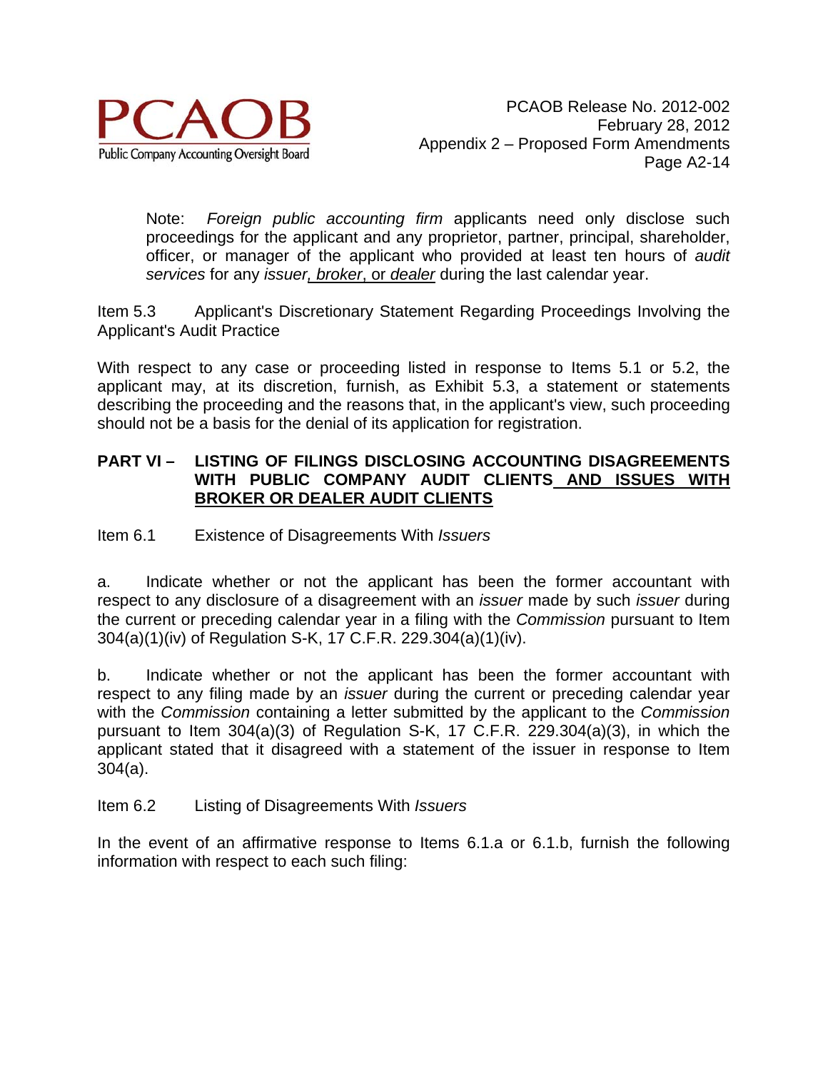Note: *Foreign public accounting firm* applicants need only disclose such proceedings for the applicant and any proprietor, partner, principal, shareholder, officer, or manager of the applicant who provided at least ten hours of *audit services* for any *issuer*, <u>*broker*, or *dealer*</u> during the last calendar year.

Item 5.3 Applicant's Discretionary Statement Regarding Proceedings Involving the Applicant's Audit Practice

With respect to any case or proceeding listed in response to Items 5.1 or 5.2, the applicant may, at its discretion, furnish, as Exhibit 5.3, a statement or statements describing the proceeding and the reasons that, in the applicant's view, such proceeding should not be a basis for the denial of its application for registration.

**PART VI – LISTING OF FILINGS DISCLOSING ACCOUNTING DISAGREEMENTS WITH PUBLIC COMPANY AUDIT CLIENTS <u>AND ISSUES WITH BROKER OR DEALER AUDIT CLIENTS</u>**

Item 6.1 Existence of Disagreements With *Issuers*

a. Indicate whether or not the applicant has been the former accountant with respect to any disclosure of a disagreement with an *issuer* made by such *issuer* during the current or preceding calendar year in a filing with the *Commission* pursuant to Item 304(a)(1)(iv) of Regulation S-K, 17 C.F.R. 229.304(a)(1)(iv).

b. Indicate whether or not the applicant has been the former accountant with respect to any filing made by an *issuer* during the current or preceding calendar year with the *Commission* containing a letter submitted by the applicant to the *Commission* pursuant to Item 304(a)(3) of Regulation S-K, 17 C.F.R. 229.304(a)(3), in which the applicant stated that it disagreed with a statement of the issuer in response to Item 304(a).

Item 6.2 Listing of Disagreements With *Issuers*

In the event of an affirmative response to Items 6.1.a or 6.1.b, furnish the following information with respect to each such filing: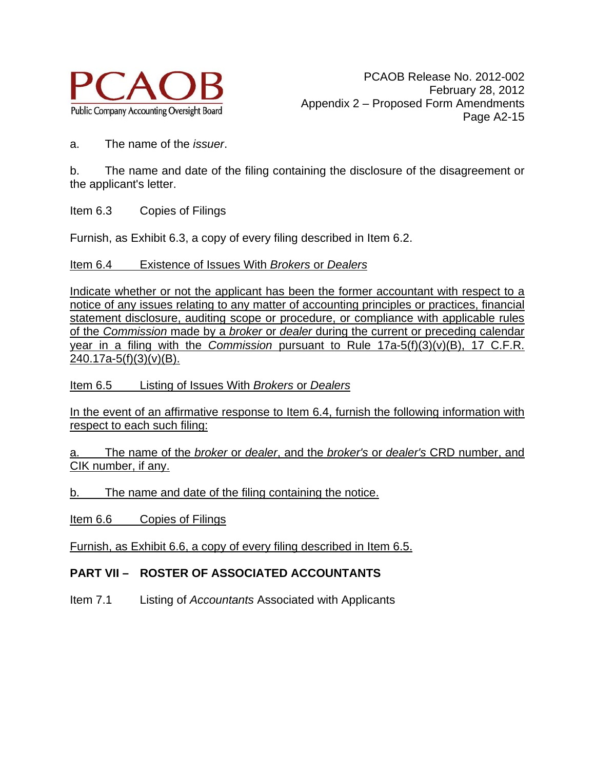a. The name of the *issuer*.

b. The name and date of the filing containing the disclosure of the disagreement or the applicant's letter.

Item 6.3 Copies of Filings

Furnish, as Exhibit 6.3, a copy of every filing described in Item 6.2.

<u>Item 6.4 Existence of Issues With *Brokers* or *Dealers*</u>

<u>Indicate whether or not the applicant has been the former accountant with respect to a notice of any issues relating to any matter of accounting principles or practices, financial statement disclosure, auditing scope or procedure, or compliance with applicable rules of the *Commission* made by a *broker* or *dealer* during the current or preceding calendar year in a filing with the *Commission* pursuant to Rule 17a-5(f)(3)(v)(B), 17 C.F.R. 240.17a-5(f)(3)(v)(B).</u>

<u>Item 6.5 Listing of Issues With *Brokers* or *Dealers*</u>

<u>In the event of an affirmative response to Item 6.4, furnish the following information with respect to each such filing:</u>

<u>a. The name of the *broker* or *dealer*, and the *broker's* or *dealer's* CRD number, and CIK number, if any.</u>

<u>b. The name and date of the filing containing the notice.</u>

<u>Item 6.6 Copies of Filings</u>

<u>Furnish, as Exhibit 6.6, a copy of every filing described in Item 6.5.</u>

**PART VII – ROSTER OF ASSOCIATED ACCOUNTANTS**

Item 7.1 Listing of *Accountants* Associated with Applicants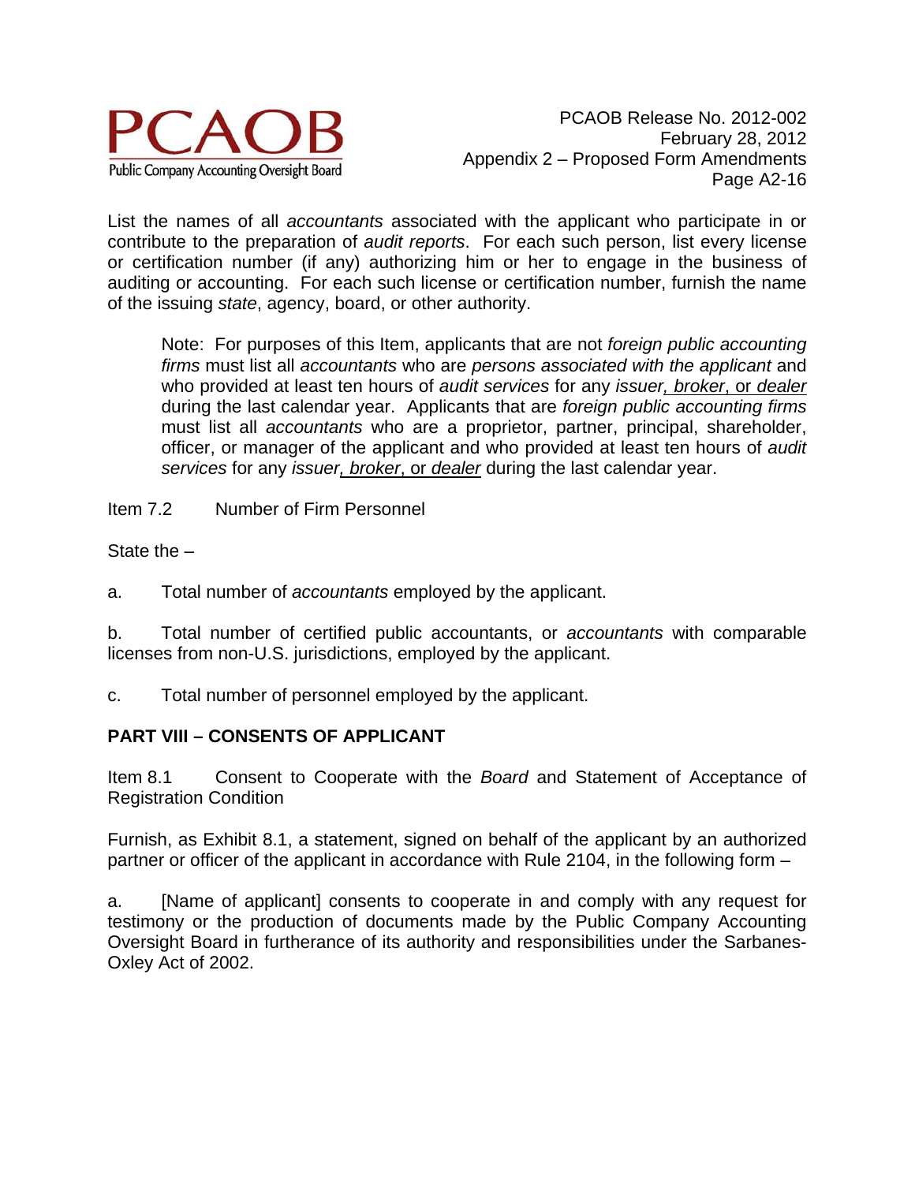List the names of all *accountants* associated with the applicant who participate in or contribute to the preparation of *audit reports*. For each such person, list every license or certification number (if any) authorizing him or her to engage in the business of auditing or accounting. For each such license or certification number, furnish the name of the issuing *state*, agency, board, or other authority.

> Note: For purposes of this Item, applicants that are not *foreign public accounting firms* must list all *accountants* who are *persons associated with the applicant* and who provided at least ten hours of *audit services* for any *issuer*, <u>*broker*, or *dealer*</u> during the last calendar year. Applicants that are *foreign public accounting firms* must list all *accountants* who are a proprietor, partner, principal, shareholder, officer, or manager of the applicant and who provided at least ten hours of *audit services* for any *issuer*, <u>*broker*, or *dealer*</u> during the last calendar year.

Item 7.2 Number of Firm Personnel

State the –

a. Total number of *accountants* employed by the applicant.

b. Total number of certified public accountants, or *accountants* with comparable licenses from non-U.S. jurisdictions, employed by the applicant.

c. Total number of personnel employed by the applicant.

## PART VIII – CONSENTS OF APPLICANT

Item 8.1 Consent to Cooperate with the *Board* and Statement of Acceptance of Registration Condition

Furnish, as Exhibit 8.1, a statement, signed on behalf of the applicant by an authorized partner or officer of the applicant in accordance with Rule 2104, in the following form –

a. [Name of applicant] consents to cooperate in and comply with any request for testimony or the production of documents made by the Public Company Accounting Oversight Board in furtherance of its authority and responsibilities under the Sarbanes-Oxley Act of 2002.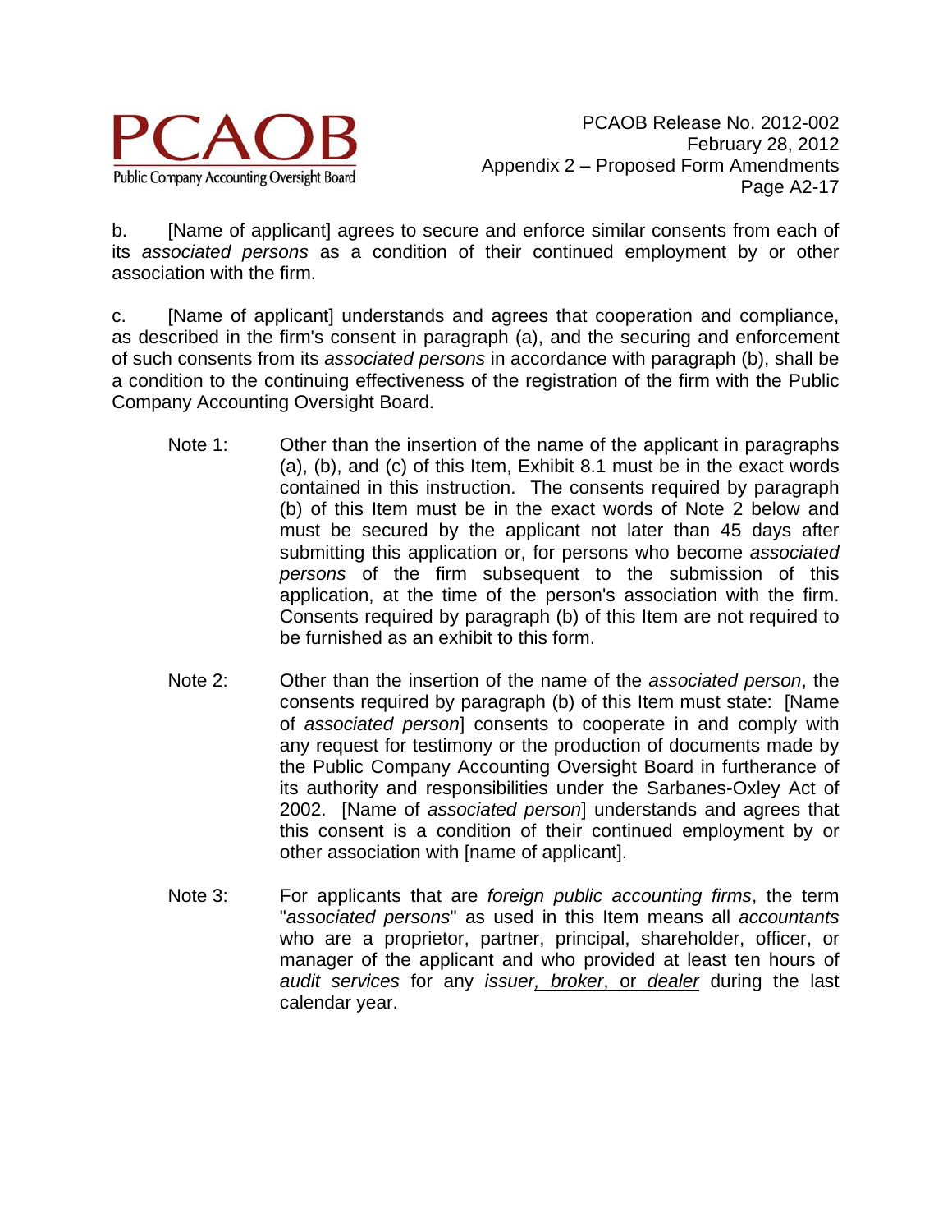b. [Name of applicant] agrees to secure and enforce similar consents from each of its *associated persons* as a condition of their continued employment by or other association with the firm.

c. [Name of applicant] understands and agrees that cooperation and compliance, as described in the firm's consent in paragraph (a), and the securing and enforcement of such consents from its *associated persons* in accordance with paragraph (b), shall be a condition to the continuing effectiveness of the registration of the firm with the Public Company Accounting Oversight Board.

Note 1: Other than the insertion of the name of the applicant in paragraphs (a), (b), and (c) of this Item, Exhibit 8.1 must be in the exact words contained in this instruction. The consents required by paragraph (b) of this Item must be in the exact words of Note 2 below and must be secured by the applicant not later than 45 days after submitting this application or, for persons who become *associated persons* of the firm subsequent to the submission of this application, at the time of the person's association with the firm. Consents required by paragraph (b) of this Item are not required to be furnished as an exhibit to this form.

Note 2: Other than the insertion of the name of the *associated person*, the consents required by paragraph (b) of this Item must state: [Name of *associated person*] consents to cooperate in and comply with any request for testimony or the production of documents made by the Public Company Accounting Oversight Board in furtherance of its authority and responsibilities under the Sarbanes-Oxley Act of 2002. [Name of *associated person*] understands and agrees that this consent is a condition of their continued employment by or other association with [name of applicant].

Note 3: For applicants that are *foreign public accounting firms*, the term "*associated persons*" as used in this Item means all *accountants* who are a proprietor, partner, principal, shareholder, officer, or manager of the applicant and who provided at least ten hours of *audit services* for any *issuer*<u>, *broker*, or *dealer*</u> during the last calendar year.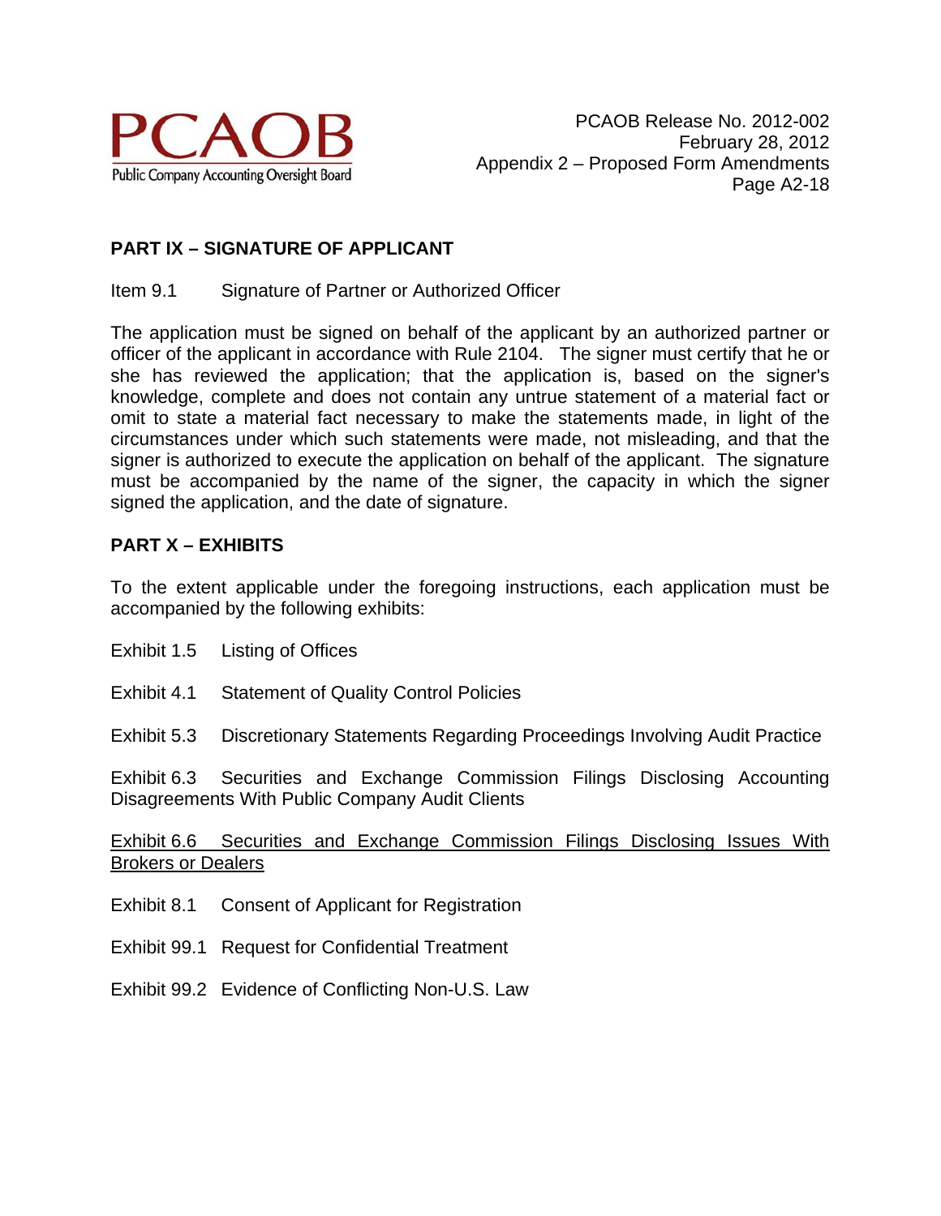**PART IX – SIGNATURE OF APPLICANT**

Item 9.1 Signature of Partner or Authorized Officer

The application must be signed on behalf of the applicant by an authorized partner or officer of the applicant in accordance with Rule 2104. The signer must certify that he or she has reviewed the application; that the application is, based on the signer's knowledge, complete and does not contain any untrue statement of a material fact or omit to state a material fact necessary to make the statements made, in light of the circumstances under which such statements were made, not misleading, and that the signer is authorized to execute the application on behalf of the applicant. The signature must be accompanied by the name of the signer, the capacity in which the signer signed the application, and the date of signature.

**PART X – EXHIBITS**

To the extent applicable under the foregoing instructions, each application must be accompanied by the following exhibits:

Exhibit 1.5 Listing of Offices

Exhibit 4.1 Statement of Quality Control Policies

Exhibit 5.3 Discretionary Statements Regarding Proceedings Involving Audit Practice

Exhibit 6.3 Securities and Exchange Commission Filings Disclosing Accounting Disagreements With Public Company Audit Clients

<u>Exhibit 6.6 Securities and Exchange Commission Filings Disclosing Issues With Brokers or Dealers</u>

Exhibit 8.1 Consent of Applicant for Registration

Exhibit 99.1 Request for Confidential Treatment

Exhibit 99.2 Evidence of Conflicting Non-U.S. Law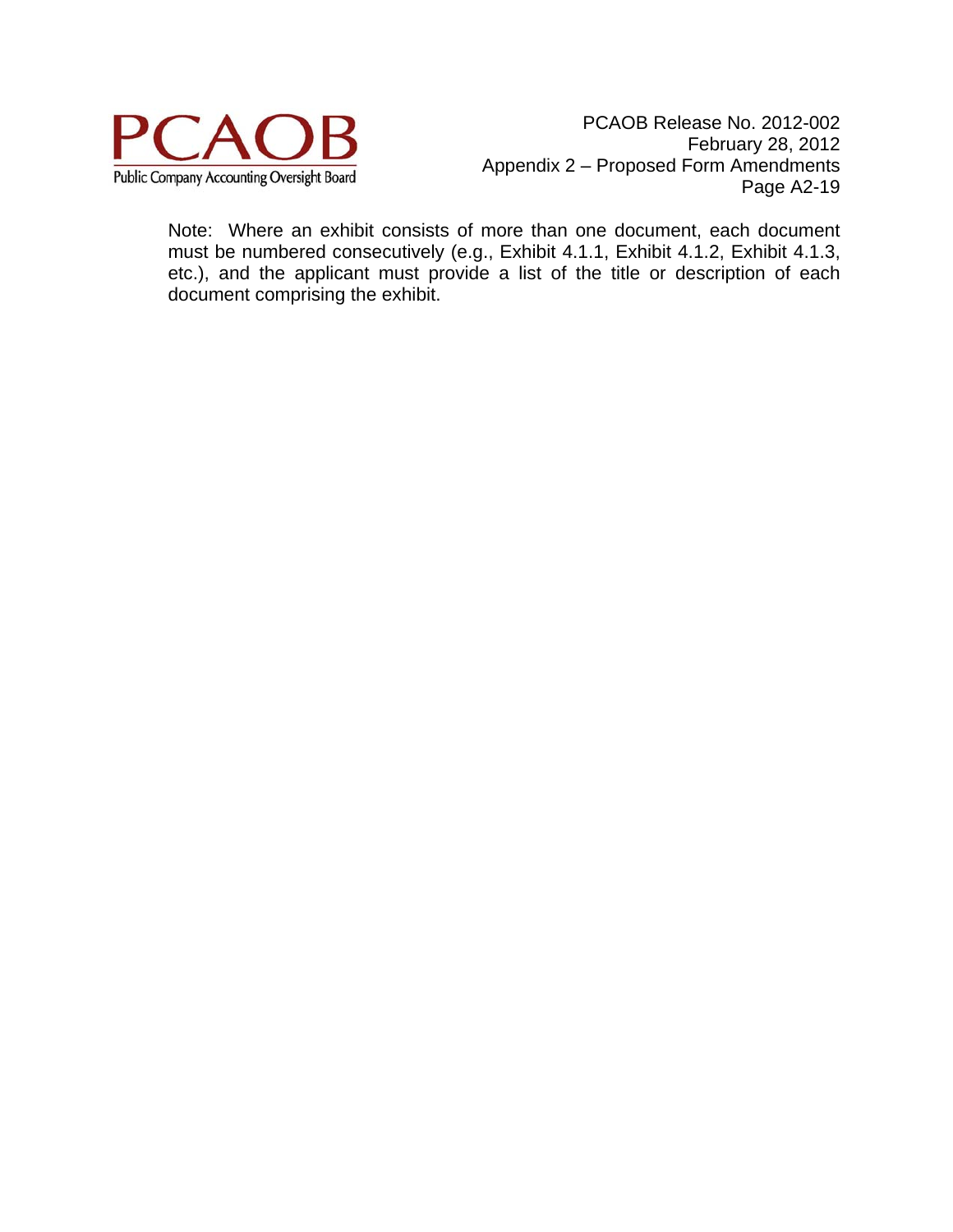Note: Where an exhibit consists of more than one document, each document must be numbered consecutively (e.g., Exhibit 4.1.1, Exhibit 4.1.2, Exhibit 4.1.3, etc.), and the applicant must provide a list of the title or description of each document comprising the exhibit.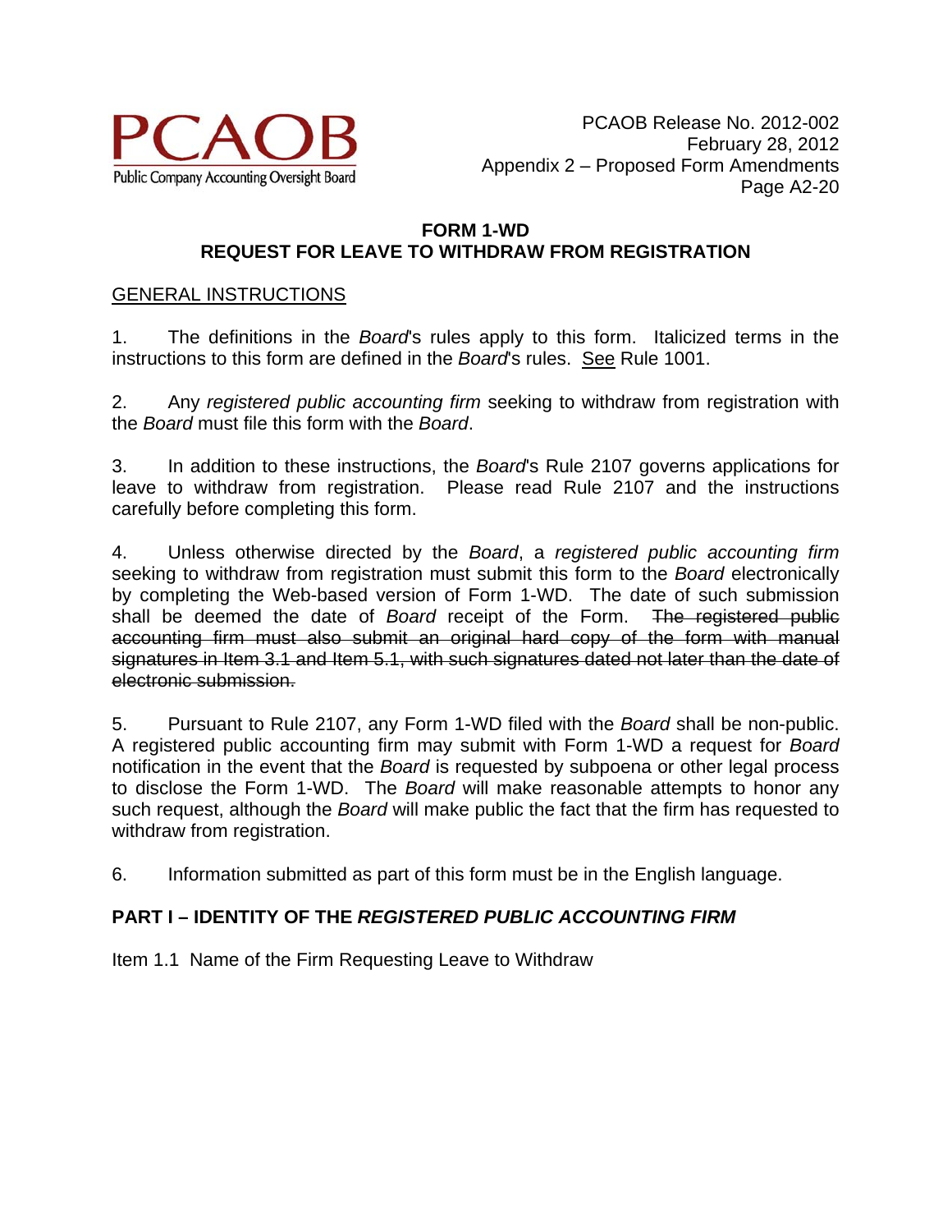# FORM 1-WD
# REQUEST FOR LEAVE TO WITHDRAW FROM REGISTRATION

GENERAL INSTRUCTIONS

1. The definitions in the *Board*'s rules apply to this form. Italicized terms in the instructions to this form are defined in the *Board*'s rules. See Rule 1001.

2. Any *registered public accounting firm* seeking to withdraw from registration with the *Board* must file this form with the *Board*.

3. In addition to these instructions, the *Board*'s Rule 2107 governs applications for leave to withdraw from registration. Please read Rule 2107 and the instructions carefully before completing this form.

4. Unless otherwise directed by the *Board*, a *registered public accounting firm* seeking to withdraw from registration must submit this form to the *Board* electronically by completing the Web-based version of Form 1-WD. The date of such submission shall be deemed the date of *Board* receipt of the Form. ~~The registered public accounting firm must also submit an original hard copy of the form with manual signatures in Item 3.1 and Item 5.1, with such signatures dated not later than the date of electronic submission.~~

5. Pursuant to Rule 2107, any Form 1-WD filed with the *Board* shall be non-public. A registered public accounting firm may submit with Form 1-WD a request for *Board* notification in the event that the *Board* is requested by subpoena or other legal process to disclose the Form 1-WD. The *Board* will make reasonable attempts to honor any such request, although the *Board* will make public the fact that the firm has requested to withdraw from registration.

6. Information submitted as part of this form must be in the English language.

## PART I – IDENTITY OF THE *REGISTERED PUBLIC ACCOUNTING FIRM*

Item 1.1 Name of the Firm Requesting Leave to Withdraw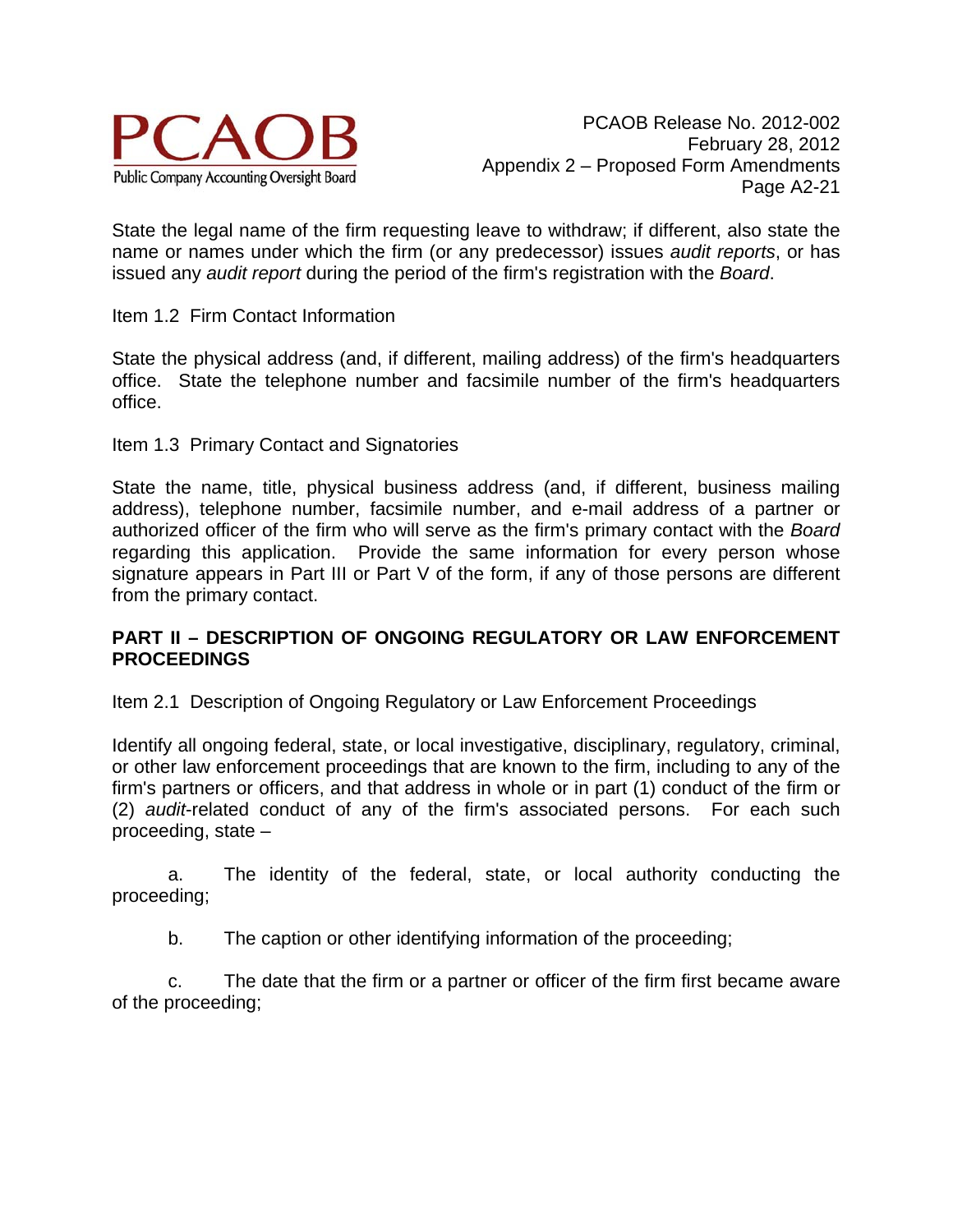State the legal name of the firm requesting leave to withdraw; if different, also state the name or names under which the firm (or any predecessor) issues *audit reports*, or has issued any *audit report* during the period of the firm's registration with the *Board*.

Item 1.2 Firm Contact Information

State the physical address (and, if different, mailing address) of the firm's headquarters office. State the telephone number and facsimile number of the firm's headquarters office.

Item 1.3 Primary Contact and Signatories

State the name, title, physical business address (and, if different, business mailing address), telephone number, facsimile number, and e-mail address of a partner or authorized officer of the firm who will serve as the firm's primary contact with the *Board* regarding this application. Provide the same information for every person whose signature appears in Part III or Part V of the form, if any of those persons are different from the primary contact.

**PART II – DESCRIPTION OF ONGOING REGULATORY OR LAW ENFORCEMENT PROCEEDINGS**

Item 2.1 Description of Ongoing Regulatory or Law Enforcement Proceedings

Identify all ongoing federal, state, or local investigative, disciplinary, regulatory, criminal, or other law enforcement proceedings that are known to the firm, including to any of the firm's partners or officers, and that address in whole or in part (1) conduct of the firm or (2) *audit*-related conduct of any of the firm's associated persons. For each such proceeding, state –

a. The identity of the federal, state, or local authority conducting the proceeding;

b. The caption or other identifying information of the proceeding;

c. The date that the firm or a partner or officer of the firm first became aware of the proceeding;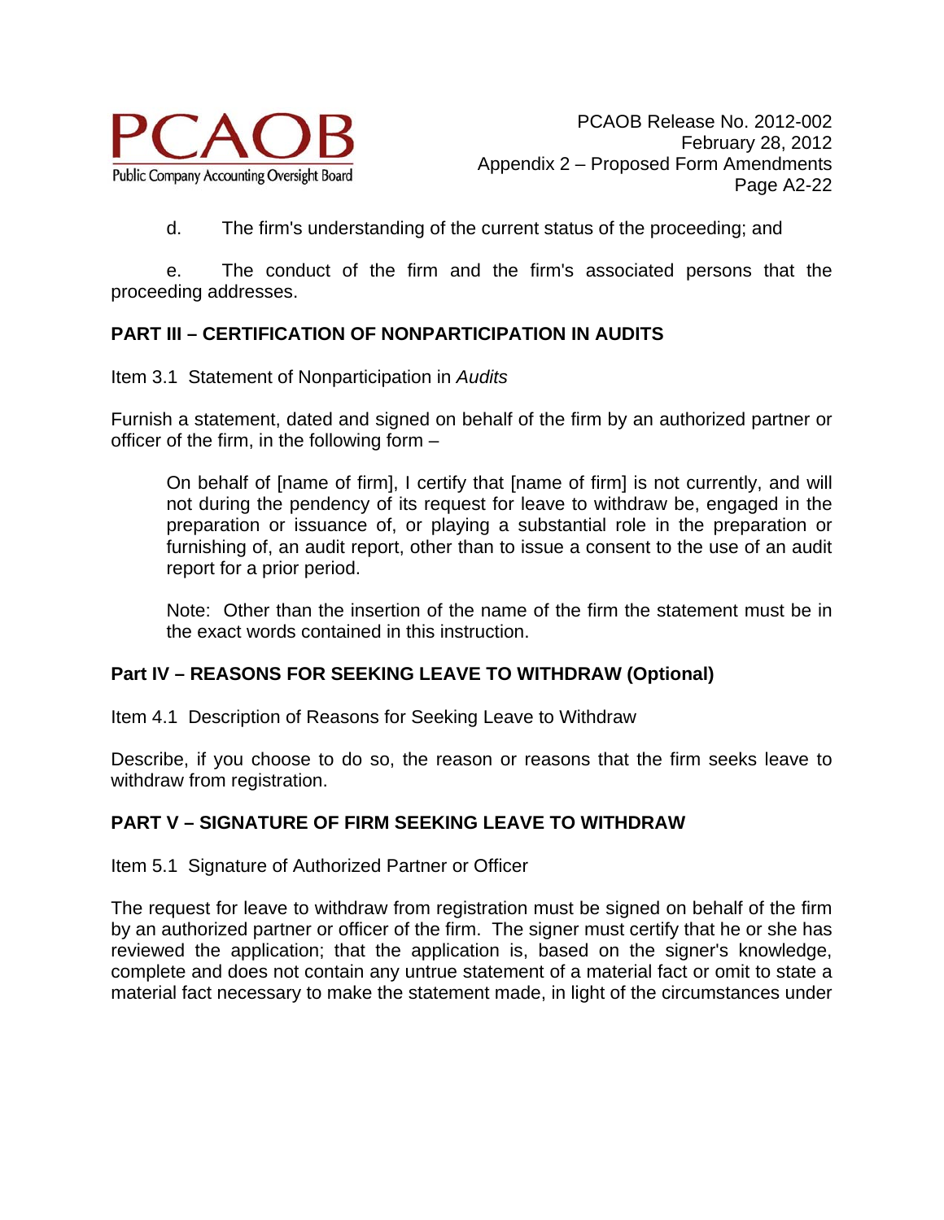d. The firm's understanding of the current status of the proceeding; and

e. The conduct of the firm and the firm's associated persons that the proceeding addresses.

## PART III – CERTIFICATION OF NONPARTICIPATION IN AUDITS

Item 3.1 Statement of Nonparticipation in *Audits*

Furnish a statement, dated and signed on behalf of the firm by an authorized partner or officer of the firm, in the following form –

> On behalf of [name of firm], I certify that [name of firm] is not currently, and will not during the pendency of its request for leave to withdraw be, engaged in the preparation or issuance of, or playing a substantial role in the preparation or furnishing of, an audit report, other than to issue a consent to the use of an audit report for a prior period.
>
> Note: Other than the insertion of the name of the firm the statement must be in the exact words contained in this instruction.

## Part IV – REASONS FOR SEEKING LEAVE TO WITHDRAW (Optional)

Item 4.1 Description of Reasons for Seeking Leave to Withdraw

Describe, if you choose to do so, the reason or reasons that the firm seeks leave to withdraw from registration.

## PART V – SIGNATURE OF FIRM SEEKING LEAVE TO WITHDRAW

Item 5.1 Signature of Authorized Partner or Officer

The request for leave to withdraw from registration must be signed on behalf of the firm by an authorized partner or officer of the firm. The signer must certify that he or she has reviewed the application; that the application is, based on the signer's knowledge, complete and does not contain any untrue statement of a material fact or omit to state a material fact necessary to make the statement made, in light of the circumstances under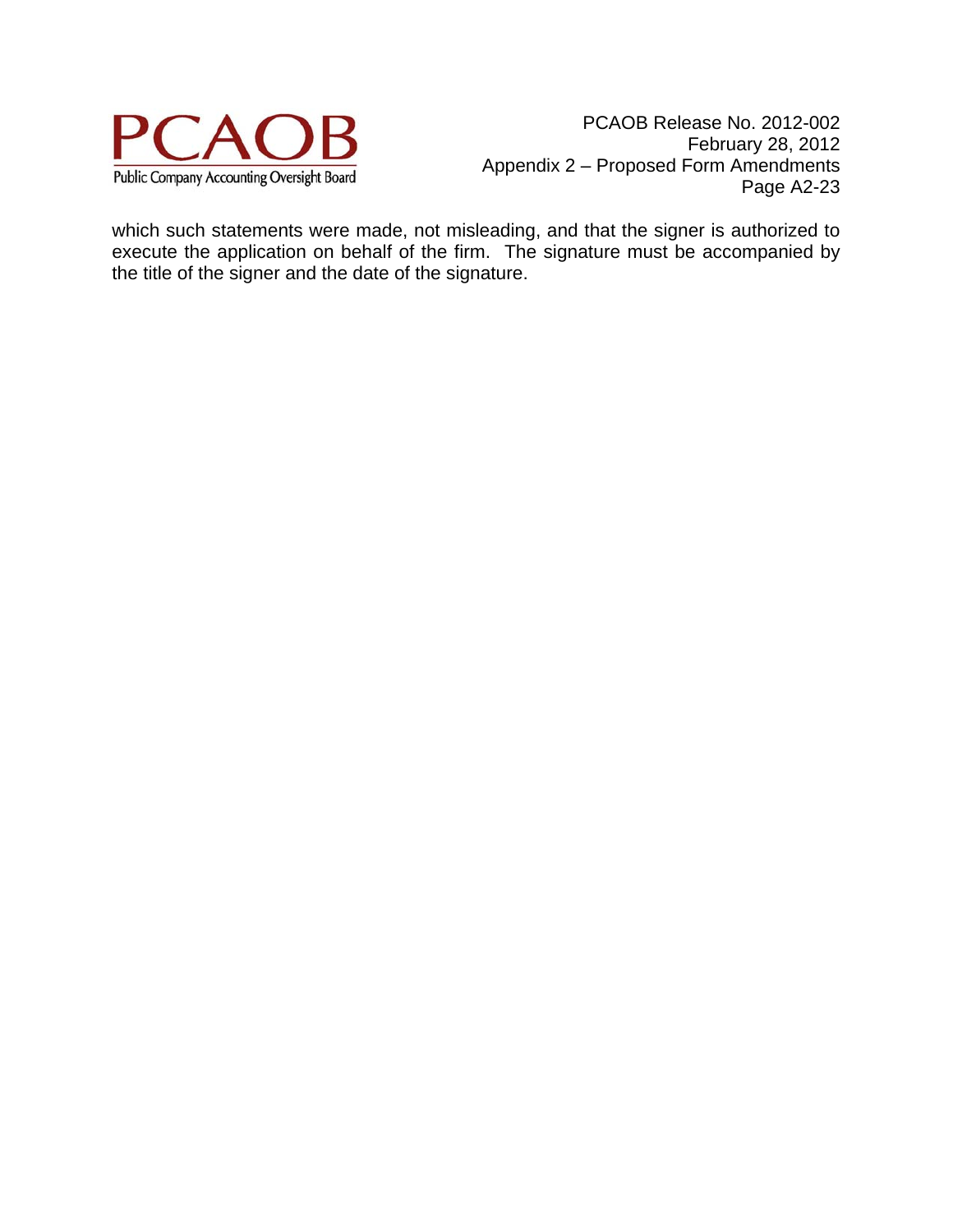which such statements were made, not misleading, and that the signer is authorized to execute the application on behalf of the firm. The signature must be accompanied by the title of the signer and the date of the signature.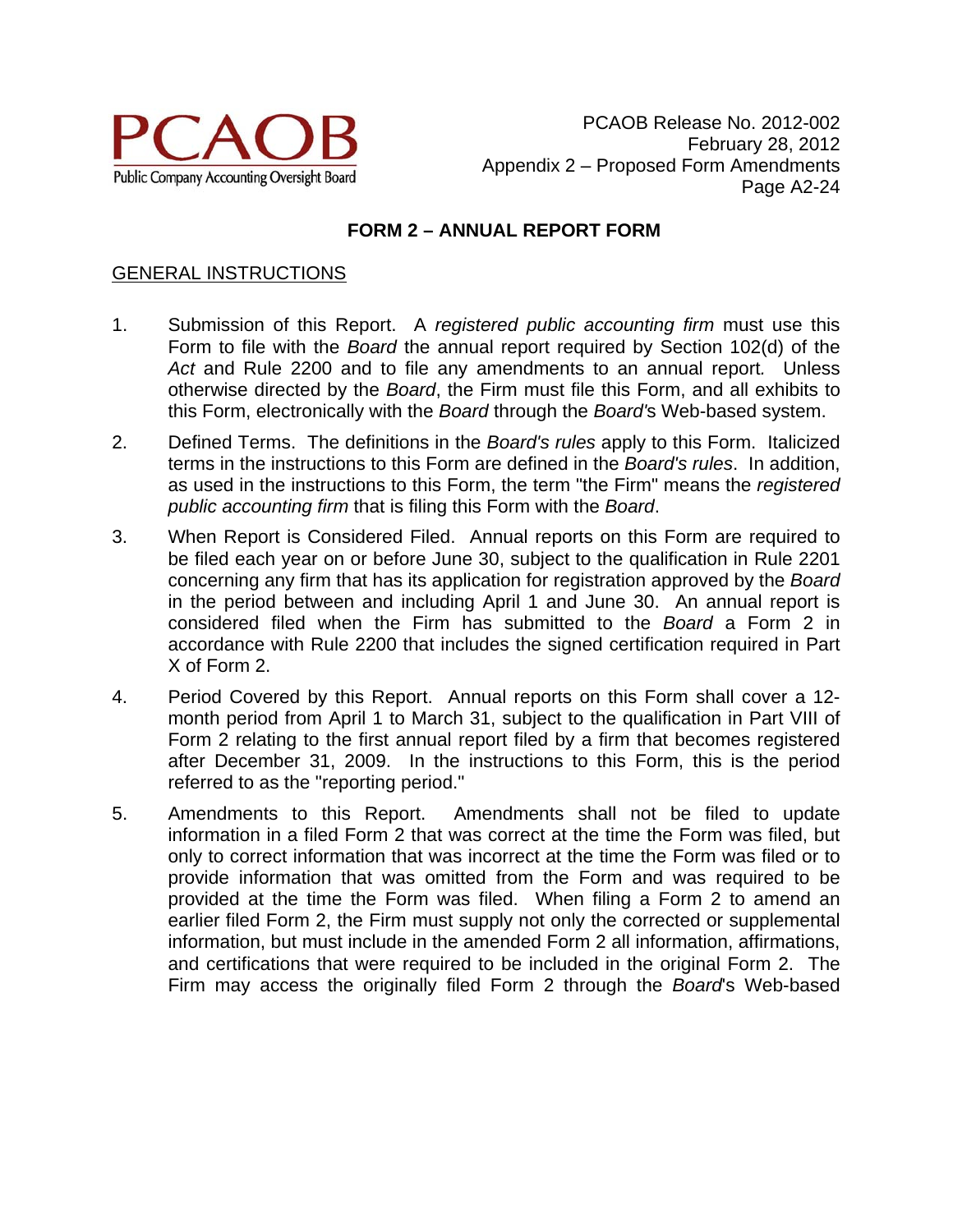## FORM 2 – ANNUAL REPORT FORM

GENERAL INSTRUCTIONS

1. Submission of this Report. A *registered public accounting firm* must use this Form to file with the *Board* the annual report required by Section 102(d) of the *Act* and Rule 2200 and to file any amendments to an annual report. Unless otherwise directed by the *Board*, the Firm must file this Form, and all exhibits to this Form, electronically with the *Board* through the *Board's* Web-based system.

2. Defined Terms. The definitions in the *Board's rules* apply to this Form. Italicized terms in the instructions to this Form are defined in the *Board's rules*. In addition, as used in the instructions to this Form, the term "the Firm" means the *registered public accounting firm* that is filing this Form with the *Board*.

3. When Report is Considered Filed. Annual reports on this Form are required to be filed each year on or before June 30, subject to the qualification in Rule 2201 concerning any firm that has its application for registration approved by the *Board* in the period between and including April 1 and June 30. An annual report is considered filed when the Firm has submitted to the *Board* a Form 2 in accordance with Rule 2200 that includes the signed certification required in Part X of Form 2.

4. Period Covered by this Report. Annual reports on this Form shall cover a 12-month period from April 1 to March 31, subject to the qualification in Part VIII of Form 2 relating to the first annual report filed by a firm that becomes registered after December 31, 2009. In the instructions to this Form, this is the period referred to as the "reporting period."

5. Amendments to this Report. Amendments shall not be filed to update information in a filed Form 2 that was correct at the time the Form was filed, but only to correct information that was incorrect at the time the Form was filed or to provide information that was omitted from the Form and was required to be provided at the time the Form was filed. When filing a Form 2 to amend an earlier filed Form 2, the Firm must supply not only the corrected or supplemental information, but must include in the amended Form 2 all information, affirmations, and certifications that were required to be included in the original Form 2. The Firm may access the originally filed Form 2 through the *Board*'s Web-based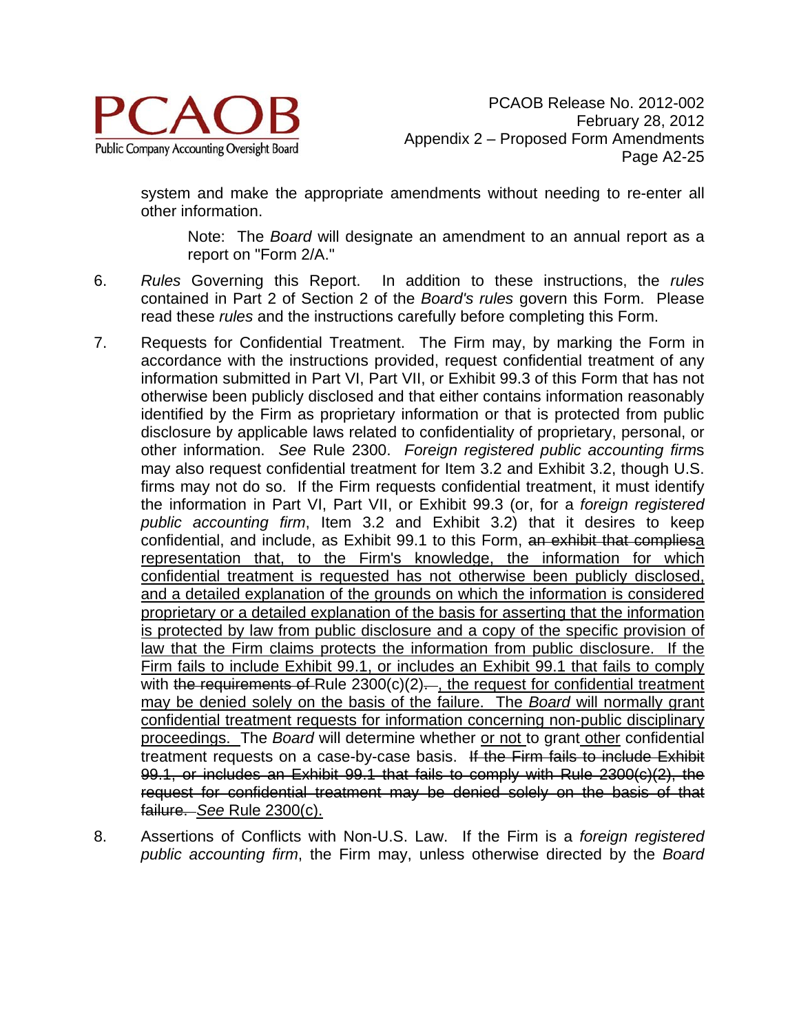system and make the appropriate amendments without needing to re-enter all other information.

> Note: The *Board* will designate an amendment to an annual report as a report on "Form 2/A."

6. *Rules* Governing this Report. In addition to these instructions, the *rules* contained in Part 2 of Section 2 of the *Board's rules* govern this Form. Please read these *rules* and the instructions carefully before completing this Form.

7. Requests for Confidential Treatment. The Firm may, by marking the Form in accordance with the instructions provided, request confidential treatment of any information submitted in Part VI, Part VII, or Exhibit 99.3 of this Form that has not otherwise been publicly disclosed and that either contains information reasonably identified by the Firm as proprietary information or that is protected from public disclosure by applicable laws related to confidentiality of proprietary, personal, or other information. *See* Rule 2300. *Foreign registered public accounting firm*s may also request confidential treatment for Item 3.2 and Exhibit 3.2, though U.S. firms may not do so. If the Firm requests confidential treatment, it must identify the information in Part VI, Part VII, or Exhibit 99.3 (or, for a *foreign registered public accounting firm*, Item 3.2 and Exhibit 3.2) that it desires to keep confidential, and include, as Exhibit 99.1 to this Form, ~~an exhibit that complies~~<u>a representation that, to the Firm's knowledge, the information for which confidential treatment is requested has not otherwise been publicly disclosed, and a detailed explanation of the grounds on which the information is considered proprietary or a detailed explanation of the basis for asserting that the information is protected by law from public disclosure and a copy of the specific provision of law that the Firm claims protects the information from public disclosure. If the Firm fails to include Exhibit 99.1, or includes an Exhibit 99.1 that fails to comply</u> with ~~the requirements of~~ Rule 2300(c)(2)~~.~~<u>, the request for confidential treatment may be denied solely on the basis of the failure. The *Board* will normally grant confidential treatment requests for information concerning non-public disciplinary proceedings.</u> The *Board* will determine whether <u>or not</u> to grant <u>other</u> confidential treatment requests on a case-by-case basis. ~~If the Firm fails to include Exhibit 99.1, or includes an Exhibit 99.1 that fails to comply with Rule 2300(c)(2), the request for confidential treatment may be denied solely on the basis of that failure.~~ <u>*See* Rule 2300(c).</u>

8. Assertions of Conflicts with Non-U.S. Law. If the Firm is a *foreign registered public accounting firm*, the Firm may, unless otherwise directed by the *Board*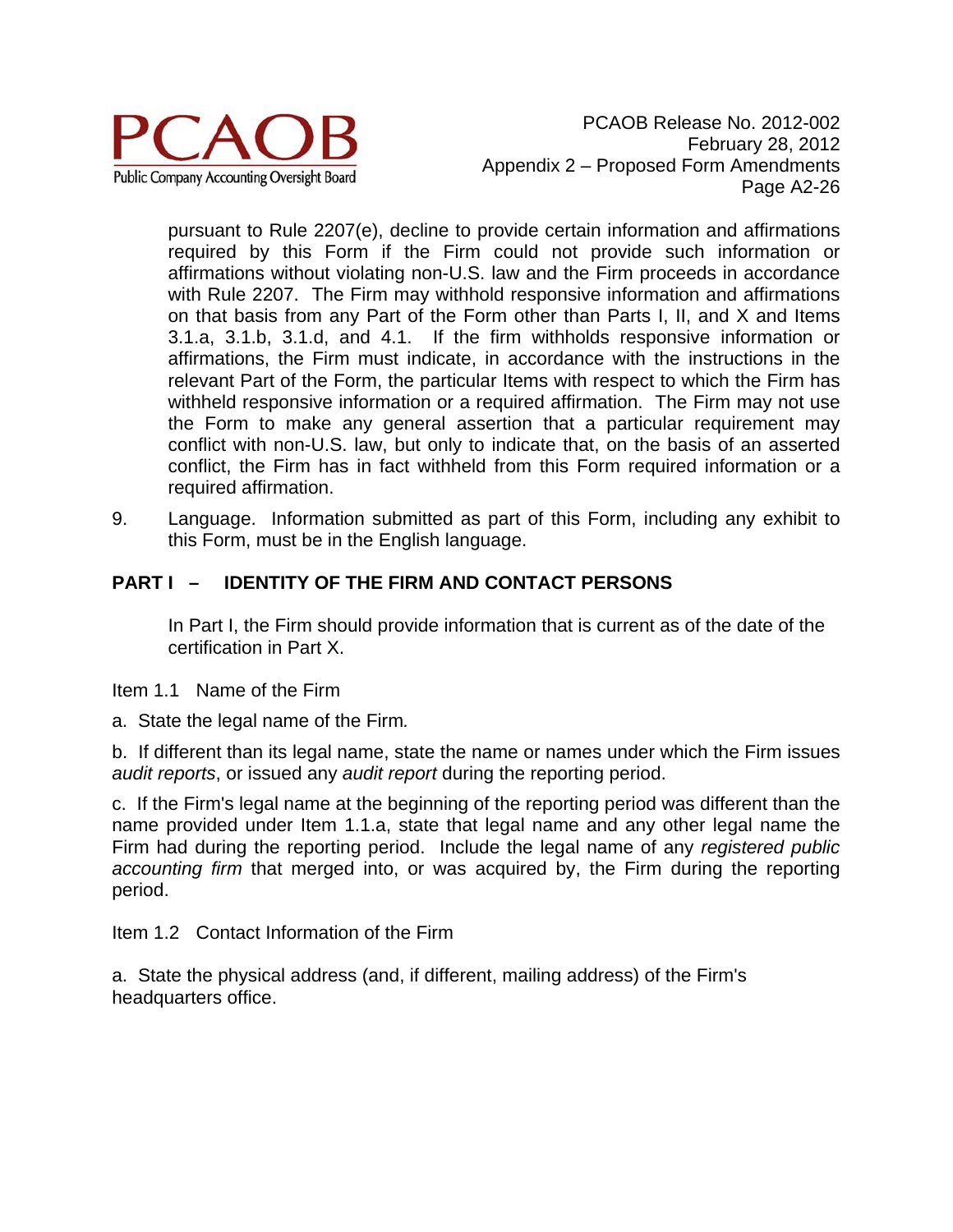pursuant to Rule 2207(e), decline to provide certain information and affirmations required by this Form if the Firm could not provide such information or affirmations without violating non-U.S. law and the Firm proceeds in accordance with Rule 2207. The Firm may withhold responsive information and affirmations on that basis from any Part of the Form other than Parts I, II, and X and Items 3.1.a, 3.1.b, 3.1.d, and 4.1. If the firm withholds responsive information or affirmations, the Firm must indicate, in accordance with the instructions in the relevant Part of the Form, the particular Items with respect to which the Firm has withheld responsive information or a required affirmation. The Firm may not use the Form to make any general assertion that a particular requirement may conflict with non-U.S. law, but only to indicate that, on the basis of an asserted conflict, the Firm has in fact withheld from this Form required information or a required affirmation.

9. Language. Information submitted as part of this Form, including any exhibit to this Form, must be in the English language.

## PART I – IDENTITY OF THE FIRM AND CONTACT PERSONS

In Part I, the Firm should provide information that is current as of the date of the certification in Part X.

Item 1.1 Name of the Firm

a. State the legal name of the Firm.

b. If different than its legal name, state the name or names under which the Firm issues *audit reports*, or issued any *audit report* during the reporting period.

c. If the Firm's legal name at the beginning of the reporting period was different than the name provided under Item 1.1.a, state that legal name and any other legal name the Firm had during the reporting period. Include the legal name of any *registered public accounting firm* that merged into, or was acquired by, the Firm during the reporting period.

Item 1.2 Contact Information of the Firm

a. State the physical address (and, if different, mailing address) of the Firm's headquarters office.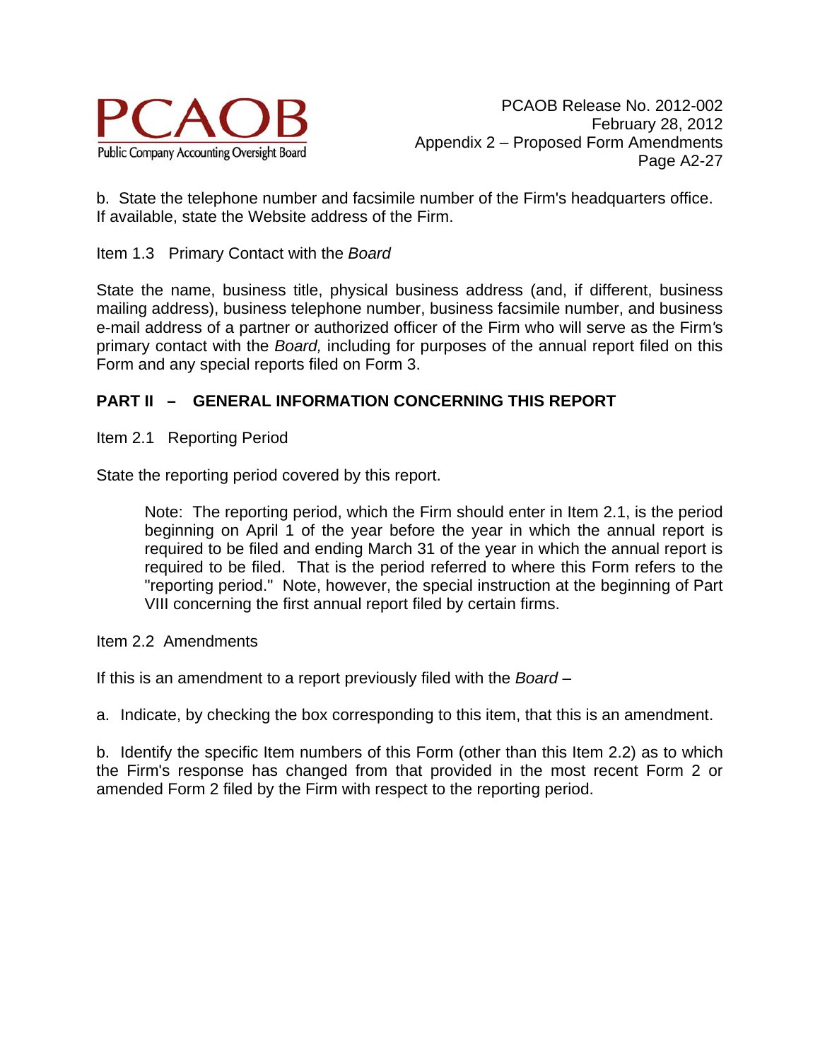b. State the telephone number and facsimile number of the Firm's headquarters office. If available, state the Website address of the Firm.

Item 1.3 Primary Contact with the *Board*

State the name, business title, physical business address (and, if different, business mailing address), business telephone number, business facsimile number, and business e-mail address of a partner or authorized officer of the Firm who will serve as the Firm's primary contact with the *Board,* including for purposes of the annual report filed on this Form and any special reports filed on Form 3.

**PART II – GENERAL INFORMATION CONCERNING THIS REPORT**

Item 2.1 Reporting Period

State the reporting period covered by this report.

> Note: The reporting period, which the Firm should enter in Item 2.1, is the period beginning on April 1 of the year before the year in which the annual report is required to be filed and ending March 31 of the year in which the annual report is required to be filed. That is the period referred to where this Form refers to the "reporting period." Note, however, the special instruction at the beginning of Part VIII concerning the first annual report filed by certain firms.

Item 2.2 Amendments

If this is an amendment to a report previously filed with the *Board* –

a. Indicate, by checking the box corresponding to this item, that this is an amendment.

b. Identify the specific Item numbers of this Form (other than this Item 2.2) as to which the Firm's response has changed from that provided in the most recent Form 2 or amended Form 2 filed by the Firm with respect to the reporting period.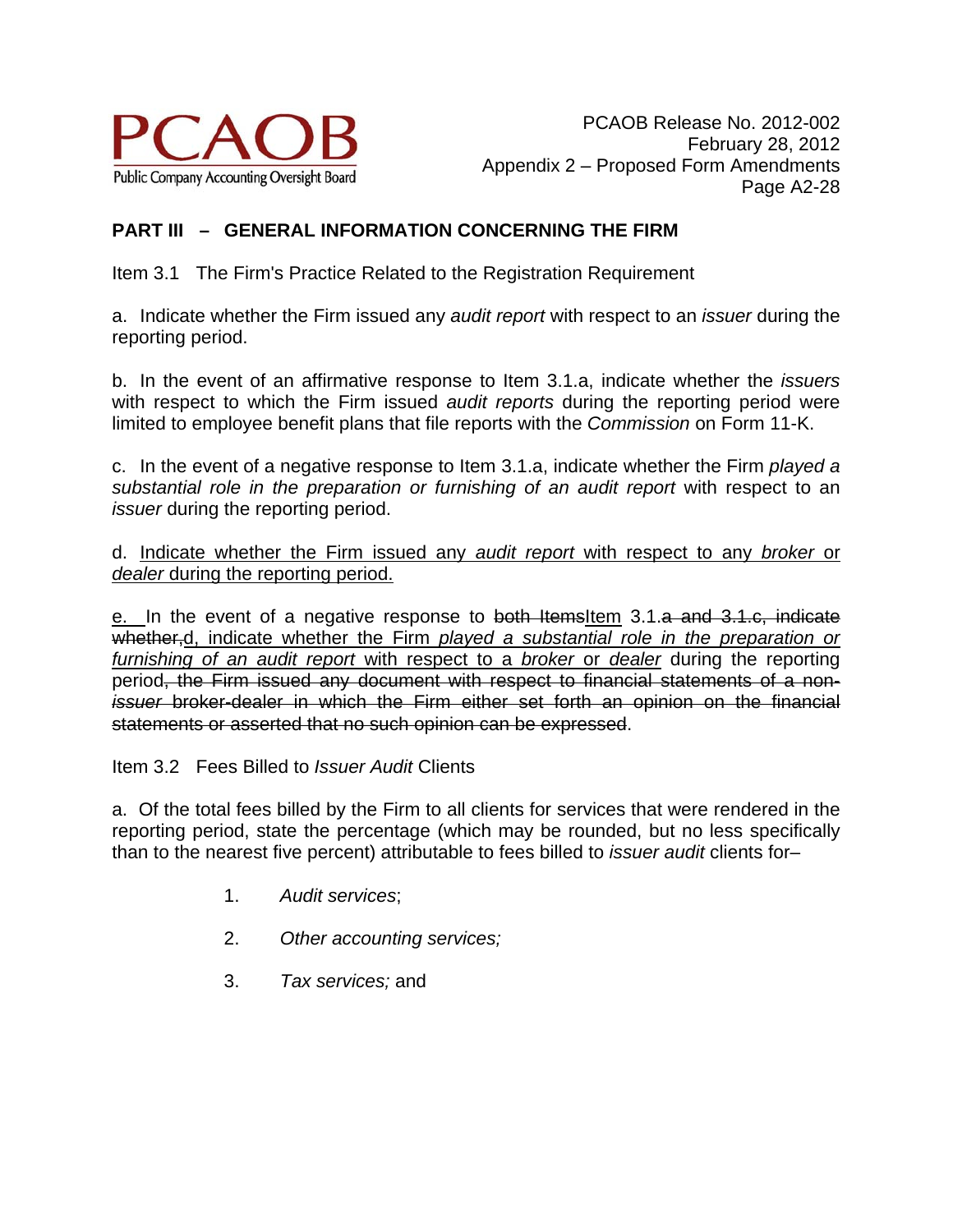## PART III – GENERAL INFORMATION CONCERNING THE FIRM

Item 3.1 The Firm's Practice Related to the Registration Requirement

a. Indicate whether the Firm issued any *audit report* with respect to an *issuer* during the reporting period.

b. In the event of an affirmative response to Item 3.1.a, indicate whether the *issuers* with respect to which the Firm issued *audit reports* during the reporting period were limited to employee benefit plans that file reports with the *Commission* on Form 11-K.

c. In the event of a negative response to Item 3.1.a, indicate whether the Firm *played a substantial role in the preparation or furnishing of an audit report* with respect to an *issuer* during the reporting period.

d. <u>Indicate whether the Firm issued any *audit report* with respect to any *broker* or *dealer* during the reporting period.</u>

<u>e.</u> In the event of a negative response to ~~both Items~~<u>Item</u> 3.1.~~a and 3.1.c, indicate whether,~~<u>d, indicate whether the Firm *played a substantial role in the preparation or furnishing of an audit report* with respect to a *broker* or *dealer*</u> during the reporting period~~, the Firm issued any document with respect to financial statements of a non-*issuer* broker-dealer in which the Firm either set forth an opinion on the financial statements or asserted that no such opinion can be expressed~~.

Item 3.2 Fees Billed to *Issuer Audit* Clients

a. Of the total fees billed by the Firm to all clients for services that were rendered in the reporting period, state the percentage (which may be rounded, but no less specifically than to the nearest five percent) attributable to fees billed to *issuer audit* clients for–

1. *Audit services*;
2. *Other accounting services;*
3. *Tax services;* and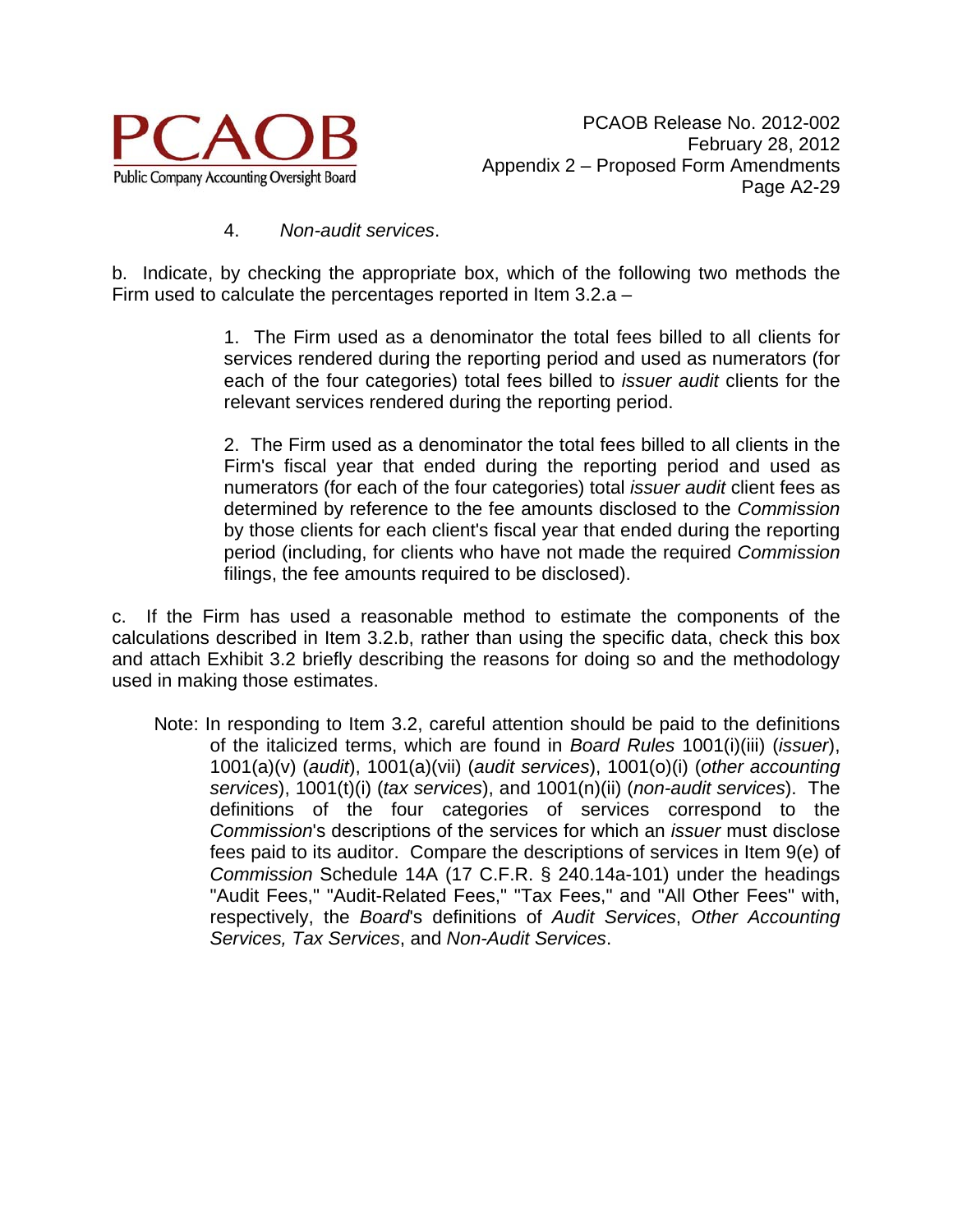4. *Non-audit services*.

b. Indicate, by checking the appropriate box, which of the following two methods the Firm used to calculate the percentages reported in Item 3.2.a –

> 1. The Firm used as a denominator the total fees billed to all clients for services rendered during the reporting period and used as numerators (for each of the four categories) total fees billed to *issuer audit* clients for the relevant services rendered during the reporting period.
>
> 2. The Firm used as a denominator the total fees billed to all clients in the Firm's fiscal year that ended during the reporting period and used as numerators (for each of the four categories) total *issuer audit* client fees as determined by reference to the fee amounts disclosed to the *Commission* by those clients for each client's fiscal year that ended during the reporting period (including, for clients who have not made the required *Commission* filings, the fee amounts required to be disclosed).

c. If the Firm has used a reasonable method to estimate the components of the calculations described in Item 3.2.b, rather than using the specific data, check this box and attach Exhibit 3.2 briefly describing the reasons for doing so and the methodology used in making those estimates.

> Note: In responding to Item 3.2, careful attention should be paid to the definitions of the italicized terms, which are found in *Board Rules* 1001(i)(iii) (*issuer*), 1001(a)(v) (*audit*), 1001(a)(vii) (*audit services*), 1001(o)(i) (*other accounting services*), 1001(t)(i) (*tax services*), and 1001(n)(ii) (*non-audit services*). The definitions of the four categories of services correspond to the *Commission*'s descriptions of the services for which an *issuer* must disclose fees paid to its auditor. Compare the descriptions of services in Item 9(e) of *Commission* Schedule 14A (17 C.F.R. § 240.14a-101) under the headings "Audit Fees," "Audit-Related Fees," "Tax Fees," and "All Other Fees" with, respectively, the *Board*'s definitions of *Audit Services*, *Other Accounting Services, Tax Services*, and *Non-Audit Services*.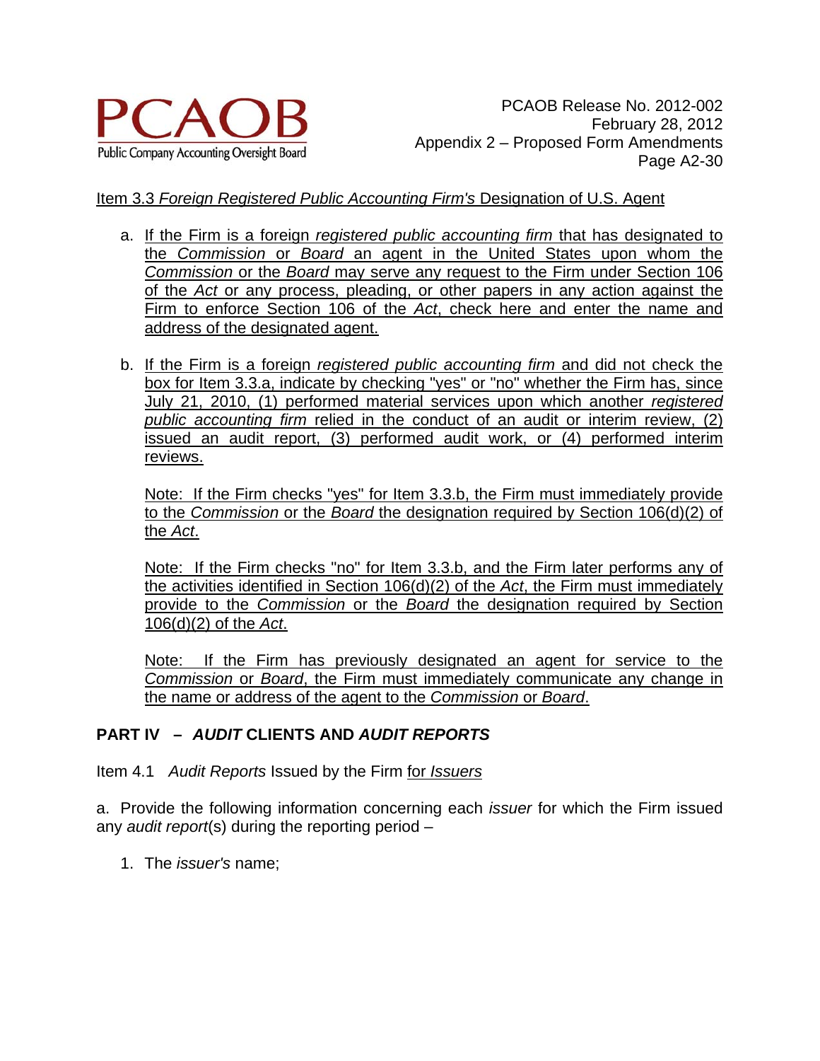Item 3.3 *Foreign Registered Public Accounting Firm's* Designation of U.S. Agent

a. If the Firm is a foreign *registered public accounting firm* that has designated to the *Commission* or *Board* an agent in the United States upon whom the *Commission* or the *Board* may serve any request to the Firm under Section 106 of the *Act* or any process, pleading, or other papers in any action against the Firm to enforce Section 106 of the *Act*, check here and enter the name and address of the designated agent.

b. If the Firm is a foreign *registered public accounting firm* and did not check the box for Item 3.3.a, indicate by checking "yes" or "no" whether the Firm has, since July 21, 2010, (1) performed material services upon which another *registered public accounting firm* relied in the conduct of an audit or interim review, (2) issued an audit report, (3) performed audit work, or (4) performed interim reviews.

   Note: If the Firm checks "yes" for Item 3.3.b, the Firm must immediately provide to the *Commission* or the *Board* the designation required by Section 106(d)(2) of the *Act*.

   Note: If the Firm checks "no" for Item 3.3.b, and the Firm later performs any of the activities identified in Section 106(d)(2) of the *Act*, the Firm must immediately provide to the *Commission* or the *Board* the designation required by Section 106(d)(2) of the *Act*.

   Note: If the Firm has previously designated an agent for service to the *Commission* or *Board*, the Firm must immediately communicate any change in the name or address of the agent to the *Commission* or *Board*.

**PART IV – *AUDIT* CLIENTS AND *AUDIT REPORTS***

Item 4.1 *Audit Reports* Issued by the Firm for *Issuers*

a. Provide the following information concerning each *issuer* for which the Firm issued any *audit report*(s) during the reporting period –

1. The *issuer's* name;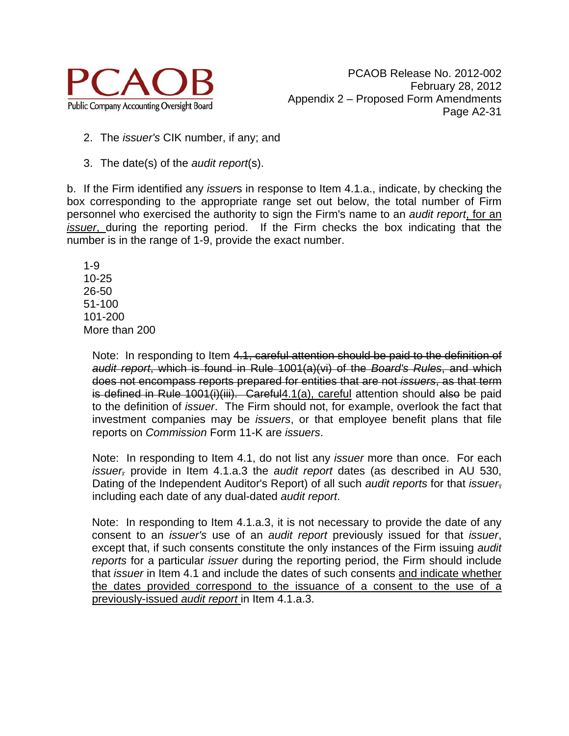2. The *issuer's* CIK number, if any; and

3. The date(s) of the *audit report*(s).

b. If the Firm identified any *issuer*s in response to Item 4.1.a., indicate, by checking the box corresponding to the appropriate range set out below, the total number of Firm personnel who exercised the authority to sign the Firm's name to an *audit report*<u>, for an *issuer*,</u> during the reporting period. If the Firm checks the box indicating that the number is in the range of 1-9, provide the exact number.

1-9
10-25
26-50
51-100
101-200
More than 200

> Note: In responding to Item ~~4.1, careful attention should be paid to the definition of *audit report*, which is found in Rule 1001(a)(vi) of the *Board's Rules*, and which does not encompass reports prepared for entities that are not *issuers*, as that term is defined in Rule 1001(i)(iii). Careful~~<u>4.1(a), careful</u> attention should ~~also~~ be paid to the definition of *issuer*. The Firm should not, for example, overlook the fact that investment companies may be *issuers*, or that employee benefit plans that file reports on *Commission* Form 11-K are *issuers*.

> Note: In responding to Item 4.1, do not list any *issuer* more than once. For each *issuer*~~,~~ provide in Item 4.1.a.3 the *audit report* dates (as described in AU 530, Dating of the Independent Auditor's Report) of all such *audit reports* for that *issuer*~~,~~ including each date of any dual-dated *audit report*.

> Note: In responding to Item 4.1.a.3, it is not necessary to provide the date of any consent to an *issuer's* use of an *audit report* previously issued for that *issuer*, except that, if such consents constitute the only instances of the Firm issuing *audit reports* for a particular *issuer* during the reporting period, the Firm should include that *issuer* in Item 4.1 and include the dates of such consents <u>and indicate whether the dates provided correspond to the issuance of a consent to the use of a previously-issued *audit report*</u> in Item 4.1.a.3.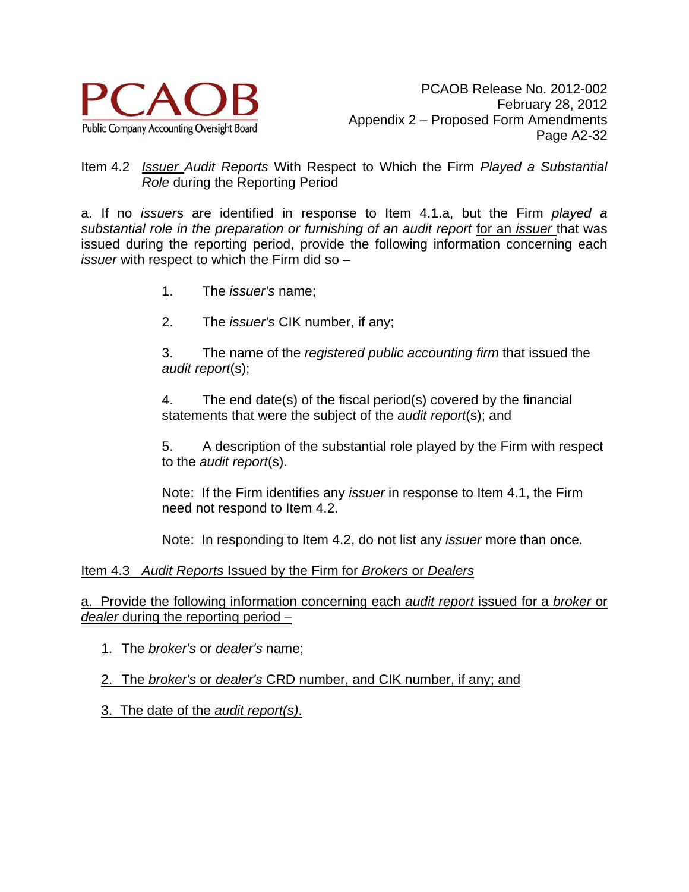Item 4.2 *Issuer Audit Reports* With Respect to Which the Firm *Played a Substantial Role* during the Reporting Period

a. If no *issuers* are identified in response to Item 4.1.a, but the Firm *played a substantial role in the preparation or furnishing of an audit report* for an *issuer* that was issued during the reporting period, provide the following information concerning each *issuer* with respect to which the Firm did so –

1. The *issuer's* name;

2. The *issuer's* CIK number, if any;

3. The name of the *registered public accounting firm* that issued the *audit report*(s);

4. The end date(s) of the fiscal period(s) covered by the financial statements that were the subject of the *audit report*(s); and

5. A description of the substantial role played by the Firm with respect to the *audit report*(s).

Note: If the Firm identifies any *issuer* in response to Item 4.1, the Firm need not respond to Item 4.2.

Note: In responding to Item 4.2, do not list any *issuer* more than once.

Item 4.3 *Audit Reports* Issued by the Firm for *Brokers* or *Dealers*

a. Provide the following information concerning each *audit report* issued for a *broker* or *dealer* during the reporting period –

1. The *broker's* or *dealer's* name;

2. The *broker's* or *dealer's* CRD number, and CIK number, if any; and

3. The date of the *audit report(s)*.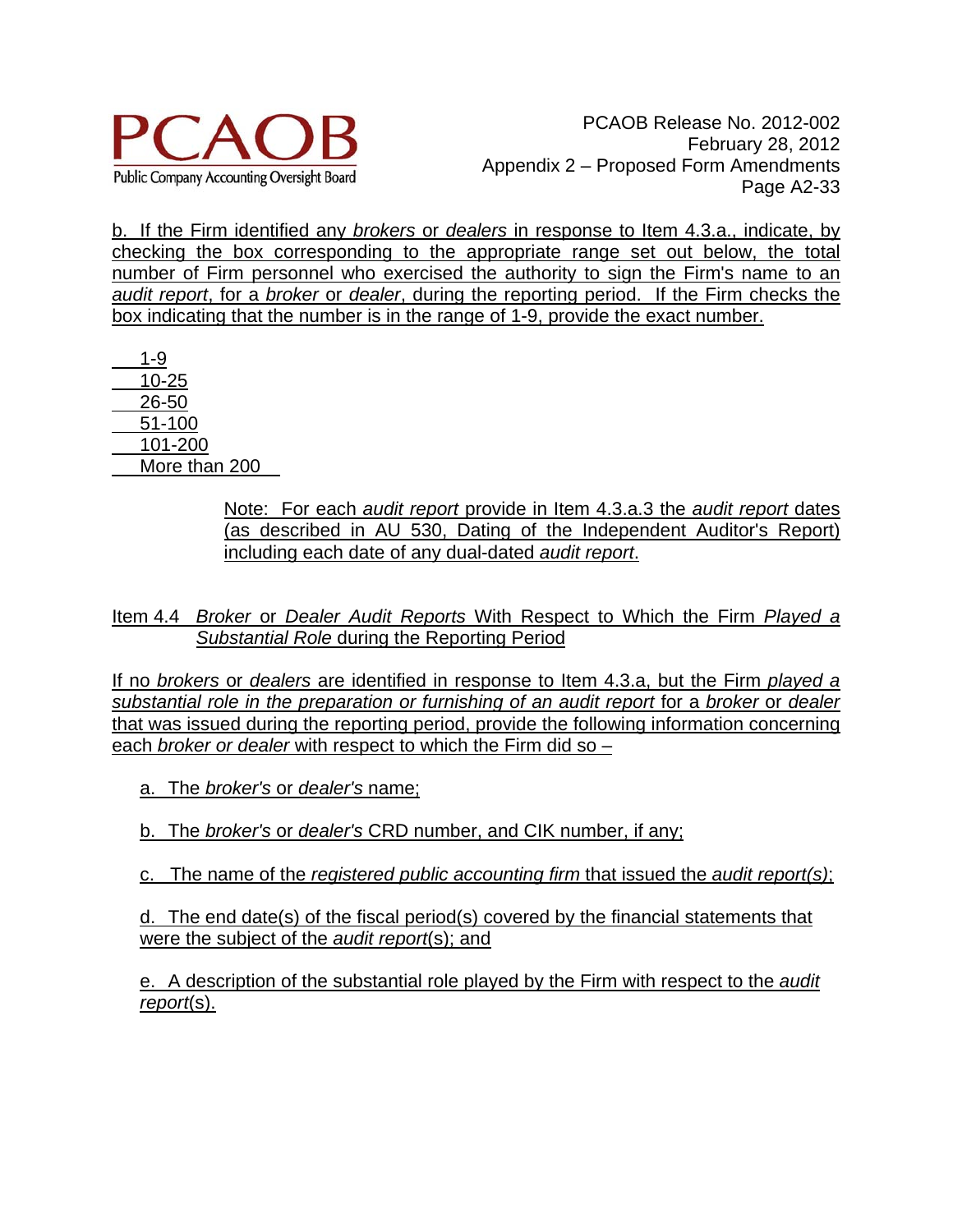b. If the Firm identified any *brokers* or *dealers* in response to Item 4.3.a., indicate, by checking the box corresponding to the appropriate range set out below, the total number of Firm personnel who exercised the authority to sign the Firm's name to an *audit report*, for a *broker* or *dealer*, during the reporting period. If the Firm checks the box indicating that the number is in the range of 1-9, provide the exact number.

\_\_\_ 1-9
\_\_\_ 10-25
\_\_\_ 26-50
\_\_\_ 51-100
\_\_\_ 101-200
\_\_\_ More than 200

> Note: For each *audit report* provide in Item 4.3.a.3 the *audit report* dates (as described in AU 530, Dating of the Independent Auditor's Report) including each date of any dual-dated *audit report*.

Item 4.4 *Broker* or *Dealer Audit Reports* With Respect to Which the Firm *Played a Substantial Role* during the Reporting Period

If no *brokers* or *dealers* are identified in response to Item 4.3.a, but the Firm *played a substantial role in the preparation or furnishing of an audit report* for a *broker* or *dealer* that was issued during the reporting period, provide the following information concerning each *broker or dealer* with respect to which the Firm did so –

a. The *broker's* or *dealer's* name;

b. The *broker's* or *dealer's* CRD number, and CIK number, if any;

c. The name of the *registered public accounting firm* that issued the *audit report(s)*;

d. The end date(s) of the fiscal period(s) covered by the financial statements that were the subject of the *audit report*(s); and

e. A description of the substantial role played by the Firm with respect to the *audit report*(s).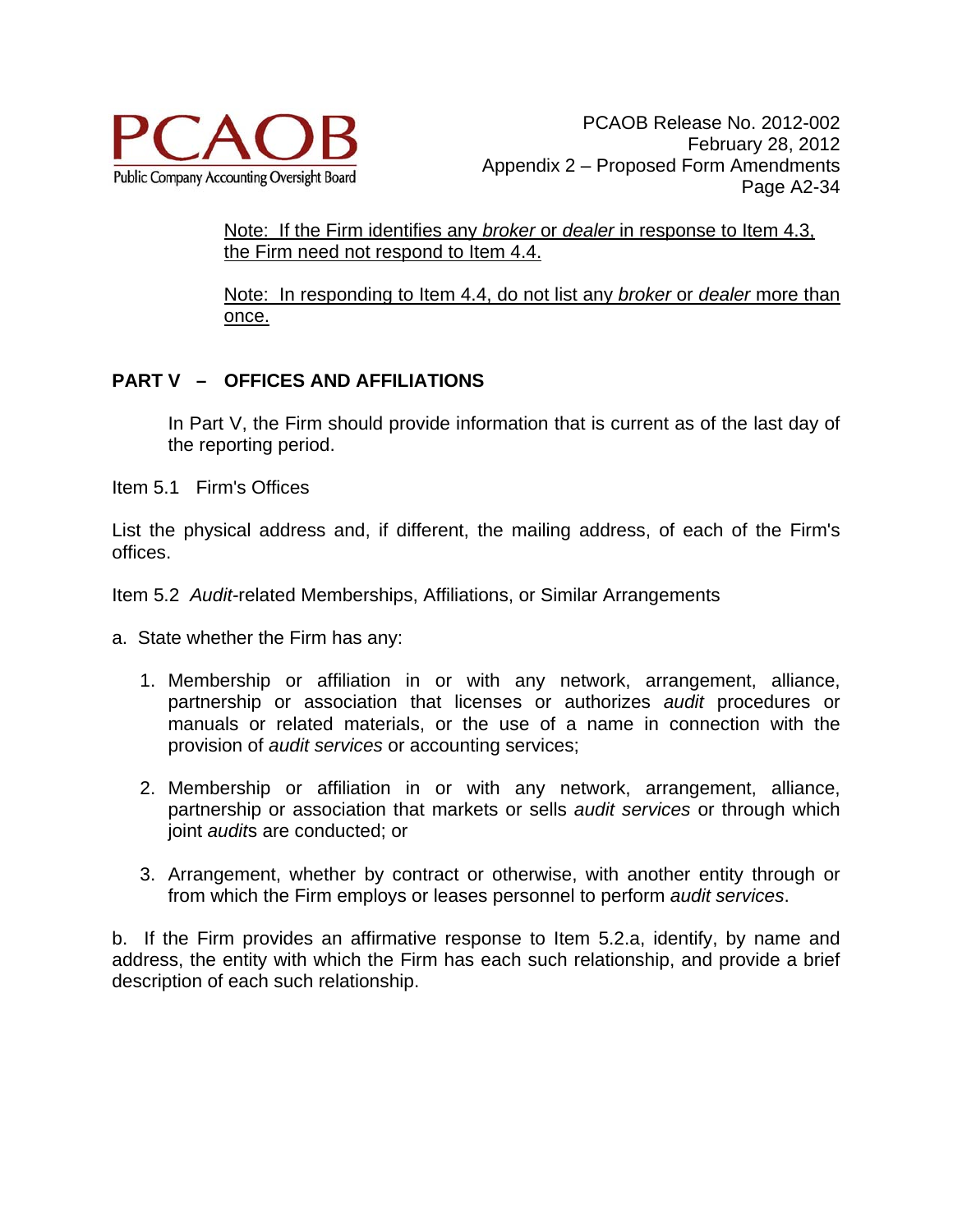Note: If the Firm identifies any *broker* or *dealer* in response to Item 4.3, the Firm need not respond to Item 4.4.

Note: In responding to Item 4.4, do not list any *broker* or *dealer* more than once.

## PART V – OFFICES AND AFFILIATIONS

In Part V, the Firm should provide information that is current as of the last day of the reporting period.

Item 5.1 Firm's Offices

List the physical address and, if different, the mailing address, of each of the Firm's offices.

Item 5.2 *Audit*-related Memberships, Affiliations, or Similar Arrangements

a. State whether the Firm has any:

1. Membership or affiliation in or with any network, arrangement, alliance, partnership or association that licenses or authorizes *audit* procedures or manuals or related materials, or the use of a name in connection with the provision of *audit services* or accounting services;

2. Membership or affiliation in or with any network, arrangement, alliance, partnership or association that markets or sells *audit services* or through which joint *audits* are conducted; or

3. Arrangement, whether by contract or otherwise, with another entity through or from which the Firm employs or leases personnel to perform *audit services*.

b. If the Firm provides an affirmative response to Item 5.2.a, identify, by name and address, the entity with which the Firm has each such relationship, and provide a brief description of each such relationship.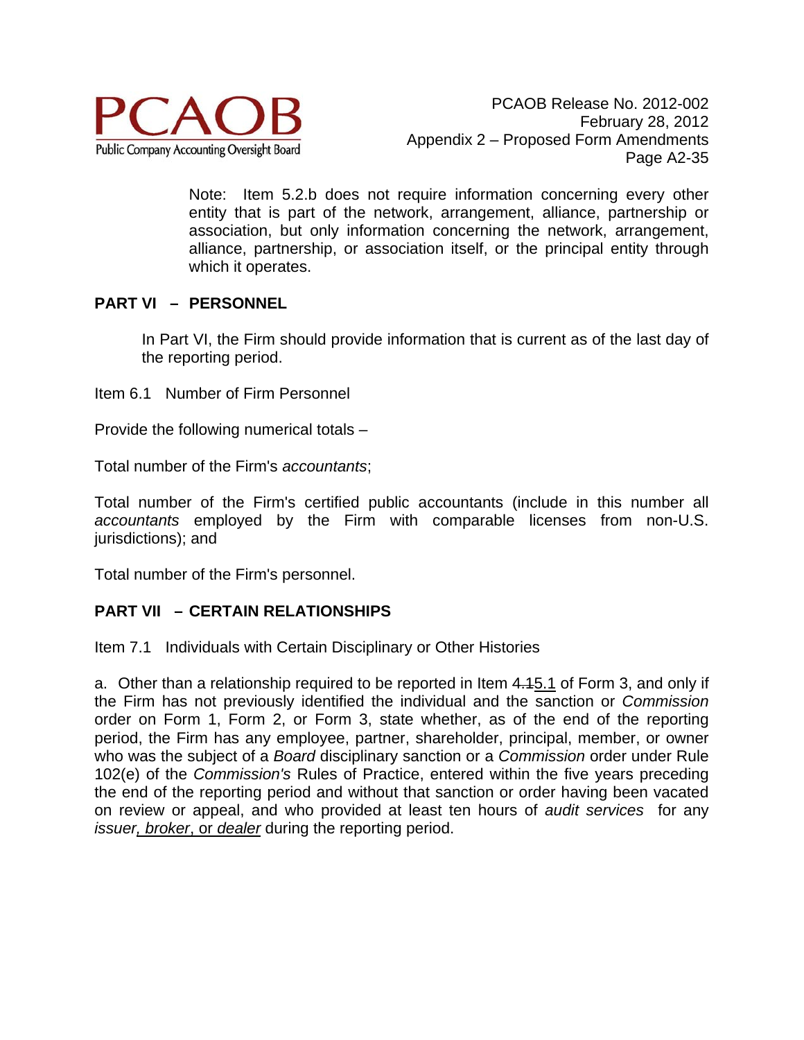Note: Item 5.2.b does not require information concerning every other entity that is part of the network, arrangement, alliance, partnership or association, but only information concerning the network, arrangement, alliance, partnership, or association itself, or the principal entity through which it operates.

## PART VI – PERSONNEL

In Part VI, the Firm should provide information that is current as of the last day of the reporting period.

Item 6.1 Number of Firm Personnel

Provide the following numerical totals –

Total number of the Firm's *accountants*;

Total number of the Firm's certified public accountants (include in this number all *accountants* employed by the Firm with comparable licenses from non-U.S. jurisdictions); and

Total number of the Firm's personnel.

## PART VII – CERTAIN RELATIONSHIPS

Item 7.1 Individuals with Certain Disciplinary or Other Histories

a. Other than a relationship required to be reported in Item ~~4.1~~5.1 of Form 3, and only if the Firm has not previously identified the individual and the sanction or *Commission* order on Form 1, Form 2, or Form 3, state whether, as of the end of the reporting period, the Firm has any employee, partner, shareholder, principal, member, or owner who was the subject of a *Board* disciplinary sanction or a *Commission* order under Rule 102(e) of the *Commission's* Rules of Practice, entered within the five years preceding the end of the reporting period and without that sanction or order having been vacated on review or appeal, and who provided at least ten hours of *audit services* for any *issuer, broker*, or *dealer* during the reporting period.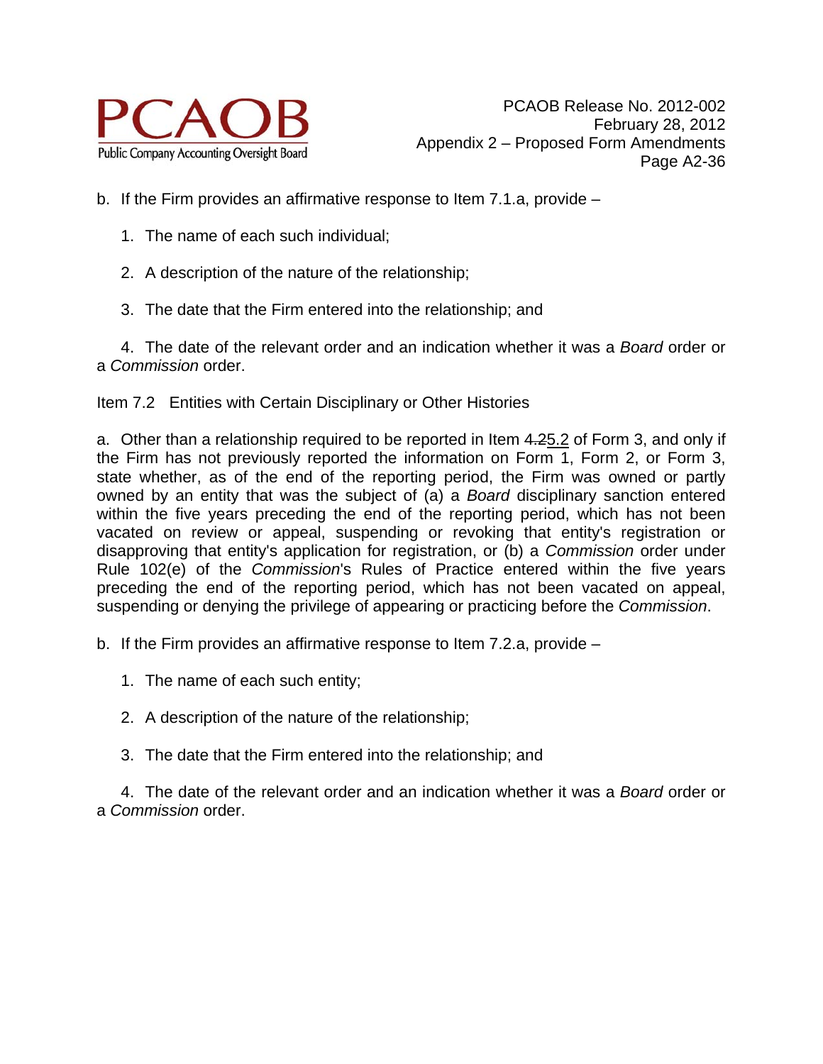b. If the Firm provides an affirmative response to Item 7.1.a, provide –

1. The name of each such individual;

2. A description of the nature of the relationship;

3. The date that the Firm entered into the relationship; and

4. The date of the relevant order and an indication whether it was a *Board* order or a *Commission* order.

Item 7.2 Entities with Certain Disciplinary or Other Histories

a. Other than a relationship required to be reported in Item ~~4.2~~5.2 of Form 3, and only if the Firm has not previously reported the information on Form 1, Form 2, or Form 3, state whether, as of the end of the reporting period, the Firm was owned or partly owned by an entity that was the subject of (a) a *Board* disciplinary sanction entered within the five years preceding the end of the reporting period, which has not been vacated on review or appeal, suspending or revoking that entity's registration or disapproving that entity's application for registration, or (b) a *Commission* order under Rule 102(e) of the *Commission*'s Rules of Practice entered within the five years preceding the end of the reporting period, which has not been vacated on appeal, suspending or denying the privilege of appearing or practicing before the *Commission*.

b. If the Firm provides an affirmative response to Item 7.2.a, provide –

1. The name of each such entity;

2. A description of the nature of the relationship;

3. The date that the Firm entered into the relationship; and

4. The date of the relevant order and an indication whether it was a *Board* order or a *Commission* order.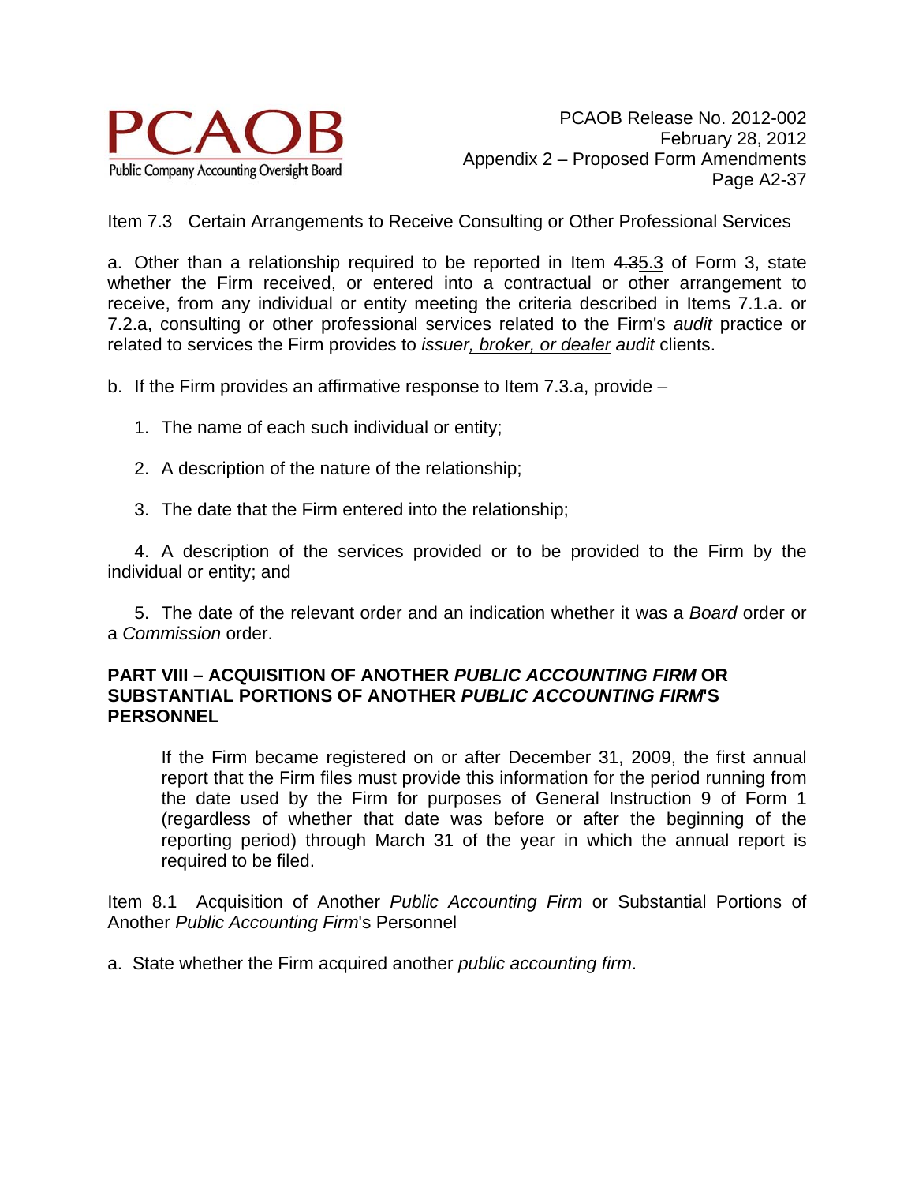Item 7.3 Certain Arrangements to Receive Consulting or Other Professional Services

a. Other than a relationship required to be reported in Item ~~4.3~~5.3 of Form 3, state whether the Firm received, or entered into a contractual or other arrangement to receive, from any individual or entity meeting the criteria described in Items 7.1.a. or 7.2.a, consulting or other professional services related to the Firm's *audit* practice or related to services the Firm provides to *issuer, broker, or dealer audit* clients.

b. If the Firm provides an affirmative response to Item 7.3.a, provide –

1. The name of each such individual or entity;

2. A description of the nature of the relationship;

3. The date that the Firm entered into the relationship;

4. A description of the services provided or to be provided to the Firm by the individual or entity; and

5. The date of the relevant order and an indication whether it was a *Board* order or a *Commission* order.

**PART VIII – ACQUISITION OF ANOTHER *PUBLIC ACCOUNTING FIRM* OR SUBSTANTIAL PORTIONS OF ANOTHER *PUBLIC ACCOUNTING FIRM*'S PERSONNEL**

> If the Firm became registered on or after December 31, 2009, the first annual report that the Firm files must provide this information for the period running from the date used by the Firm for purposes of General Instruction 9 of Form 1 (regardless of whether that date was before or after the beginning of the reporting period) through March 31 of the year in which the annual report is required to be filed.

Item 8.1 Acquisition of Another *Public Accounting Firm* or Substantial Portions of Another *Public Accounting Firm*'s Personnel

a. State whether the Firm acquired another *public accounting firm*.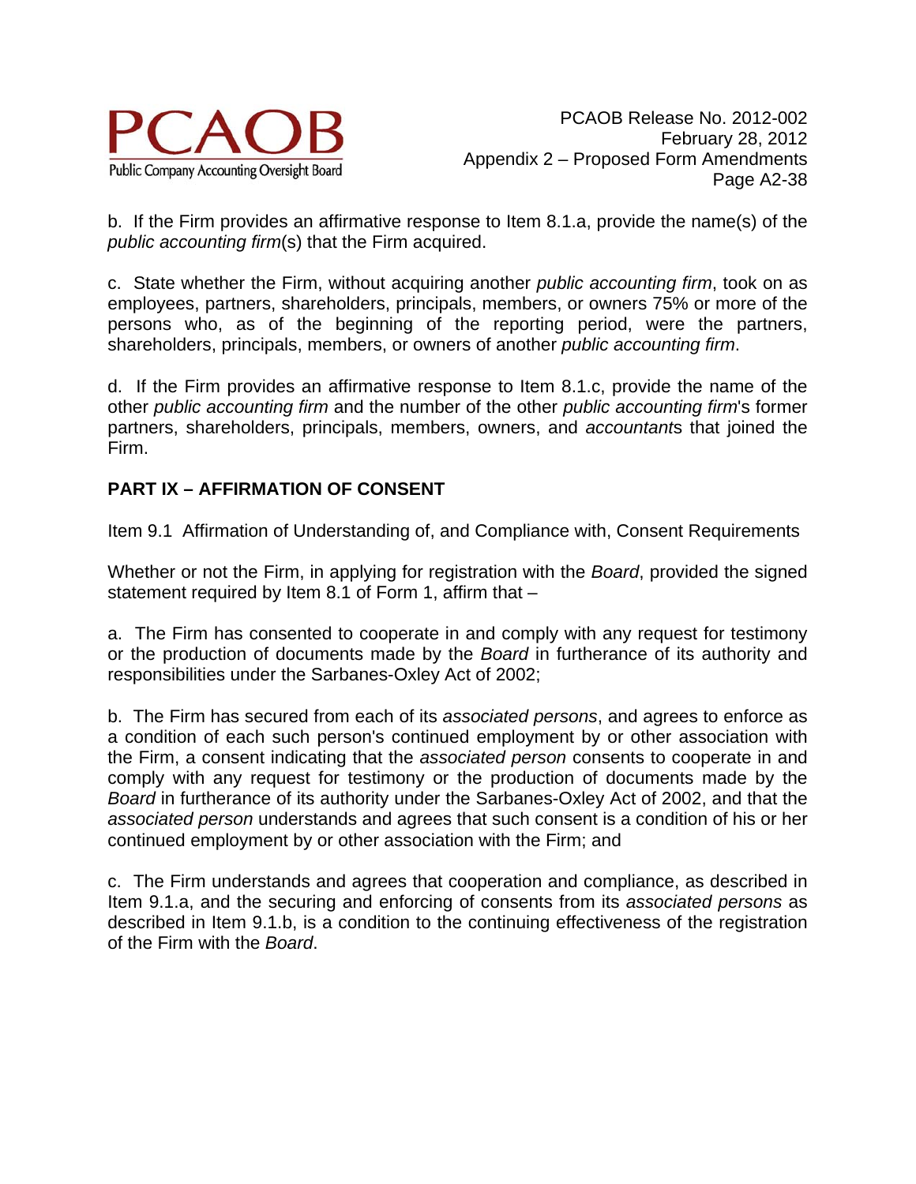b. If the Firm provides an affirmative response to Item 8.1.a, provide the name(s) of the *public accounting firm*(s) that the Firm acquired.

c. State whether the Firm, without acquiring another *public accounting firm*, took on as employees, partners, shareholders, principals, members, or owners 75% or more of the persons who, as of the beginning of the reporting period, were the partners, shareholders, principals, members, or owners of another *public accounting firm*.

d. If the Firm provides an affirmative response to Item 8.1.c, provide the name of the other *public accounting firm* and the number of the other *public accounting firm*'s former partners, shareholders, principals, members, owners, and *accountant*s that joined the Firm.

## PART IX – AFFIRMATION OF CONSENT

Item 9.1 Affirmation of Understanding of, and Compliance with, Consent Requirements

Whether or not the Firm, in applying for registration with the *Board*, provided the signed statement required by Item 8.1 of Form 1, affirm that –

a. The Firm has consented to cooperate in and comply with any request for testimony or the production of documents made by the *Board* in furtherance of its authority and responsibilities under the Sarbanes-Oxley Act of 2002;

b. The Firm has secured from each of its *associated persons*, and agrees to enforce as a condition of each such person's continued employment by or other association with the Firm, a consent indicating that the *associated person* consents to cooperate in and comply with any request for testimony or the production of documents made by the *Board* in furtherance of its authority under the Sarbanes-Oxley Act of 2002, and that the *associated person* understands and agrees that such consent is a condition of his or her continued employment by or other association with the Firm; and

c. The Firm understands and agrees that cooperation and compliance, as described in Item 9.1.a, and the securing and enforcing of consents from its *associated persons* as described in Item 9.1.b, is a condition to the continuing effectiveness of the registration of the Firm with the *Board*.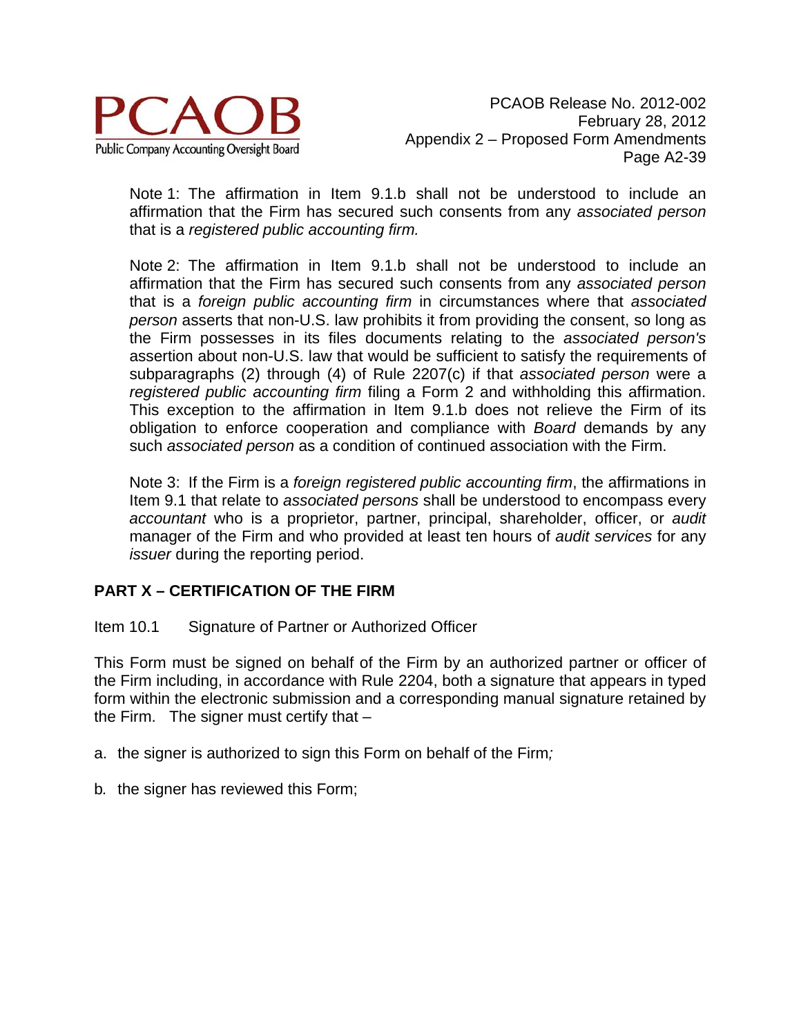Note 1: The affirmation in Item 9.1.b shall not be understood to include an affirmation that the Firm has secured such consents from any *associated person* that is a *registered public accounting firm.*

Note 2: The affirmation in Item 9.1.b shall not be understood to include an affirmation that the Firm has secured such consents from any *associated person* that is a *foreign public accounting firm* in circumstances where that *associated person* asserts that non-U.S. law prohibits it from providing the consent, so long as the Firm possesses in its files documents relating to the *associated person's* assertion about non-U.S. law that would be sufficient to satisfy the requirements of subparagraphs (2) through (4) of Rule 2207(c) if that *associated person* were a *registered public accounting firm* filing a Form 2 and withholding this affirmation. This exception to the affirmation in Item 9.1.b does not relieve the Firm of its obligation to enforce cooperation and compliance with *Board* demands by any such *associated person* as a condition of continued association with the Firm.

Note 3: If the Firm is a *foreign registered public accounting firm*, the affirmations in Item 9.1 that relate to *associated persons* shall be understood to encompass every *accountant* who is a proprietor, partner, principal, shareholder, officer, or *audit* manager of the Firm and who provided at least ten hours of *audit services* for any *issuer* during the reporting period.

## PART X – CERTIFICATION OF THE FIRM

Item 10.1 Signature of Partner or Authorized Officer

This Form must be signed on behalf of the Firm by an authorized partner or officer of the Firm including, in accordance with Rule 2204, both a signature that appears in typed form within the electronic submission and a corresponding manual signature retained by the Firm. The signer must certify that –

a. the signer is authorized to sign this Form on behalf of the Firm;

b. the signer has reviewed this Form;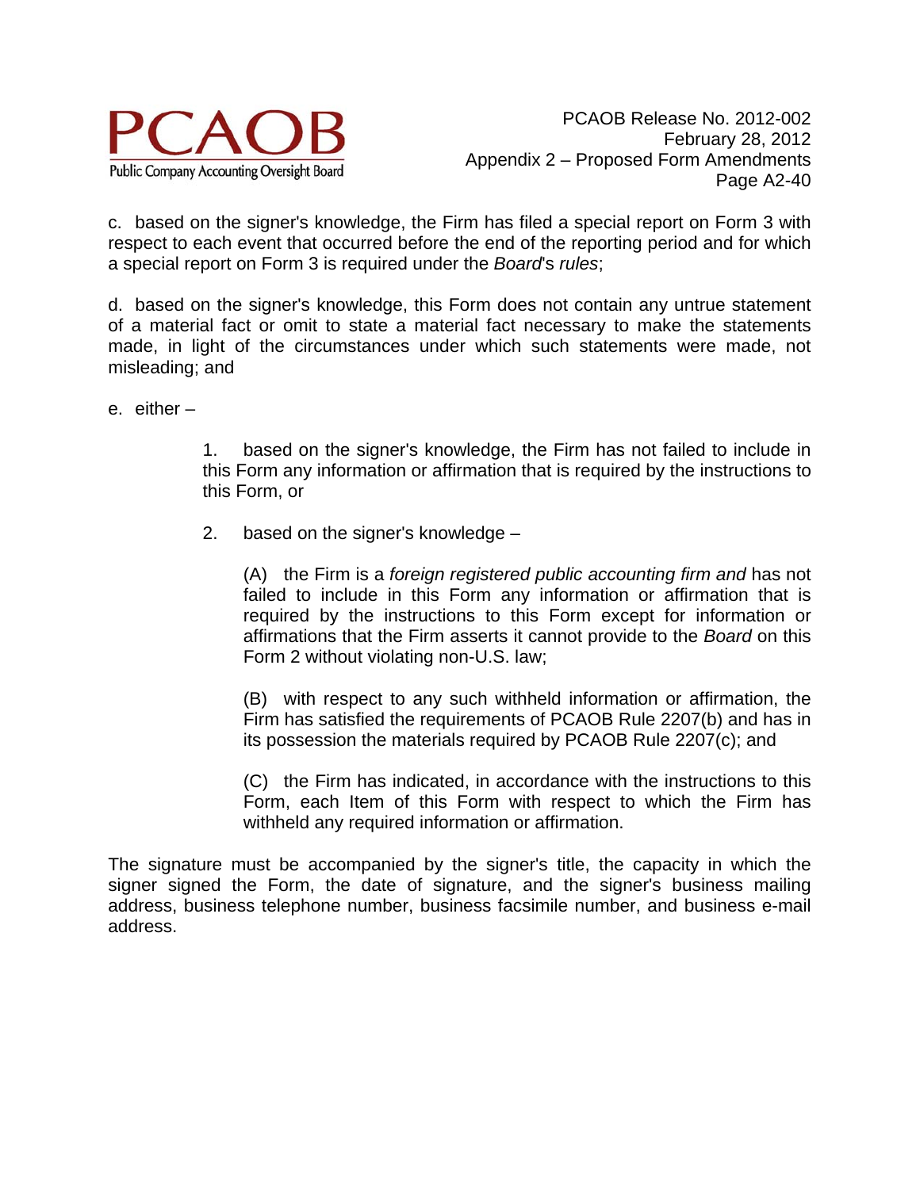c. based on the signer's knowledge, the Firm has filed a special report on Form 3 with respect to each event that occurred before the end of the reporting period and for which a special report on Form 3 is required under the *Board*'s *rules*;

d. based on the signer's knowledge, this Form does not contain any untrue statement of a material fact or omit to state a material fact necessary to make the statements made, in light of the circumstances under which such statements were made, not misleading; and

e. either –

> 1. based on the signer's knowledge, the Firm has not failed to include in this Form any information or affirmation that is required by the instructions to this Form, or
>
> 2. based on the signer's knowledge –
>
> > (A) the Firm is a *foreign registered public accounting firm and* has not failed to include in this Form any information or affirmation that is required by the instructions to this Form except for information or affirmations that the Firm asserts it cannot provide to the *Board* on this Form 2 without violating non-U.S. law;
> >
> > (B) with respect to any such withheld information or affirmation, the Firm has satisfied the requirements of PCAOB Rule 2207(b) and has in its possession the materials required by PCAOB Rule 2207(c); and
> >
> > (C) the Firm has indicated, in accordance with the instructions to this Form, each Item of this Form with respect to which the Firm has withheld any required information or affirmation.

The signature must be accompanied by the signer's title, the capacity in which the signer signed the Form, the date of signature, and the signer's business mailing address, business telephone number, business facsimile number, and business e-mail address.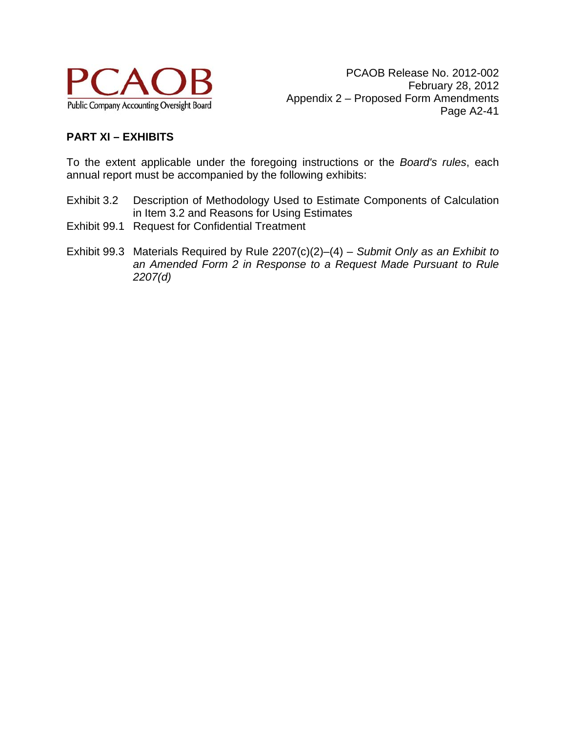## PART XI – EXHIBITS

To the extent applicable under the foregoing instructions or the *Board's rules*, each annual report must be accompanied by the following exhibits:

Exhibit 3.2 Description of Methodology Used to Estimate Components of Calculation in Item 3.2 and Reasons for Using Estimates

Exhibit 99.1 Request for Confidential Treatment

Exhibit 99.3 Materials Required by Rule 2207(c)(2)–(4) – *Submit Only as an Exhibit to an Amended Form 2 in Response to a Request Made Pursuant to Rule 2207(d)*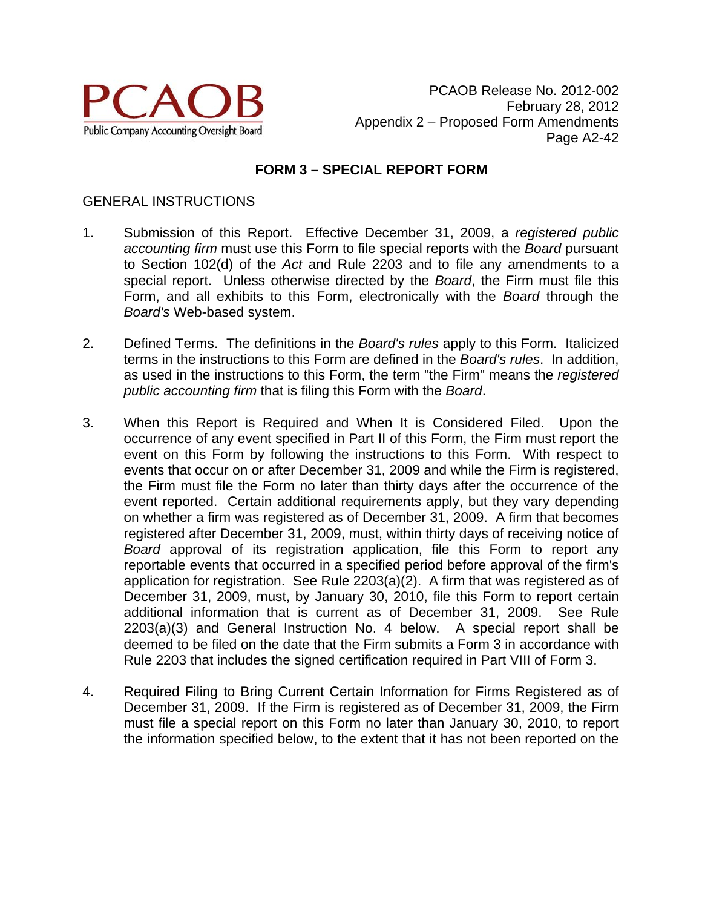## FORM 3 – SPECIAL REPORT FORM

GENERAL INSTRUCTIONS

1. Submission of this Report. Effective December 31, 2009, a *registered public accounting firm* must use this Form to file special reports with the *Board* pursuant to Section 102(d) of the *Act* and Rule 2203 and to file any amendments to a special report. Unless otherwise directed by the *Board*, the Firm must file this Form, and all exhibits to this Form, electronically with the *Board* through the *Board's* Web-based system.

2. Defined Terms. The definitions in the *Board's rules* apply to this Form. Italicized terms in the instructions to this Form are defined in the *Board's rules*. In addition, as used in the instructions to this Form, the term "the Firm" means the *registered public accounting firm* that is filing this Form with the *Board*.

3. When this Report is Required and When It is Considered Filed. Upon the occurrence of any event specified in Part II of this Form, the Firm must report the event on this Form by following the instructions to this Form. With respect to events that occur on or after December 31, 2009 and while the Firm is registered, the Firm must file the Form no later than thirty days after the occurrence of the event reported. Certain additional requirements apply, but they vary depending on whether a firm was registered as of December 31, 2009. A firm that becomes registered after December 31, 2009, must, within thirty days of receiving notice of *Board* approval of its registration application, file this Form to report any reportable events that occurred in a specified period before approval of the firm's application for registration. See Rule 2203(a)(2). A firm that was registered as of December 31, 2009, must, by January 30, 2010, file this Form to report certain additional information that is current as of December 31, 2009. See Rule 2203(a)(3) and General Instruction No. 4 below. A special report shall be deemed to be filed on the date that the Firm submits a Form 3 in accordance with Rule 2203 that includes the signed certification required in Part VIII of Form 3.

4. Required Filing to Bring Current Certain Information for Firms Registered as of December 31, 2009. If the Firm is registered as of December 31, 2009, the Firm must file a special report on this Form no later than January 30, 2010, to report the information specified below, to the extent that it has not been reported on the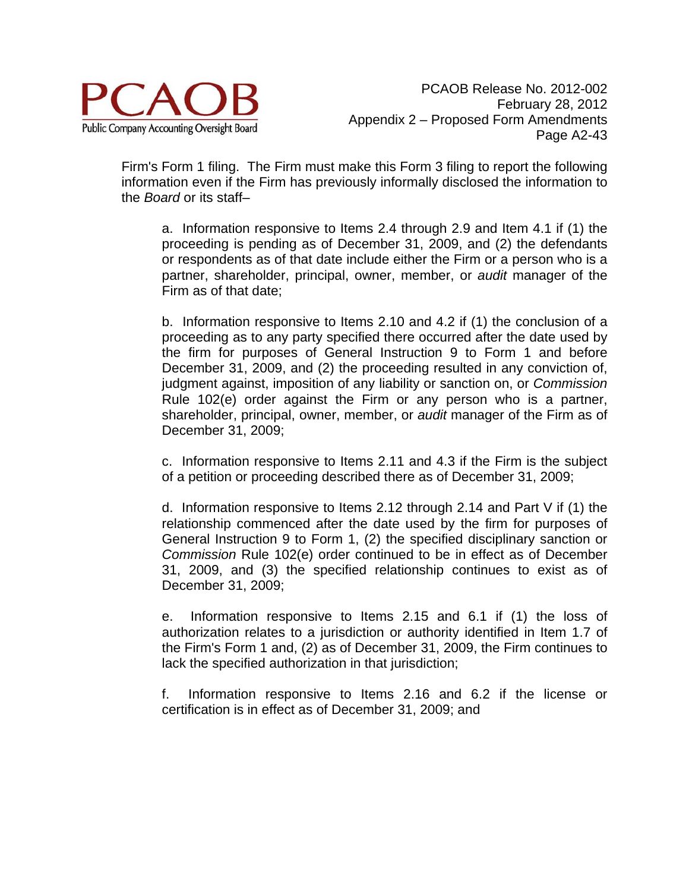Firm's Form 1 filing. The Firm must make this Form 3 filing to report the following information even if the Firm has previously informally disclosed the information to the *Board* or its staff–

a. Information responsive to Items 2.4 through 2.9 and Item 4.1 if (1) the proceeding is pending as of December 31, 2009, and (2) the defendants or respondents as of that date include either the Firm or a person who is a partner, shareholder, principal, owner, member, or *audit* manager of the Firm as of that date;

b. Information responsive to Items 2.10 and 4.2 if (1) the conclusion of a proceeding as to any party specified there occurred after the date used by the firm for purposes of General Instruction 9 to Form 1 and before December 31, 2009, and (2) the proceeding resulted in any conviction of, judgment against, imposition of any liability or sanction on, or *Commission* Rule 102(e) order against the Firm or any person who is a partner, shareholder, principal, owner, member, or *audit* manager of the Firm as of December 31, 2009;

c. Information responsive to Items 2.11 and 4.3 if the Firm is the subject of a petition or proceeding described there as of December 31, 2009;

d. Information responsive to Items 2.12 through 2.14 and Part V if (1) the relationship commenced after the date used by the firm for purposes of General Instruction 9 to Form 1, (2) the specified disciplinary sanction or *Commission* Rule 102(e) order continued to be in effect as of December 31, 2009, and (3) the specified relationship continues to exist as of December 31, 2009;

e. Information responsive to Items 2.15 and 6.1 if (1) the loss of authorization relates to a jurisdiction or authority identified in Item 1.7 of the Firm's Form 1 and, (2) as of December 31, 2009, the Firm continues to lack the specified authorization in that jurisdiction;

f. Information responsive to Items 2.16 and 6.2 if the license or certification is in effect as of December 31, 2009; and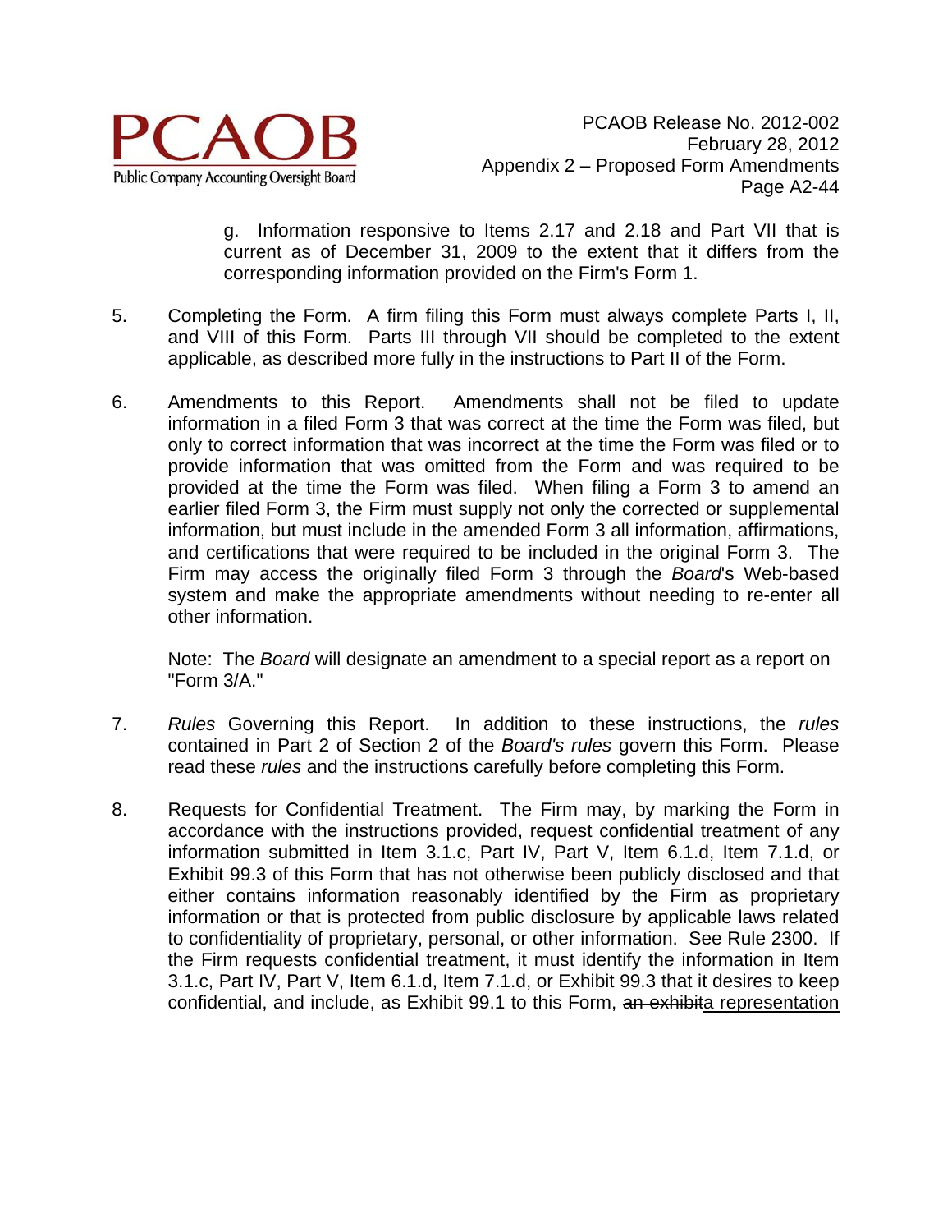g. Information responsive to Items 2.17 and 2.18 and Part VII that is current as of December 31, 2009 to the extent that it differs from the corresponding information provided on the Firm's Form 1.

5. Completing the Form. A firm filing this Form must always complete Parts I, II, and VIII of this Form. Parts III through VII should be completed to the extent applicable, as described more fully in the instructions to Part II of the Form.

6. Amendments to this Report. Amendments shall not be filed to update information in a filed Form 3 that was correct at the time the Form was filed, but only to correct information that was incorrect at the time the Form was filed or to provide information that was omitted from the Form and was required to be provided at the time the Form was filed. When filing a Form 3 to amend an earlier filed Form 3, the Firm must supply not only the corrected or supplemental information, but must include in the amended Form 3 all information, affirmations, and certifications that were required to be included in the original Form 3. The Firm may access the originally filed Form 3 through the *Board*'s Web-based system and make the appropriate amendments without needing to re-enter all other information.

   Note: The *Board* will designate an amendment to a special report as a report on "Form 3/A."

7. *Rules* Governing this Report. In addition to these instructions, the *rules* contained in Part 2 of Section 2 of the *Board's rules* govern this Form. Please read these *rules* and the instructions carefully before completing this Form.

8. Requests for Confidential Treatment. The Firm may, by marking the Form in accordance with the instructions provided, request confidential treatment of any information submitted in Item 3.1.c, Part IV, Part V, Item 6.1.d, Item 7.1.d, or Exhibit 99.3 of this Form that has not otherwise been publicly disclosed and that either contains information reasonably identified by the Firm as proprietary information or that is protected from public disclosure by applicable laws related to confidentiality of proprietary, personal, or other information. See Rule 2300. If the Firm requests confidential treatment, it must identify the information in Item 3.1.c, Part IV, Part V, Item 6.1.d, Item 7.1.d, or Exhibit 99.3 that it desires to keep confidential, and include, as Exhibit 99.1 to this Form, ~~an exhibit~~a representation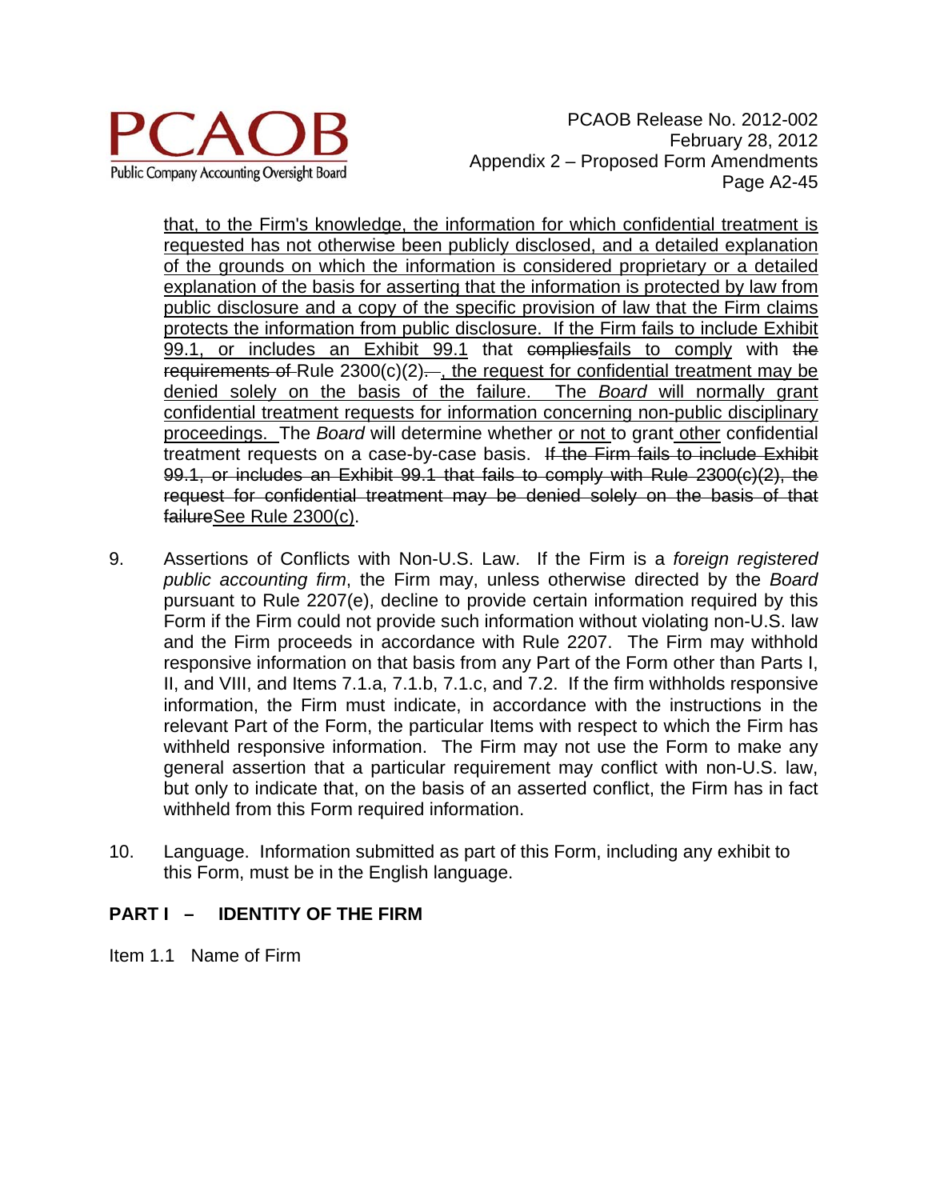that, to the Firm's knowledge, the information for which confidential treatment is requested has not otherwise been publicly disclosed, and a detailed explanation of the grounds on which the information is considered proprietary or a detailed explanation of the basis for asserting that the information is protected by law from public disclosure and a copy of the specific provision of law that the Firm claims protects the information from public disclosure. If the Firm fails to include Exhibit 99.1, or includes an Exhibit 99.1 that ~~complies~~fails to comply with ~~the requirements of~~ Rule 2300(c)(2)~~.~~, the request for confidential treatment may be denied solely on the basis of the failure. The *Board* will normally grant confidential treatment requests for information concerning non-public disciplinary proceedings. The *Board* will determine whether or not to grant other confidential treatment requests on a case-by-case basis. ~~If the Firm fails to include Exhibit 99.1, or includes an Exhibit 99.1 that fails to comply with Rule 2300(c)(2), the request for confidential treatment may be denied solely on the basis of that failure~~See Rule 2300(c).

9. Assertions of Conflicts with Non-U.S. Law. If the Firm is a *foreign registered public accounting firm*, the Firm may, unless otherwise directed by the *Board* pursuant to Rule 2207(e), decline to provide certain information required by this Form if the Firm could not provide such information without violating non-U.S. law and the Firm proceeds in accordance with Rule 2207. The Firm may withhold responsive information on that basis from any Part of the Form other than Parts I, II, and VIII, and Items 7.1.a, 7.1.b, 7.1.c, and 7.2. If the firm withholds responsive information, the Firm must indicate, in accordance with the instructions in the relevant Part of the Form, the particular Items with respect to which the Firm has withheld responsive information. The Firm may not use the Form to make any general assertion that a particular requirement may conflict with non-U.S. law, but only to indicate that, on the basis of an asserted conflict, the Firm has in fact withheld from this Form required information.

10. Language. Information submitted as part of this Form, including any exhibit to this Form, must be in the English language.

## PART I – IDENTITY OF THE FIRM

Item 1.1 Name of Firm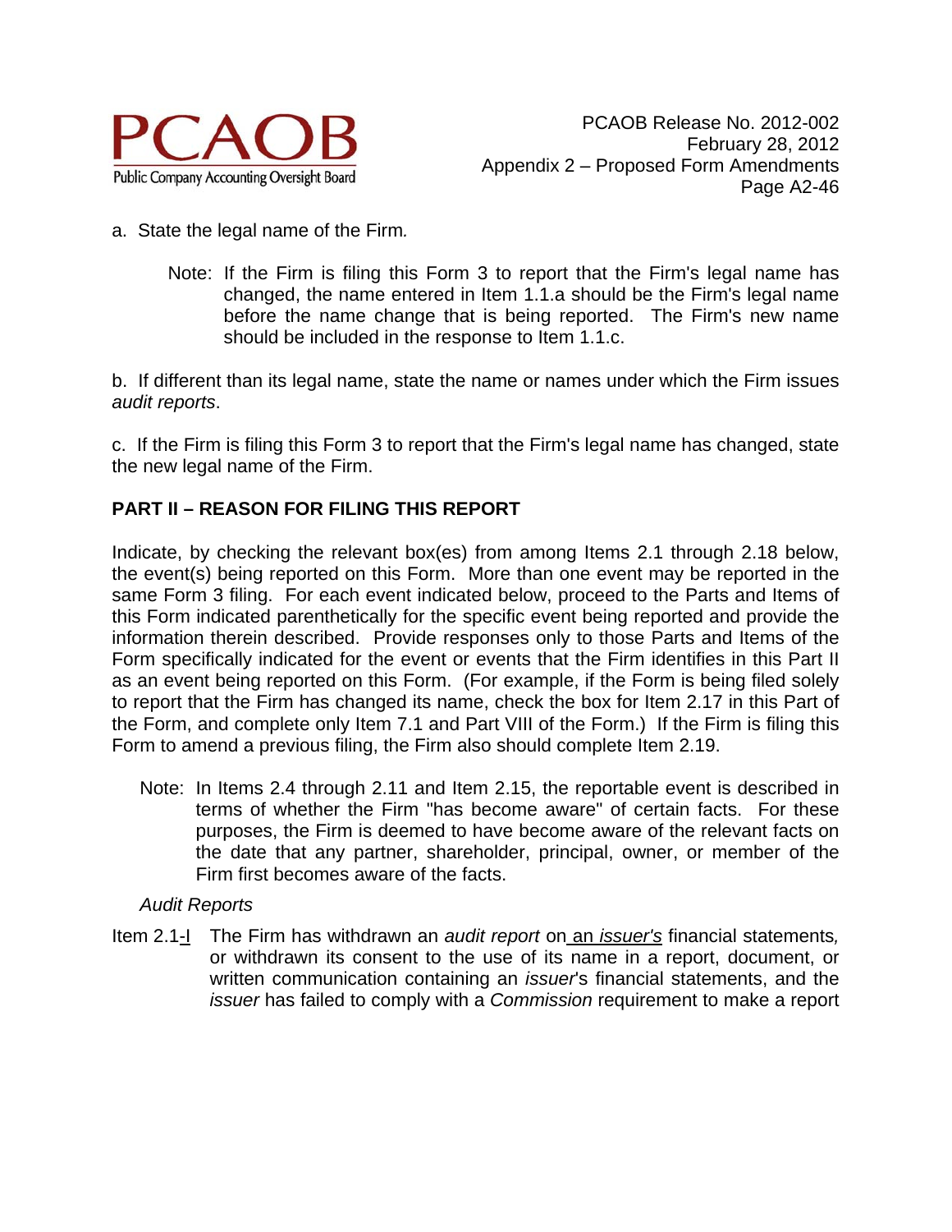a. State the legal name of the Firm*.*

> Note: If the Firm is filing this Form 3 to report that the Firm's legal name has changed, the name entered in Item 1.1.a should be the Firm's legal name before the name change that is being reported. The Firm's new name should be included in the response to Item 1.1.c.

b. If different than its legal name, state the name or names under which the Firm issues *audit reports*.

c. If the Firm is filing this Form 3 to report that the Firm's legal name has changed, state the new legal name of the Firm.

## PART II – REASON FOR FILING THIS REPORT

Indicate, by checking the relevant box(es) from among Items 2.1 through 2.18 below, the event(s) being reported on this Form. More than one event may be reported in the same Form 3 filing. For each event indicated below, proceed to the Parts and Items of this Form indicated parenthetically for the specific event being reported and provide the information therein described. Provide responses only to those Parts and Items of the Form specifically indicated for the event or events that the Firm identifies in this Part II as an event being reported on this Form. (For example, if the Form is being filed solely to report that the Firm has changed its name, check the box for Item 2.17 in this Part of the Form, and complete only Item 7.1 and Part VIII of the Form.) If the Firm is filing this Form to amend a previous filing, the Firm also should complete Item 2.19.

> Note: In Items 2.4 through 2.11 and Item 2.15, the reportable event is described in terms of whether the Firm "has become aware" of certain facts. For these purposes, the Firm is deemed to have become aware of the relevant facts on the date that any partner, shareholder, principal, owner, or member of the Firm first becomes aware of the facts.

*Audit Reports*

Item 2.1-I The Firm has withdrawn an *audit report* on an *issuer's* financial statements*,* or withdrawn its consent to the use of its name in a report, document, or written communication containing an *issuer*'s financial statements, and the *issuer* has failed to comply with a *Commission* requirement to make a report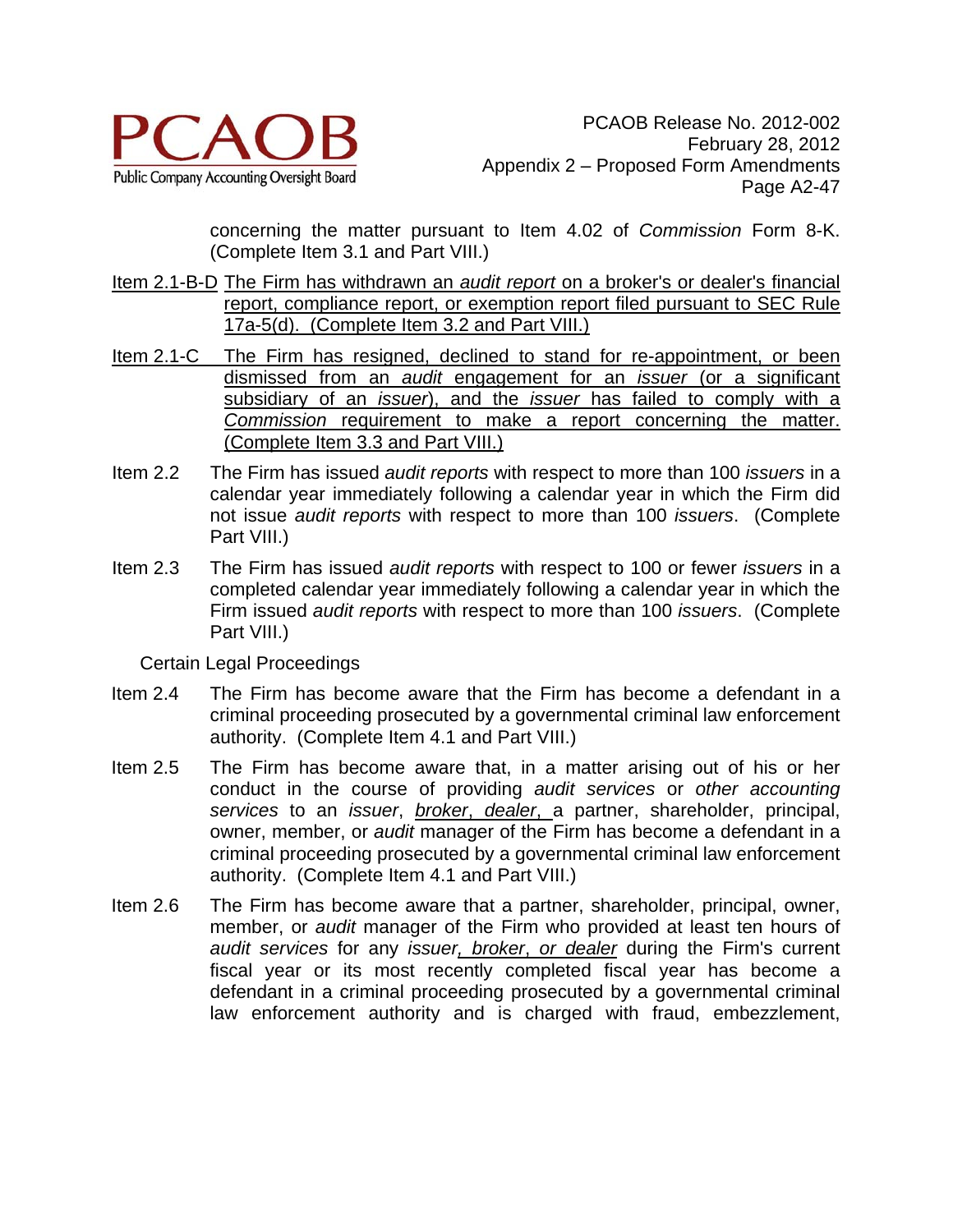concerning the matter pursuant to Item 4.02 of *Commission* Form 8-K. (Complete Item 3.1 and Part VIII.)

<u>Item 2.1-B-D The Firm has withdrawn an *audit report* on a broker's or dealer's financial report, compliance report, or exemption report filed pursuant to SEC Rule 17a-5(d). (Complete Item 3.2 and Part VIII.)</u>

<u>Item 2.1-C The Firm has resigned, declined to stand for re-appointment, or been dismissed from an *audit* engagement for an *issuer* (or a significant subsidiary of an *issuer*), and the *issuer* has failed to comply with a *Commission* requirement to make a report concerning the matter. (Complete Item 3.3 and Part VIII.)</u>

Item 2.2 The Firm has issued *audit reports* with respect to more than 100 *issuers* in a calendar year immediately following a calendar year in which the Firm did not issue *audit reports* with respect to more than 100 *issuers*. (Complete Part VIII.)

Item 2.3 The Firm has issued *audit reports* with respect to 100 or fewer *issuers* in a completed calendar year immediately following a calendar year in which the Firm issued *audit reports* with respect to more than 100 *issuers*. (Complete Part VIII.)

Certain Legal Proceedings

Item 2.4 The Firm has become aware that the Firm has become a defendant in a criminal proceeding prosecuted by a governmental criminal law enforcement authority. (Complete Item 4.1 and Part VIII.)

Item 2.5 The Firm has become aware that, in a matter arising out of his or her conduct in the course of providing *audit services* or *other accounting services* to an *issuer*, <u>*broker*, *dealer*,</u> a partner, shareholder, principal, owner, member, or *audit* manager of the Firm has become a defendant in a criminal proceeding prosecuted by a governmental criminal law enforcement authority. (Complete Item 4.1 and Part VIII.)

Item 2.6 The Firm has become aware that a partner, shareholder, principal, owner, member, or *audit* manager of the Firm who provided at least ten hours of *audit services* for any *issuer*<u>, *broker*, or *dealer*</u> during the Firm's current fiscal year or its most recently completed fiscal year has become a defendant in a criminal proceeding prosecuted by a governmental criminal law enforcement authority and is charged with fraud, embezzlement,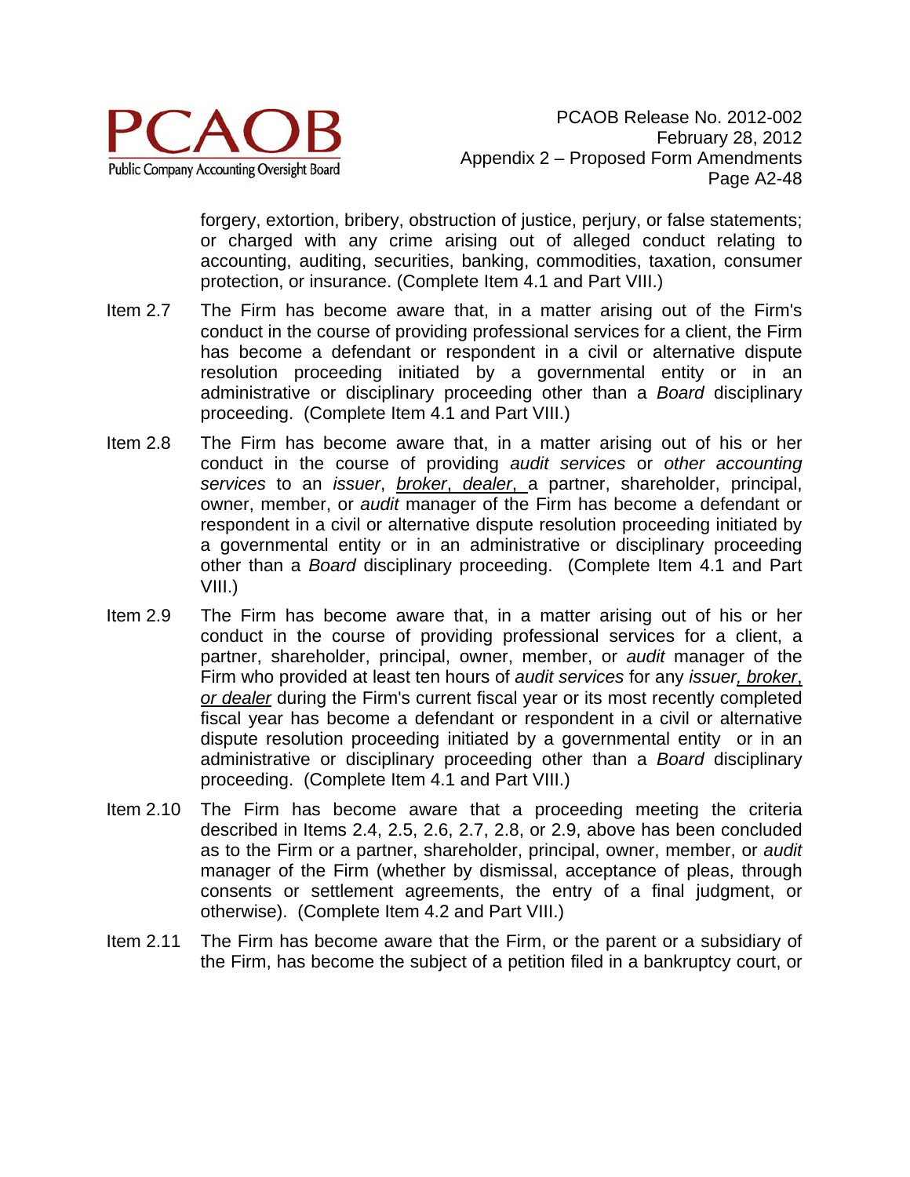forgery, extortion, bribery, obstruction of justice, perjury, or false statements; or charged with any crime arising out of alleged conduct relating to accounting, auditing, securities, banking, commodities, taxation, consumer protection, or insurance. (Complete Item 4.1 and Part VIII.)

Item 2.7 The Firm has become aware that, in a matter arising out of the Firm's conduct in the course of providing professional services for a client, the Firm has become a defendant or respondent in a civil or alternative dispute resolution proceeding initiated by a governmental entity or in an administrative or disciplinary proceeding other than a *Board* disciplinary proceeding. (Complete Item 4.1 and Part VIII.)

Item 2.8 The Firm has become aware that, in a matter arising out of his or her conduct in the course of providing *audit services* or *other accounting services* to an *issuer*, <u>*broker*, *dealer*,</u> a partner, shareholder, principal, owner, member, or *audit* manager of the Firm has become a defendant or respondent in a civil or alternative dispute resolution proceeding initiated by a governmental entity or in an administrative or disciplinary proceeding other than a *Board* disciplinary proceeding. (Complete Item 4.1 and Part VIII.)

Item 2.9 The Firm has become aware that, in a matter arising out of his or her conduct in the course of providing professional services for a client, a partner, shareholder, principal, owner, member, or *audit* manager of the Firm who provided at least ten hours of *audit services* for any *issuer*<u>, *broker*, or *dealer*</u> during the Firm's current fiscal year or its most recently completed fiscal year has become a defendant or respondent in a civil or alternative dispute resolution proceeding initiated by a governmental entity or in an administrative or disciplinary proceeding other than a *Board* disciplinary proceeding. (Complete Item 4.1 and Part VIII.)

Item 2.10 The Firm has become aware that a proceeding meeting the criteria described in Items 2.4, 2.5, 2.6, 2.7, 2.8, or 2.9, above has been concluded as to the Firm or a partner, shareholder, principal, owner, member, or *audit* manager of the Firm (whether by dismissal, acceptance of pleas, through consents or settlement agreements, the entry of a final judgment, or otherwise). (Complete Item 4.2 and Part VIII.)

Item 2.11 The Firm has become aware that the Firm, or the parent or a subsidiary of the Firm, has become the subject of a petition filed in a bankruptcy court, or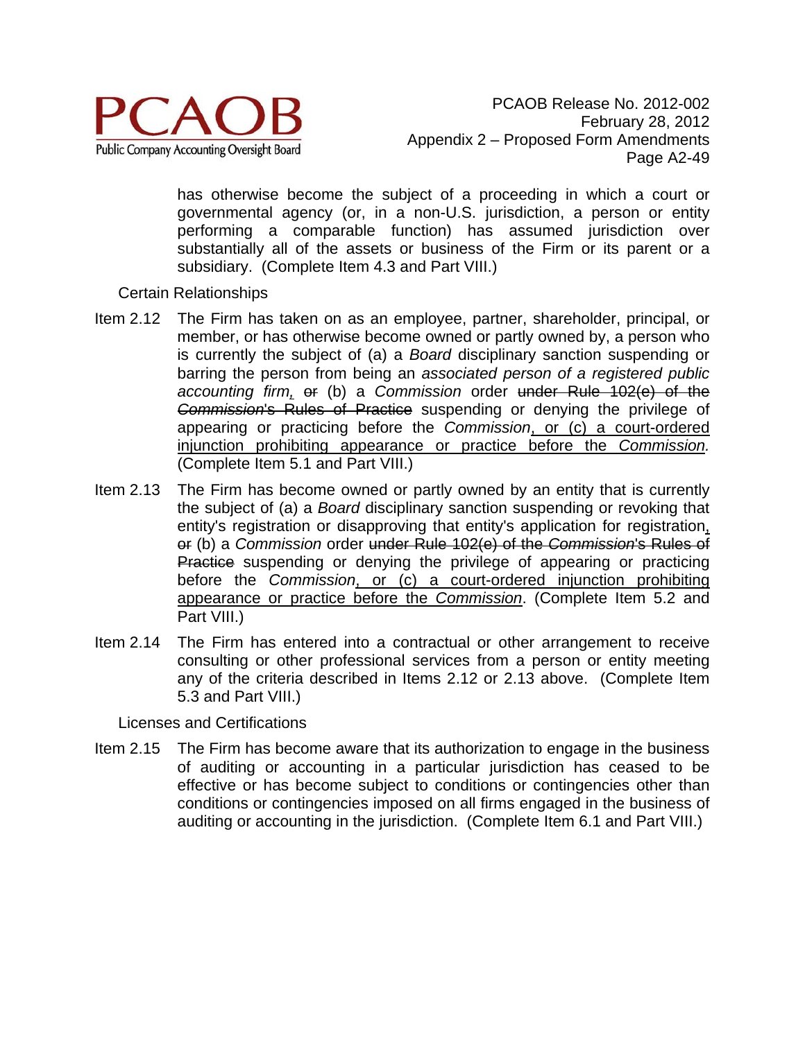has otherwise become the subject of a proceeding in which a court or governmental agency (or, in a non-U.S. jurisdiction, a person or entity performing a comparable function) has assumed jurisdiction over substantially all of the assets or business of the Firm or its parent or a subsidiary. (Complete Item 4.3 and Part VIII.)

Certain Relationships

Item 2.12 The Firm has taken on as an employee, partner, shareholder, principal, or member, or has otherwise become owned or partly owned by, a person who is currently the subject of (a) a *Board* disciplinary sanction suspending or barring the person from being an *associated person of a registered public accounting firm*, ~~or~~ (b) a *Commission* order ~~under Rule 102(e) of the *Commission*'s Rules of Practice~~ suspending or denying the privilege of appearing or practicing before the *Commission*, or (c) a court-ordered injunction prohibiting appearance or practice before the *Commission*. (Complete Item 5.1 and Part VIII.)

Item 2.13 The Firm has become owned or partly owned by an entity that is currently the subject of (a) a *Board* disciplinary sanction suspending or revoking that entity's registration or disapproving that entity's application for registration, ~~or~~ (b) a *Commission* order ~~under Rule 102(e) of the *Commission*'s Rules of Practice~~ suspending or denying the privilege of appearing or practicing before the *Commission*, or (c) a court-ordered injunction prohibiting appearance or practice before the *Commission*. (Complete Item 5.2 and Part VIII.)

Item 2.14 The Firm has entered into a contractual or other arrangement to receive consulting or other professional services from a person or entity meeting any of the criteria described in Items 2.12 or 2.13 above. (Complete Item 5.3 and Part VIII.)

Licenses and Certifications

Item 2.15 The Firm has become aware that its authorization to engage in the business of auditing or accounting in a particular jurisdiction has ceased to be effective or has become subject to conditions or contingencies other than conditions or contingencies imposed on all firms engaged in the business of auditing or accounting in the jurisdiction. (Complete Item 6.1 and Part VIII.)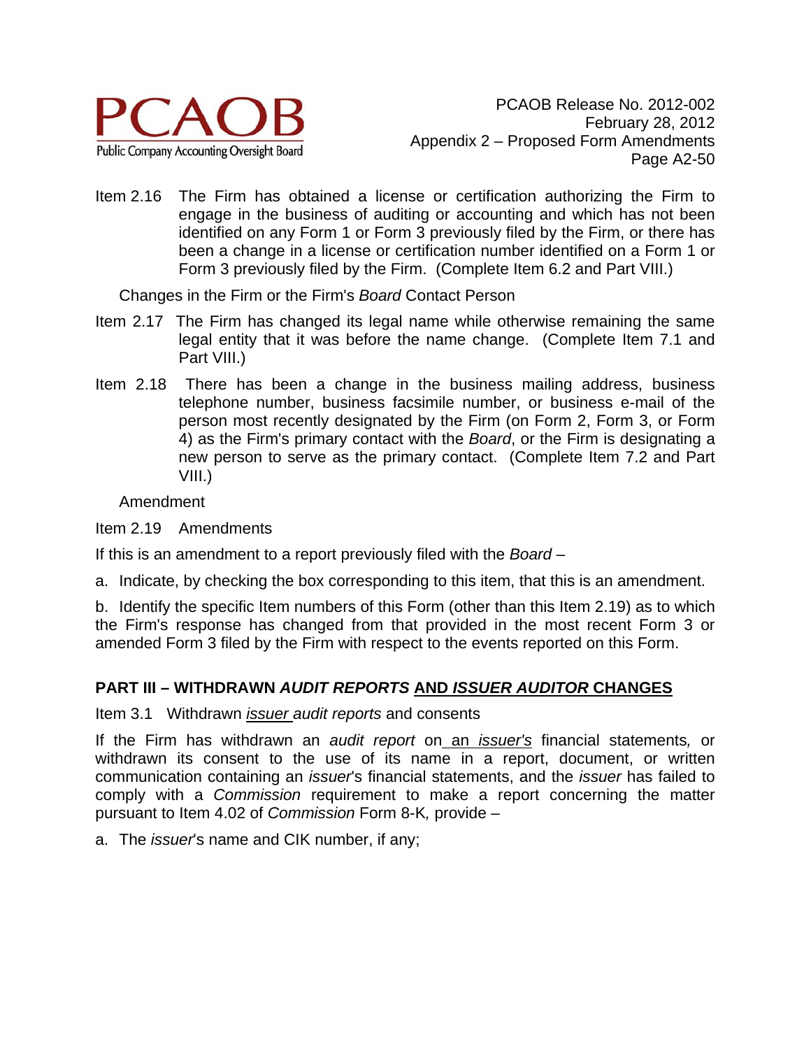Item 2.16 The Firm has obtained a license or certification authorizing the Firm to engage in the business of auditing or accounting and which has not been identified on any Form 1 or Form 3 previously filed by the Firm, or there has been a change in a license or certification number identified on a Form 1 or Form 3 previously filed by the Firm. (Complete Item 6.2 and Part VIII.)

Changes in the Firm or the Firm's *Board* Contact Person

Item 2.17 The Firm has changed its legal name while otherwise remaining the same legal entity that it was before the name change. (Complete Item 7.1 and Part VIII.)

Item 2.18 There has been a change in the business mailing address, business telephone number, business facsimile number, or business e-mail of the person most recently designated by the Firm (on Form 2, Form 3, or Form 4) as the Firm's primary contact with the *Board*, or the Firm is designating a new person to serve as the primary contact. (Complete Item 7.2 and Part VIII.)

Amendment

Item 2.19 Amendments

If this is an amendment to a report previously filed with the *Board* –

a. Indicate, by checking the box corresponding to this item, that this is an amendment.

b. Identify the specific Item numbers of this Form (other than this Item 2.19) as to which the Firm's response has changed from that provided in the most recent Form 3 or amended Form 3 filed by the Firm with respect to the events reported on this Form.

## PART III – WITHDRAWN *AUDIT REPORTS* AND *ISSUER AUDITOR* CHANGES

Item 3.1 Withdrawn *issuer audit reports* and consents

If the Firm has withdrawn an *audit report* on an *issuer's* financial statements, or withdrawn its consent to the use of its name in a report, document, or written communication containing an *issuer*'s financial statements, and the *issuer* has failed to comply with a *Commission* requirement to make a report concerning the matter pursuant to Item 4.02 of *Commission* Form 8-K, provide –

a. The *issuer*'s name and CIK number, if any;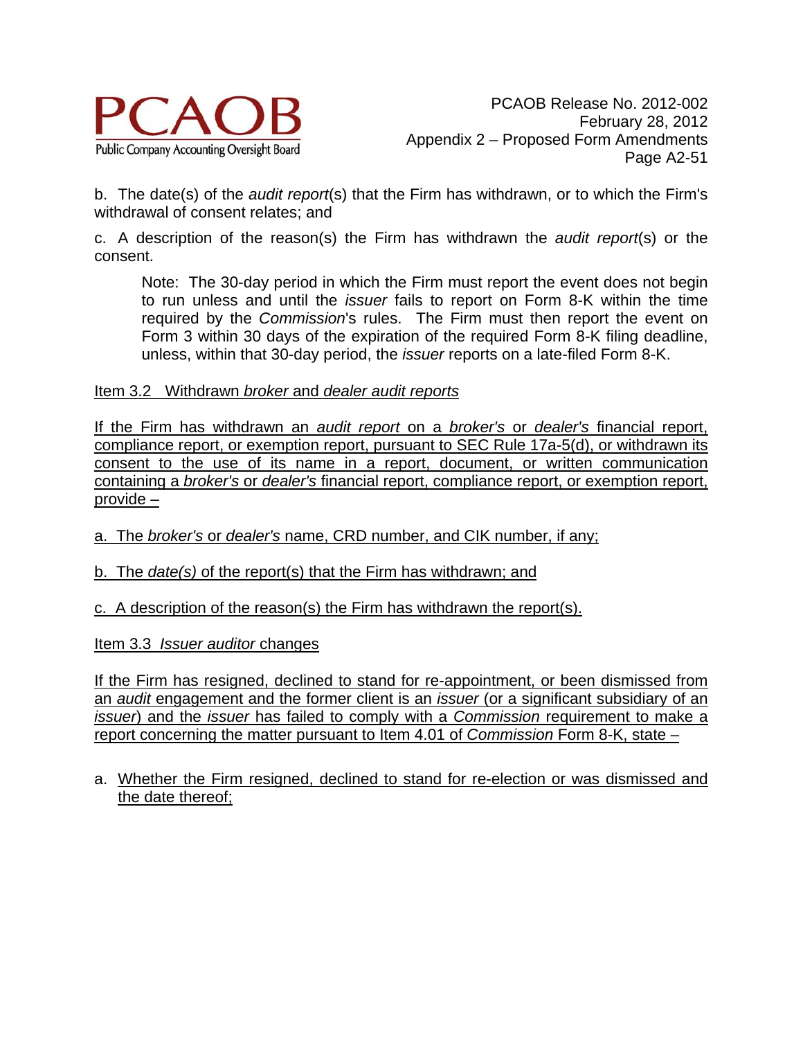b. The date(s) of the *audit report*(s) that the Firm has withdrawn, or to which the Firm's withdrawal of consent relates; and

c. A description of the reason(s) the Firm has withdrawn the *audit report*(s) or the consent.

> Note: The 30-day period in which the Firm must report the event does not begin to run unless and until the *issuer* fails to report on Form 8-K within the time required by the *Commission*'s rules. The Firm must then report the event on Form 3 within 30 days of the expiration of the required Form 8-K filing deadline, unless, within that 30-day period, the *issuer* reports on a late-filed Form 8-K.

<u>Item 3.2 Withdrawn *broker* and *dealer audit reports*</u>

<u>If the Firm has withdrawn an *audit report* on a *broker's* or *dealer's* financial report, compliance report, or exemption report, pursuant to SEC Rule 17a-5(d), or withdrawn its consent to the use of its name in a report, document, or written communication containing a *broker's* or *dealer's* financial report, compliance report, or exemption report, provide –</u>

<u>a. The *broker's* or *dealer's* name, CRD number, and CIK number, if any;</u>

<u>b. The *date(s)* of the report(s) that the Firm has withdrawn; and</u>

<u>c. A description of the reason(s) the Firm has withdrawn the report(s).</u>

<u>Item 3.3 *Issuer auditor* changes</u>

<u>If the Firm has resigned, declined to stand for re-appointment, or been dismissed from an *audit* engagement and the former client is an *issuer* (or a significant subsidiary of an *issuer*) and the *issuer* has failed to comply with a *Commission* requirement to make a report concerning the matter pursuant to Item 4.01 of *Commission* Form 8-K, state –</u>

a. <u>Whether the Firm resigned, declined to stand for re-election or was dismissed and the date thereof;</u>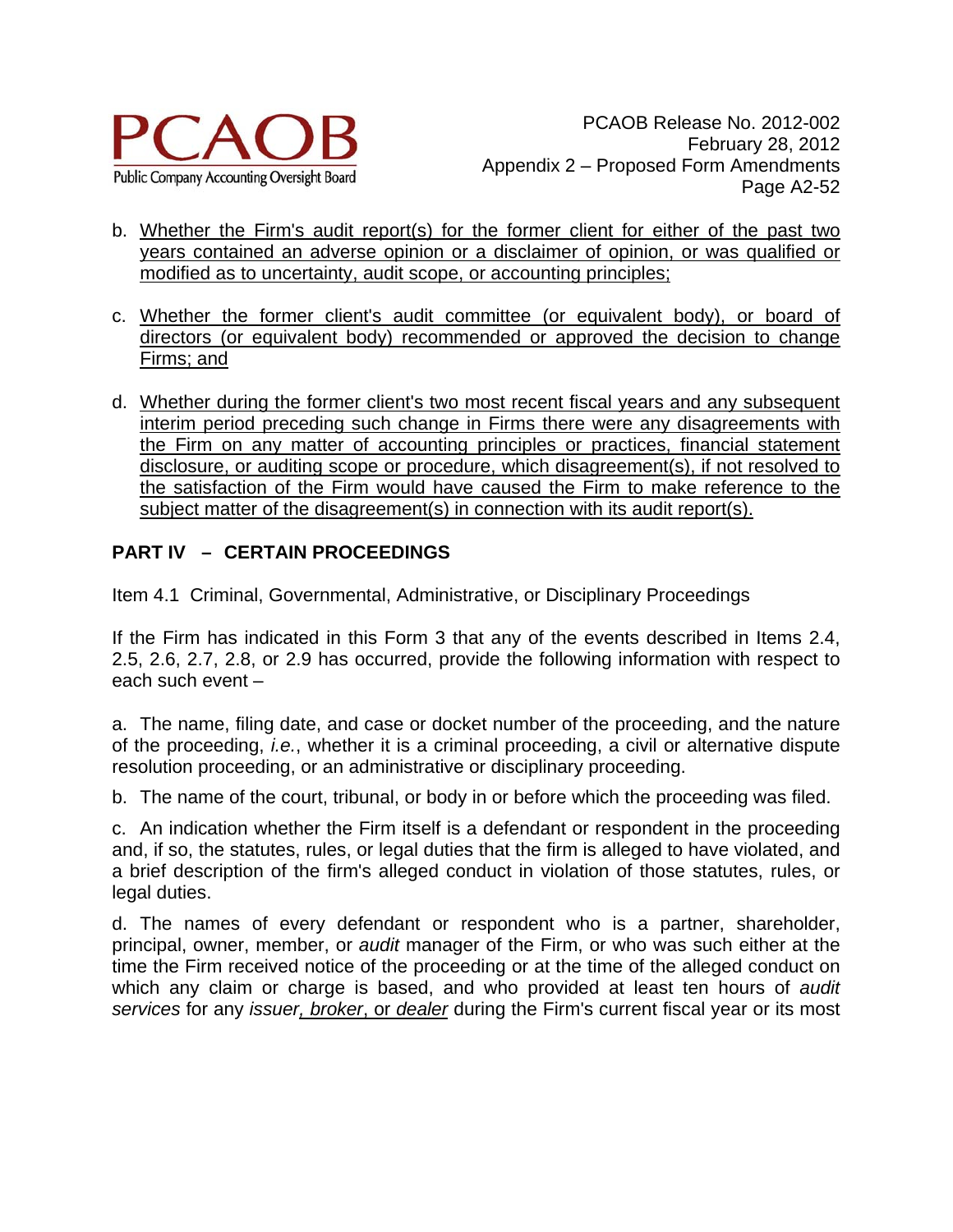b. <u>Whether the Firm's audit report(s) for the former client for either of the past two years contained an adverse opinion or a disclaimer of opinion, or was qualified or modified as to uncertainty, audit scope, or accounting principles;</u>

c. <u>Whether the former client's audit committee (or equivalent body), or board of directors (or equivalent body) recommended or approved the decision to change Firms; and</u>

d. <u>Whether during the former client's two most recent fiscal years and any subsequent interim period preceding such change in Firms there were any disagreements with the Firm on any matter of accounting principles or practices, financial statement disclosure, or auditing scope or procedure, which disagreement(s), if not resolved to the satisfaction of the Firm would have caused the Firm to make reference to the subject matter of the disagreement(s) in connection with its audit report(s).</u>

## PART IV – CERTAIN PROCEEDINGS

Item 4.1 Criminal, Governmental, Administrative, or Disciplinary Proceedings

If the Firm has indicated in this Form 3 that any of the events described in Items 2.4, 2.5, 2.6, 2.7, 2.8, or 2.9 has occurred, provide the following information with respect to each such event –

a. The name, filing date, and case or docket number of the proceeding, and the nature of the proceeding, *i.e.*, whether it is a criminal proceeding, a civil or alternative dispute resolution proceeding, or an administrative or disciplinary proceeding.

b. The name of the court, tribunal, or body in or before which the proceeding was filed.

c. An indication whether the Firm itself is a defendant or respondent in the proceeding and, if so, the statutes, rules, or legal duties that the firm is alleged to have violated, and a brief description of the firm's alleged conduct in violation of those statutes, rules, or legal duties.

d. The names of every defendant or respondent who is a partner, shareholder, principal, owner, member, or *audit* manager of the Firm, or who was such either at the time the Firm received notice of the proceeding or at the time of the alleged conduct on which any claim or charge is based, and who provided at least ten hours of *audit services* for any *issuer*<u>, *broker*</u>, or <u>*dealer*</u> during the Firm's current fiscal year or its most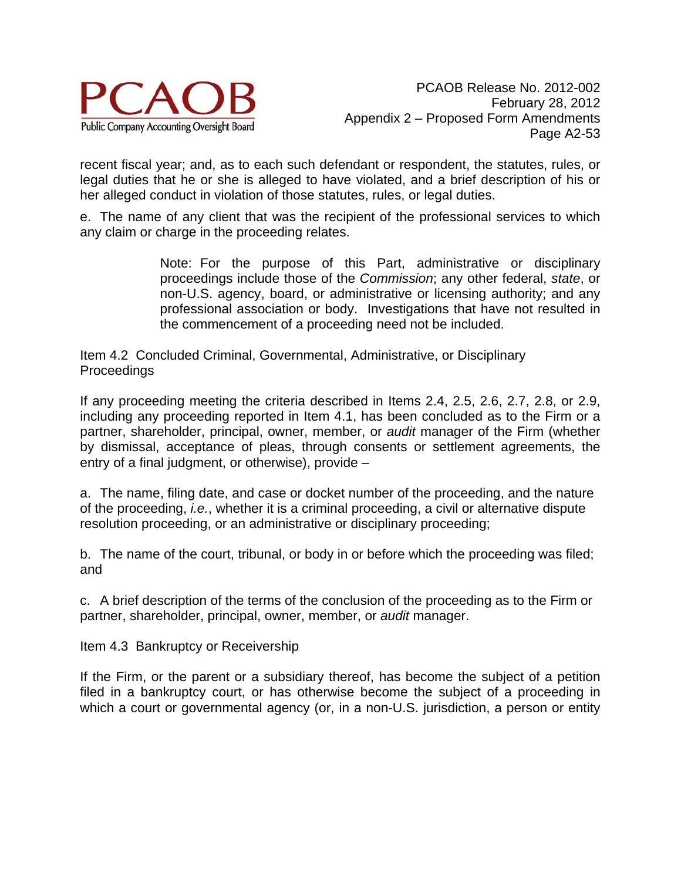recent fiscal year; and, as to each such defendant or respondent, the statutes, rules, or legal duties that he or she is alleged to have violated, and a brief description of his or her alleged conduct in violation of those statutes, rules, or legal duties.

e. The name of any client that was the recipient of the professional services to which any claim or charge in the proceeding relates.

> Note: For the purpose of this Part, administrative or disciplinary proceedings include those of the *Commission*; any other federal, *state*, or non-U.S. agency, board, or administrative or licensing authority; and any professional association or body. Investigations that have not resulted in the commencement of a proceeding need not be included.

Item 4.2 Concluded Criminal, Governmental, Administrative, or Disciplinary Proceedings

If any proceeding meeting the criteria described in Items 2.4, 2.5, 2.6, 2.7, 2.8, or 2.9, including any proceeding reported in Item 4.1, has been concluded as to the Firm or a partner, shareholder, principal, owner, member, or *audit* manager of the Firm (whether by dismissal, acceptance of pleas, through consents or settlement agreements, the entry of a final judgment, or otherwise), provide –

a. The name, filing date, and case or docket number of the proceeding, and the nature of the proceeding, *i.e.*, whether it is a criminal proceeding, a civil or alternative dispute resolution proceeding, or an administrative or disciplinary proceeding;

b. The name of the court, tribunal, or body in or before which the proceeding was filed; and

c. A brief description of the terms of the conclusion of the proceeding as to the Firm or partner, shareholder, principal, owner, member, or *audit* manager.

Item 4.3 Bankruptcy or Receivership

If the Firm, or the parent or a subsidiary thereof, has become the subject of a petition filed in a bankruptcy court, or has otherwise become the subject of a proceeding in which a court or governmental agency (or, in a non-U.S. jurisdiction, a person or entity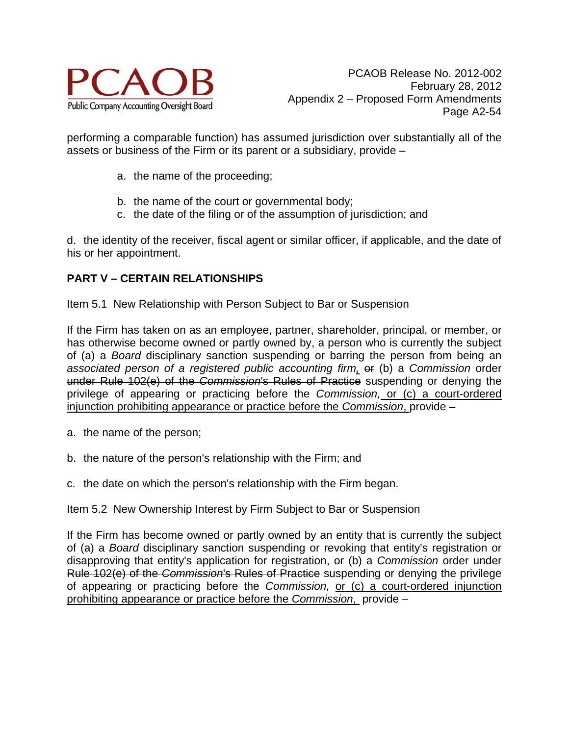performing a comparable function) has assumed jurisdiction over substantially all of the assets or business of the Firm or its parent or a subsidiary, provide –

a. the name of the proceeding;

b. the name of the court or governmental body;

c. the date of the filing or of the assumption of jurisdiction; and

d. the identity of the receiver, fiscal agent or similar officer, if applicable, and the date of his or her appointment.

**PART V – CERTAIN RELATIONSHIPS**

Item 5.1 New Relationship with Person Subject to Bar or Suspension

If the Firm has taken on as an employee, partner, shareholder, principal, or member, or has otherwise become owned or partly owned by, a person who is currently the subject of (a) a *Board* disciplinary sanction suspending or barring the person from being an *associated person of a registered public accounting firm*, ~~or~~ (b) a *Commission* order ~~under Rule 102(e) of the *Commission*'s Rules of Practice~~ suspending or denying the privilege of appearing or practicing before the *Commission*, <u>or (c) a court-ordered injunction prohibiting appearance or practice before the *Commission*,</u> provide –

a. the name of the person;

b. the nature of the person's relationship with the Firm; and

c. the date on which the person's relationship with the Firm began.

Item 5.2 New Ownership Interest by Firm Subject to Bar or Suspension

If the Firm has become owned or partly owned by an entity that is currently the subject of (a) a *Board* disciplinary sanction suspending or revoking that entity's registration or disapproving that entity's application for registration, ~~or~~ (b) a *Commission* order ~~under Rule 102(e) of the *Commission*'s Rules of Practice~~ suspending or denying the privilege of appearing or practicing before the *Commission*, <u>or (c) a court-ordered injunction prohibiting appearance or practice before the *Commission*,</u> provide –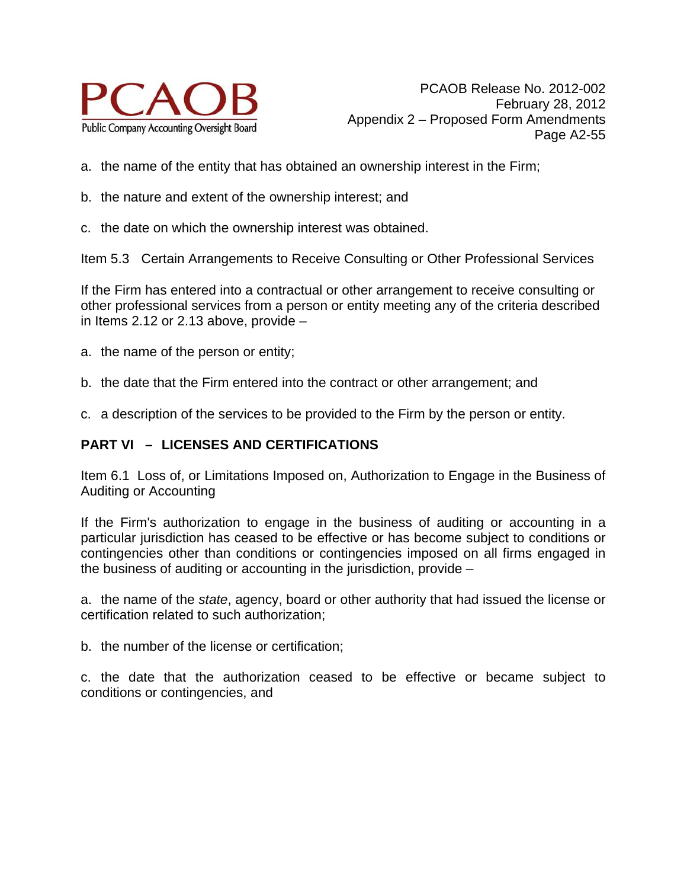a. the name of the entity that has obtained an ownership interest in the Firm;

b. the nature and extent of the ownership interest; and

c. the date on which the ownership interest was obtained.

Item 5.3 Certain Arrangements to Receive Consulting or Other Professional Services

If the Firm has entered into a contractual or other arrangement to receive consulting or other professional services from a person or entity meeting any of the criteria described in Items 2.12 or 2.13 above, provide –

a. the name of the person or entity;

b. the date that the Firm entered into the contract or other arrangement; and

c. a description of the services to be provided to the Firm by the person or entity.

**PART VI – LICENSES AND CERTIFICATIONS**

Item 6.1 Loss of, or Limitations Imposed on, Authorization to Engage in the Business of Auditing or Accounting

If the Firm's authorization to engage in the business of auditing or accounting in a particular jurisdiction has ceased to be effective or has become subject to conditions or contingencies other than conditions or contingencies imposed on all firms engaged in the business of auditing or accounting in the jurisdiction, provide –

a. the name of the *state*, agency, board or other authority that had issued the license or certification related to such authorization;

b. the number of the license or certification;

c. the date that the authorization ceased to be effective or became subject to conditions or contingencies, and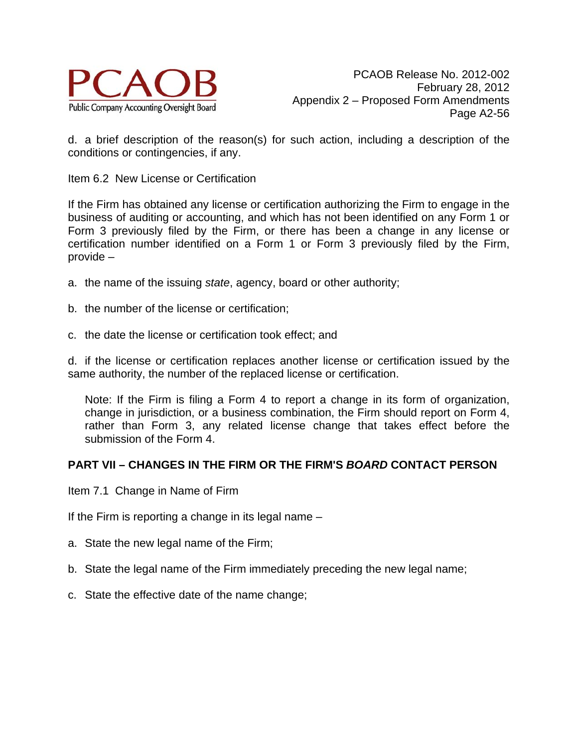d. a brief description of the reason(s) for such action, including a description of the conditions or contingencies, if any.

Item 6.2 New License or Certification

If the Firm has obtained any license or certification authorizing the Firm to engage in the business of auditing or accounting, and which has not been identified on any Form 1 or Form 3 previously filed by the Firm, or there has been a change in any license or certification number identified on a Form 1 or Form 3 previously filed by the Firm, provide –

a. the name of the issuing *state*, agency, board or other authority;

b. the number of the license or certification;

c. the date the license or certification took effect; and

d. if the license or certification replaces another license or certification issued by the same authority, the number of the replaced license or certification.

> Note: If the Firm is filing a Form 4 to report a change in its form of organization, change in jurisdiction, or a business combination, the Firm should report on Form 4, rather than Form 3, any related license change that takes effect before the submission of the Form 4.

**PART VII – CHANGES IN THE FIRM OR THE FIRM'S *BOARD* CONTACT PERSON**

Item 7.1 Change in Name of Firm

If the Firm is reporting a change in its legal name –

a. State the new legal name of the Firm;

b. State the legal name of the Firm immediately preceding the new legal name;

c. State the effective date of the name change;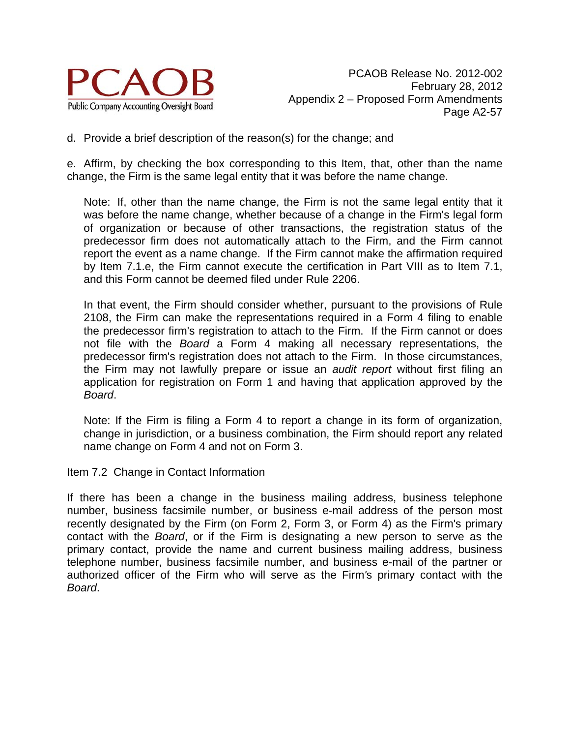d. Provide a brief description of the reason(s) for the change; and

e. Affirm, by checking the box corresponding to this Item, that, other than the name change, the Firm is the same legal entity that it was before the name change.

> Note: If, other than the name change, the Firm is not the same legal entity that it was before the name change, whether because of a change in the Firm's legal form of organization or because of other transactions, the registration status of the predecessor firm does not automatically attach to the Firm, and the Firm cannot report the event as a name change. If the Firm cannot make the affirmation required by Item 7.1.e, the Firm cannot execute the certification in Part VIII as to Item 7.1, and this Form cannot be deemed filed under Rule 2206.
>
> In that event, the Firm should consider whether, pursuant to the provisions of Rule 2108, the Firm can make the representations required in a Form 4 filing to enable the predecessor firm's registration to attach to the Firm. If the Firm cannot or does not file with the *Board* a Form 4 making all necessary representations, the predecessor firm's registration does not attach to the Firm. In those circumstances, the Firm may not lawfully prepare or issue an *audit report* without first filing an application for registration on Form 1 and having that application approved by the *Board*.
>
> Note: If the Firm is filing a Form 4 to report a change in its form of organization, change in jurisdiction, or a business combination, the Firm should report any related name change on Form 4 and not on Form 3.

Item 7.2 Change in Contact Information

If there has been a change in the business mailing address, business telephone number, business facsimile number, or business e-mail address of the person most recently designated by the Firm (on Form 2, Form 3, or Form 4) as the Firm's primary contact with the *Board*, or if the Firm is designating a new person to serve as the primary contact, provide the name and current business mailing address, business telephone number, business facsimile number, and business e-mail of the partner or authorized officer of the Firm who will serve as the Firm's primary contact with the *Board*.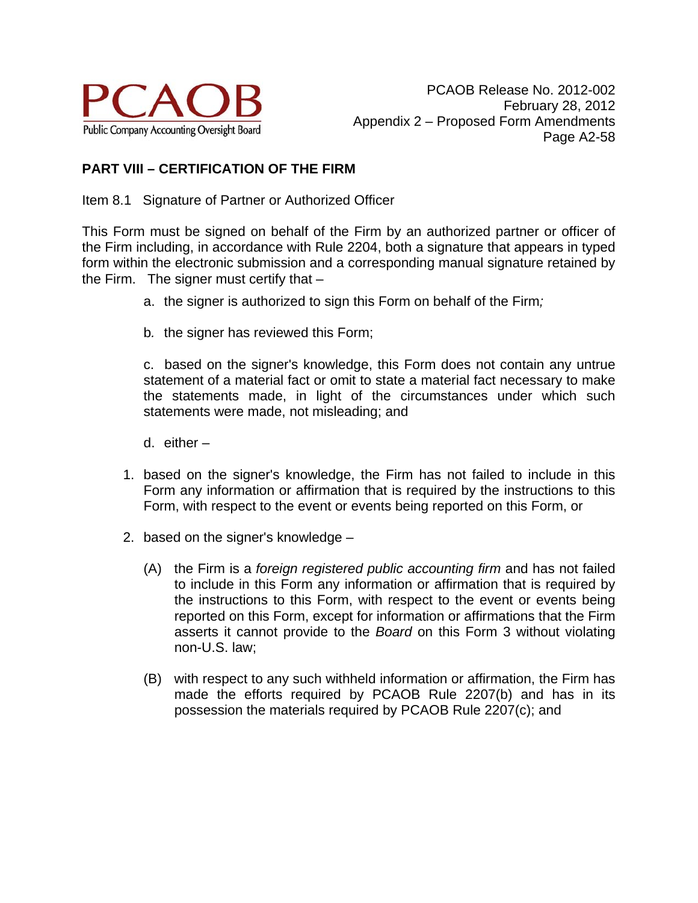## PART VIII – CERTIFICATION OF THE FIRM

Item 8.1 Signature of Partner or Authorized Officer

This Form must be signed on behalf of the Firm by an authorized partner or officer of the Firm including, in accordance with Rule 2204, both a signature that appears in typed form within the electronic submission and a corresponding manual signature retained by the Firm. The signer must certify that –

a. the signer is authorized to sign this Form on behalf of the Firm*;*

b*.* the signer has reviewed this Form;

c. based on the signer's knowledge, this Form does not contain any untrue statement of a material fact or omit to state a material fact necessary to make the statements made, in light of the circumstances under which such statements were made, not misleading; and

d. either –

1. based on the signer's knowledge, the Firm has not failed to include in this Form any information or affirmation that is required by the instructions to this Form, with respect to the event or events being reported on this Form, or

2. based on the signer's knowledge –

   (A) the Firm is a *foreign registered public accounting firm* and has not failed to include in this Form any information or affirmation that is required by the instructions to this Form, with respect to the event or events being reported on this Form, except for information or affirmations that the Firm asserts it cannot provide to the *Board* on this Form 3 without violating non-U.S. law;

   (B) with respect to any such withheld information or affirmation, the Firm has made the efforts required by PCAOB Rule 2207(b) and has in its possession the materials required by PCAOB Rule 2207(c); and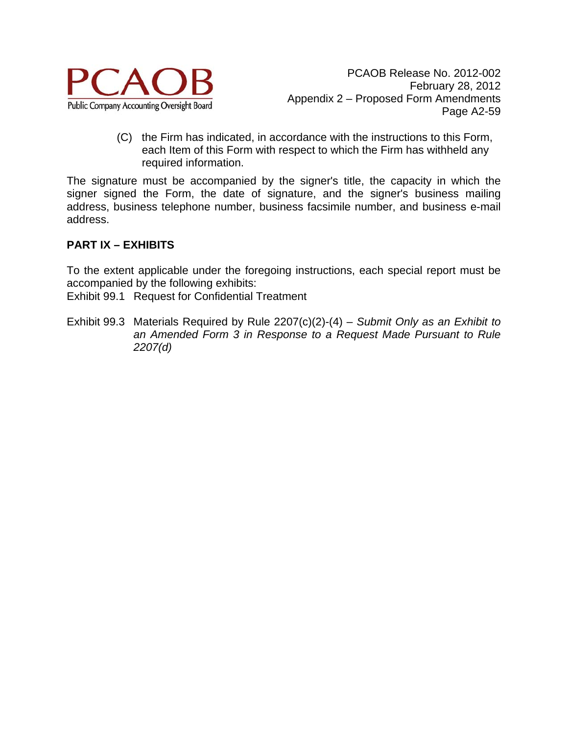(C) the Firm has indicated, in accordance with the instructions to this Form, each Item of this Form with respect to which the Firm has withheld any required information.

The signature must be accompanied by the signer's title, the capacity in which the signer signed the Form, the date of signature, and the signer's business mailing address, business telephone number, business facsimile number, and business e-mail address.

**PART IX – EXHIBITS**

To the extent applicable under the foregoing instructions, each special report must be accompanied by the following exhibits:

Exhibit 99.1 Request for Confidential Treatment

Exhibit 99.3 Materials Required by Rule 2207(c)(2)-(4) – *Submit Only as an Exhibit to an Amended Form 3 in Response to a Request Made Pursuant to Rule 2207(d)*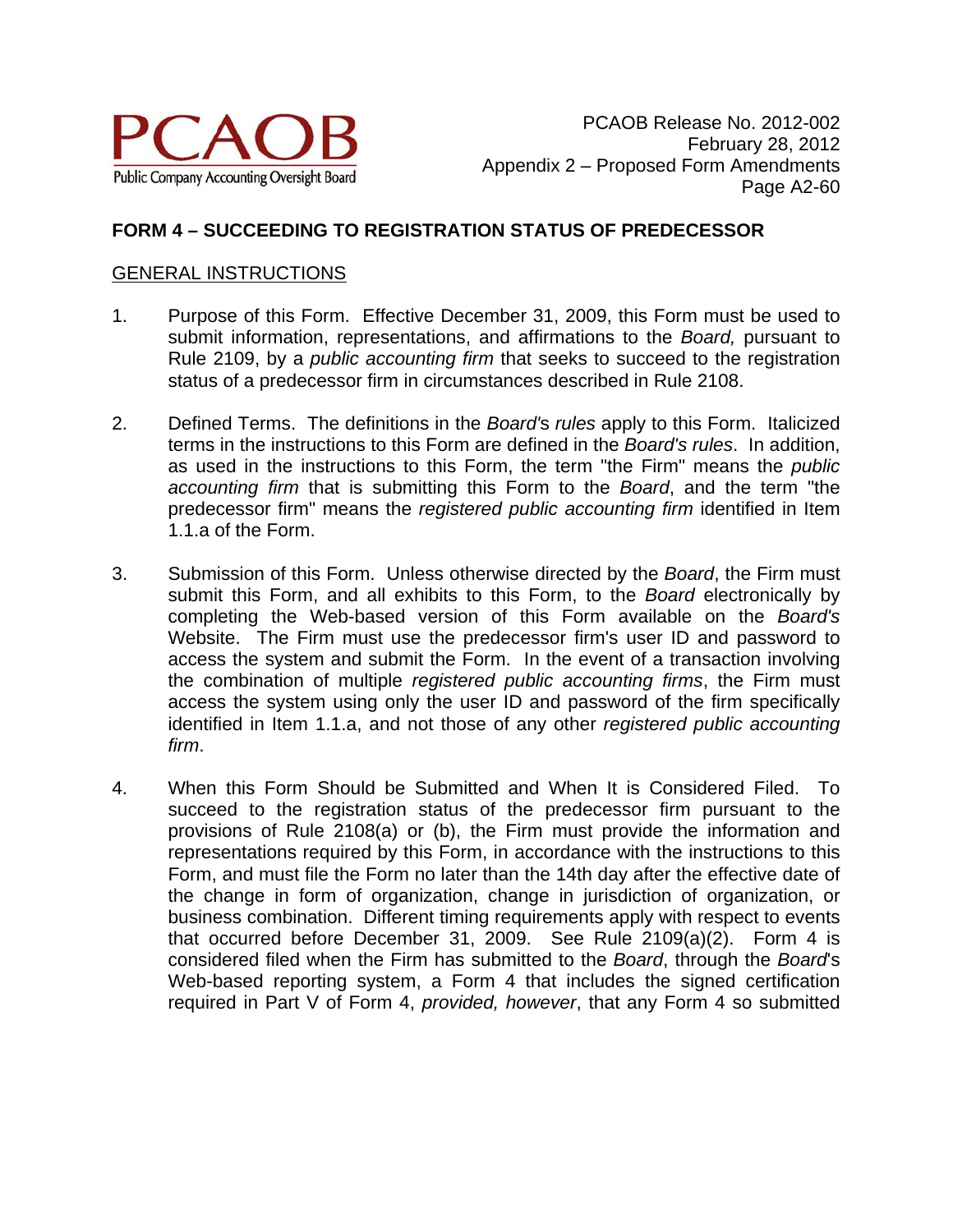**FORM 4 – SUCCEEDING TO REGISTRATION STATUS OF PREDECESSOR**

GENERAL INSTRUCTIONS

1. Purpose of this Form. Effective December 31, 2009, this Form must be used to submit information, representations, and affirmations to the *Board,* pursuant to Rule 2109, by a *public accounting firm* that seeks to succeed to the registration status of a predecessor firm in circumstances described in Rule 2108.

2. Defined Terms. The definitions in the *Board*'s *rules* apply to this Form. Italicized terms in the instructions to this Form are defined in the *Board's rules*. In addition, as used in the instructions to this Form, the term "the Firm" means the *public accounting firm* that is submitting this Form to the *Board*, and the term "the predecessor firm" means the *registered public accounting firm* identified in Item 1.1.a of the Form.

3. Submission of this Form. Unless otherwise directed by the *Board*, the Firm must submit this Form, and all exhibits to this Form, to the *Board* electronically by completing the Web-based version of this Form available on the *Board's* Website. The Firm must use the predecessor firm's user ID and password to access the system and submit the Form. In the event of a transaction involving the combination of multiple *registered public accounting firms*, the Firm must access the system using only the user ID and password of the firm specifically identified in Item 1.1.a, and not those of any other *registered public accounting firm*.

4. When this Form Should be Submitted and When It is Considered Filed. To succeed to the registration status of the predecessor firm pursuant to the provisions of Rule 2108(a) or (b), the Firm must provide the information and representations required by this Form, in accordance with the instructions to this Form, and must file the Form no later than the 14th day after the effective date of the change in form of organization, change in jurisdiction of organization, or business combination. Different timing requirements apply with respect to events that occurred before December 31, 2009. See Rule 2109(a)(2). Form 4 is considered filed when the Firm has submitted to the *Board*, through the *Board*'s Web-based reporting system, a Form 4 that includes the signed certification required in Part V of Form 4, *provided, however*, that any Form 4 so submitted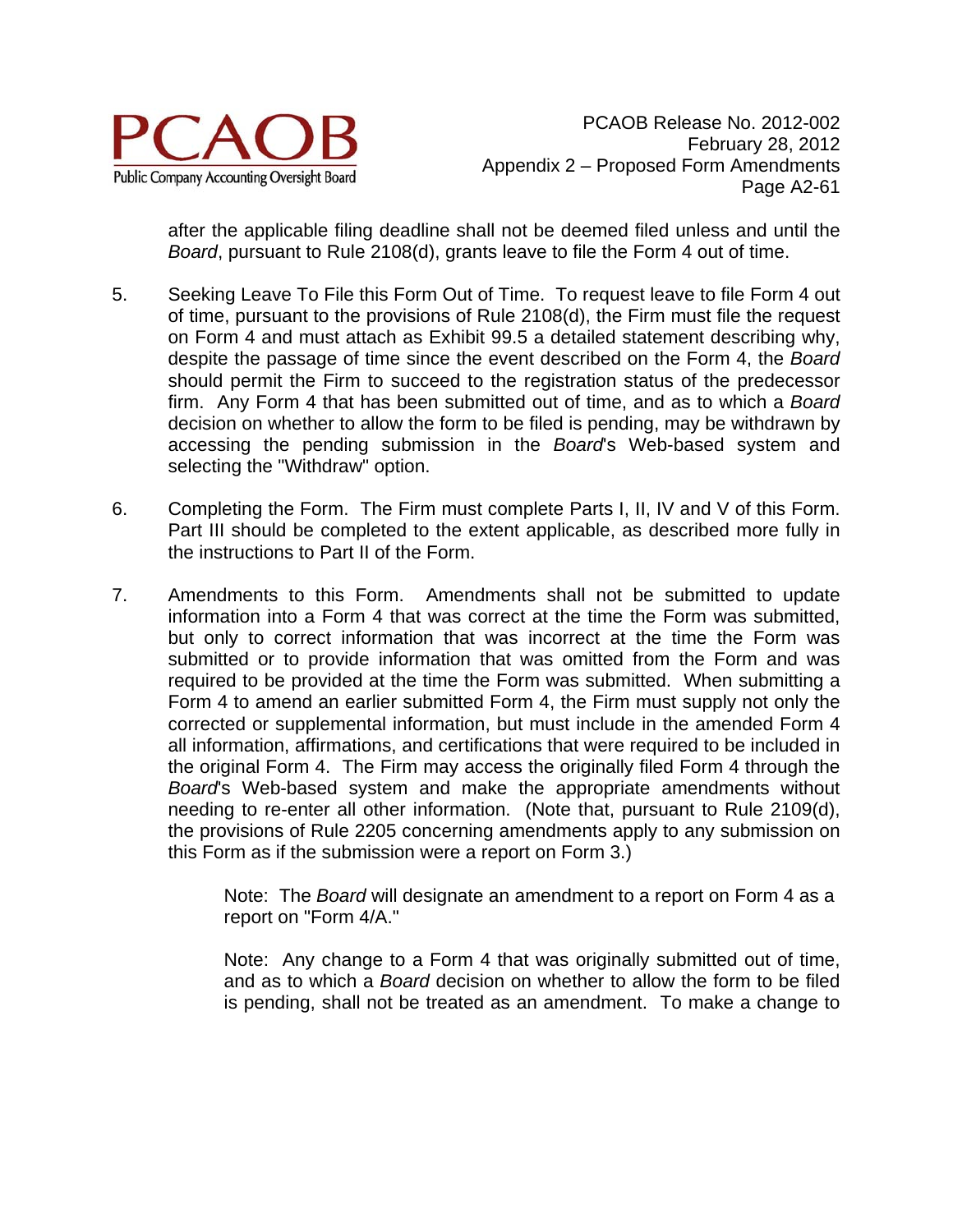after the applicable filing deadline shall not be deemed filed unless and until the *Board*, pursuant to Rule 2108(d), grants leave to file the Form 4 out of time.

5. Seeking Leave To File this Form Out of Time. To request leave to file Form 4 out of time, pursuant to the provisions of Rule 2108(d), the Firm must file the request on Form 4 and must attach as Exhibit 99.5 a detailed statement describing why, despite the passage of time since the event described on the Form 4, the *Board* should permit the Firm to succeed to the registration status of the predecessor firm. Any Form 4 that has been submitted out of time, and as to which a *Board* decision on whether to allow the form to be filed is pending, may be withdrawn by accessing the pending submission in the *Board*'s Web-based system and selecting the "Withdraw" option.

6. Completing the Form. The Firm must complete Parts I, II, IV and V of this Form. Part III should be completed to the extent applicable, as described more fully in the instructions to Part II of the Form.

7. Amendments to this Form. Amendments shall not be submitted to update information into a Form 4 that was correct at the time the Form was submitted, but only to correct information that was incorrect at the time the Form was submitted or to provide information that was omitted from the Form and was required to be provided at the time the Form was submitted. When submitting a Form 4 to amend an earlier submitted Form 4, the Firm must supply not only the corrected or supplemental information, but must include in the amended Form 4 all information, affirmations, and certifications that were required to be included in the original Form 4. The Firm may access the originally filed Form 4 through the *Board*'s Web-based system and make the appropriate amendments without needing to re-enter all other information. (Note that, pursuant to Rule 2109(d), the provisions of Rule 2205 concerning amendments apply to any submission on this Form as if the submission were a report on Form 3.)

   Note: The *Board* will designate an amendment to a report on Form 4 as a report on "Form 4/A."

   Note: Any change to a Form 4 that was originally submitted out of time, and as to which a *Board* decision on whether to allow the form to be filed is pending, shall not be treated as an amendment. To make a change to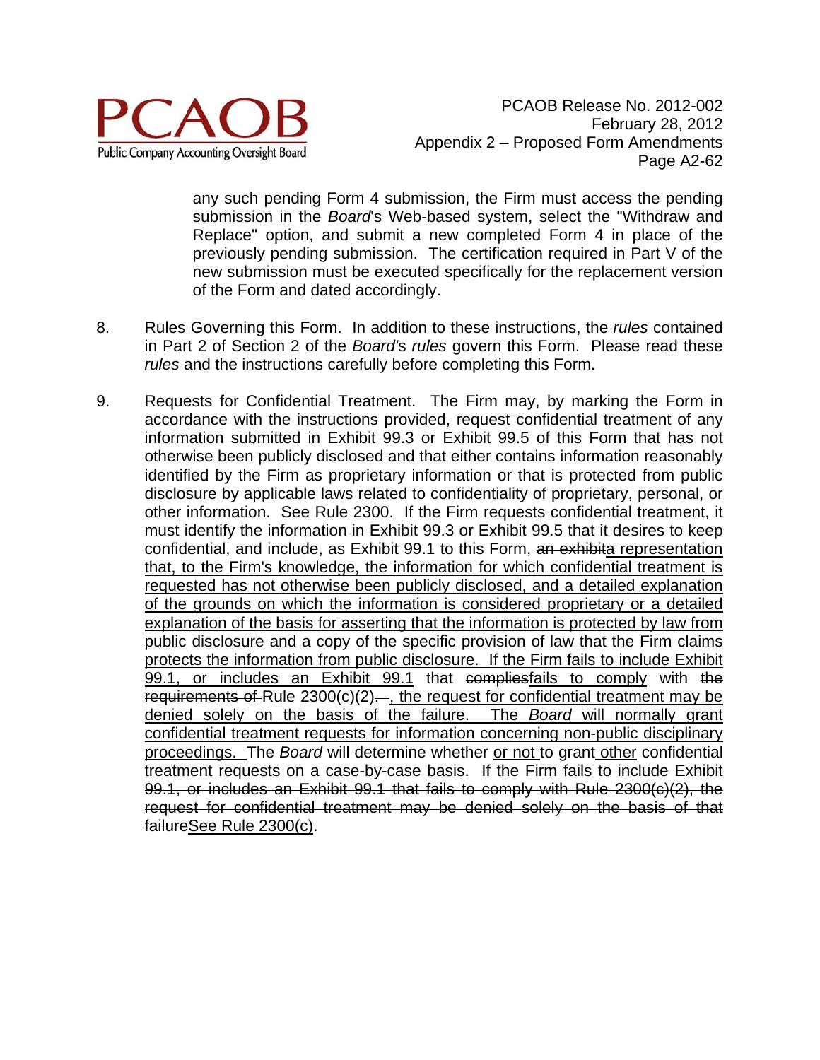any such pending Form 4 submission, the Firm must access the pending submission in the *Board*'s Web-based system, select the "Withdraw and Replace" option, and submit a new completed Form 4 in place of the previously pending submission. The certification required in Part V of the new submission must be executed specifically for the replacement version of the Form and dated accordingly.

8. Rules Governing this Form. In addition to these instructions, the *rules* contained in Part 2 of Section 2 of the *Board*'s *rules* govern this Form. Please read these *rules* and the instructions carefully before completing this Form.

9. Requests for Confidential Treatment. The Firm may, by marking the Form in accordance with the instructions provided, request confidential treatment of any information submitted in Exhibit 99.3 or Exhibit 99.5 of this Form that has not otherwise been publicly disclosed and that either contains information reasonably identified by the Firm as proprietary information or that is protected from public disclosure by applicable laws related to confidentiality of proprietary, personal, or other information. See Rule 2300. If the Firm requests confidential treatment, it must identify the information in Exhibit 99.3 or Exhibit 99.5 that it desires to keep confidential, and include, as Exhibit 99.1 to this Form, ~~an exhibit~~<u>a representation that, to the Firm's knowledge, the information for which confidential treatment is requested has not otherwise been publicly disclosed, and a detailed explanation of the grounds on which the information is considered proprietary or a detailed explanation of the basis for asserting that the information is protected by law from public disclosure and a copy of the specific provision of law that the Firm claims protects the information from public disclosure. If the Firm fails to include Exhibit 99.1, or includes an Exhibit 99.1</u> that ~~complies~~<u>fails to comply</u> with ~~the requirements of~~ Rule 2300(c)(2)~~.~~<u>, the request for confidential treatment may be denied solely on the basis of the failure. The *Board* will normally grant confidential treatment requests for information concerning non-public disciplinary proceedings.</u> The *Board* will determine whether <u>or not</u> to grant <u>other</u> confidential treatment requests on a case-by-case basis. ~~If the Firm fails to include Exhibit 99.1, or includes an Exhibit 99.1 that fails to comply with Rule 2300(c)(2), the request for confidential treatment may be denied solely on the basis of that failure~~<u>See Rule 2300(c)</u>.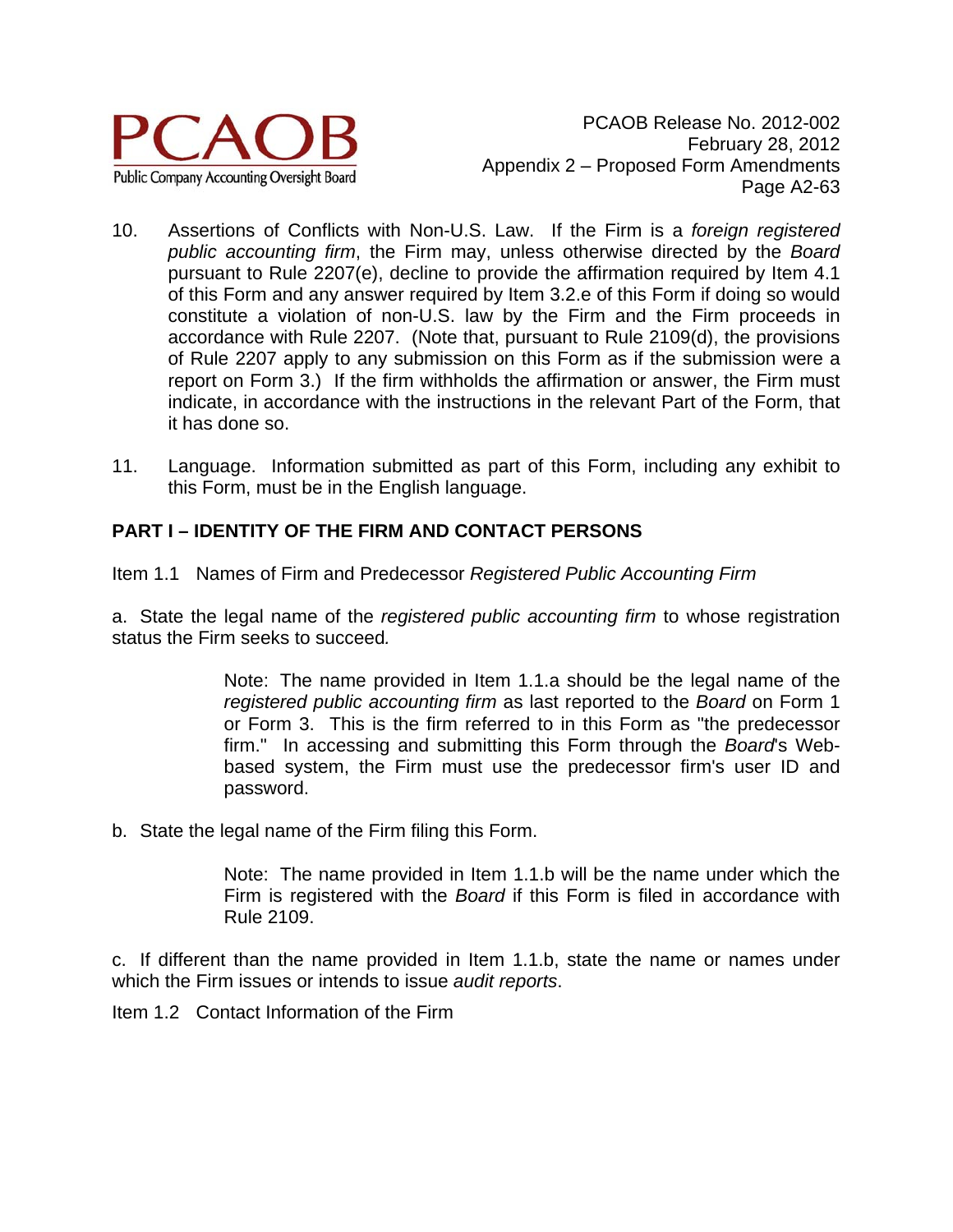10. Assertions of Conflicts with Non-U.S. Law. If the Firm is a *foreign registered public accounting firm*, the Firm may, unless otherwise directed by the *Board* pursuant to Rule 2207(e), decline to provide the affirmation required by Item 4.1 of this Form and any answer required by Item 3.2.e of this Form if doing so would constitute a violation of non-U.S. law by the Firm and the Firm proceeds in accordance with Rule 2207. (Note that, pursuant to Rule 2109(d), the provisions of Rule 2207 apply to any submission on this Form as if the submission were a report on Form 3.) If the firm withholds the affirmation or answer, the Firm must indicate, in accordance with the instructions in the relevant Part of the Form, that it has done so.

11. Language. Information submitted as part of this Form, including any exhibit to this Form, must be in the English language.

## PART I – IDENTITY OF THE FIRM AND CONTACT PERSONS

Item 1.1 Names of Firm and Predecessor *Registered Public Accounting Firm*

a. State the legal name of the *registered public accounting firm* to whose registration status the Firm seeks to succeed*.*

> Note: The name provided in Item 1.1.a should be the legal name of the *registered public accounting firm* as last reported to the *Board* on Form 1 or Form 3. This is the firm referred to in this Form as "the predecessor firm." In accessing and submitting this Form through the *Board*'s Web-based system, the Firm must use the predecessor firm's user ID and password.

b. State the legal name of the Firm filing this Form.

> Note: The name provided in Item 1.1.b will be the name under which the Firm is registered with the *Board* if this Form is filed in accordance with Rule 2109.

c. If different than the name provided in Item 1.1.b, state the name or names under which the Firm issues or intends to issue *audit reports*.

Item 1.2 Contact Information of the Firm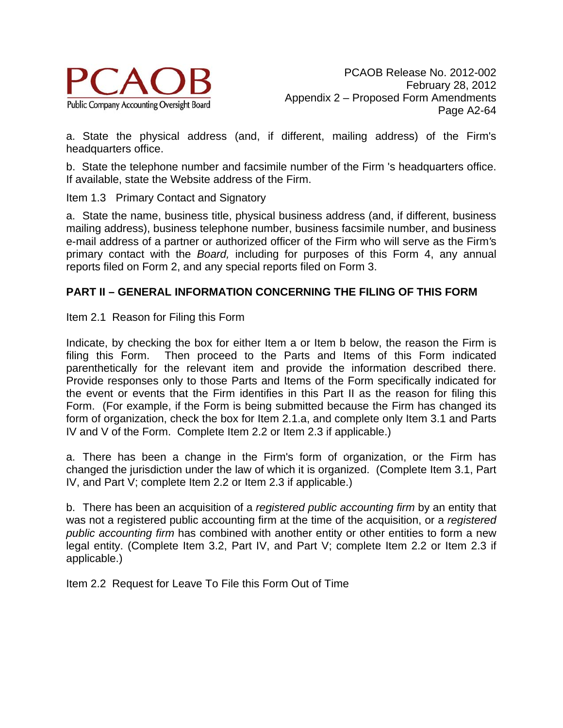a. State the physical address (and, if different, mailing address) of the Firm's headquarters office.

b. State the telephone number and facsimile number of the Firm 's headquarters office. If available, state the Website address of the Firm.

Item 1.3 Primary Contact and Signatory

a. State the name, business title, physical business address (and, if different, business mailing address), business telephone number, business facsimile number, and business e-mail address of a partner or authorized officer of the Firm who will serve as the Firm's primary contact with the *Board,* including for purposes of this Form 4, any annual reports filed on Form 2, and any special reports filed on Form 3.

## PART II – GENERAL INFORMATION CONCERNING THE FILING OF THIS FORM

Item 2.1 Reason for Filing this Form

Indicate, by checking the box for either Item a or Item b below, the reason the Firm is filing this Form. Then proceed to the Parts and Items of this Form indicated parenthetically for the relevant item and provide the information described there. Provide responses only to those Parts and Items of the Form specifically indicated for the event or events that the Firm identifies in this Part II as the reason for filing this Form. (For example, if the Form is being submitted because the Firm has changed its form of organization, check the box for Item 2.1.a, and complete only Item 3.1 and Parts IV and V of the Form. Complete Item 2.2 or Item 2.3 if applicable.)

a. There has been a change in the Firm's form of organization, or the Firm has changed the jurisdiction under the law of which it is organized. (Complete Item 3.1, Part IV, and Part V; complete Item 2.2 or Item 2.3 if applicable.)

b. There has been an acquisition of a *registered public accounting firm* by an entity that was not a registered public accounting firm at the time of the acquisition, or a *registered public accounting firm* has combined with another entity or other entities to form a new legal entity. (Complete Item 3.2, Part IV, and Part V; complete Item 2.2 or Item 2.3 if applicable.)

Item 2.2 Request for Leave To File this Form Out of Time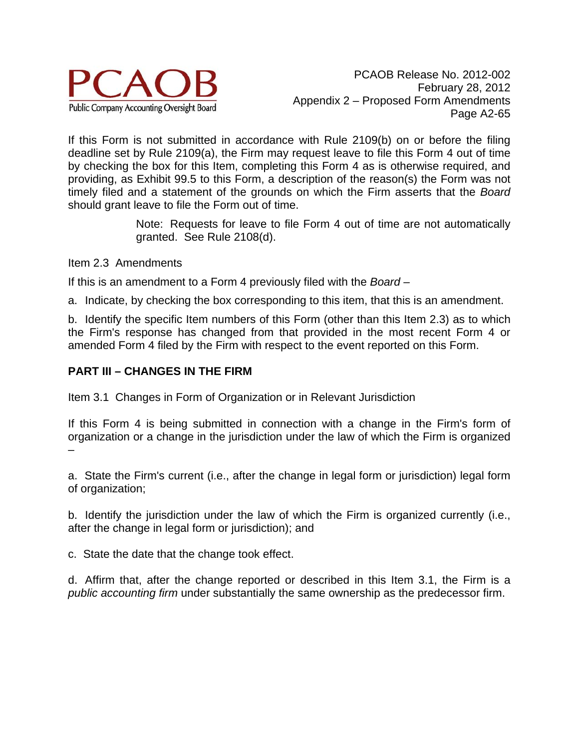If this Form is not submitted in accordance with Rule 2109(b) on or before the filing deadline set by Rule 2109(a), the Firm may request leave to file this Form 4 out of time by checking the box for this Item, completing this Form 4 as is otherwise required, and providing, as Exhibit 99.5 to this Form, a description of the reason(s) the Form was not timely filed and a statement of the grounds on which the Firm asserts that the *Board* should grant leave to file the Form out of time.

> Note: Requests for leave to file Form 4 out of time are not automatically granted. See Rule 2108(d).

Item 2.3 Amendments

If this is an amendment to a Form 4 previously filed with the *Board* –

a. Indicate, by checking the box corresponding to this item, that this is an amendment.

b. Identify the specific Item numbers of this Form (other than this Item 2.3) as to which the Firm's response has changed from that provided in the most recent Form 4 or amended Form 4 filed by the Firm with respect to the event reported on this Form.

**PART III – CHANGES IN THE FIRM**

Item 3.1 Changes in Form of Organization or in Relevant Jurisdiction

If this Form 4 is being submitted in connection with a change in the Firm's form of organization or a change in the jurisdiction under the law of which the Firm is organized –

a. State the Firm's current (i.e., after the change in legal form or jurisdiction) legal form of organization;

b. Identify the jurisdiction under the law of which the Firm is organized currently (i.e., after the change in legal form or jurisdiction); and

c. State the date that the change took effect.

d. Affirm that, after the change reported or described in this Item 3.1, the Firm is a *public accounting firm* under substantially the same ownership as the predecessor firm.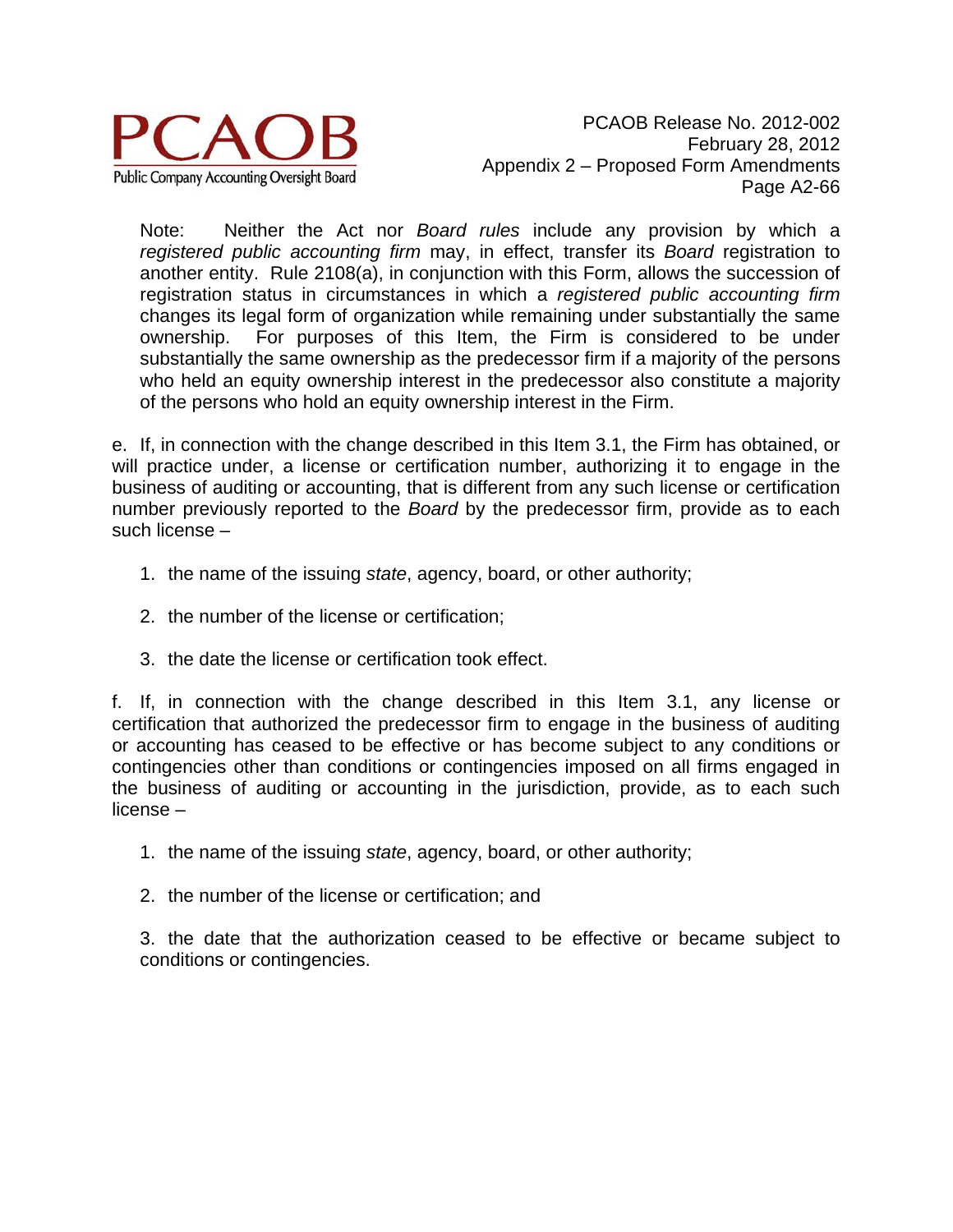Note: Neither the Act nor *Board rules* include any provision by which a *registered public accounting firm* may, in effect, transfer its *Board* registration to another entity. Rule 2108(a), in conjunction with this Form, allows the succession of registration status in circumstances in which a *registered public accounting firm* changes its legal form of organization while remaining under substantially the same ownership. For purposes of this Item, the Firm is considered to be under substantially the same ownership as the predecessor firm if a majority of the persons who held an equity ownership interest in the predecessor also constitute a majority of the persons who hold an equity ownership interest in the Firm.

e. If, in connection with the change described in this Item 3.1, the Firm has obtained, or will practice under, a license or certification number, authorizing it to engage in the business of auditing or accounting, that is different from any such license or certification number previously reported to the *Board* by the predecessor firm, provide as to each such license –

1. the name of the issuing *state*, agency, board, or other authority;
2. the number of the license or certification;
3. the date the license or certification took effect.

f. If, in connection with the change described in this Item 3.1, any license or certification that authorized the predecessor firm to engage in the business of auditing or accounting has ceased to be effective or has become subject to any conditions or contingencies other than conditions or contingencies imposed on all firms engaged in the business of auditing or accounting in the jurisdiction, provide, as to each such license –

1. the name of the issuing *state*, agency, board, or other authority;
2. the number of the license or certification; and
3. the date that the authorization ceased to be effective or became subject to conditions or contingencies.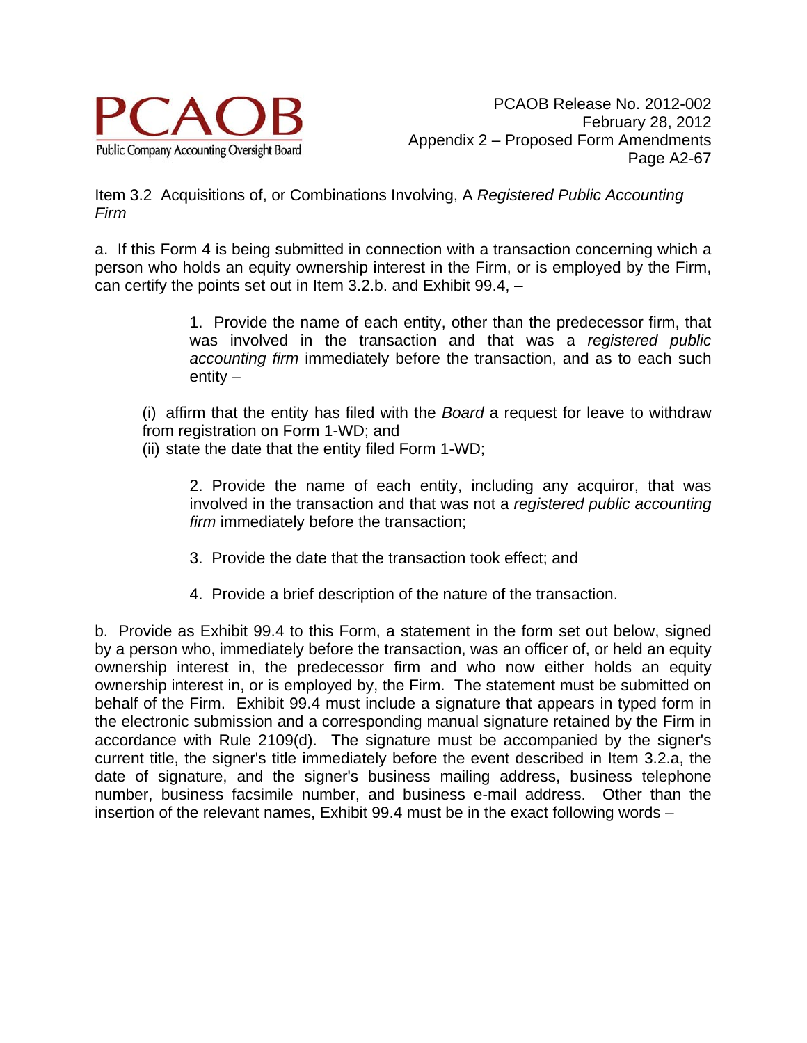Item 3.2 Acquisitions of, or Combinations Involving, A *Registered Public Accounting Firm*

a. If this Form 4 is being submitted in connection with a transaction concerning which a person who holds an equity ownership interest in the Firm, or is employed by the Firm, can certify the points set out in Item 3.2.b. and Exhibit 99.4, –

> 1. Provide the name of each entity, other than the predecessor firm, that was involved in the transaction and that was a *registered public accounting firm* immediately before the transaction, and as to each such entity –

(i) affirm that the entity has filed with the *Board* a request for leave to withdraw from registration on Form 1-WD; and
(ii) state the date that the entity filed Form 1-WD;

> 2. Provide the name of each entity, including any acquiror, that was involved in the transaction and that was not a *registered public accounting firm* immediately before the transaction;
>
> 3. Provide the date that the transaction took effect; and
>
> 4. Provide a brief description of the nature of the transaction.

b. Provide as Exhibit 99.4 to this Form, a statement in the form set out below, signed by a person who, immediately before the transaction, was an officer of, or held an equity ownership interest in, the predecessor firm and who now either holds an equity ownership interest in, or is employed by, the Firm. The statement must be submitted on behalf of the Firm. Exhibit 99.4 must include a signature that appears in typed form in the electronic submission and a corresponding manual signature retained by the Firm in accordance with Rule 2109(d). The signature must be accompanied by the signer's current title, the signer's title immediately before the event described in Item 3.2.a, the date of signature, and the signer's business mailing address, business telephone number, business facsimile number, and business e-mail address. Other than the insertion of the relevant names, Exhibit 99.4 must be in the exact following words –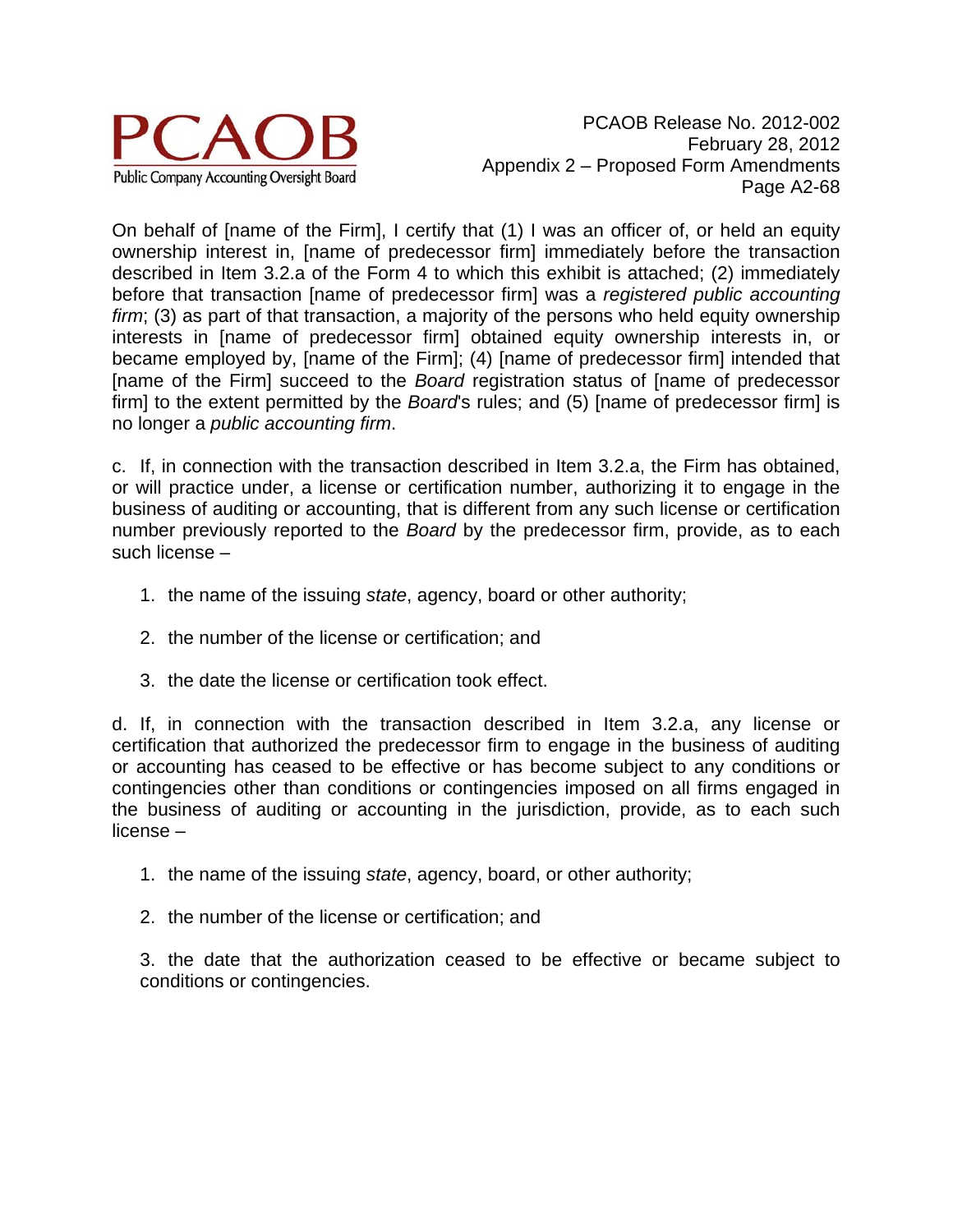On behalf of [name of the Firm], I certify that (1) I was an officer of, or held an equity ownership interest in, [name of predecessor firm] immediately before the transaction described in Item 3.2.a of the Form 4 to which this exhibit is attached; (2) immediately before that transaction [name of predecessor firm] was a *registered public accounting firm*; (3) as part of that transaction, a majority of the persons who held equity ownership interests in [name of predecessor firm] obtained equity ownership interests in, or became employed by, [name of the Firm]; (4) [name of predecessor firm] intended that [name of the Firm] succeed to the *Board* registration status of [name of predecessor firm] to the extent permitted by the *Board*'s rules; and (5) [name of predecessor firm] is no longer a *public accounting firm*.

c. If, in connection with the transaction described in Item 3.2.a, the Firm has obtained, or will practice under, a license or certification number, authorizing it to engage in the business of auditing or accounting, that is different from any such license or certification number previously reported to the *Board* by the predecessor firm, provide, as to each such license –

1. the name of the issuing *state*, agency, board or other authority;
2. the number of the license or certification; and
3. the date the license or certification took effect.

d. If, in connection with the transaction described in Item 3.2.a, any license or certification that authorized the predecessor firm to engage in the business of auditing or accounting has ceased to be effective or has become subject to any conditions or contingencies other than conditions or contingencies imposed on all firms engaged in the business of auditing or accounting in the jurisdiction, provide, as to each such license –

1. the name of the issuing *state*, agency, board, or other authority;
2. the number of the license or certification; and
3. the date that the authorization ceased to be effective or became subject to conditions or contingencies.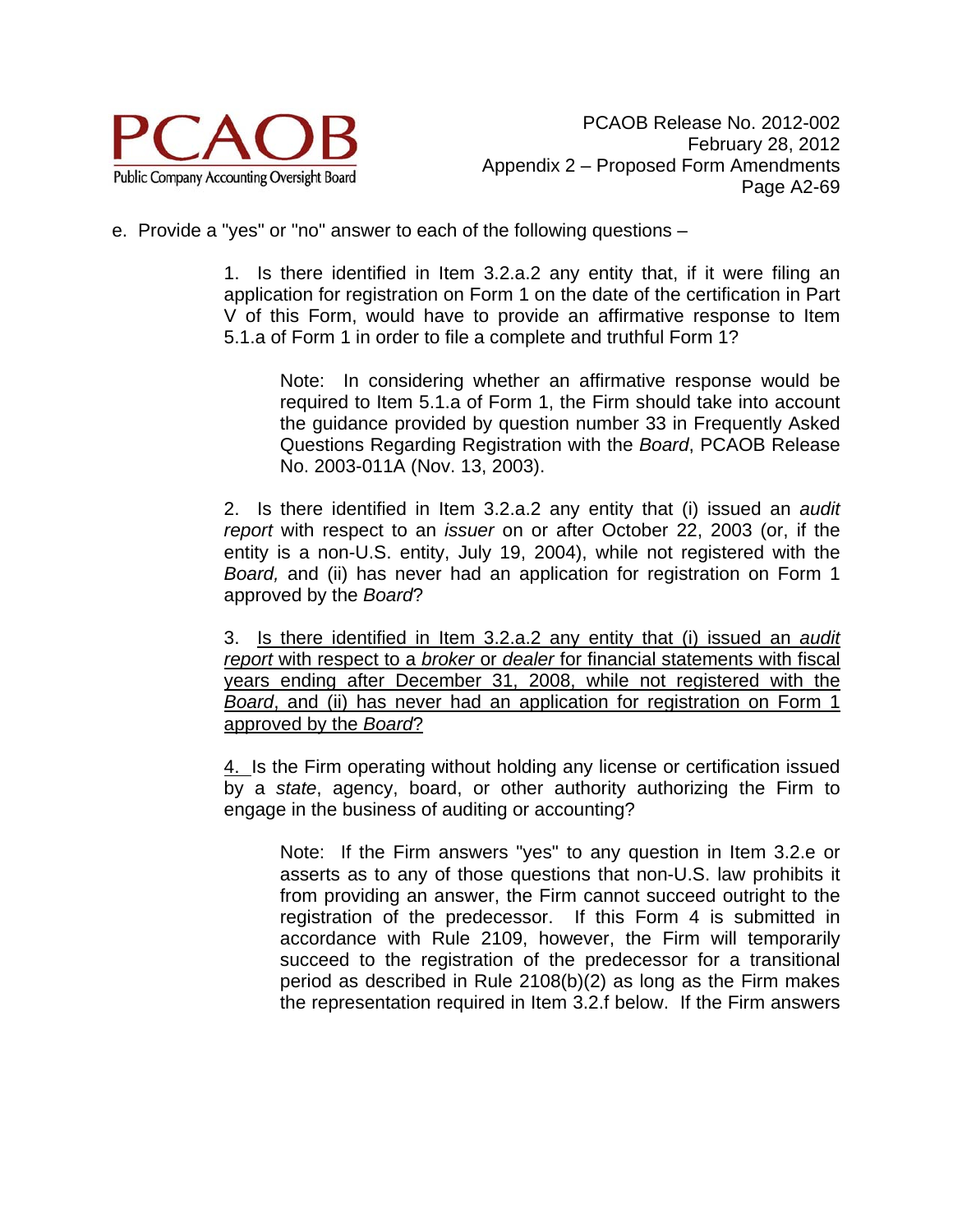e. Provide a "yes" or "no" answer to each of the following questions –

1. Is there identified in Item 3.2.a.2 any entity that, if it were filing an application for registration on Form 1 on the date of the certification in Part V of this Form, would have to provide an affirmative response to Item 5.1.a of Form 1 in order to file a complete and truthful Form 1?

> Note: In considering whether an affirmative response would be required to Item 5.1.a of Form 1, the Firm should take into account the guidance provided by question number 33 in Frequently Asked Questions Regarding Registration with the *Board*, PCAOB Release No. 2003-011A (Nov. 13, 2003).

2. Is there identified in Item 3.2.a.2 any entity that (i) issued an *audit report* with respect to an *issuer* on or after October 22, 2003 (or, if the entity is a non-U.S. entity, July 19, 2004), while not registered with the *Board,* and (ii) has never had an application for registration on Form 1 approved by the *Board*?

3. <u>Is there identified in Item 3.2.a.2 any entity that (i) issued an *audit report* with respect to a *broker* or *dealer* for financial statements with fiscal years ending after December 31, 2008, while not registered with the *Board*, and (ii) has never had an application for registration on Form 1 approved by the *Board*?</u>

<u>4.</u> Is the Firm operating without holding any license or certification issued by a *state*, agency, board, or other authority authorizing the Firm to engage in the business of auditing or accounting?

> Note: If the Firm answers "yes" to any question in Item 3.2.e or asserts as to any of those questions that non-U.S. law prohibits it from providing an answer, the Firm cannot succeed outright to the registration of the predecessor. If this Form 4 is submitted in accordance with Rule 2109, however, the Firm will temporarily succeed to the registration of the predecessor for a transitional period as described in Rule 2108(b)(2) as long as the Firm makes the representation required in Item 3.2.f below. If the Firm answers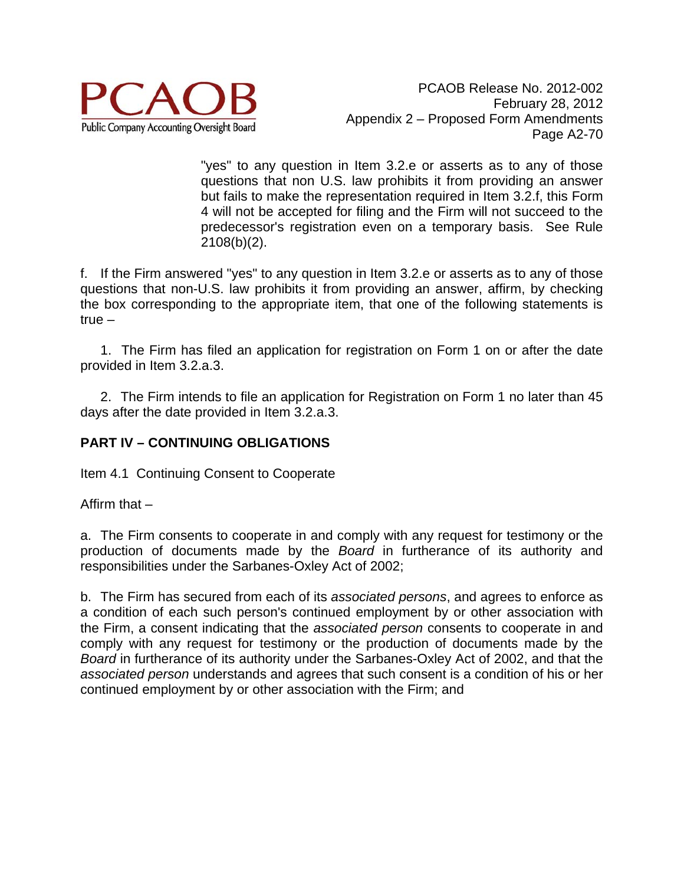"yes" to any question in Item 3.2.e or asserts as to any of those questions that non U.S. law prohibits it from providing an answer but fails to make the representation required in Item 3.2.f, this Form 4 will not be accepted for filing and the Firm will not succeed to the predecessor's registration even on a temporary basis. See Rule 2108(b)(2).

f. If the Firm answered "yes" to any question in Item 3.2.e or asserts as to any of those questions that non-U.S. law prohibits it from providing an answer, affirm, by checking the box corresponding to the appropriate item, that one of the following statements is true –

1. The Firm has filed an application for registration on Form 1 on or after the date provided in Item 3.2.a.3.

2. The Firm intends to file an application for Registration on Form 1 no later than 45 days after the date provided in Item 3.2.a.3.

**PART IV – CONTINUING OBLIGATIONS**

Item 4.1 Continuing Consent to Cooperate

Affirm that –

a. The Firm consents to cooperate in and comply with any request for testimony or the production of documents made by the *Board* in furtherance of its authority and responsibilities under the Sarbanes-Oxley Act of 2002;

b. The Firm has secured from each of its *associated persons*, and agrees to enforce as a condition of each such person's continued employment by or other association with the Firm, a consent indicating that the *associated person* consents to cooperate in and comply with any request for testimony or the production of documents made by the *Board* in furtherance of its authority under the Sarbanes-Oxley Act of 2002, and that the *associated person* understands and agrees that such consent is a condition of his or her continued employment by or other association with the Firm; and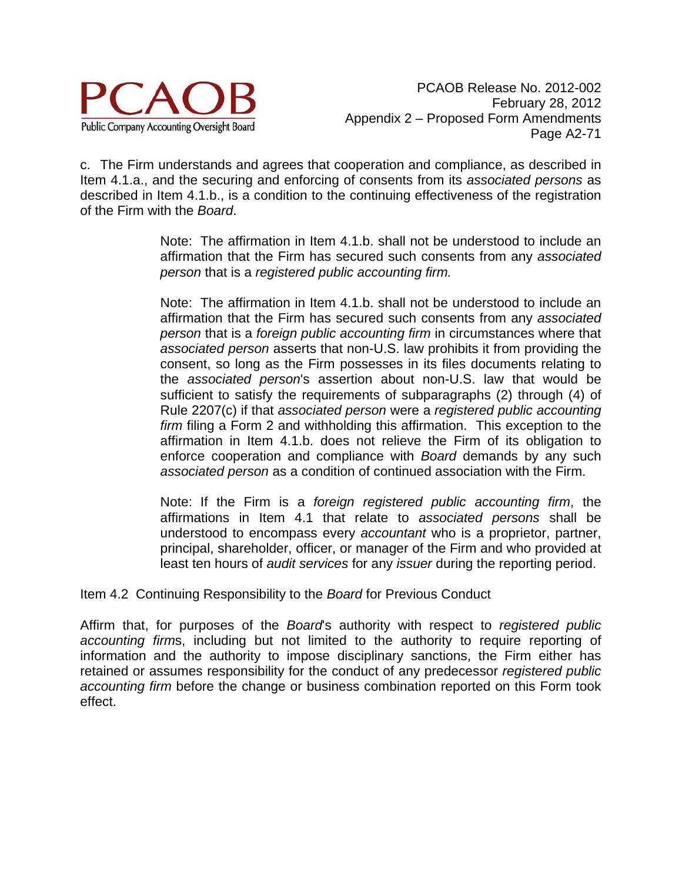c. The Firm understands and agrees that cooperation and compliance, as described in Item 4.1.a., and the securing and enforcing of consents from its *associated persons* as described in Item 4.1.b., is a condition to the continuing effectiveness of the registration of the Firm with the *Board*.

> Note: The affirmation in Item 4.1.b. shall not be understood to include an affirmation that the Firm has secured such consents from any *associated person* that is a *registered public accounting firm.*
>
> Note: The affirmation in Item 4.1.b. shall not be understood to include an affirmation that the Firm has secured such consents from any *associated person* that is a *foreign public accounting firm* in circumstances where that *associated person* asserts that non-U.S. law prohibits it from providing the consent, so long as the Firm possesses in its files documents relating to the *associated person*'s assertion about non-U.S. law that would be sufficient to satisfy the requirements of subparagraphs (2) through (4) of Rule 2207(c) if that *associated person* were a *registered public accounting firm* filing a Form 2 and withholding this affirmation. This exception to the affirmation in Item 4.1.b. does not relieve the Firm of its obligation to enforce cooperation and compliance with *Board* demands by any such *associated person* as a condition of continued association with the Firm.
>
> Note: If the Firm is a *foreign registered public accounting firm*, the affirmations in Item 4.1 that relate to *associated persons* shall be understood to encompass every *accountant* who is a proprietor, partner, principal, shareholder, officer, or manager of the Firm and who provided at least ten hours of *audit services* for any *issuer* during the reporting period.

Item 4.2 Continuing Responsibility to the *Board* for Previous Conduct

Affirm that, for purposes of the *Board*'s authority with respect to *registered public accounting firm*s, including but not limited to the authority to require reporting of information and the authority to impose disciplinary sanctions, the Firm either has retained or assumes responsibility for the conduct of any predecessor *registered public accounting firm* before the change or business combination reported on this Form took effect.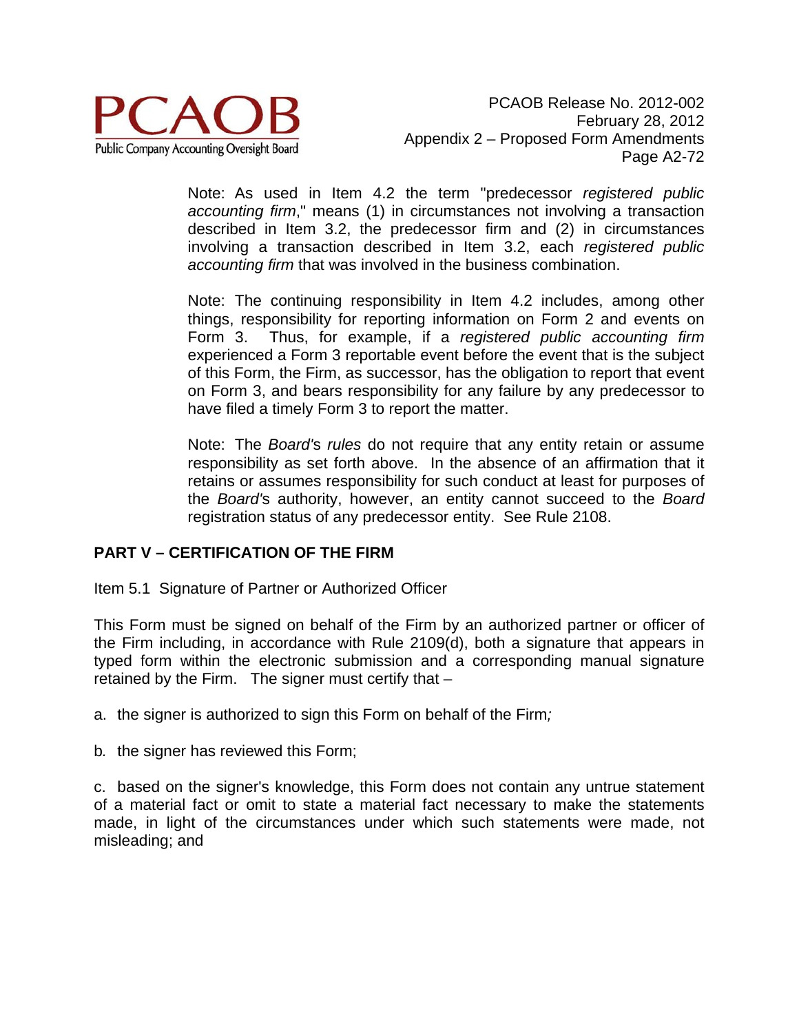Note: As used in Item 4.2 the term "predecessor *registered public accounting firm*," means (1) in circumstances not involving a transaction described in Item 3.2, the predecessor firm and (2) in circumstances involving a transaction described in Item 3.2, each *registered public accounting firm* that was involved in the business combination.

Note: The continuing responsibility in Item 4.2 includes, among other things, responsibility for reporting information on Form 2 and events on Form 3. Thus, for example, if a *registered public accounting firm* experienced a Form 3 reportable event before the event that is the subject of this Form, the Firm, as successor, has the obligation to report that event on Form 3, and bears responsibility for any failure by any predecessor to have filed a timely Form 3 to report the matter.

Note: The *Board's rules* do not require that any entity retain or assume responsibility as set forth above. In the absence of an affirmation that it retains or assumes responsibility for such conduct at least for purposes of the *Board's* authority, however, an entity cannot succeed to the *Board* registration status of any predecessor entity. See Rule 2108.

## PART V – CERTIFICATION OF THE FIRM

Item 5.1 Signature of Partner or Authorized Officer

This Form must be signed on behalf of the Firm by an authorized partner or officer of the Firm including, in accordance with Rule 2109(d), both a signature that appears in typed form within the electronic submission and a corresponding manual signature retained by the Firm. The signer must certify that –

a. the signer is authorized to sign this Form on behalf of the Firm;

b. the signer has reviewed this Form;

c. based on the signer's knowledge, this Form does not contain any untrue statement of a material fact or omit to state a material fact necessary to make the statements made, in light of the circumstances under which such statements were made, not misleading; and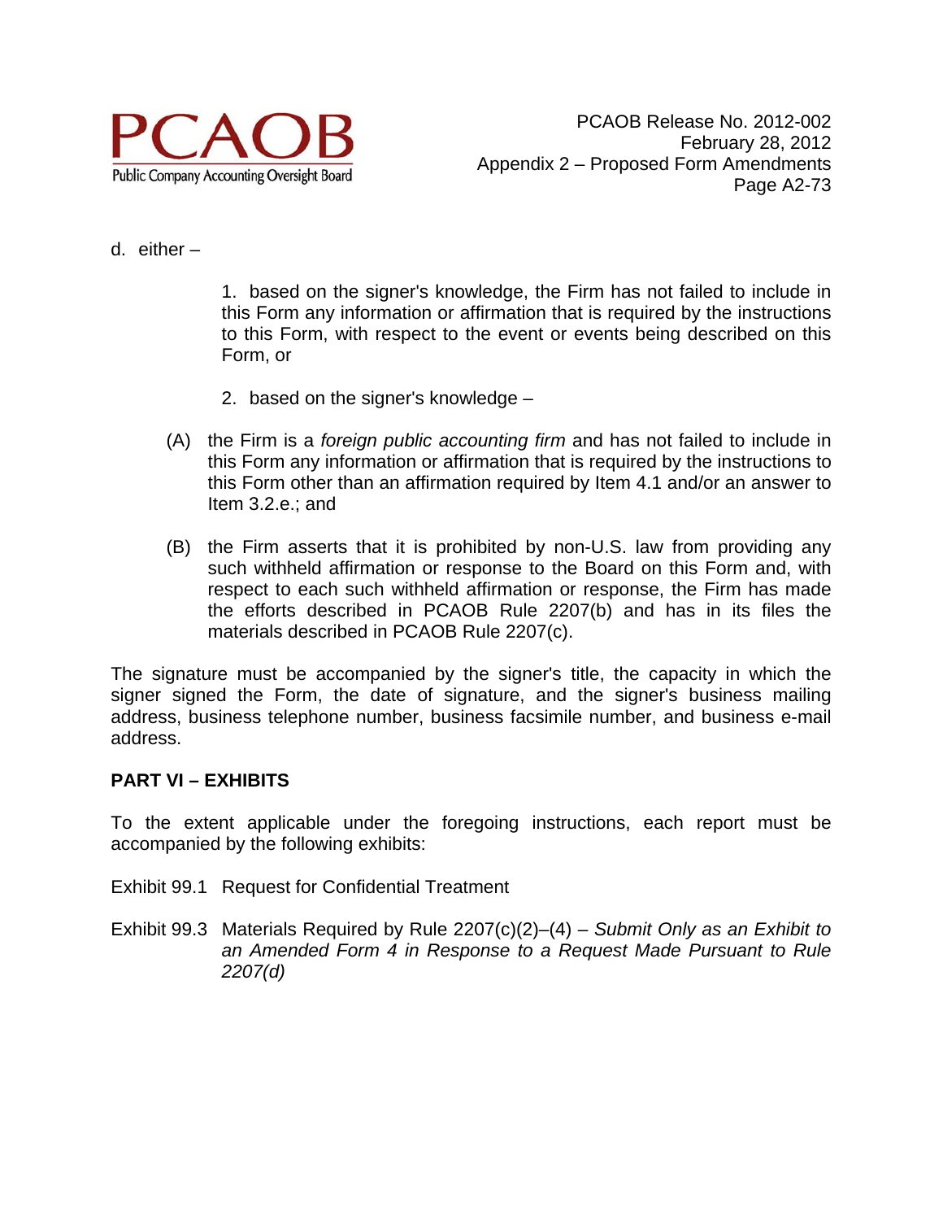d. either –

1. based on the signer's knowledge, the Firm has not failed to include in this Form any information or affirmation that is required by the instructions to this Form, with respect to the event or events being described on this Form, or

2. based on the signer's knowledge –

(A) the Firm is a *foreign public accounting firm* and has not failed to include in this Form any information or affirmation that is required by the instructions to this Form other than an affirmation required by Item 4.1 and/or an answer to Item 3.2.e.; and

(B) the Firm asserts that it is prohibited by non-U.S. law from providing any such withheld affirmation or response to the Board on this Form and, with respect to each such withheld affirmation or response, the Firm has made the efforts described in PCAOB Rule 2207(b) and has in its files the materials described in PCAOB Rule 2207(c).

The signature must be accompanied by the signer's title, the capacity in which the signer signed the Form, the date of signature, and the signer's business mailing address, business telephone number, business facsimile number, and business e-mail address.

**PART VI – EXHIBITS**

To the extent applicable under the foregoing instructions, each report must be accompanied by the following exhibits:

Exhibit 99.1 Request for Confidential Treatment

Exhibit 99.3 Materials Required by Rule 2207(c)(2)–(4) – *Submit Only as an Exhibit to an Amended Form 4 in Response to a Request Made Pursuant to Rule 2207(d)*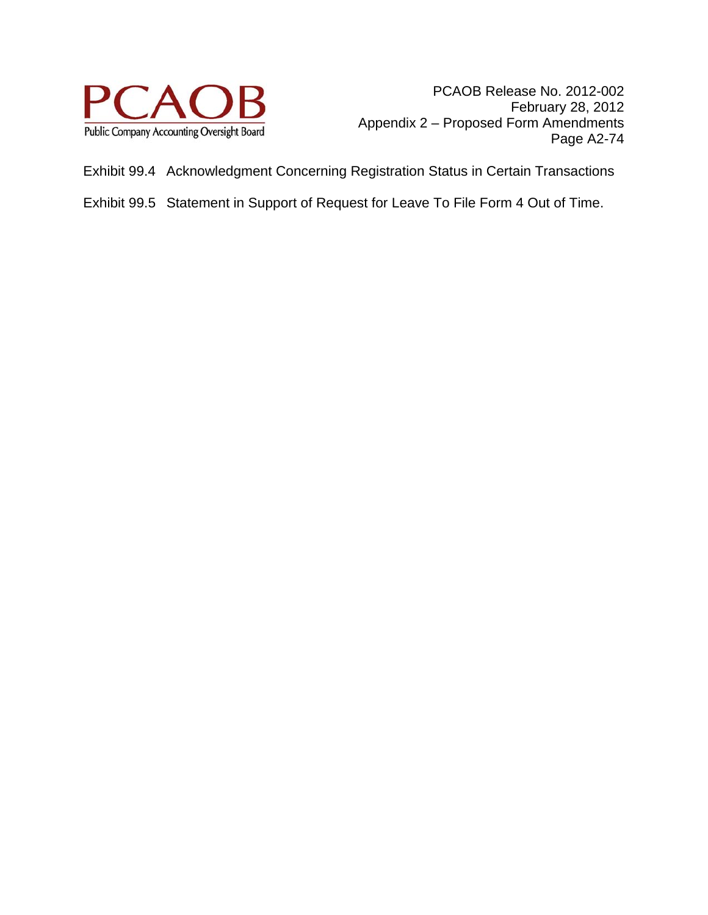Exhibit 99.4 Acknowledgment Concerning Registration Status in Certain Transactions

Exhibit 99.5 Statement in Support of Request for Leave To File Form 4 Out of Time.